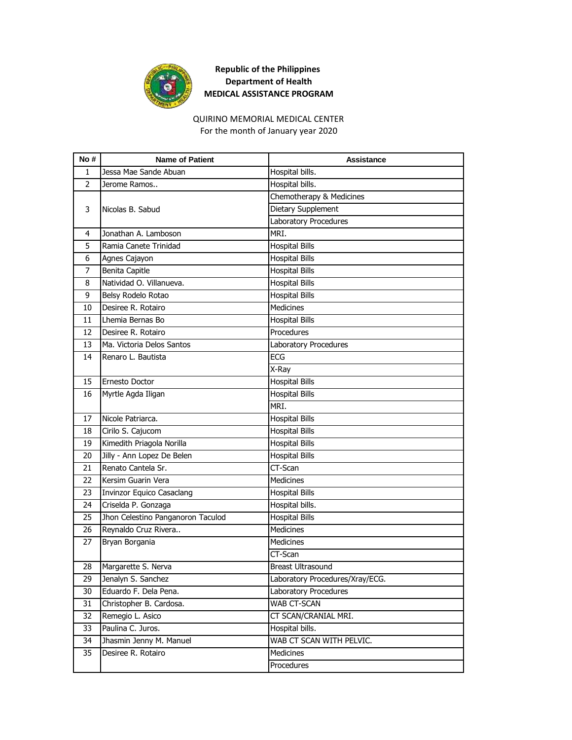**Republic of the Philippines**
**Department of Health**
**MEDICAL ASSISTANCE PROGRAM**

QUIRINO MEMORIAL MEDICAL CENTER
For the month of January year 2020

| No # | Name of Patient | Assistance |
|---|---|---|
| 1 | Jessa Mae Sande Abuan | Hospital bills. |
| 2 | Jerome Ramos.. | Hospital bills. |
| 3 | Nicolas B. Sabud | Chemotherapy & Medicines |
| | | Dietary Supplement |
| | | Laboratory Procedures |
| 4 | Jonathan A. Lamboson | MRI. |
| 5 | Ramia Canete Trinidad | Hospital Bills |
| 6 | Agnes Cajayon | Hospital Bills |
| 7 | Benita Capitle | Hospital Bills |
| 8 | Natividad O. Villanueva. | Hospital Bills |
| 9 | Belsy Rodelo Rotao | Hospital Bills |
| 10 | Desiree R. Rotairo | Medicines |
| 11 | Lhemia Bernas Bo | Hospital Bills |
| 12 | Desiree R. Rotairo | Procedures |
| 13 | Ma. Victoria Delos Santos | Laboratory Procedures |
| 14 | Renaro L. Bautista | ECG |
| | | X-Ray |
| 15 | Ernesto Doctor | Hospital Bills |
| 16 | Myrtle Agda Iligan | Hospital Bills |
| | | MRI. |
| 17 | Nicole Patriarca. | Hospital Bills |
| 18 | Cirilo S. Cajucom | Hospital Bills |
| 19 | Kimedith Priagola Norilla | Hospital Bills |
| 20 | Jilly - Ann Lopez De Belen | Hospital Bills |
| 21 | Renato Cantela Sr. | CT-Scan |
| 22 | Kersim Guarin Vera | Medicines |
| 23 | Invinzor Equico Casaclang | Hospital Bills |
| 24 | Criselda P. Gonzaga | Hospital bills. |
| 25 | Jhon Celestino Panganoron Taculod | Hospital Bills |
| 26 | Reynaldo Cruz Rivera.. | Medicines |
| 27 | Bryan Borgania | Medicines |
| | | CT-Scan |
| 28 | Margarette S. Nerva | Breast Ultrasound |
| 29 | Jenalyn S. Sanchez | Laboratory Procedures/Xray/ECG. |
| 30 | Eduardo F. Dela Pena. | Laboratory Procedures |
| 31 | Christopher B. Cardosa. | WAB CT-SCAN |
| 32 | Remegio L. Asico | CT SCAN/CRANIAL MRI. |
| 33 | Paulina C. Juros. | Hospital bills. |
| 34 | Jhasmin Jenny M. Manuel | WAB CT SCAN WITH PELVIC. |
| 35 | Desiree R. Rotairo | Medicines |
| | | Procedures |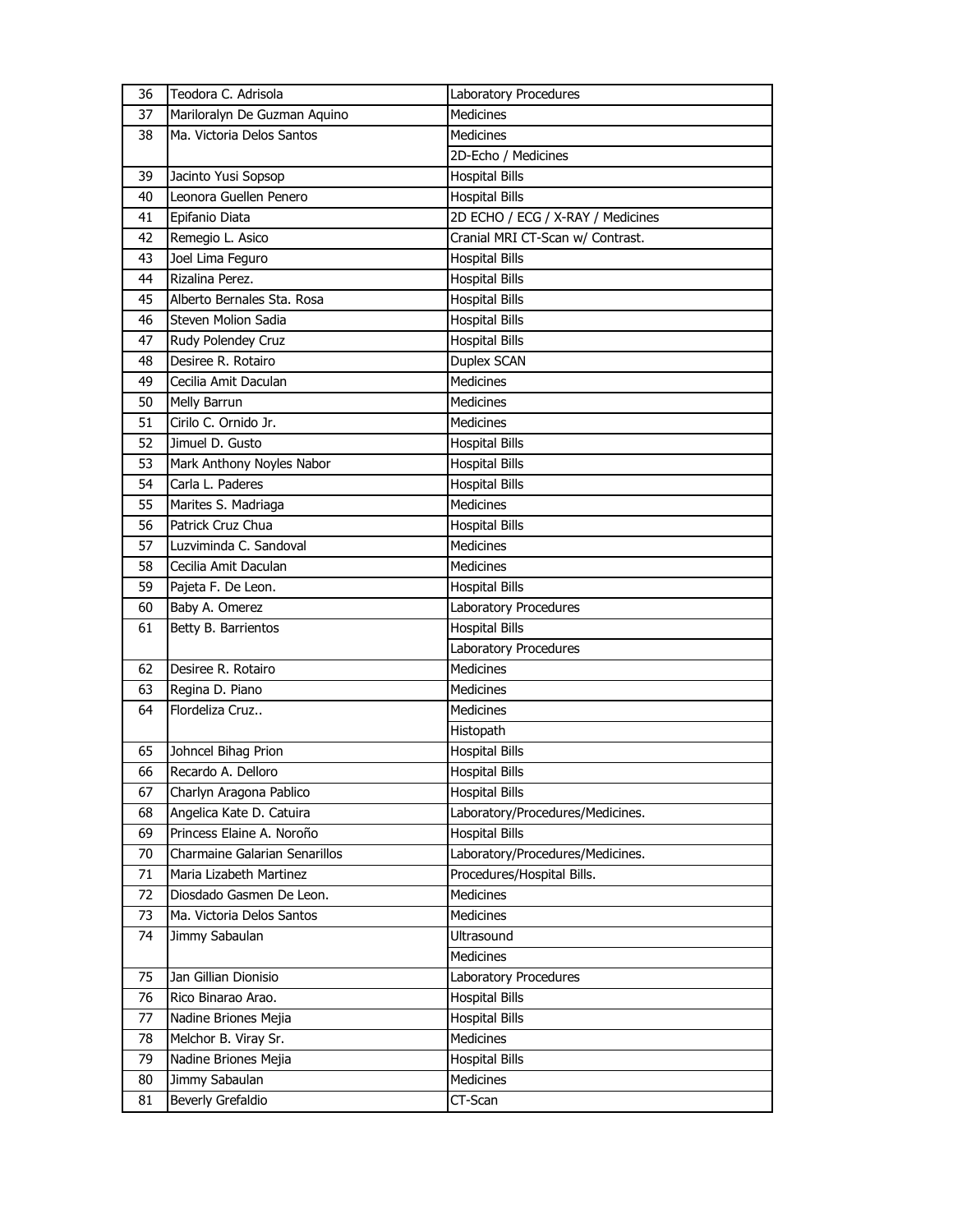| 36 | Teodora C. Adrisola | Laboratory Procedures |
|---|---|---|
| 37 | Mariloralyn De Guzman Aquino | Medicines |
| 38 | Ma. Victoria Delos Santos | Medicines |
| | | 2D-Echo / Medicines |
| 39 | Jacinto Yusi Sopsop | Hospital Bills |
| 40 | Leonora Guellen Penero | Hospital Bills |
| 41 | Epifanio Diata | 2D ECHO / ECG / X-RAY / Medicines |
| 42 | Remegio L. Asico | Cranial MRI CT-Scan w/ Contrast. |
| 43 | Joel Lima Feguro | Hospital Bills |
| 44 | Rizalina Perez. | Hospital Bills |
| 45 | Alberto Bernales Sta. Rosa | Hospital Bills |
| 46 | Steven Molion Sadia | Hospital Bills |
| 47 | Rudy Polendey Cruz | Hospital Bills |
| 48 | Desiree R. Rotairo | Duplex SCAN |
| 49 | Cecilia Amit Daculan | Medicines |
| 50 | Melly Barrun | Medicines |
| 51 | Cirilo C. Ornido Jr. | Medicines |
| 52 | Jimuel D. Gusto | Hospital Bills |
| 53 | Mark Anthony Noyles Nabor | Hospital Bills |
| 54 | Carla L. Paderes | Hospital Bills |
| 55 | Marites S. Madriaga | Medicines |
| 56 | Patrick Cruz Chua | Hospital Bills |
| 57 | Luzviminda C. Sandoval | Medicines |
| 58 | Cecilia Amit Daculan | Medicines |
| 59 | Pajeta F. De Leon. | Hospital Bills |
| 60 | Baby A. Omerez | Laboratory Procedures |
| 61 | Betty B. Barrientos | Hospital Bills |
| | | Laboratory Procedures |
| 62 | Desiree R. Rotairo | Medicines |
| 63 | Regina D. Piano | Medicines |
| 64 | Flordeliza Cruz.. | Medicines |
| | | Histopath |
| 65 | Johncel Bihag Prion | Hospital Bills |
| 66 | Recardo A. Delloro | Hospital Bills |
| 67 | Charlyn Aragona Pablico | Hospital Bills |
| 68 | Angelica Kate D. Catuira | Laboratory/Procedures/Medicines. |
| 69 | Princess Elaine A. Noroño | Hospital Bills |
| 70 | Charmaine Galarian Senarillos | Laboratory/Procedures/Medicines. |
| 71 | Maria Lizabeth Martinez | Procedures/Hospital Bills. |
| 72 | Diosdado Gasmen De Leon. | Medicines |
| 73 | Ma. Victoria Delos Santos | Medicines |
| 74 | Jimmy Sabaulan | Ultrasound |
| | | Medicines |
| 75 | Jan Gillian Dionisio | Laboratory Procedures |
| 76 | Rico Binarao Arao. | Hospital Bills |
| 77 | Nadine Briones Mejia | Hospital Bills |
| 78 | Melchor B. Viray Sr. | Medicines |
| 79 | Nadine Briones Mejia | Hospital Bills |
| 80 | Jimmy Sabaulan | Medicines |
| 81 | Beverly Grefaldio | CT-Scan |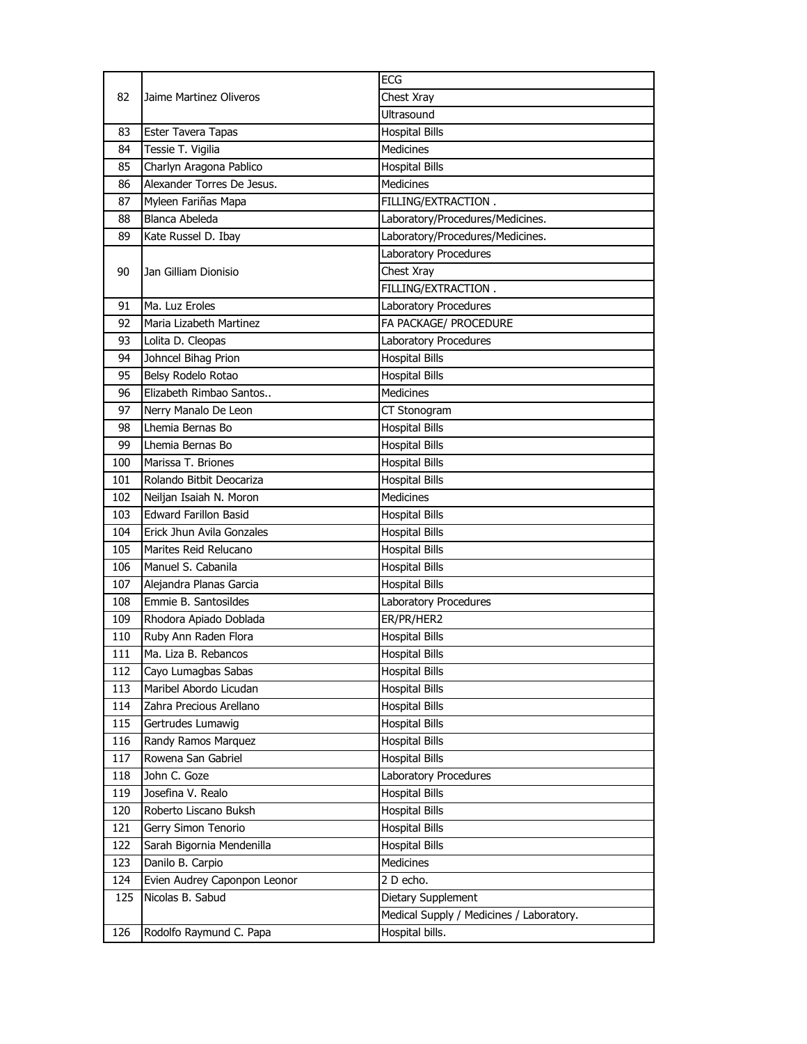| | | |
|---|---|---|
| 82 | Jaime Martinez Oliveros | ECG |
| | | Chest Xray |
| | | Ultrasound |
| 83 | Ester Tavera Tapas | Hospital Bills |
| 84 | Tessie T. Vigilia | Medicines |
| 85 | Charlyn Aragona Pablico | Hospital Bills |
| 86 | Alexander Torres De Jesus. | Medicines |
| 87 | Myleen Fariñas Mapa | FILLING/EXTRACTION . |
| 88 | Blanca Abeleda | Laboratory/Procedures/Medicines. |
| 89 | Kate Russel D. Ibay | Laboratory/Procedures/Medicines. |
| 90 | Jan Gilliam Dionisio | Laboratory Procedures |
| | | Chest Xray |
| | | FILLING/EXTRACTION . |
| 91 | Ma. Luz Eroles | Laboratory Procedures |
| 92 | Maria Lizabeth Martinez | FA PACKAGE/ PROCEDURE |
| 93 | Lolita D. Cleopas | Laboratory Procedures |
| 94 | Johncel Bihag Prion | Hospital Bills |
| 95 | Belsy Rodelo Rotao | Hospital Bills |
| 96 | Elizabeth Rimbao Santos.. | Medicines |
| 97 | Nerry Manalo De Leon | CT Stonogram |
| 98 | Lhemia Bernas Bo | Hospital Bills |
| 99 | Lhemia Bernas Bo | Hospital Bills |
| 100 | Marissa T. Briones | Hospital Bills |
| 101 | Rolando Bitbit Deocariza | Hospital Bills |
| 102 | Neiljan Isaiah N. Moron | Medicines |
| 103 | Edward Farillon Basid | Hospital Bills |
| 104 | Erick Jhun Avila Gonzales | Hospital Bills |
| 105 | Marites Reid Relucano | Hospital Bills |
| 106 | Manuel S. Cabanila | Hospital Bills |
| 107 | Alejandra Planas Garcia | Hospital Bills |
| 108 | Emmie B. Santosildes | Laboratory Procedures |
| 109 | Rhodora Apiado Doblada | ER/PR/HER2 |
| 110 | Ruby Ann Raden Flora | Hospital Bills |
| 111 | Ma. Liza B. Rebancos | Hospital Bills |
| 112 | Cayo Lumagbas Sabas | Hospital Bills |
| 113 | Maribel Abordo Licudan | Hospital Bills |
| 114 | Zahra Precious Arellano | Hospital Bills |
| 115 | Gertrudes Lumawig | Hospital Bills |
| 116 | Randy Ramos Marquez | Hospital Bills |
| 117 | Rowena San Gabriel | Hospital Bills |
| 118 | John C. Goze | Laboratory Procedures |
| 119 | Josefina V. Realo | Hospital Bills |
| 120 | Roberto Liscano Buksh | Hospital Bills |
| 121 | Gerry Simon Tenorio | Hospital Bills |
| 122 | Sarah Bigornia Mendenilla | Hospital Bills |
| 123 | Danilo B. Carpio | Medicines |
| 124 | Evien Audrey Caponpon Leonor | 2 D echo. |
| 125 | Nicolas B. Sabud | Dietary Supplement |
| | | Medical Supply / Medicines / Laboratory. |
| 126 | Rodolfo Raymund C. Papa | Hospital bills. |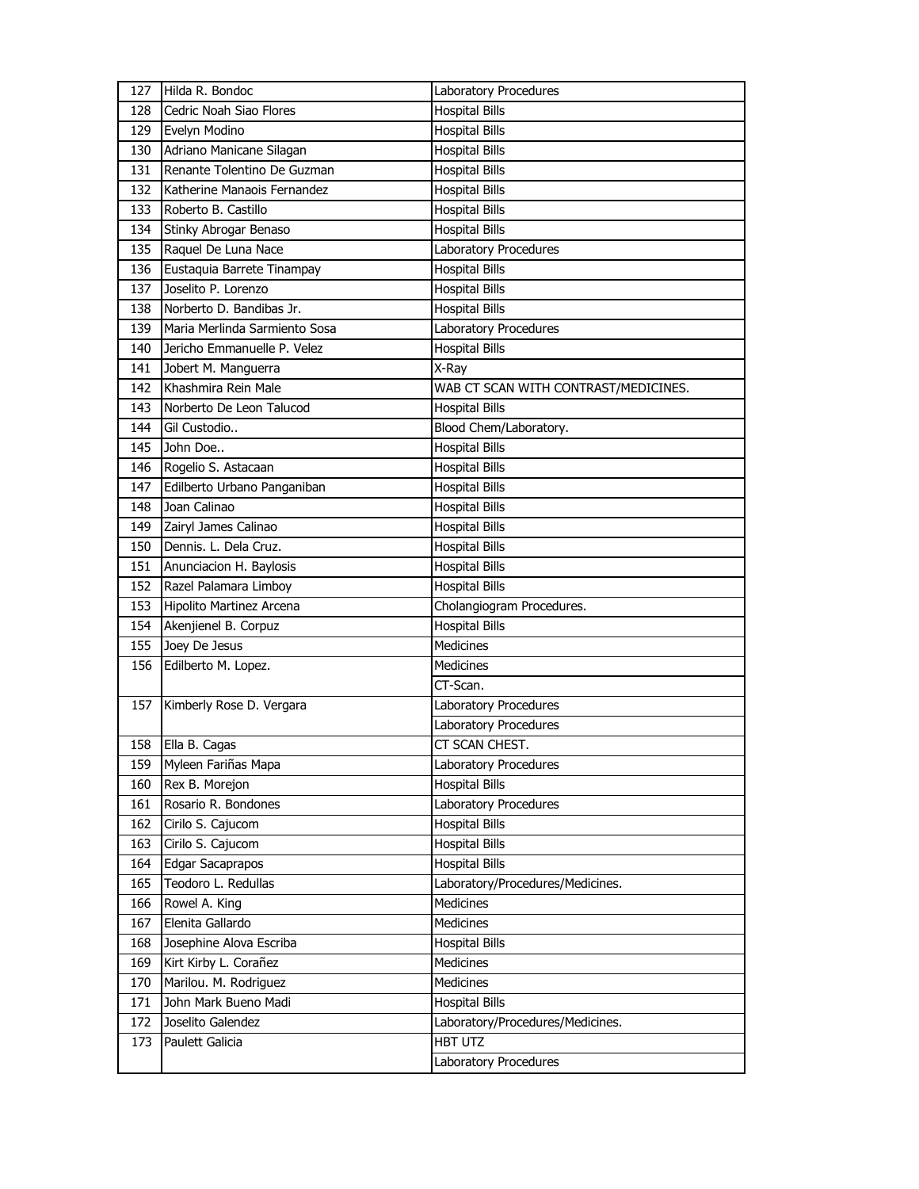| 127 | Hilda R. Bondoc | Laboratory Procedures |
|---|---|---|
| 128 | Cedric Noah Siao Flores | Hospital Bills |
| 129 | Evelyn Modino | Hospital Bills |
| 130 | Adriano Manicane Silagan | Hospital Bills |
| 131 | Renante Tolentino De Guzman | Hospital Bills |
| 132 | Katherine Manaois Fernandez | Hospital Bills |
| 133 | Roberto B. Castillo | Hospital Bills |
| 134 | Stinky Abrogar Benaso | Hospital Bills |
| 135 | Raquel De Luna Nace | Laboratory Procedures |
| 136 | Eustaquia Barrete Tinampay | Hospital Bills |
| 137 | Joselito P. Lorenzo | Hospital Bills |
| 138 | Norberto D. Bandibas Jr. | Hospital Bills |
| 139 | Maria Merlinda Sarmiento Sosa | Laboratory Procedures |
| 140 | Jericho Emmanuelle P. Velez | Hospital Bills |
| 141 | Jobert M. Manguerra | X-Ray |
| 142 | Khashmira Rein Male | WAB CT SCAN WITH CONTRAST/MEDICINES. |
| 143 | Norberto De Leon Talucod | Hospital Bills |
| 144 | Gil Custodio.. | Blood Chem/Laboratory. |
| 145 | John Doe.. | Hospital Bills |
| 146 | Rogelio S. Astacaan | Hospital Bills |
| 147 | Edilberto Urbano Panganiban | Hospital Bills |
| 148 | Joan Calinao | Hospital Bills |
| 149 | Zairyl James Calinao | Hospital Bills |
| 150 | Dennis. L. Dela Cruz. | Hospital Bills |
| 151 | Anunciacion H. Baylosis | Hospital Bills |
| 152 | Razel Palamara Limboy | Hospital Bills |
| 153 | Hipolito Martinez Arcena | Cholangiogram Procedures. |
| 154 | Akenjienel B. Corpuz | Hospital Bills |
| 155 | Joey De Jesus | Medicines |
| 156 | Edilberto M. Lopez. | Medicines |
| | | CT-Scan. |
| 157 | Kimberly Rose D. Vergara | Laboratory Procedures |
| | | Laboratory Procedures |
| 158 | Ella B. Cagas | CT SCAN CHEST. |
| 159 | Myleen Fariñas Mapa | Laboratory Procedures |
| 160 | Rex B. Morejon | Hospital Bills |
| 161 | Rosario R. Bondones | Laboratory Procedures |
| 162 | Cirilo S. Cajucom | Hospital Bills |
| 163 | Cirilo S. Cajucom | Hospital Bills |
| 164 | Edgar Sacaprapos | Hospital Bills |
| 165 | Teodoro L. Redullas | Laboratory/Procedures/Medicines. |
| 166 | Rowel A. King | Medicines |
| 167 | Elenita Gallardo | Medicines |
| 168 | Josephine Alova Escriba | Hospital Bills |
| 169 | Kirt Kirby L. Corañez | Medicines |
| 170 | Marilou. M. Rodriguez | Medicines |
| 171 | John Mark Bueno Madi | Hospital Bills |
| 172 | Joselito Galendez | Laboratory/Procedures/Medicines. |
| 173 | Paulett Galicia | HBT UTZ |
| | | Laboratory Procedures |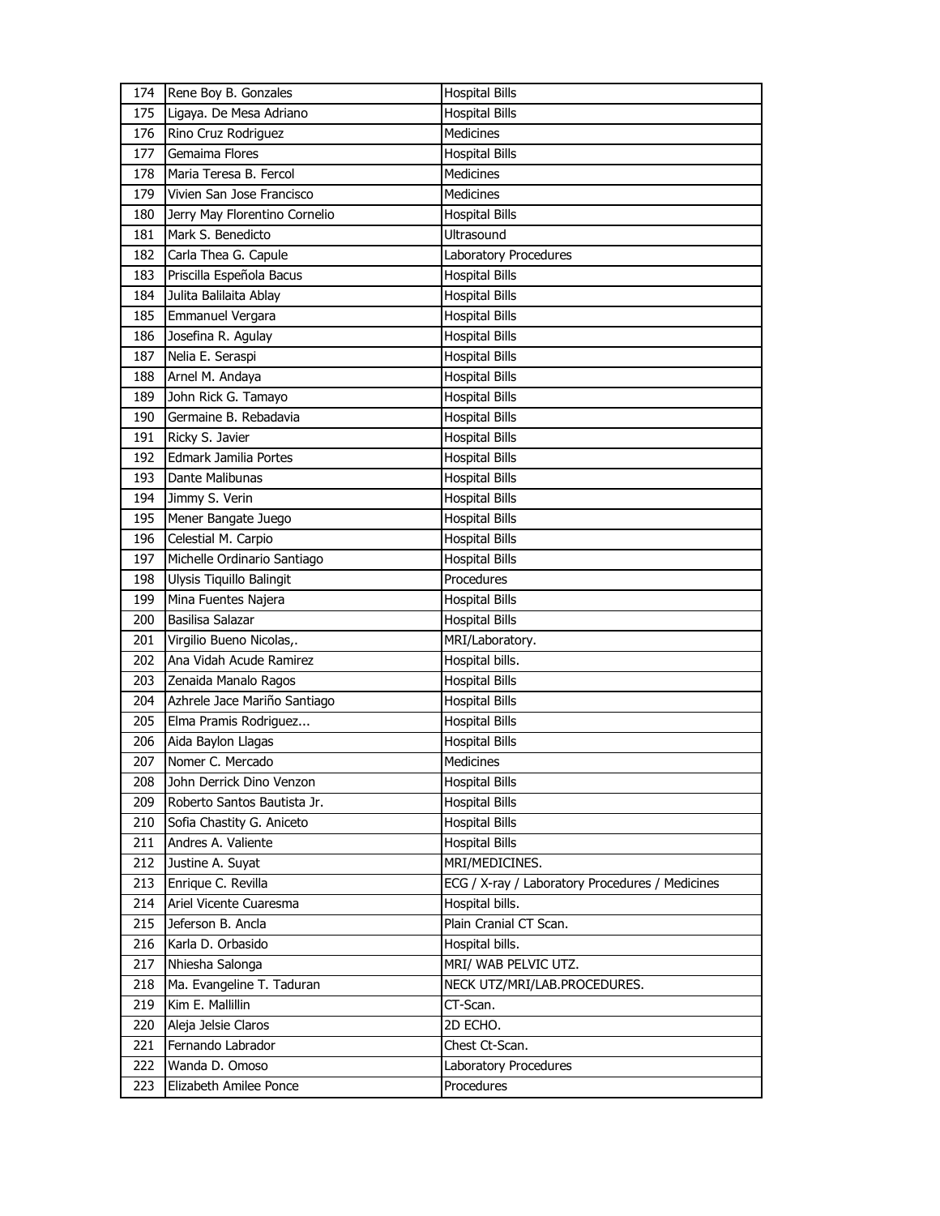| 174 | Rene Boy B. Gonzales | Hospital Bills |
|---|---|---|
| 175 | Ligaya. De Mesa Adriano | Hospital Bills |
| 176 | Rino Cruz Rodriguez | Medicines |
| 177 | Gemaima Flores | Hospital Bills |
| 178 | Maria Teresa B. Fercol | Medicines |
| 179 | Vivien San Jose Francisco | Medicines |
| 180 | Jerry May Florentino Cornelio | Hospital Bills |
| 181 | Mark S. Benedicto | Ultrasound |
| 182 | Carla Thea G. Capule | Laboratory Procedures |
| 183 | Priscilla Espeñola Bacus | Hospital Bills |
| 184 | Julita Balilaita Ablay | Hospital Bills |
| 185 | Emmanuel Vergara | Hospital Bills |
| 186 | Josefina R. Agulay | Hospital Bills |
| 187 | Nelia E. Seraspi | Hospital Bills |
| 188 | Arnel M. Andaya | Hospital Bills |
| 189 | John Rick G. Tamayo | Hospital Bills |
| 190 | Germaine B. Rebadavia | Hospital Bills |
| 191 | Ricky S. Javier | Hospital Bills |
| 192 | Edmark Jamilia Portes | Hospital Bills |
| 193 | Dante Malibunas | Hospital Bills |
| 194 | Jimmy S. Verin | Hospital Bills |
| 195 | Mener Bangate Juego | Hospital Bills |
| 196 | Celestial M. Carpio | Hospital Bills |
| 197 | Michelle Ordinario Santiago | Hospital Bills |
| 198 | Ulysis Tiquillo Balingit | Procedures |
| 199 | Mina Fuentes Najera | Hospital Bills |
| 200 | Basilisa Salazar | Hospital Bills |
| 201 | Virgilio Bueno Nicolas,. | MRI/Laboratory. |
| 202 | Ana Vidah Acude Ramirez | Hospital bills. |
| 203 | Zenaida Manalo Ragos | Hospital Bills |
| 204 | Azhrele Jace Mariño Santiago | Hospital Bills |
| 205 | Elma Pramis Rodriguez... | Hospital Bills |
| 206 | Aida Baylon Llagas | Hospital Bills |
| 207 | Nomer C. Mercado | Medicines |
| 208 | John Derrick Dino Venzon | Hospital Bills |
| 209 | Roberto Santos Bautista Jr. | Hospital Bills |
| 210 | Sofia Chastity G. Aniceto | Hospital Bills |
| 211 | Andres A. Valiente | Hospital Bills |
| 212 | Justine A. Suyat | MRI/MEDICINES. |
| 213 | Enrique C. Revilla | ECG / X-ray / Laboratory Procedures / Medicines |
| 214 | Ariel Vicente Cuaresma | Hospital bills. |
| 215 | Jeferson B. Ancla | Plain Cranial CT Scan. |
| 216 | Karla D. Orbasido | Hospital bills. |
| 217 | Nhiesha Salonga | MRI/ WAB PELVIC UTZ. |
| 218 | Ma. Evangeline T. Taduran | NECK UTZ/MRI/LAB.PROCEDURES. |
| 219 | Kim E. Mallillin | CT-Scan. |
| 220 | Aleja Jelsie Claros | 2D ECHO. |
| 221 | Fernando Labrador | Chest Ct-Scan. |
| 222 | Wanda D. Omoso | Laboratory Procedures |
| 223 | Elizabeth Amilee Ponce | Procedures |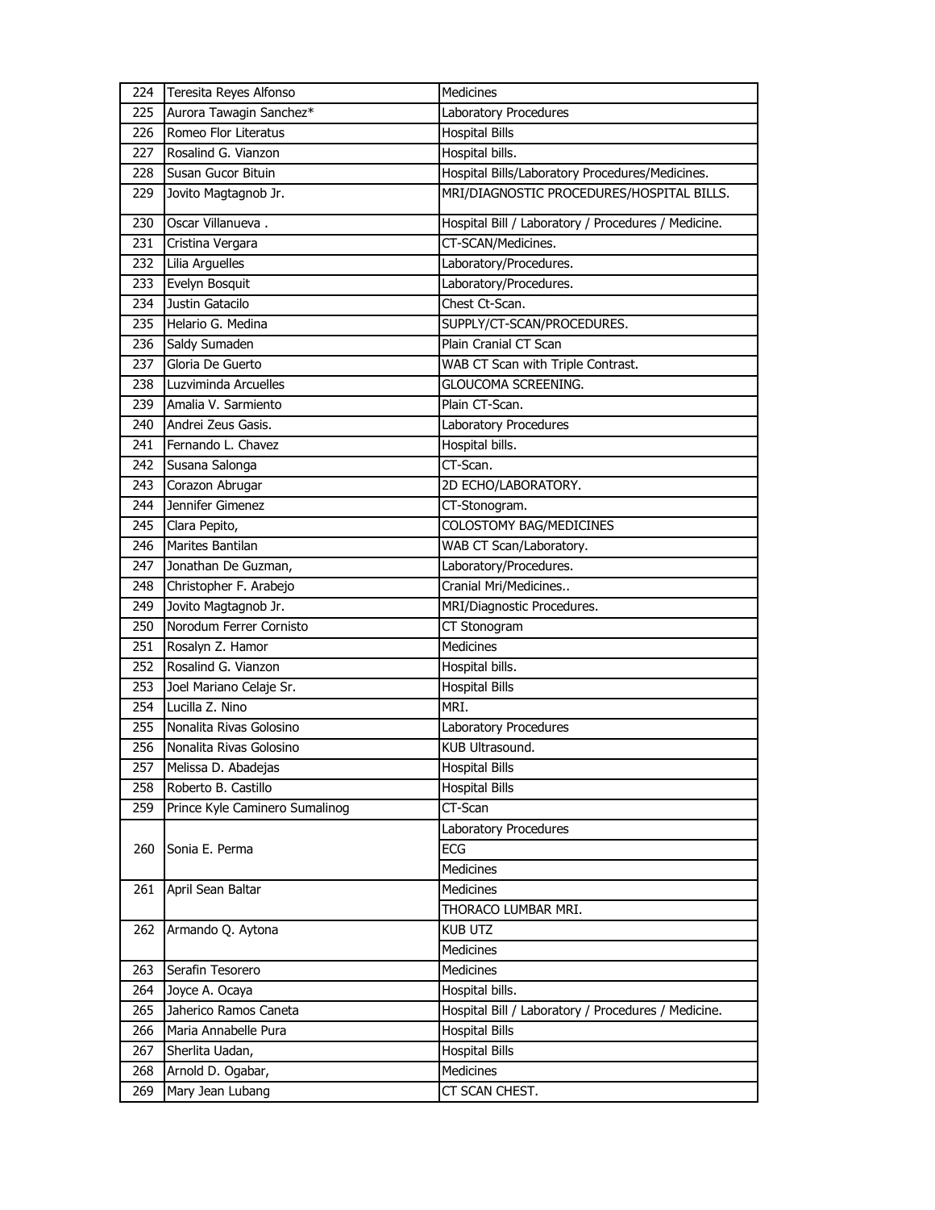| | | |
|---|---|---|
| 224 | Teresita Reyes Alfonso | Medicines |
| 225 | Aurora Tawagin Sanchez* | Laboratory Procedures |
| 226 | Romeo Flor Literatus | Hospital Bills |
| 227 | Rosalind G. Vianzon | Hospital bills. |
| 228 | Susan Gucor Bituin | Hospital Bills/Laboratory Procedures/Medicines. |
| 229 | Jovito Magtagnob Jr. | MRI/DIAGNOSTIC PROCEDURES/HOSPITAL BILLS. |
| 230 | Oscar Villanueva . | Hospital Bill / Laboratory / Procedures / Medicine. |
| 231 | Cristina Vergara | CT-SCAN/Medicines. |
| 232 | Lilia Arguelles | Laboratory/Procedures. |
| 233 | Evelyn Bosquit | Laboratory/Procedures. |
| 234 | Justin Gatacilo | Chest Ct-Scan. |
| 235 | Helario G. Medina | SUPPLY/CT-SCAN/PROCEDURES. |
| 236 | Saldy Sumaden | Plain Cranial CT Scan |
| 237 | Gloria De Guerto | WAB CT Scan with Triple Contrast. |
| 238 | Luzviminda Arcuelles | GLOUCOMA SCREENING. |
| 239 | Amalia V. Sarmiento | Plain CT-Scan. |
| 240 | Andrei Zeus Gasis. | Laboratory Procedures |
| 241 | Fernando L. Chavez | Hospital bills. |
| 242 | Susana Salonga | CT-Scan. |
| 243 | Corazon Abrugar | 2D ECHO/LABORATORY. |
| 244 | Jennifer Gimenez | CT-Stonogram. |
| 245 | Clara Pepito, | COLOSTOMY BAG/MEDICINES |
| 246 | Marites Bantilan | WAB CT Scan/Laboratory. |
| 247 | Jonathan De Guzman, | Laboratory/Procedures. |
| 248 | Christopher F. Arabejo | Cranial Mri/Medicines.. |
| 249 | Jovito Magtagnob Jr. | MRI/Diagnostic Procedures. |
| 250 | Norodum Ferrer Cornisto | CT Stonogram |
| 251 | Rosalyn Z. Hamor | Medicines |
| 252 | Rosalind G. Vianzon | Hospital bills. |
| 253 | Joel Mariano Celaje Sr. | Hospital Bills |
| 254 | Lucilla Z. Nino | MRI. |
| 255 | Nonalita Rivas Golosino | Laboratory Procedures |
| 256 | Nonalita Rivas Golosino | KUB Ultrasound. |
| 257 | Melissa D. Abadejas | Hospital Bills |
| 258 | Roberto B. Castillo | Hospital Bills |
| 259 | Prince Kyle Caminero Sumalinog | CT-Scan |
| 260 | Sonia E. Perma | Laboratory Procedures |
| | | ECG |
| | | Medicines |
| 261 | April Sean Baltar | Medicines |
| 262 | Armando Q. Aytona | THORACO LUMBAR MRI. |
| | | KUB UTZ |
| | | Medicines |
| 263 | Serafin Tesorero | Medicines |
| 264 | Joyce A. Ocaya | Hospital bills. |
| 265 | Jaherico Ramos Caneta | Hospital Bill / Laboratory / Procedures / Medicine. |
| 266 | Maria Annabelle Pura | Hospital Bills |
| 267 | Sherlita Uadan, | Hospital Bills |
| 268 | Arnold D. Ogabar, | Medicines |
| 269 | Mary Jean Lubang | CT SCAN CHEST. |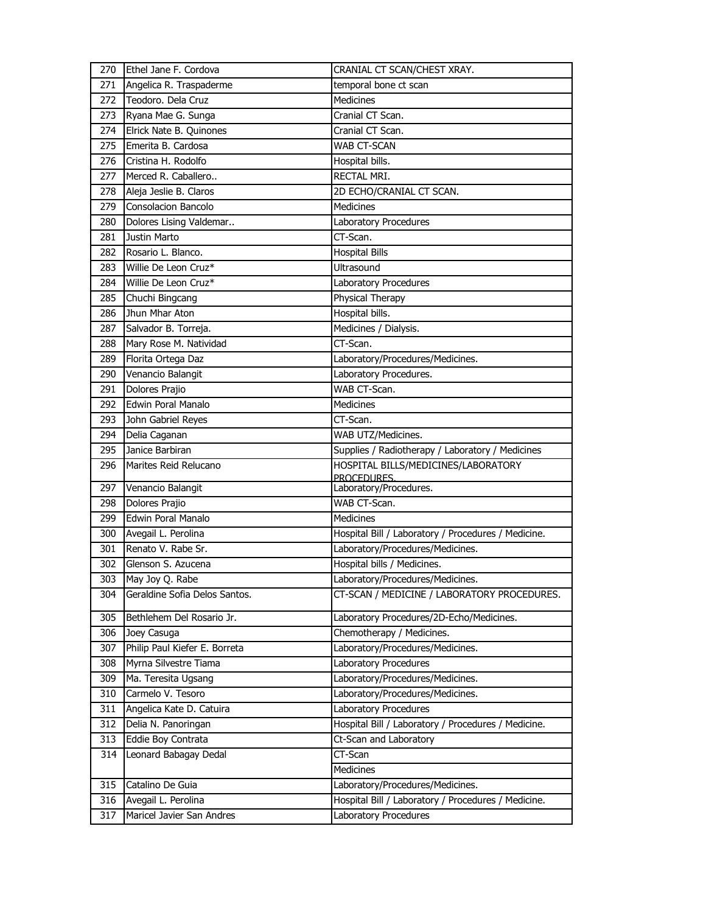| 270 | Ethel Jane F. Cordova | CRANIAL CT SCAN/CHEST XRAY. |
|---|---|---|
| 271 | Angelica R. Traspaderme | temporal bone ct scan |
| 272 | Teodoro. Dela Cruz | Medicines |
| 273 | Ryana Mae G. Sunga | Cranial CT Scan. |
| 274 | Elrick Nate B. Quinones | Cranial CT Scan. |
| 275 | Emerita B. Cardosa | WAB CT-SCAN |
| 276 | Cristina H. Rodolfo | Hospital bills. |
| 277 | Merced R. Caballero.. | RECTAL MRI. |
| 278 | Aleja Jeslie B. Claros | 2D ECHO/CRANIAL CT SCAN. |
| 279 | Consolacion Bancolo | Medicines |
| 280 | Dolores Lising Valdemar.. | Laboratory Procedures |
| 281 | Justin Marto | CT-Scan. |
| 282 | Rosario L. Blanco. | Hospital Bills |
| 283 | Willie De Leon Cruz* | Ultrasound |
| 284 | Willie De Leon Cruz* | Laboratory Procedures |
| 285 | Chuchi Bingcang | Physical Therapy |
| 286 | Jhun Mhar Aton | Hospital bills. |
| 287 | Salvador B. Torreja. | Medicines / Dialysis. |
| 288 | Mary Rose M. Natividad | CT-Scan. |
| 289 | Florita Ortega Daz | Laboratory/Procedures/Medicines. |
| 290 | Venancio Balangit | Laboratory Procedures. |
| 291 | Dolores Prajio | WAB CT-Scan. |
| 292 | Edwin Poral Manalo | Medicines |
| 293 | John Gabriel Reyes | CT-Scan. |
| 294 | Delia Caganan | WAB UTZ/Medicines. |
| 295 | Janice Barbiran | Supplies / Radiotherapy / Laboratory / Medicines |
| 296 | Marites Reid Relucano | HOSPITAL BILLS/MEDICINES/LABORATORY PROCEDURES. |
| 297 | Venancio Balangit | Laboratory/Procedures. |
| 298 | Dolores Prajio | WAB CT-Scan. |
| 299 | Edwin Poral Manalo | Medicines |
| 300 | Avegail L. Perolina | Hospital Bill / Laboratory / Procedures / Medicine. |
| 301 | Renato V. Rabe Sr. | Laboratory/Procedures/Medicines. |
| 302 | Glenson S. Azucena | Hospital bills / Medicines. |
| 303 | May Joy Q. Rabe | Laboratory/Procedures/Medicines. |
| 304 | Geraldine Sofia Delos Santos. | CT-SCAN / MEDICINE / LABORATORY PROCEDURES. |
| 305 | Bethlehem Del Rosario Jr. | Laboratory Procedures/2D-Echo/Medicines. |
| 306 | Joey Casuga | Chemotherapy / Medicines. |
| 307 | Philip Paul Kiefer E. Borreta | Laboratory/Procedures/Medicines. |
| 308 | Myrna Silvestre Tiama | Laboratory Procedures |
| 309 | Ma. Teresita Ugsang | Laboratory/Procedures/Medicines. |
| 310 | Carmelo V. Tesoro | Laboratory/Procedures/Medicines. |
| 311 | Angelica Kate D. Catuira | Laboratory Procedures |
| 312 | Delia N. Panoringan | Hospital Bill / Laboratory / Procedures / Medicine. |
| 313 | Eddie Boy Contrata | Ct-Scan and Laboratory |
| 314 | Leonard Babagay Dedal | CT-Scan |
| | | Medicines |
| 315 | Catalino De Guia | Laboratory/Procedures/Medicines. |
| 316 | Avegail L. Perolina | Hospital Bill / Laboratory / Procedures / Medicine. |
| 317 | Maricel Javier San Andres | Laboratory Procedures |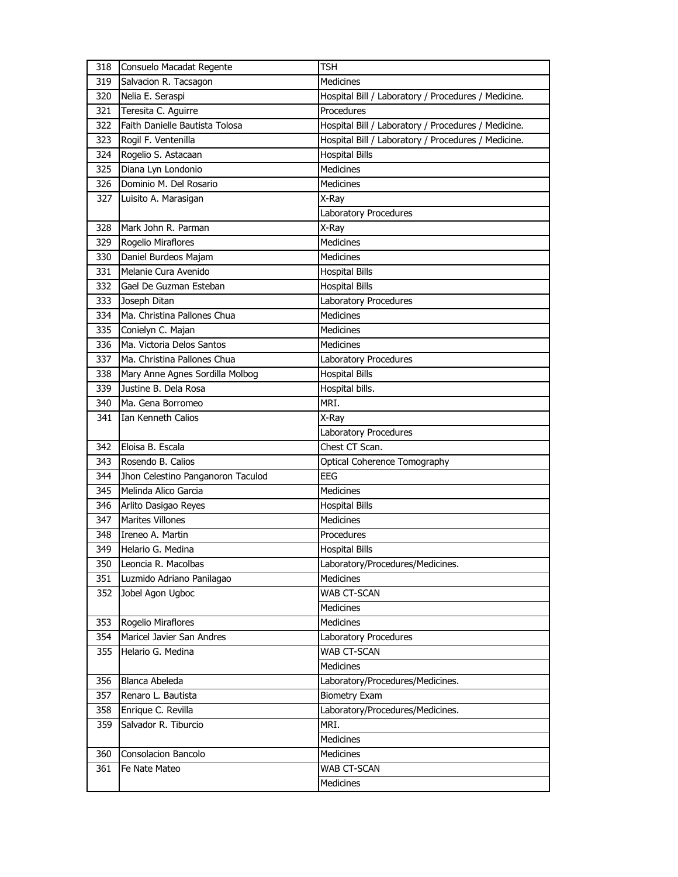| 318 | Consuelo Macadat Regente | TSH |
|---|---|---|
| 319 | Salvacion R. Tacsagon | Medicines |
| 320 | Nelia E. Seraspi | Hospital Bill / Laboratory / Procedures / Medicine. |
| 321 | Teresita C. Aguirre | Procedures |
| 322 | Faith Danielle Bautista Tolosa | Hospital Bill / Laboratory / Procedures / Medicine. |
| 323 | Rogil F. Ventenilla | Hospital Bill / Laboratory / Procedures / Medicine. |
| 324 | Rogelio S. Astacaan | Hospital Bills |
| 325 | Diana Lyn Londonio | Medicines |
| 326 | Dominio M. Del Rosario | Medicines |
| 327 | Luisito A. Marasigan | X-Ray |
| | | Laboratory Procedures |
| 328 | Mark John R. Parman | X-Ray |
| 329 | Rogelio Miraflores | Medicines |
| 330 | Daniel Burdeos Majam | Medicines |
| 331 | Melanie Cura Avenido | Hospital Bills |
| 332 | Gael De Guzman Esteban | Hospital Bills |
| 333 | Joseph Ditan | Laboratory Procedures |
| 334 | Ma. Christina Pallones Chua | Medicines |
| 335 | Conielyn C. Majan | Medicines |
| 336 | Ma. Victoria Delos Santos | Medicines |
| 337 | Ma. Christina Pallones Chua | Laboratory Procedures |
| 338 | Mary Anne Agnes Sordilla Molbog | Hospital Bills |
| 339 | Justine B. Dela Rosa | Hospital bills. |
| 340 | Ma. Gena Borromeo | MRI. |
| 341 | Ian Kenneth Calios | X-Ray |
| | | Laboratory Procedures |
| 342 | Eloisa B. Escala | Chest CT Scan. |
| 343 | Rosendo B. Calios | Optical Coherence Tomography |
| 344 | Jhon Celestino Panganoron Taculod | EEG |
| 345 | Melinda Alico Garcia | Medicines |
| 346 | Arlito Dasigao Reyes | Hospital Bills |
| 347 | Marites Villones | Medicines |
| 348 | Ireneo A. Martin | Procedures |
| 349 | Helario G. Medina | Hospital Bills |
| 350 | Leoncia R. Macolbas | Laboratory/Procedures/Medicines. |
| 351 | Luzmido Adriano Panilagao | Medicines |
| 352 | Jobel Agon Ugboc | WAB CT-SCAN |
| | | Medicines |
| 353 | Rogelio Miraflores | Medicines |
| 354 | Maricel Javier San Andres | Laboratory Procedures |
| 355 | Helario G. Medina | WAB CT-SCAN |
| | | Medicines |
| 356 | Blanca Abeleda | Laboratory/Procedures/Medicines. |
| 357 | Renaro L. Bautista | Biometry Exam |
| 358 | Enrique C. Revilla | Laboratory/Procedures/Medicines. |
| 359 | Salvador R. Tiburcio | MRI. |
| | | Medicines |
| 360 | Consolacion Bancolo | Medicines |
| 361 | Fe Nate Mateo | WAB CT-SCAN |
| | | Medicines |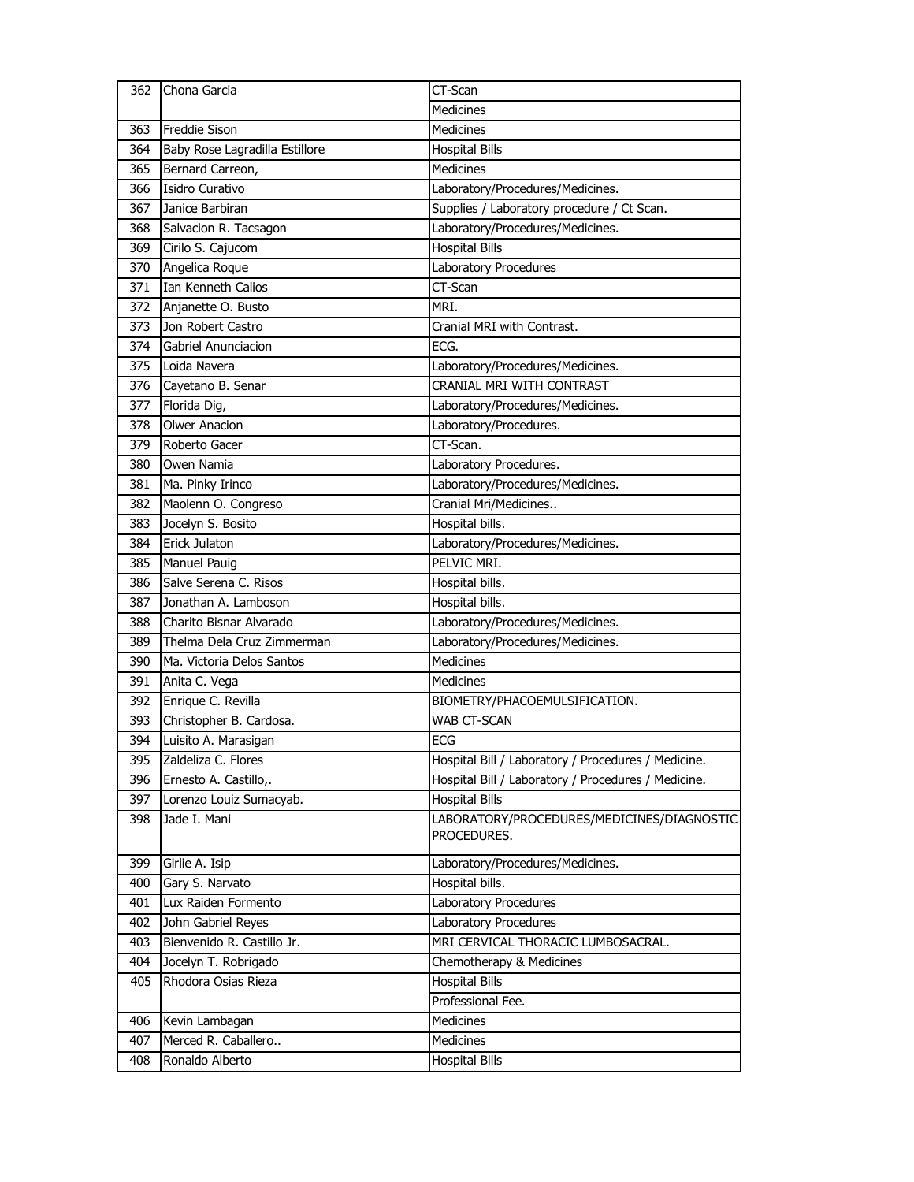| 362 | Chona Garcia | CT-Scan |
|---|---|---|
| | | Medicines |
| 363 | Freddie Sison | Medicines |
| 364 | Baby Rose Lagradilla Estillore | Hospital Bills |
| 365 | Bernard Carreon, | Medicines |
| 366 | Isidro Curativo | Laboratory/Procedures/Medicines. |
| 367 | Janice Barbiran | Supplies / Laboratory procedure / Ct Scan. |
| 368 | Salvacion R. Tacsagon | Laboratory/Procedures/Medicines. |
| 369 | Cirilo S. Cajucom | Hospital Bills |
| 370 | Angelica Roque | Laboratory Procedures |
| 371 | Ian Kenneth Calios | CT-Scan |
| 372 | Anjanette O. Busto | MRI. |
| 373 | Jon Robert Castro | Cranial MRI with Contrast. |
| 374 | Gabriel Anunciacion | ECG. |
| 375 | Loida Navera | Laboratory/Procedures/Medicines. |
| 376 | Cayetano B. Senar | CRANIAL MRI WITH CONTRAST |
| 377 | Florida Dig, | Laboratory/Procedures/Medicines. |
| 378 | Olwer Anacion | Laboratory/Procedures. |
| 379 | Roberto Gacer | CT-Scan. |
| 380 | Owen Namia | Laboratory Procedures. |
| 381 | Ma. Pinky Irinco | Laboratory/Procedures/Medicines. |
| 382 | Maolenn O. Congreso | Cranial Mri/Medicines.. |
| 383 | Jocelyn S. Bosito | Hospital bills. |
| 384 | Erick Julaton | Laboratory/Procedures/Medicines. |
| 385 | Manuel Pauig | PELVIC MRI. |
| 386 | Salve Serena C. Risos | Hospital bills. |
| 387 | Jonathan A. Lamboson | Hospital bills. |
| 388 | Charito Bisnar Alvarado | Laboratory/Procedures/Medicines. |
| 389 | Thelma Dela Cruz Zimmerman | Laboratory/Procedures/Medicines. |
| 390 | Ma. Victoria Delos Santos | Medicines |
| 391 | Anita C. Vega | Medicines |
| 392 | Enrique C. Revilla | BIOMETRY/PHACOEMULSIFICATION. |
| 393 | Christopher B. Cardosa. | WAB CT-SCAN |
| 394 | Luisito A. Marasigan | ECG |
| 395 | Zaldeliza C. Flores | Hospital Bill / Laboratory / Procedures / Medicine. |
| 396 | Ernesto A. Castillo,. | Hospital Bill / Laboratory / Procedures / Medicine. |
| 397 | Lorenzo Louiz Sumacyab. | Hospital Bills |
| 398 | Jade I. Mani | LABORATORY/PROCEDURES/MEDICINES/DIAGNOSTIC PROCEDURES. |
| 399 | Girlie A. Isip | Laboratory/Procedures/Medicines. |
| 400 | Gary S. Narvato | Hospital bills. |
| 401 | Lux Raiden Formento | Laboratory Procedures |
| 402 | John Gabriel Reyes | Laboratory Procedures |
| 403 | Bienvenido R. Castillo Jr. | MRI CERVICAL THORACIC LUMBOSACRAL. |
| 404 | Jocelyn T. Robrigado | Chemotherapy & Medicines |
| 405 | Rhodora Osias Rieza | Hospital Bills |
| | | Professional Fee. |
| 406 | Kevin Lambagan | Medicines |
| 407 | Merced R. Caballero.. | Medicines |
| 408 | Ronaldo Alberto | Hospital Bills |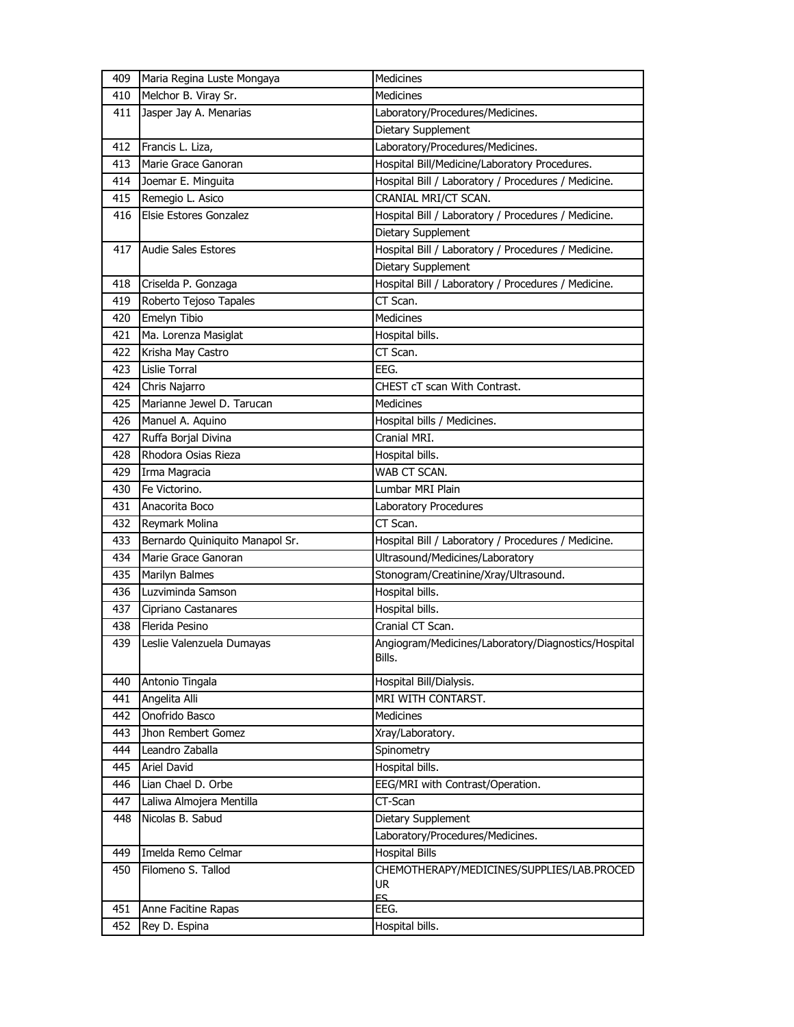| | | |
|---|---|---|
| 409 | Maria Regina Luste Mongaya | Medicines |
| 410 | Melchor B. Viray Sr. | Medicines |
| 411 | Jasper Jay A. Menarias | Laboratory/Procedures/Medicines. |
| | | Dietary Supplement |
| 412 | Francis L. Liza, | Laboratory/Procedures/Medicines. |
| 413 | Marie Grace Ganoran | Hospital Bill/Medicine/Laboratory Procedures. |
| 414 | Joemar E. Minguita | Hospital Bill / Laboratory / Procedures / Medicine. |
| 415 | Remegio L. Asico | CRANIAL MRI/CT SCAN. |
| 416 | Elsie Estores Gonzalez | Hospital Bill / Laboratory / Procedures / Medicine. |
| | | Dietary Supplement |
| 417 | Audie Sales Estores | Hospital Bill / Laboratory / Procedures / Medicine. |
| | | Dietary Supplement |
| 418 | Criselda P. Gonzaga | Hospital Bill / Laboratory / Procedures / Medicine. |
| 419 | Roberto Tejoso Tapales | CT Scan. |
| 420 | Emelyn Tibio | Medicines |
| 421 | Ma. Lorenza Masiglat | Hospital bills. |
| 422 | Krisha May Castro | CT Scan. |
| 423 | Lislie Torral | EEG. |
| 424 | Chris Najarro | CHEST cT scan With Contrast. |
| 425 | Marianne Jewel D. Tarucan | Medicines |
| 426 | Manuel A. Aquino | Hospital bills / Medicines. |
| 427 | Ruffa Borjal Divina | Cranial MRI. |
| 428 | Rhodora Osias Rieza | Hospital bills. |
| 429 | Irma Magracia | WAB CT SCAN. |
| 430 | Fe Victorino. | Lumbar MRI Plain |
| 431 | Anacorita Boco | Laboratory Procedures |
| 432 | Reymark Molina | CT Scan. |
| 433 | Bernardo Quiniquito Manapol Sr. | Hospital Bill / Laboratory / Procedures / Medicine. |
| 434 | Marie Grace Ganoran | Ultrasound/Medicines/Laboratory |
| 435 | Marilyn Balmes | Stonogram/Creatinine/Xray/Ultrasound. |
| 436 | Luzviminda Samson | Hospital bills. |
| 437 | Cipriano Castanares | Hospital bills. |
| 438 | Flerida Pesino | Cranial CT Scan. |
| 439 | Leslie Valenzuela Dumayas | Angiogram/Medicines/Laboratory/Diagnostics/Hospital Bills. |
| 440 | Antonio Tingala | Hospital Bill/Dialysis. |
| 441 | Angelita Alli | MRI WITH CONTARST. |
| 442 | Onofrido Basco | Medicines |
| 443 | Jhon Rembert Gomez | Xray/Laboratory. |
| 444 | Leandro Zaballa | Spinometry |
| 445 | Ariel David | Hospital bills. |
| 446 | Lian Chael D. Orbe | EEG/MRI with Contrast/Operation. |
| 447 | Laliwa Almojera Mentilla | CT-Scan |
| 448 | Nicolas B. Sabud | Dietary Supplement |
| | | Laboratory/Procedures/Medicines. |
| 449 | Imelda Remo Celmar | Hospital Bills |
| 450 | Filomeno S. Tallod | CHEMOTHERAPY/MEDICINES/SUPPLIES/LAB.PROCEDURES |
| 451 | Anne Facitine Rapas | EEG. |
| 452 | Rey D. Espina | Hospital bills. |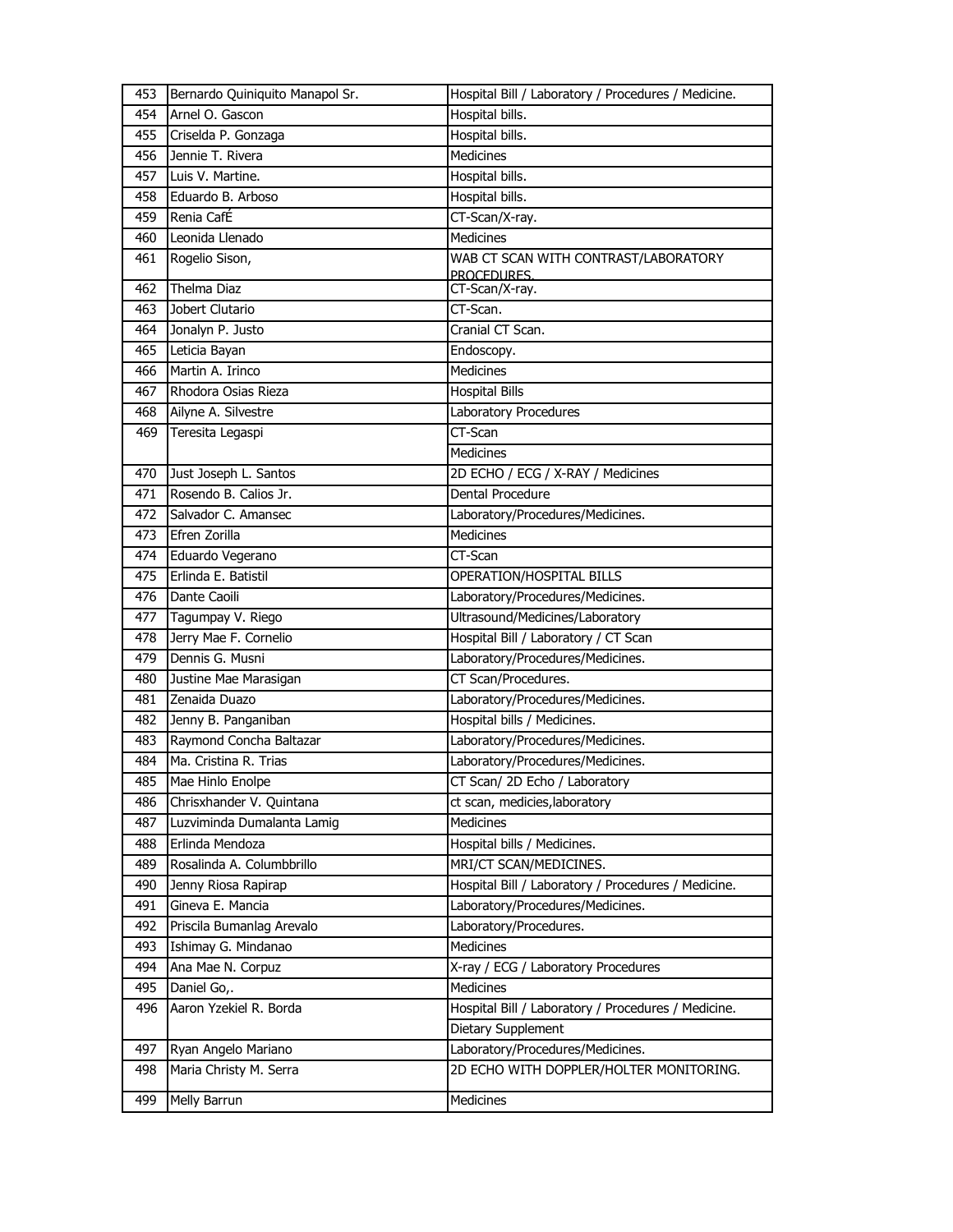| 453 | Bernardo Quiniquito Manapol Sr. | Hospital Bill / Laboratory / Procedures / Medicine. |
|---|---|---|
| 454 | Arnel O. Gascon | Hospital bills. |
| 455 | Criselda P. Gonzaga | Hospital bills. |
| 456 | Jennie T. Rivera | Medicines |
| 457 | Luis V. Martine. | Hospital bills. |
| 458 | Eduardo B. Arboso | Hospital bills. |
| 459 | Renia CafÉ | CT-Scan/X-ray. |
| 460 | Leonida Llenado | Medicines |
| 461 | Rogelio Sison, | WAB CT SCAN WITH CONTRAST/LABORATORY PROCEDURES. |
| 462 | Thelma Diaz | CT-Scan/X-ray. |
| 463 | Jobert Clutario | CT-Scan. |
| 464 | Jonalyn P. Justo | Cranial CT Scan. |
| 465 | Leticia Bayan | Endoscopy. |
| 466 | Martin A. Irinco | Medicines |
| 467 | Rhodora Osias Rieza | Hospital Bills |
| 468 | Ailyne A. Silvestre | Laboratory Procedures |
| 469 | Teresita Legaspi | CT-Scan |
| | | Medicines |
| 470 | Just Joseph L. Santos | 2D ECHO / ECG / X-RAY / Medicines |
| 471 | Rosendo B. Calios Jr. | Dental Procedure |
| 472 | Salvador C. Amansec | Laboratory/Procedures/Medicines. |
| 473 | Efren Zorilla | Medicines |
| 474 | Eduardo Vegerano | CT-Scan |
| 475 | Erlinda E. Batistil | OPERATION/HOSPITAL BILLS |
| 476 | Dante Caoili | Laboratory/Procedures/Medicines. |
| 477 | Tagumpay V. Riego | Ultrasound/Medicines/Laboratory |
| 478 | Jerry Mae F. Cornelio | Hospital Bill / Laboratory / CT Scan |
| 479 | Dennis G. Musni | Laboratory/Procedures/Medicines. |
| 480 | Justine Mae Marasigan | CT Scan/Procedures. |
| 481 | Zenaida Duazo | Laboratory/Procedures/Medicines. |
| 482 | Jenny B. Panganiban | Hospital bills / Medicines. |
| 483 | Raymond Concha Baltazar | Laboratory/Procedures/Medicines. |
| 484 | Ma. Cristina R. Trias | Laboratory/Procedures/Medicines. |
| 485 | Mae Hinlo Enolpe | CT Scan/ 2D Echo / Laboratory |
| 486 | Chrisxhander V. Quintana | ct scan, medicies,laboratory |
| 487 | Luzviminda Dumalanta Lamig | Medicines |
| 488 | Erlinda Mendoza | Hospital bills / Medicines. |
| 489 | Rosalinda A. Columbbrillo | MRI/CT SCAN/MEDICINES. |
| 490 | Jenny Riosa Rapirap | Hospital Bill / Laboratory / Procedures / Medicine. |
| 491 | Gineva E. Mancia | Laboratory/Procedures/Medicines. |
| 492 | Priscila Bumanlag Arevalo | Laboratory/Procedures. |
| 493 | Ishimay G. Mindanao | Medicines |
| 494 | Ana Mae N. Corpuz | X-ray / ECG / Laboratory Procedures |
| 495 | Daniel Go,. | Medicines |
| 496 | Aaron Yzekiel R. Borda | Hospital Bill / Laboratory / Procedures / Medicine. |
| | | Dietary Supplement |
| 497 | Ryan Angelo Mariano | Laboratory/Procedures/Medicines. |
| 498 | Maria Christy M. Serra | 2D ECHO WITH DOPPLER/HOLTER MONITORING. |
| 499 | Melly Barrun | Medicines |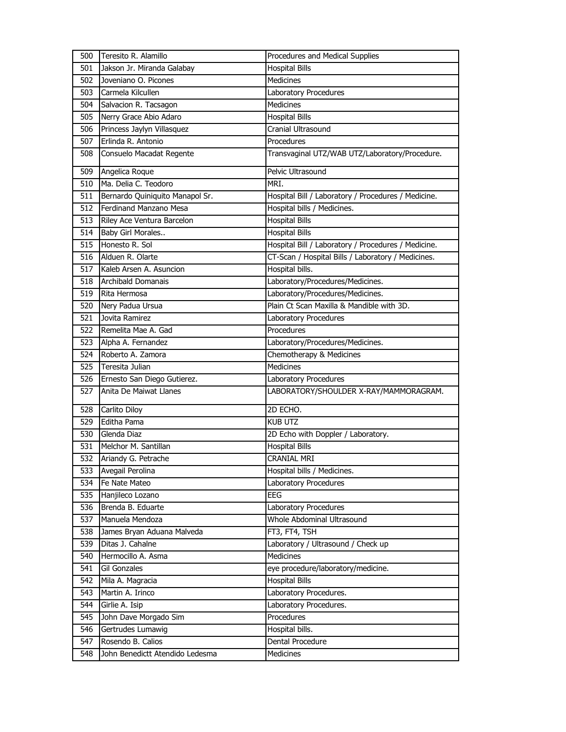| 500 | Teresito R. Alamillo | Procedures and Medical Supplies |
|---|---|---|
| 501 | Jakson Jr. Miranda Galabay | Hospital Bills |
| 502 | Joveniano O. Picones | Medicines |
| 503 | Carmela Kilcullen | Laboratory Procedures |
| 504 | Salvacion R. Tacsagon | Medicines |
| 505 | Nerry Grace Abio Adaro | Hospital Bills |
| 506 | Princess Jaylyn Villasquez | Cranial Ultrasound |
| 507 | Erlinda R. Antonio | Procedures |
| 508 | Consuelo Macadat Regente | Transvaginal UTZ/WAB UTZ/Laboratory/Procedure. |
| 509 | Angelica Roque | Pelvic Ultrasound |
| 510 | Ma. Delia C. Teodoro | MRI. |
| 511 | Bernardo Quiniquito Manapol Sr. | Hospital Bill / Laboratory / Procedures / Medicine. |
| 512 | Ferdinand Manzano Mesa | Hospital bills / Medicines. |
| 513 | Riley Ace Ventura Barcelon | Hospital Bills |
| 514 | Baby Girl Morales.. | Hospital Bills |
| 515 | Honesto R. Sol | Hospital Bill / Laboratory / Procedures / Medicine. |
| 516 | Alduen R. Olarte | CT-Scan / Hospital Bills / Laboratory / Medicines. |
| 517 | Kaleb Arsen A. Asuncion | Hospital bills. |
| 518 | Archibald Domanais | Laboratory/Procedures/Medicines. |
| 519 | Rita Hermosa | Laboratory/Procedures/Medicines. |
| 520 | Nery Padua Ursua | Plain Ct Scan Maxilla & Mandible with 3D. |
| 521 | Jovita Ramirez | Laboratory Procedures |
| 522 | Remelita Mae A. Gad | Procedures |
| 523 | Alpha A. Fernandez | Laboratory/Procedures/Medicines. |
| 524 | Roberto A. Zamora | Chemotherapy & Medicines |
| 525 | Teresita Julian | Medicines |
| 526 | Ernesto San Diego Gutierez. | Laboratory Procedures |
| 527 | Anita De Maiwat Llanes | LABORATORY/SHOULDER X-RAY/MAMMORAGRAM. |
| 528 | Carlito Diloy | 2D ECHO. |
| 529 | Editha Pama | KUB UTZ |
| 530 | Glenda Diaz | 2D Echo with Doppler / Laboratory. |
| 531 | Melchor M. Santillan | Hospital Bills |
| 532 | Ariandy G. Petrache | CRANIAL MRI |
| 533 | Avegail Perolina | Hospital bills / Medicines. |
| 534 | Fe Nate Mateo | Laboratory Procedures |
| 535 | Hanjileco Lozano | EEG |
| 536 | Brenda B. Eduarte | Laboratory Procedures |
| 537 | Manuela Mendoza | Whole Abdominal Ultrasound |
| 538 | James Bryan Aduana Malveda | FT3, FT4, TSH |
| 539 | Ditas J. Cahalne | Laboratory / Ultrasound / Check up |
| 540 | Hermocillo A. Asma | Medicines |
| 541 | Gil Gonzales | eye procedure/laboratory/medicine. |
| 542 | Mila A. Magracia | Hospital Bills |
| 543 | Martin A. Irinco | Laboratory Procedures. |
| 544 | Girlie A. Isip | Laboratory Procedures. |
| 545 | John Dave Morgado Sim | Procedures |
| 546 | Gertrudes Lumawig | Hospital bills. |
| 547 | Rosendo B. Calios | Dental Procedure |
| 548 | John Benedictt Atendido Ledesma | Medicines |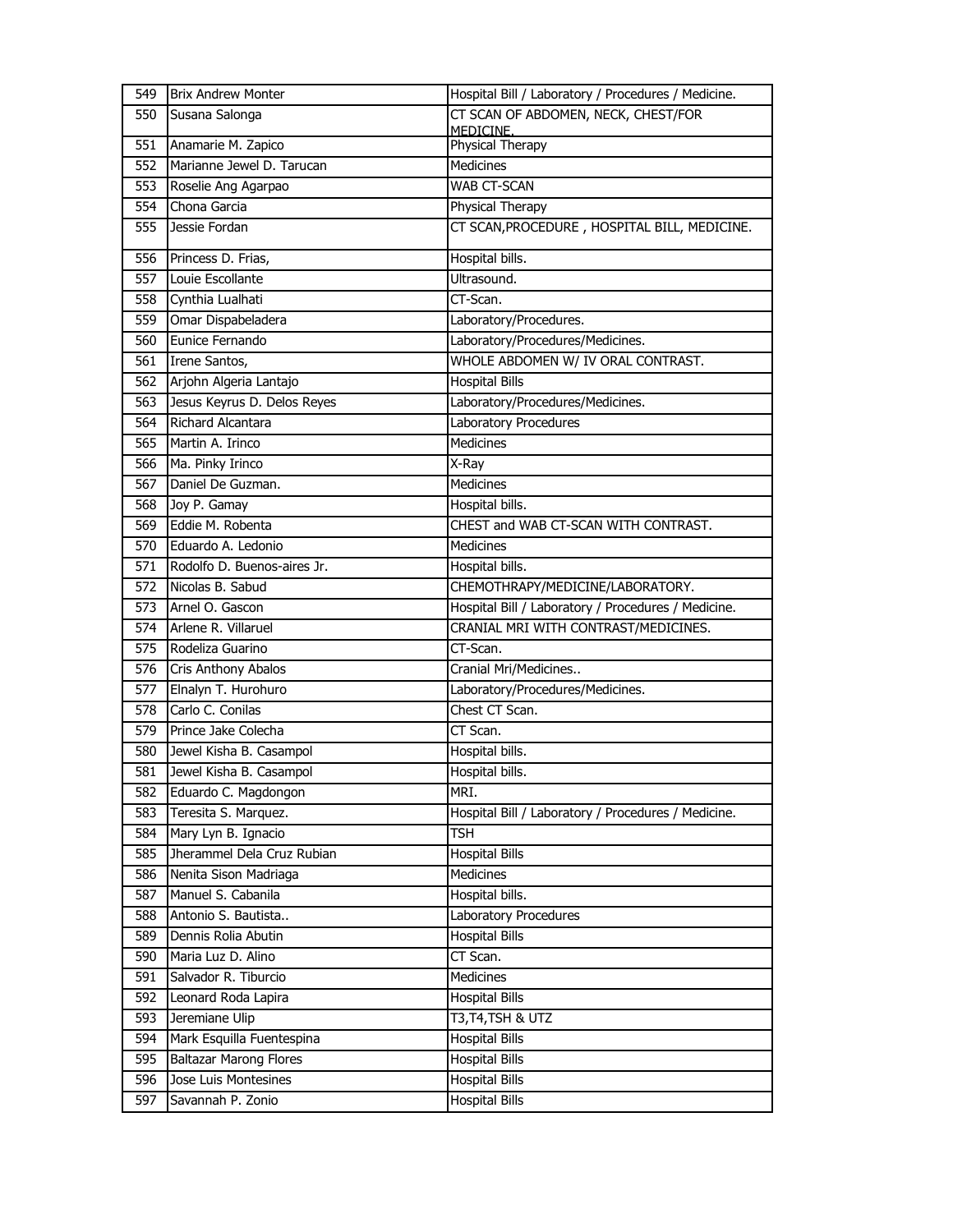| 549 | Brix Andrew Monter | Hospital Bill / Laboratory / Procedures / Medicine. |
|---|---|---|
| 550 | Susana Salonga | CT SCAN OF ABDOMEN, NECK, CHEST/FOR MEDICINE. |
| 551 | Anamarie M. Zapico | Physical Therapy |
| 552 | Marianne Jewel D. Tarucan | Medicines |
| 553 | Roselie Ang Agarpao | WAB CT-SCAN |
| 554 | Chona Garcia | Physical Therapy |
| 555 | Jessie Fordan | CT SCAN,PROCEDURE , HOSPITAL BILL, MEDICINE. |
| 556 | Princess D. Frias, | Hospital bills. |
| 557 | Louie Escollante | Ultrasound. |
| 558 | Cynthia Lualhati | CT-Scan. |
| 559 | Omar Dispabeladera | Laboratory/Procedures. |
| 560 | Eunice Fernando | Laboratory/Procedures/Medicines. |
| 561 | Irene Santos, | WHOLE ABDOMEN W/ IV ORAL CONTRAST. |
| 562 | Arjohn Algeria Lantajo | Hospital Bills |
| 563 | Jesus Keyrus D. Delos Reyes | Laboratory/Procedures/Medicines. |
| 564 | Richard Alcantara | Laboratory Procedures |
| 565 | Martin A. Irinco | Medicines |
| 566 | Ma. Pinky Irinco | X-Ray |
| 567 | Daniel De Guzman. | Medicines |
| 568 | Joy P. Gamay | Hospital bills. |
| 569 | Eddie M. Robenta | CHEST and WAB CT-SCAN WITH CONTRAST. |
| 570 | Eduardo A. Ledonio | Medicines |
| 571 | Rodolfo D. Buenos-aires Jr. | Hospital bills. |
| 572 | Nicolas B. Sabud | CHEMOTHRAPY/MEDICINE/LABORATORY. |
| 573 | Arnel O. Gascon | Hospital Bill / Laboratory / Procedures / Medicine. |
| 574 | Arlene R. Villaruel | CRANIAL MRI WITH CONTRAST/MEDICINES. |
| 575 | Rodeliza Guarino | CT-Scan. |
| 576 | Cris Anthony Abalos | Cranial Mri/Medicines.. |
| 577 | Elnalyn T. Hurohuro | Laboratory/Procedures/Medicines. |
| 578 | Carlo C. Conilas | Chest CT Scan. |
| 579 | Prince Jake Colecha | CT Scan. |
| 580 | Jewel Kisha B. Casampol | Hospital bills. |
| 581 | Jewel Kisha B. Casampol | Hospital bills. |
| 582 | Eduardo C. Magdongon | MRI. |
| 583 | Teresita S. Marquez. | Hospital Bill / Laboratory / Procedures / Medicine. |
| 584 | Mary Lyn B. Ignacio | TSH |
| 585 | Jherammel Dela Cruz Rubian | Hospital Bills |
| 586 | Nenita Sison Madriaga | Medicines |
| 587 | Manuel S. Cabanila | Hospital bills. |
| 588 | Antonio S. Bautista.. | Laboratory Procedures |
| 589 | Dennis Rolia Abutin | Hospital Bills |
| 590 | Maria Luz D. Alino | CT Scan. |
| 591 | Salvador R. Tiburcio | Medicines |
| 592 | Leonard Roda Lapira | Hospital Bills |
| 593 | Jeremiane Ulip | T3,T4,TSH & UTZ |
| 594 | Mark Esquilla Fuentespina | Hospital Bills |
| 595 | Baltazar Marong Flores | Hospital Bills |
| 596 | Jose Luis Montesines | Hospital Bills |
| 597 | Savannah P. Zonio | Hospital Bills |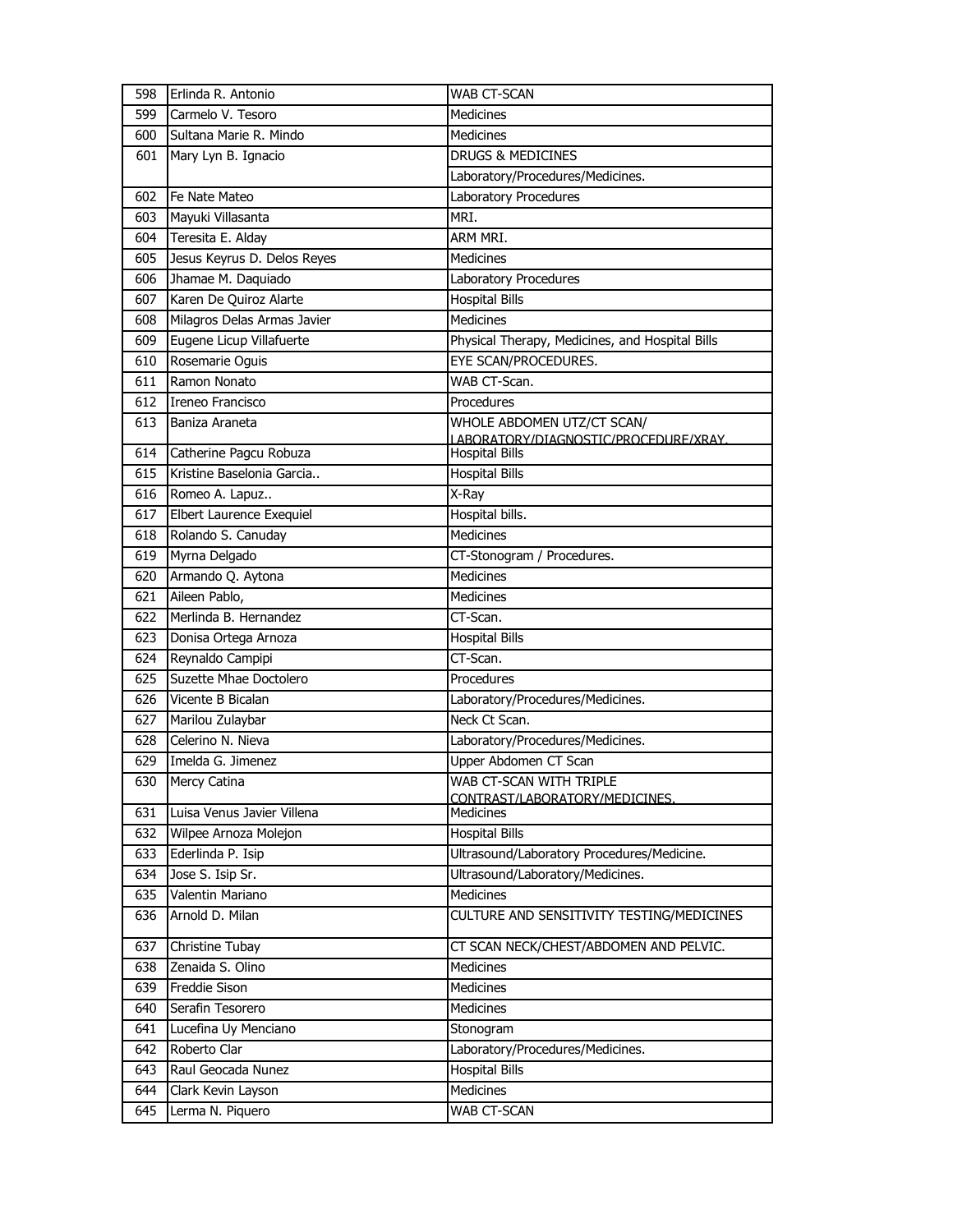| 598 | Erlinda R. Antonio | WAB CT-SCAN |
|---|---|---|
| 599 | Carmelo V. Tesoro | Medicines |
| 600 | Sultana Marie R. Mindo | Medicines |
| 601 | Mary Lyn B. Ignacio | DRUGS & MEDICINES |
| | | Laboratory/Procedures/Medicines. |
| 602 | Fe Nate Mateo | Laboratory Procedures |
| 603 | Mayuki Villasanta | MRI. |
| 604 | Teresita E. Alday | ARM MRI. |
| 605 | Jesus Keyrus D. Delos Reyes | Medicines |
| 606 | Jhamae M. Daquiado | Laboratory Procedures |
| 607 | Karen De Quiroz Alarte | Hospital Bills |
| 608 | Milagros Delas Armas Javier | Medicines |
| 609 | Eugene Licup Villafuerte | Physical Therapy, Medicines, and Hospital Bills |
| 610 | Rosemarie Oguis | EYE SCAN/PROCEDURES. |
| 611 | Ramon Nonato | WAB CT-Scan. |
| 612 | Ireneo Francisco | Procedures |
| 613 | Baniza Araneta | WHOLE ABDOMEN UTZ/CT SCAN/ LABORATORY/DIAGNOSTIC/PROCEDURE/XRAY. |
| 614 | Catherine Pagcu Robuza | Hospital Bills |
| 615 | Kristine Baselonia Garcia.. | Hospital Bills |
| 616 | Romeo A. Lapuz.. | X-Ray |
| 617 | Elbert Laurence Exequiel | Hospital bills. |
| 618 | Rolando S. Canuday | Medicines |
| 619 | Myrna Delgado | CT-Stonogram / Procedures. |
| 620 | Armando Q. Aytona | Medicines |
| 621 | Aileen Pablo, | Medicines |
| 622 | Merlinda B. Hernandez | CT-Scan. |
| 623 | Donisa Ortega Arnoza | Hospital Bills |
| 624 | Reynaldo Campipi | CT-Scan. |
| 625 | Suzette Mhae Doctolero | Procedures |
| 626 | Vicente B Bicalan | Laboratory/Procedures/Medicines. |
| 627 | Marilou Zulaybar | Neck Ct Scan. |
| 628 | Celerino N. Nieva | Laboratory/Procedures/Medicines. |
| 629 | Imelda G. Jimenez | Upper Abdomen CT Scan |
| 630 | Mercy Catina | WAB CT-SCAN WITH TRIPLE CONTRAST/LABORATORY/MEDICINES. |
| 631 | Luisa Venus Javier Villena | Medicines |
| 632 | Wilpee Arnoza Molejon | Hospital Bills |
| 633 | Ederlinda P. Isip | Ultrasound/Laboratory Procedures/Medicine. |
| 634 | Jose S. Isip Sr. | Ultrasound/Laboratory/Medicines. |
| 635 | Valentin Mariano | Medicines |
| 636 | Arnold D. Milan | CULTURE AND SENSITIVITY TESTING/MEDICINES |
| 637 | Christine Tubay | CT SCAN NECK/CHEST/ABDOMEN AND PELVIC. |
| 638 | Zenaida S. Olino | Medicines |
| 639 | Freddie Sison | Medicines |
| 640 | Serafin Tesorero | Medicines |
| 641 | Lucefina Uy Menciano | Stonogram |
| 642 | Roberto Clar | Laboratory/Procedures/Medicines. |
| 643 | Raul Geocada Nunez | Hospital Bills |
| 644 | Clark Kevin Layson | Medicines |
| 645 | Lerma N. Piquero | WAB CT-SCAN |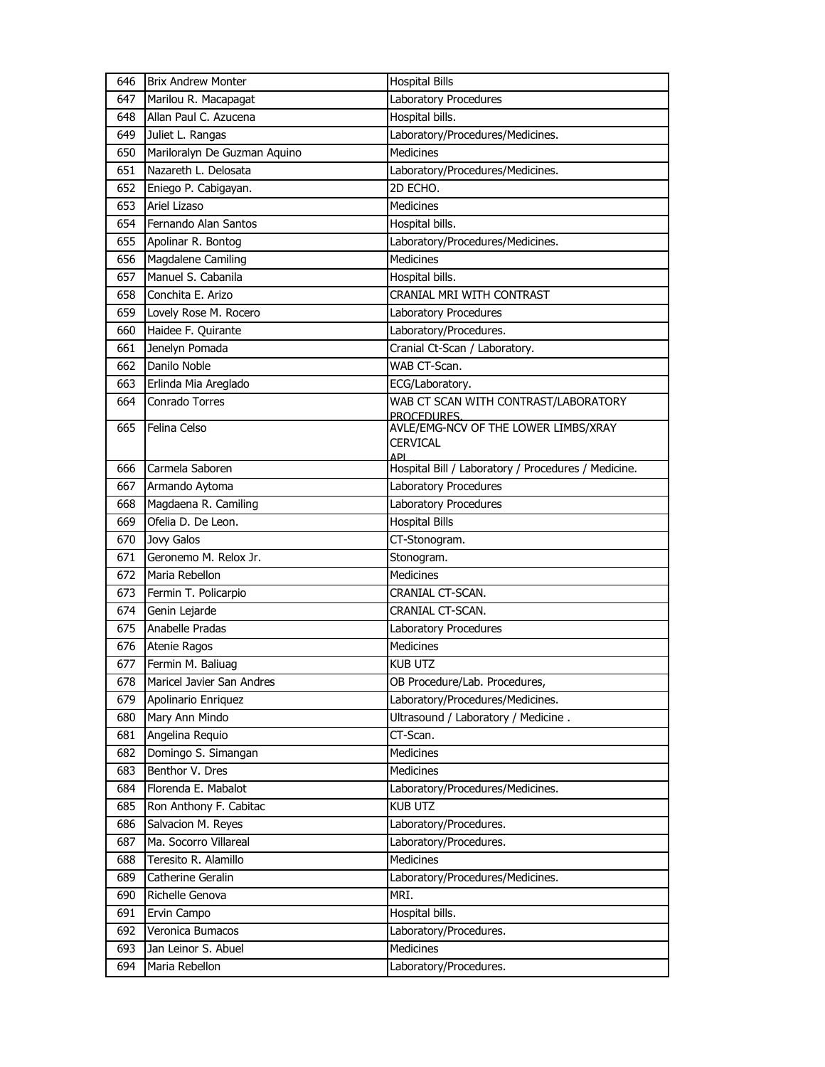| 646 | Brix Andrew Monter | Hospital Bills |
|---|---|---|
| 647 | Marilou R. Macapagat | Laboratory Procedures |
| 648 | Allan Paul C. Azucena | Hospital bills. |
| 649 | Juliet L. Rangas | Laboratory/Procedures/Medicines. |
| 650 | Mariloralyn De Guzman Aquino | Medicines |
| 651 | Nazareth L. Delosata | Laboratory/Procedures/Medicines. |
| 652 | Eniego P. Cabigayan. | 2D ECHO. |
| 653 | Ariel Lizaso | Medicines |
| 654 | Fernando Alan Santos | Hospital bills. |
| 655 | Apolinar R. Bontog | Laboratory/Procedures/Medicines. |
| 656 | Magdalene Camiling | Medicines |
| 657 | Manuel S. Cabanila | Hospital bills. |
| 658 | Conchita E. Arizo | CRANIAL MRI WITH CONTRAST |
| 659 | Lovely Rose M. Rocero | Laboratory Procedures |
| 660 | Haidee F. Quirante | Laboratory/Procedures. |
| 661 | Jenelyn Pomada | Cranial Ct-Scan / Laboratory. |
| 662 | Danilo Noble | WAB CT-Scan. |
| 663 | Erlinda Mia Areglado | ECG/Laboratory. |
| 664 | Conrado Torres | WAB CT SCAN WITH CONTRAST/LABORATORY PROCEDURES. |
| 665 | Felina Celso | AVLE/EMG-NCV OF THE LOWER LIMBS/XRAY CERVICAL API |
| 666 | Carmela Saboren | Hospital Bill / Laboratory / Procedures / Medicine. |
| 667 | Armando Aytoma | Laboratory Procedures |
| 668 | Magdaena R. Camiling | Laboratory Procedures |
| 669 | Ofelia D. De Leon. | Hospital Bills |
| 670 | Jovy Galos | CT-Stonogram. |
| 671 | Geronemo M. Relox Jr. | Stonogram. |
| 672 | Maria Rebellon | Medicines |
| 673 | Fermin T. Policarpio | CRANIAL CT-SCAN. |
| 674 | Genin Lejarde | CRANIAL CT-SCAN. |
| 675 | Anabelle Pradas | Laboratory Procedures |
| 676 | Atenie Ragos | Medicines |
| 677 | Fermin M. Baliuag | KUB UTZ |
| 678 | Maricel Javier San Andres | OB Procedure/Lab. Procedures, |
| 679 | Apolinario Enriquez | Laboratory/Procedures/Medicines. |
| 680 | Mary Ann Mindo | Ultrasound / Laboratory / Medicine . |
| 681 | Angelina Requio | CT-Scan. |
| 682 | Domingo S. Simangan | Medicines |
| 683 | Benthor V. Dres | Medicines |
| 684 | Florenda E. Mabalot | Laboratory/Procedures/Medicines. |
| 685 | Ron Anthony F. Cabitac | KUB UTZ |
| 686 | Salvacion M. Reyes | Laboratory/Procedures. |
| 687 | Ma. Socorro Villareal | Laboratory/Procedures. |
| 688 | Teresito R. Alamillo | Medicines |
| 689 | Catherine Geralin | Laboratory/Procedures/Medicines. |
| 690 | Richelle Genova | MRI. |
| 691 | Ervin Campo | Hospital bills. |
| 692 | Veronica Bumacos | Laboratory/Procedures. |
| 693 | Jan Leinor S. Abuel | Medicines |
| 694 | Maria Rebellon | Laboratory/Procedures. |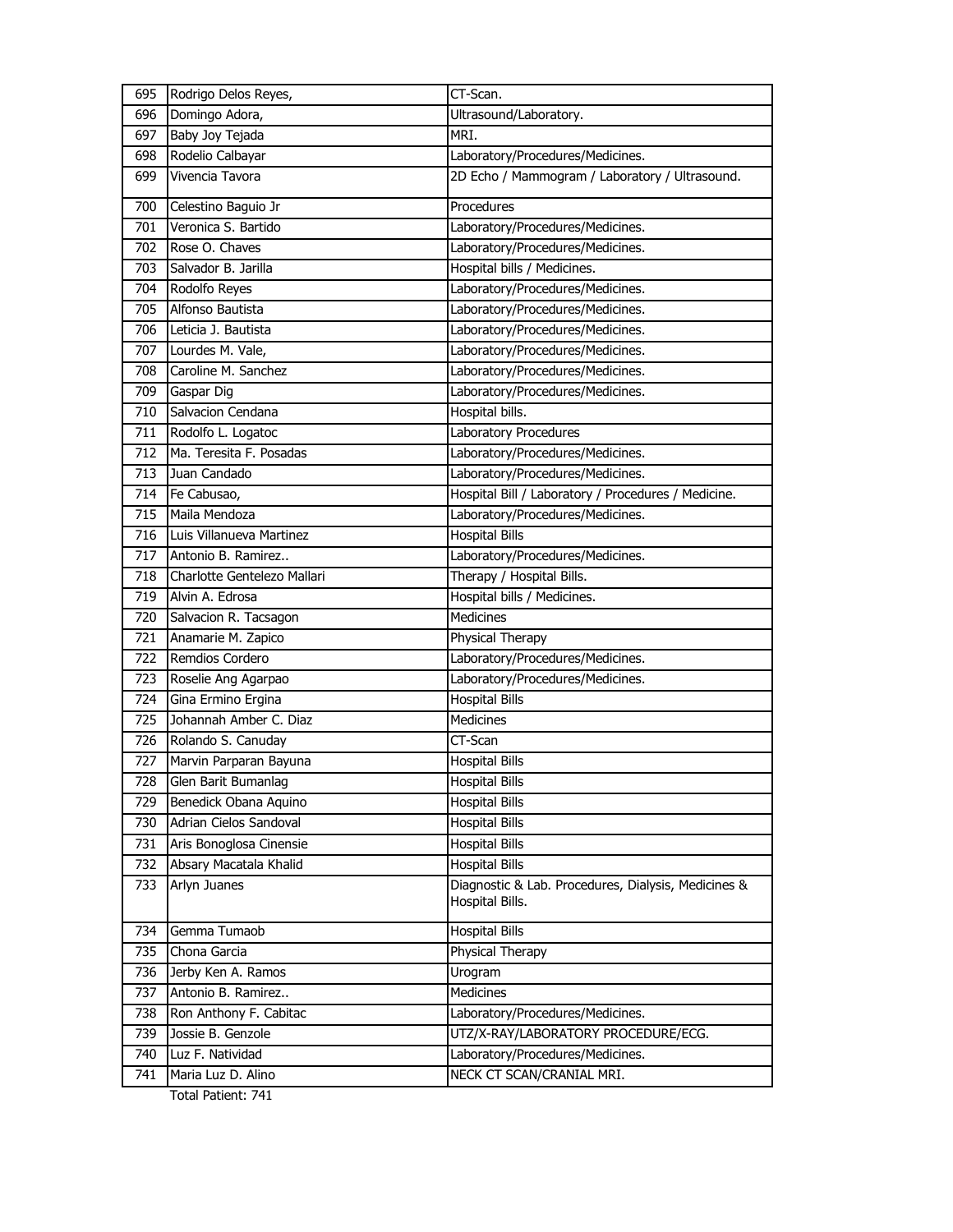| 695 | Rodrigo Delos Reyes, | CT-Scan. |
|---|---|---|
| 696 | Domingo Adora, | Ultrasound/Laboratory. |
| 697 | Baby Joy Tejada | MRI. |
| 698 | Rodelio Calbayar | Laboratory/Procedures/Medicines. |
| 699 | Vivencia Tavora | 2D Echo / Mammogram / Laboratory / Ultrasound. |
| 700 | Celestino Baguio Jr | Procedures |
| 701 | Veronica S. Bartido | Laboratory/Procedures/Medicines. |
| 702 | Rose O. Chaves | Laboratory/Procedures/Medicines. |
| 703 | Salvador B. Jarilla | Hospital bills / Medicines. |
| 704 | Rodolfo Reyes | Laboratory/Procedures/Medicines. |
| 705 | Alfonso Bautista | Laboratory/Procedures/Medicines. |
| 706 | Leticia J. Bautista | Laboratory/Procedures/Medicines. |
| 707 | Lourdes M. Vale, | Laboratory/Procedures/Medicines. |
| 708 | Caroline M. Sanchez | Laboratory/Procedures/Medicines. |
| 709 | Gaspar Dig | Laboratory/Procedures/Medicines. |
| 710 | Salvacion Cendana | Hospital bills. |
| 711 | Rodolfo L. Logatoc | Laboratory Procedures |
| 712 | Ma. Teresita F. Posadas | Laboratory/Procedures/Medicines. |
| 713 | Juan Candado | Laboratory/Procedures/Medicines. |
| 714 | Fe Cabusao, | Hospital Bill / Laboratory / Procedures / Medicine. |
| 715 | Maila Mendoza | Laboratory/Procedures/Medicines. |
| 716 | Luis Villanueva Martinez | Hospital Bills |
| 717 | Antonio B. Ramirez.. | Laboratory/Procedures/Medicines. |
| 718 | Charlotte Gentelezo Mallari | Therapy / Hospital Bills. |
| 719 | Alvin A. Edrosa | Hospital bills / Medicines. |
| 720 | Salvacion R. Tacsagon | Medicines |
| 721 | Anamarie M. Zapico | Physical Therapy |
| 722 | Remdios Cordero | Laboratory/Procedures/Medicines. |
| 723 | Roselie Ang Agarpao | Laboratory/Procedures/Medicines. |
| 724 | Gina Ermino Ergina | Hospital Bills |
| 725 | Johannah Amber C. Diaz | Medicines |
| 726 | Rolando S. Canuday | CT-Scan |
| 727 | Marvin Parparan Bayuna | Hospital Bills |
| 728 | Glen Barit Bumanlag | Hospital Bills |
| 729 | Benedick Obana Aquino | Hospital Bills |
| 730 | Adrian Cielos Sandoval | Hospital Bills |
| 731 | Aris Bonoglosa Cinensie | Hospital Bills |
| 732 | Absary Macatala Khalid | Hospital Bills |
| 733 | Arlyn Juanes | Diagnostic & Lab. Procedures, Dialysis, Medicines & Hospital Bills. |
| 734 | Gemma Tumaob | Hospital Bills |
| 735 | Chona Garcia | Physical Therapy |
| 736 | Jerby Ken A. Ramos | Urogram |
| 737 | Antonio B. Ramirez.. | Medicines |
| 738 | Ron Anthony F. Cabitac | Laboratory/Procedures/Medicines. |
| 739 | Jossie B. Genzole | UTZ/X-RAY/LABORATORY PROCEDURE/ECG. |
| 740 | Luz F. Natividad | Laboratory/Procedures/Medicines. |
| 741 | Maria Luz D. Alino | NECK CT SCAN/CRANIAL MRI. |

Total Patient: 741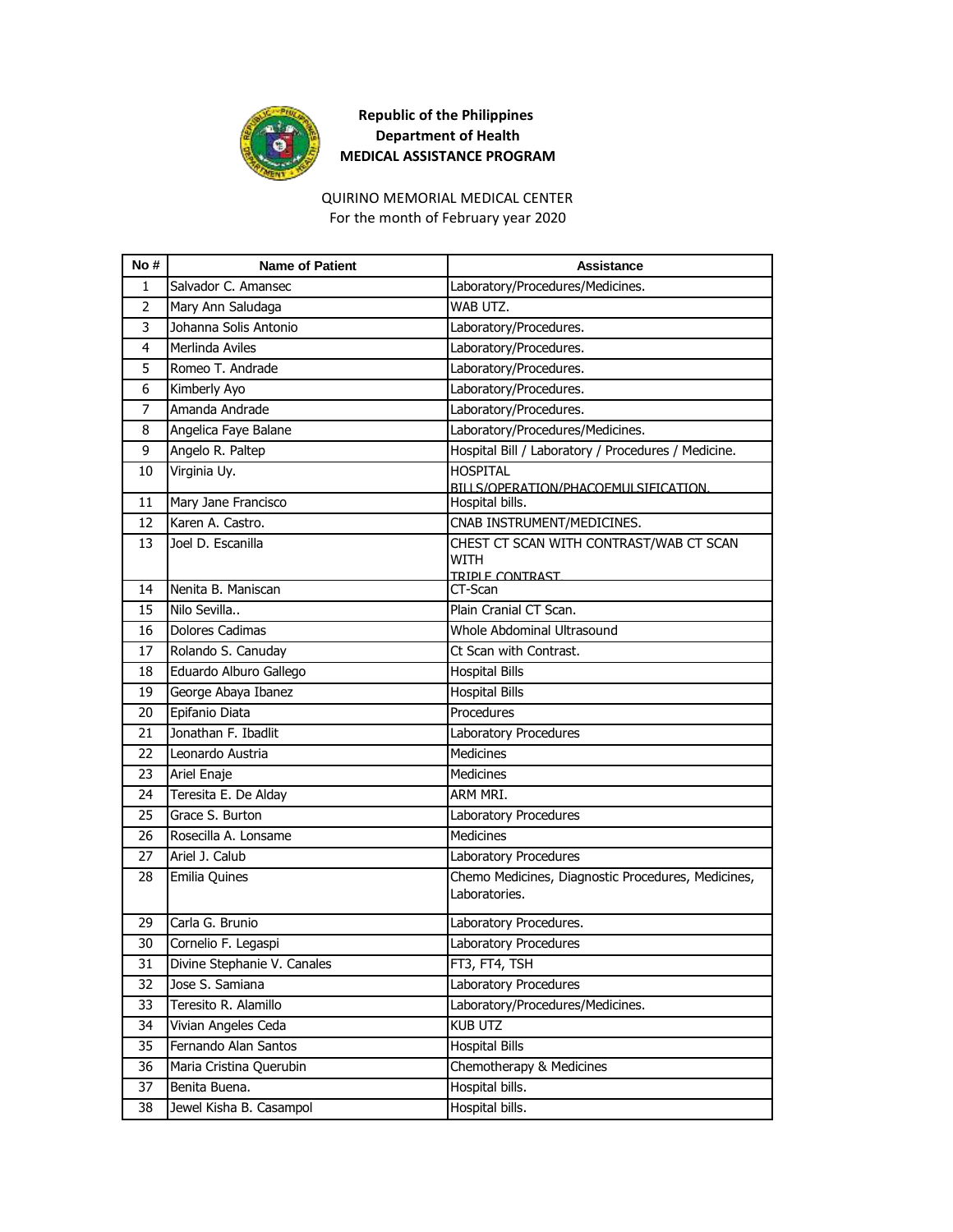**Republic of the Philippines**
**Department of Health**
**MEDICAL ASSISTANCE PROGRAM**

QUIRINO MEMORIAL MEDICAL CENTER
For the month of February year 2020

| No # | Name of Patient | Assistance |
|---|---|---|
| 1 | Salvador C. Amansec | Laboratory/Procedures/Medicines. |
| 2 | Mary Ann Saludaga | WAB UTZ. |
| 3 | Johanna Solis Antonio | Laboratory/Procedures. |
| 4 | Merlinda Aviles | Laboratory/Procedures. |
| 5 | Romeo T. Andrade | Laboratory/Procedures. |
| 6 | Kimberly Ayo | Laboratory/Procedures. |
| 7 | Amanda Andrade | Laboratory/Procedures. |
| 8 | Angelica Faye Balane | Laboratory/Procedures/Medicines. |
| 9 | Angelo R. Paltep | Hospital Bill / Laboratory / Procedures / Medicine. |
| 10 | Virginia Uy. | HOSPITAL BILLS/OPERATION/PHACOEMULSIFICATION. |
| 11 | Mary Jane Francisco | Hospital bills. |
| 12 | Karen A. Castro. | CNAB INSTRUMENT/MEDICINES. |
| 13 | Joel D. Escanilla | CHEST CT SCAN WITH CONTRAST/WAB CT SCAN WITH TRIPLE CONTRAST |
| 14 | Nenita B. Maniscan | CT-Scan |
| 15 | Nilo Sevilla.. | Plain Cranial CT Scan. |
| 16 | Dolores Cadimas | Whole Abdominal Ultrasound |
| 17 | Rolando S. Canuday | Ct Scan with Contrast. |
| 18 | Eduardo Alburo Gallego | Hospital Bills |
| 19 | George Abaya Ibanez | Hospital Bills |
| 20 | Epifanio Diata | Procedures |
| 21 | Jonathan F. Ibadlit | Laboratory Procedures |
| 22 | Leonardo Austria | Medicines |
| 23 | Ariel Enaje | Medicines |
| 24 | Teresita E. De Alday | ARM MRI. |
| 25 | Grace S. Burton | Laboratory Procedures |
| 26 | Rosecilla A. Lonsame | Medicines |
| 27 | Ariel J. Calub | Laboratory Procedures |
| 28 | Emilia Quines | Chemo Medicines, Diagnostic Procedures, Medicines, Laboratories. |
| 29 | Carla G. Brunio | Laboratory Procedures. |
| 30 | Cornelio F. Legaspi | Laboratory Procedures |
| 31 | Divine Stephanie V. Canales | FT3, FT4, TSH |
| 32 | Jose S. Samiana | Laboratory Procedures |
| 33 | Teresito R. Alamillo | Laboratory/Procedures/Medicines. |
| 34 | Vivian Angeles Ceda | KUB UTZ |
| 35 | Fernando Alan Santos | Hospital Bills |
| 36 | Maria Cristina Querubin | Chemotherapy & Medicines |
| 37 | Benita Buena. | Hospital bills. |
| 38 | Jewel Kisha B. Casampol | Hospital bills. |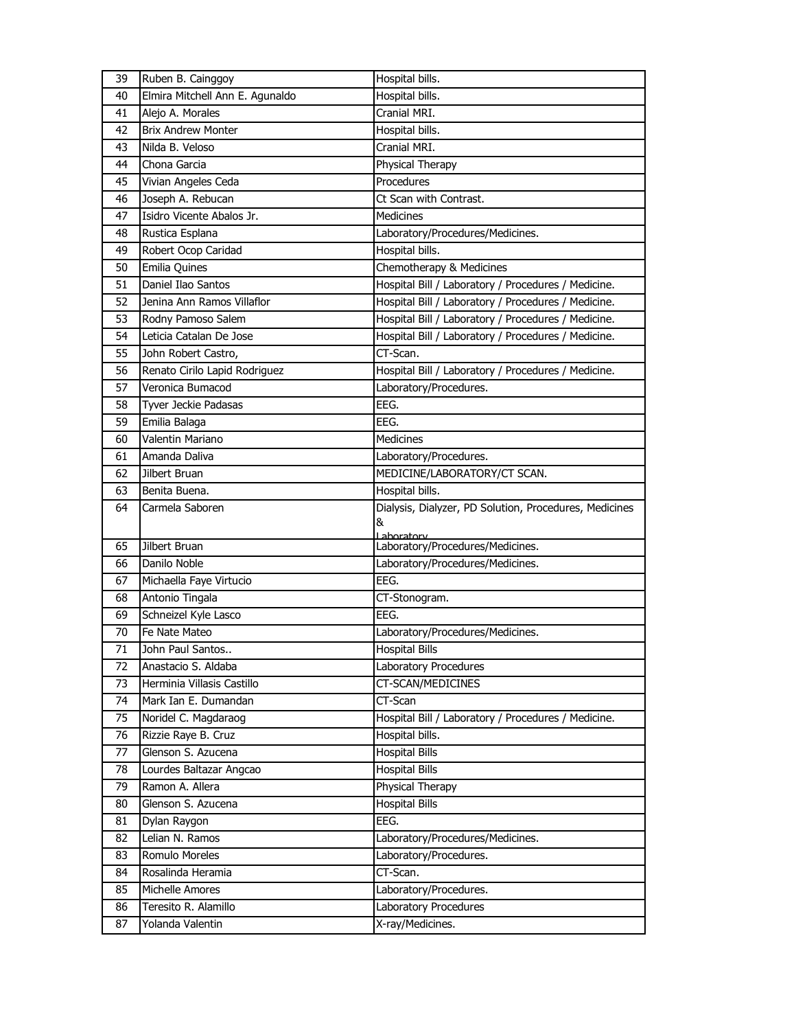| 39 | Ruben B. Cainggoy | Hospital bills. |
|---|---|---|
| 40 | Elmira Mitchell Ann E. Agunaldo | Hospital bills. |
| 41 | Alejo A. Morales | Cranial MRI. |
| 42 | Brix Andrew Monter | Hospital bills. |
| 43 | Nilda B. Veloso | Cranial MRI. |
| 44 | Chona Garcia | Physical Therapy |
| 45 | Vivian Angeles Ceda | Procedures |
| 46 | Joseph A. Rebucan | Ct Scan with Contrast. |
| 47 | Isidro Vicente Abalos Jr. | Medicines |
| 48 | Rustica Esplana | Laboratory/Procedures/Medicines. |
| 49 | Robert Ocop Caridad | Hospital bills. |
| 50 | Emilia Quines | Chemotherapy & Medicines |
| 51 | Daniel Ilao Santos | Hospital Bill / Laboratory / Procedures / Medicine. |
| 52 | Jenina Ann Ramos Villaflor | Hospital Bill / Laboratory / Procedures / Medicine. |
| 53 | Rodny Pamoso Salem | Hospital Bill / Laboratory / Procedures / Medicine. |
| 54 | Leticia Catalan De Jose | Hospital Bill / Laboratory / Procedures / Medicine. |
| 55 | John Robert Castro, | CT-Scan. |
| 56 | Renato Cirilo Lapid Rodriguez | Hospital Bill / Laboratory / Procedures / Medicine. |
| 57 | Veronica Bumacod | Laboratory/Procedures. |
| 58 | Tyver Jeckie Padasas | EEG. |
| 59 | Emilia Balaga | EEG. |
| 60 | Valentin Mariano | Medicines |
| 61 | Amanda Daliva | Laboratory/Procedures. |
| 62 | Jilbert Bruan | MEDICINE/LABORATORY/CT SCAN. |
| 63 | Benita Buena. | Hospital bills. |
| 64 | Carmela Saboren | Dialysis, Dialyzer, PD Solution, Procedures, Medicines & Laboratory |
| 65 | Jilbert Bruan | Laboratory/Procedures/Medicines. |
| 66 | Danilo Noble | Laboratory/Procedures/Medicines. |
| 67 | Michaella Faye Virtucio | EEG. |
| 68 | Antonio Tingala | CT-Stonogram. |
| 69 | Schneizel Kyle Lasco | EEG. |
| 70 | Fe Nate Mateo | Laboratory/Procedures/Medicines. |
| 71 | John Paul Santos.. | Hospital Bills |
| 72 | Anastacio S. Aldaba | Laboratory Procedures |
| 73 | Herminia Villasis Castillo | CT-SCAN/MEDICINES |
| 74 | Mark Ian E. Dumandan | CT-Scan |
| 75 | Noridel C. Magdaraog | Hospital Bill / Laboratory / Procedures / Medicine. |
| 76 | Rizzie Raye B. Cruz | Hospital bills. |
| 77 | Glenson S. Azucena | Hospital Bills |
| 78 | Lourdes Baltazar Angcao | Hospital Bills |
| 79 | Ramon A. Allera | Physical Therapy |
| 80 | Glenson S. Azucena | Hospital Bills |
| 81 | Dylan Raygon | EEG. |
| 82 | Lelian N. Ramos | Laboratory/Procedures/Medicines. |
| 83 | Romulo Moreles | Laboratory/Procedures. |
| 84 | Rosalinda Heramia | CT-Scan. |
| 85 | Michelle Amores | Laboratory/Procedures. |
| 86 | Teresito R. Alamillo | Laboratory Procedures |
| 87 | Yolanda Valentin | X-ray/Medicines. |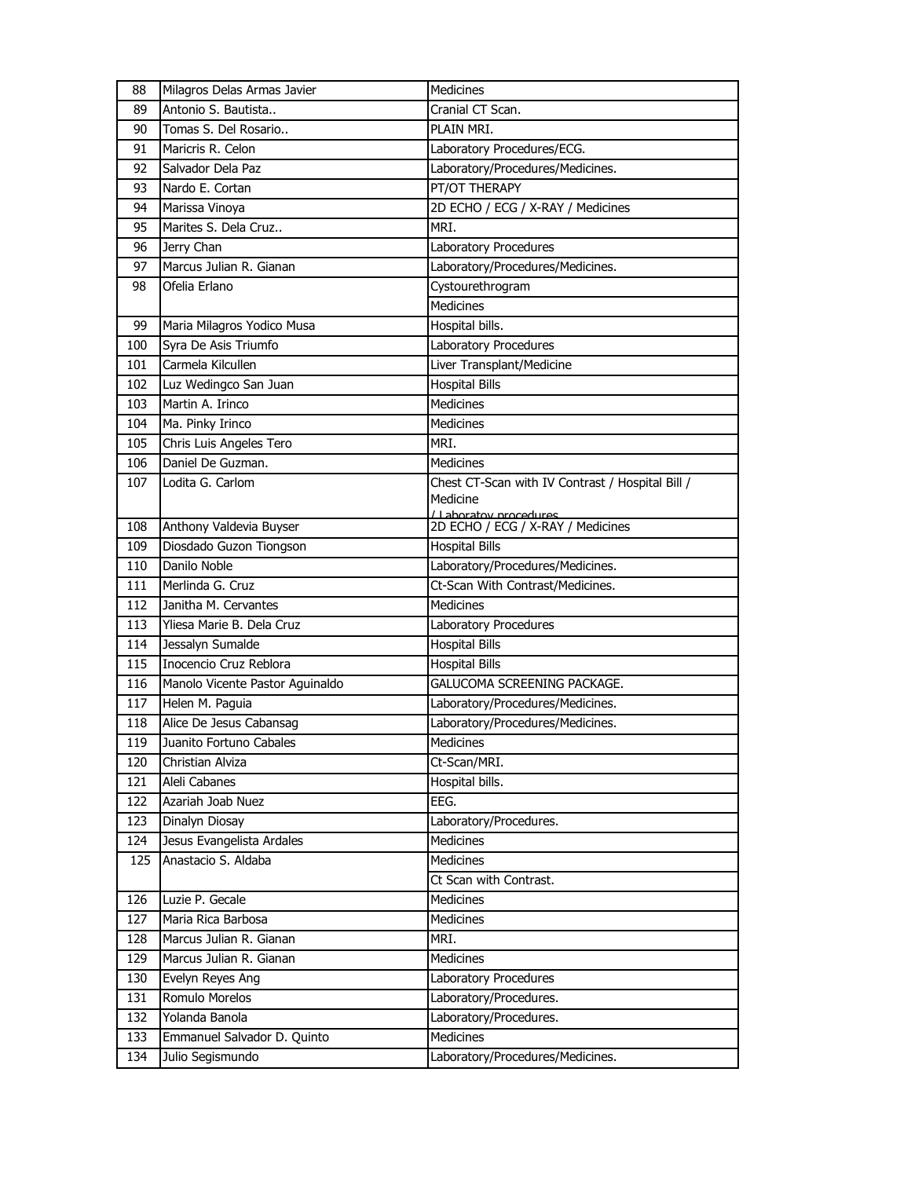| 88 | Milagros Delas Armas Javier | Medicines |
|---|---|---|
| 89 | Antonio S. Bautista.. | Cranial CT Scan. |
| 90 | Tomas S. Del Rosario.. | PLAIN MRI. |
| 91 | Maricris R. Celon | Laboratory Procedures/ECG. |
| 92 | Salvador Dela Paz | Laboratory/Procedures/Medicines. |
| 93 | Nardo E. Cortan | PT/OT THERAPY |
| 94 | Marissa Vinoya | 2D ECHO / ECG / X-RAY / Medicines |
| 95 | Marites S. Dela Cruz.. | MRI. |
| 96 | Jerry Chan | Laboratory Procedures |
| 97 | Marcus Julian R. Gianan | Laboratory/Procedures/Medicines. |
| 98 | Ofelia Erlano | Cystourethrogram |
| | | Medicines |
| 99 | Maria Milagros Yodico Musa | Hospital bills. |
| 100 | Syra De Asis Triumfo | Laboratory Procedures |
| 101 | Carmela Kilcullen | Liver Transplant/Medicine |
| 102 | Luz Wedingco San Juan | Hospital Bills |
| 103 | Martin A. Irinco | Medicines |
| 104 | Ma. Pinky Irinco | Medicines |
| 105 | Chris Luis Angeles Tero | MRI. |
| 106 | Daniel De Guzman. | Medicines |
| 107 | Lodita G. Carlom | Chest CT-Scan with IV Contrast / Hospital Bill / Medicine / Laboratoy procedures |
| 108 | Anthony Valdevia Buyser | 2D ECHO / ECG / X-RAY / Medicines |
| 109 | Diosdado Guzon Tiongson | Hospital Bills |
| 110 | Danilo Noble | Laboratory/Procedures/Medicines. |
| 111 | Merlinda G. Cruz | Ct-Scan With Contrast/Medicines. |
| 112 | Janitha M. Cervantes | Medicines |
| 113 | Yliesa Marie B. Dela Cruz | Laboratory Procedures |
| 114 | Jessalyn Sumalde | Hospital Bills |
| 115 | Inocencio Cruz Reblora | Hospital Bills |
| 116 | Manolo Vicente Pastor Aguinaldo | GALUCOMA SCREENING PACKAGE. |
| 117 | Helen M. Paguia | Laboratory/Procedures/Medicines. |
| 118 | Alice De Jesus Cabansag | Laboratory/Procedures/Medicines. |
| 119 | Juanito Fortuno Cabales | Medicines |
| 120 | Christian Alviza | Ct-Scan/MRI. |
| 121 | Aleli Cabanes | Hospital bills. |
| 122 | Azariah Joab Nuez | EEG. |
| 123 | Dinalyn Diosay | Laboratory/Procedures. |
| 124 | Jesus Evangelista Ardales | Medicines |
| 125 | Anastacio S. Aldaba | Medicines |
| | | Ct Scan with Contrast. |
| 126 | Luzie P. Gecale | Medicines |
| 127 | Maria Rica Barbosa | Medicines |
| 128 | Marcus Julian R. Gianan | MRI. |
| 129 | Marcus Julian R. Gianan | Medicines |
| 130 | Evelyn Reyes Ang | Laboratory Procedures |
| 131 | Romulo Morelos | Laboratory/Procedures. |
| 132 | Yolanda Banola | Laboratory/Procedures. |
| 133 | Emmanuel Salvador D. Quinto | Medicines |
| 134 | Julio Segismundo | Laboratory/Procedures/Medicines. |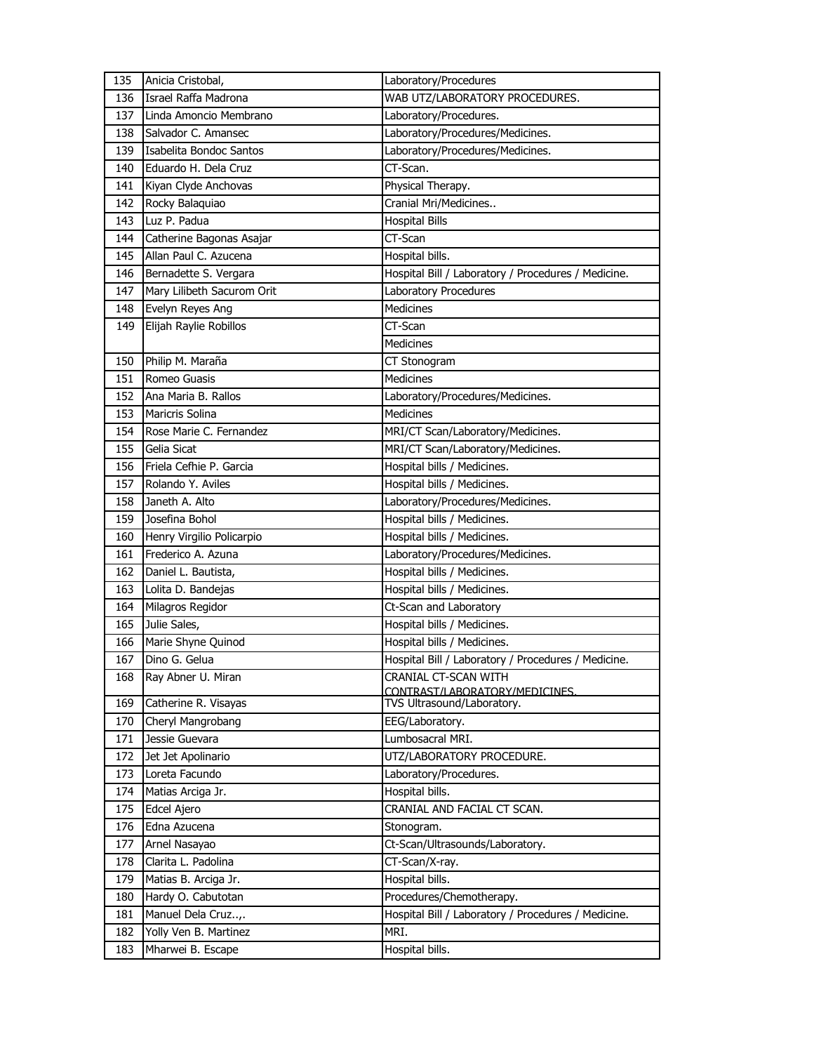| 135 | Anicia Cristobal, | Laboratory/Procedures |
|---|---|---|
| 136 | Israel Raffa Madrona | WAB UTZ/LABORATORY PROCEDURES. |
| 137 | Linda Amoncio Membrano | Laboratory/Procedures. |
| 138 | Salvador C. Amansec | Laboratory/Procedures/Medicines. |
| 139 | Isabelita Bondoc Santos | Laboratory/Procedures/Medicines. |
| 140 | Eduardo H. Dela Cruz | CT-Scan. |
| 141 | Kiyan Clyde Anchovas | Physical Therapy. |
| 142 | Rocky Balaquiao | Cranial Mri/Medicines.. |
| 143 | Luz P. Padua | Hospital Bills |
| 144 | Catherine Bagonas Asajar | CT-Scan |
| 145 | Allan Paul C. Azucena | Hospital bills. |
| 146 | Bernadette S. Vergara | Hospital Bill / Laboratory / Procedures / Medicine. |
| 147 | Mary Lilibeth Sacurom Orit | Laboratory Procedures |
| 148 | Evelyn Reyes Ang | Medicines |
| 149 | Elijah Raylie Robillos | CT-Scan |
| | | Medicines |
| 150 | Philip M. Maraña | CT Stonogram |
| 151 | Romeo Guasis | Medicines |
| 152 | Ana Maria B. Rallos | Laboratory/Procedures/Medicines. |
| 153 | Maricris Solina | Medicines |
| 154 | Rose Marie C. Fernandez | MRI/CT Scan/Laboratory/Medicines. |
| 155 | Gelia Sicat | MRI/CT Scan/Laboratory/Medicines. |
| 156 | Friela Cefhie P. Garcia | Hospital bills / Medicines. |
| 157 | Rolando Y. Aviles | Hospital bills / Medicines. |
| 158 | Janeth A. Alto | Laboratory/Procedures/Medicines. |
| 159 | Josefina Bohol | Hospital bills / Medicines. |
| 160 | Henry Virgilio Policarpio | Hospital bills / Medicines. |
| 161 | Frederico A. Azuna | Laboratory/Procedures/Medicines. |
| 162 | Daniel L. Bautista, | Hospital bills / Medicines. |
| 163 | Lolita D. Bandejas | Hospital bills / Medicines. |
| 164 | Milagros Regidor | Ct-Scan and Laboratory |
| 165 | Julie Sales, | Hospital bills / Medicines. |
| 166 | Marie Shyne Quinod | Hospital bills / Medicines. |
| 167 | Dino G. Gelua | Hospital Bill / Laboratory / Procedures / Medicine. |
| 168 | Ray Abner U. Miran | CRANIAL CT-SCAN WITH CONTRAST/LABORATORY/MEDICINES. |
| 169 | Catherine R. Visayas | TVS Ultrasound/Laboratory. |
| 170 | Cheryl Mangrobang | EEG/Laboratory. |
| 171 | Jessie Guevara | Lumbosacral MRI. |
| 172 | Jet Jet Apolinario | UTZ/LABORATORY PROCEDURE. |
| 173 | Loreta Facundo | Laboratory/Procedures. |
| 174 | Matias Arciga Jr. | Hospital bills. |
| 175 | Edcel Ajero | CRANIAL AND FACIAL CT SCAN. |
| 176 | Edna Azucena | Stonogram. |
| 177 | Arnel Nasayao | Ct-Scan/Ultrasounds/Laboratory. |
| 178 | Clarita L. Padolina | CT-Scan/X-ray. |
| 179 | Matias B. Arciga Jr. | Hospital bills. |
| 180 | Hardy O. Cabutotan | Procedures/Chemotherapy. |
| 181 | Manuel Dela Cruz..,. | Hospital Bill / Laboratory / Procedures / Medicine. |
| 182 | Yolly Ven B. Martinez | MRI. |
| 183 | Mharwei B. Escape | Hospital bills. |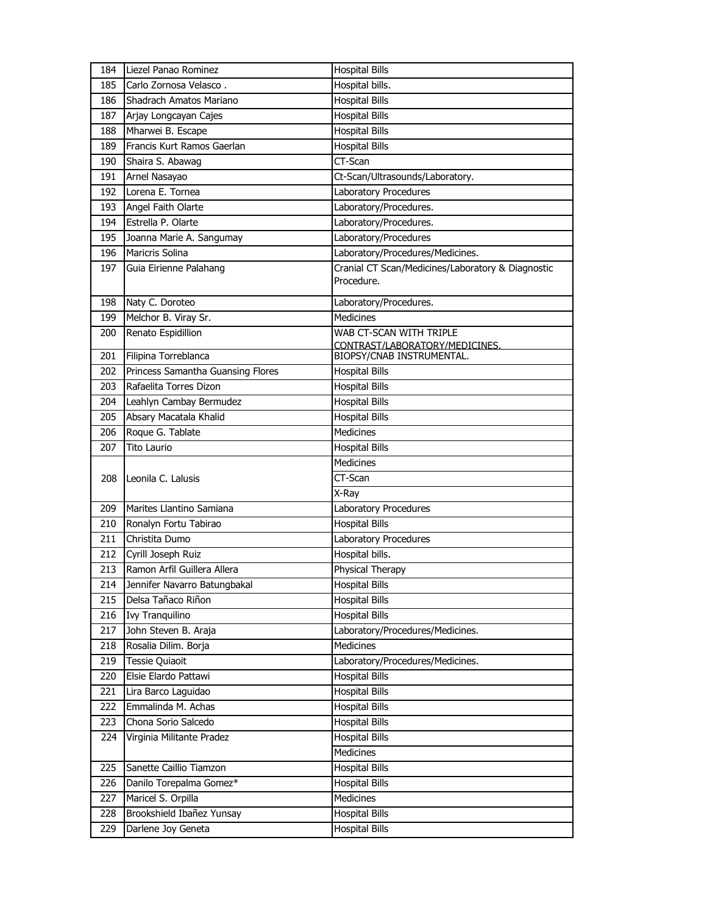| 184 | Liezel Panao Rominez | Hospital Bills |
|---|---|---|
| 185 | Carlo Zornosa Velasco . | Hospital bills. |
| 186 | Shadrach Amatos Mariano | Hospital Bills |
| 187 | Arjay Longcayan Cajes | Hospital Bills |
| 188 | Mharwei B. Escape | Hospital Bills |
| 189 | Francis Kurt Ramos Gaerlan | Hospital Bills |
| 190 | Shaira S. Abawag | CT-Scan |
| 191 | Arnel Nasayao | Ct-Scan/Ultrasounds/Laboratory. |
| 192 | Lorena E. Tornea | Laboratory Procedures |
| 193 | Angel Faith Olarte | Laboratory/Procedures. |
| 194 | Estrella P. Olarte | Laboratory/Procedures. |
| 195 | Joanna Marie A. Sangumay | Laboratory/Procedures |
| 196 | Maricris Solina | Laboratory/Procedures/Medicines. |
| 197 | Guia Eirienne Palahang | Cranial CT Scan/Medicines/Laboratory & Diagnostic Procedure. |
| 198 | Naty C. Doroteo | Laboratory/Procedures. |
| 199 | Melchor B. Viray Sr. | Medicines |
| 200 | Renato Espidillion | WAB CT-SCAN WITH TRIPLE CONTRAST/LABORATORY/MEDICINES. |
| 201 | Filipina Torreblanca | BIOPSY/CNAB INSTRUMENTAL. |
| 202 | Princess Samantha Guansing Flores | Hospital Bills |
| 203 | Rafaelita Torres Dizon | Hospital Bills |
| 204 | Leahlyn Cambay Bermudez | Hospital Bills |
| 205 | Absary Macatala Khalid | Hospital Bills |
| 206 | Roque G. Tablate | Medicines |
| 207 | Tito Laurio | Hospital Bills |
| 208 | Leonila C. Lalusis | Medicines |
| | | CT-Scan |
| | | X-Ray |
| 209 | Marites Llantino Samiana | Laboratory Procedures |
| 210 | Ronalyn Fortu Tabirao | Hospital Bills |
| 211 | Christita Dumo | Laboratory Procedures |
| 212 | Cyrill Joseph Ruiz | Hospital bills. |
| 213 | Ramon Arfil Guillera Allera | Physical Therapy |
| 214 | Jennifer Navarro Batungbakal | Hospital Bills |
| 215 | Delsa Tañaco Riñon | Hospital Bills |
| 216 | Ivy Tranquilino | Hospital Bills |
| 217 | John Steven B. Araja | Laboratory/Procedures/Medicines. |
| 218 | Rosalia Dilim. Borja | Medicines |
| 219 | Tessie Quiaoit | Laboratory/Procedures/Medicines. |
| 220 | Elsie Elardo Pattawi | Hospital Bills |
| 221 | Lira Barco Laguidao | Hospital Bills |
| 222 | Emmalinda M. Achas | Hospital Bills |
| 223 | Chona Sorio Salcedo | Hospital Bills |
| 224 | Virginia Militante Pradez | Hospital Bills |
| | | Medicines |
| 225 | Sanette Caillio Tiamzon | Hospital Bills |
| 226 | Danilo Torepalma Gomez* | Hospital Bills |
| 227 | Maricel S. Orpilla | Medicines |
| 228 | Brookshield Ibañez Yunsay | Hospital Bills |
| 229 | Darlene Joy Geneta | Hospital Bills |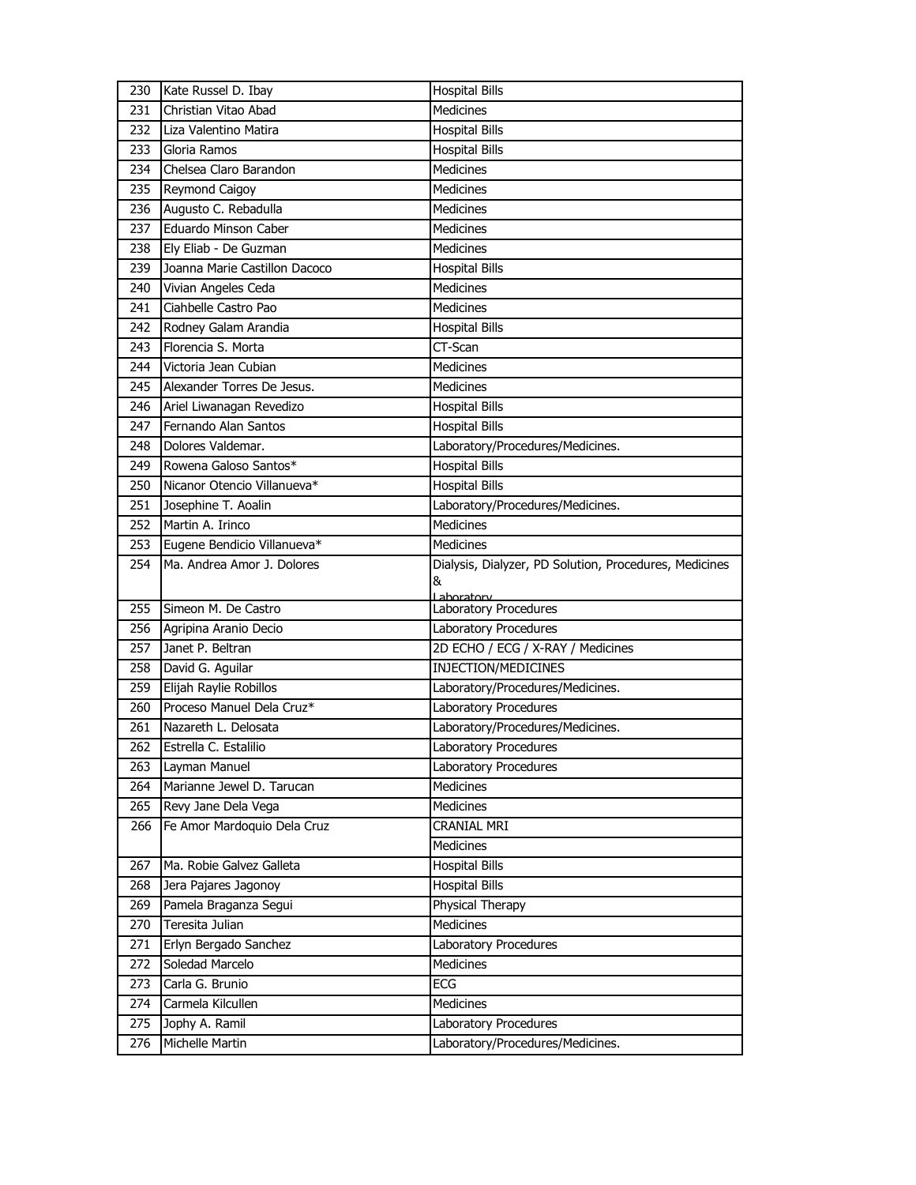| | | |
|---|---|---|
| 230 | Kate Russel D. Ibay | Hospital Bills |
| 231 | Christian Vitao Abad | Medicines |
| 232 | Liza Valentino Matira | Hospital Bills |
| 233 | Gloria Ramos | Hospital Bills |
| 234 | Chelsea Claro Barandon | Medicines |
| 235 | Reymond Caigoy | Medicines |
| 236 | Augusto C. Rebadulla | Medicines |
| 237 | Eduardo Minson Caber | Medicines |
| 238 | Ely Eliab - De Guzman | Medicines |
| 239 | Joanna Marie Castillon Dacoco | Hospital Bills |
| 240 | Vivian Angeles Ceda | Medicines |
| 241 | Ciahbelle Castro Pao | Medicines |
| 242 | Rodney Galam Arandia | Hospital Bills |
| 243 | Florencia S. Morta | CT-Scan |
| 244 | Victoria Jean Cubian | Medicines |
| 245 | Alexander Torres De Jesus. | Medicines |
| 246 | Ariel Liwanagan Revedizo | Hospital Bills |
| 247 | Fernando Alan Santos | Hospital Bills |
| 248 | Dolores Valdemar. | Laboratory/Procedures/Medicines. |
| 249 | Rowena Galoso Santos* | Hospital Bills |
| 250 | Nicanor Otencio Villanueva* | Hospital Bills |
| 251 | Josephine T. Aoalin | Laboratory/Procedures/Medicines. |
| 252 | Martin A. Irinco | Medicines |
| 253 | Eugene Bendicio Villanueva* | Medicines |
| 254 | Ma. Andrea Amor J. Dolores | Dialysis, Dialyzer, PD Solution, Procedures, Medicines & Laboratory |
| 255 | Simeon M. De Castro | Laboratory Procedures |
| 256 | Agripina Aranio Decio | Laboratory Procedures |
| 257 | Janet P. Beltran | 2D ECHO / ECG / X-RAY / Medicines |
| 258 | David G. Aguilar | INJECTION/MEDICINES |
| 259 | Elijah Raylie Robillos | Laboratory/Procedures/Medicines. |
| 260 | Proceso Manuel Dela Cruz* | Laboratory Procedures |
| 261 | Nazareth L. Delosata | Laboratory/Procedures/Medicines. |
| 262 | Estrella C. Estalilio | Laboratory Procedures |
| 263 | Layman Manuel | Laboratory Procedures |
| 264 | Marianne Jewel D. Tarucan | Medicines |
| 265 | Revy Jane Dela Vega | Medicines |
| 266 | Fe Amor Mardoquio Dela Cruz | CRANIAL MRI |
| | | Medicines |
| 267 | Ma. Robie Galvez Galleta | Hospital Bills |
| 268 | Jera Pajares Jagonoy | Hospital Bills |
| 269 | Pamela Braganza Segui | Physical Therapy |
| 270 | Teresita Julian | Medicines |
| 271 | Erlyn Bergado Sanchez | Laboratory Procedures |
| 272 | Soledad Marcelo | Medicines |
| 273 | Carla G. Brunio | ECG |
| 274 | Carmela Kilcullen | Medicines |
| 275 | Jophy A. Ramil | Laboratory Procedures |
| 276 | Michelle Martin | Laboratory/Procedures/Medicines. |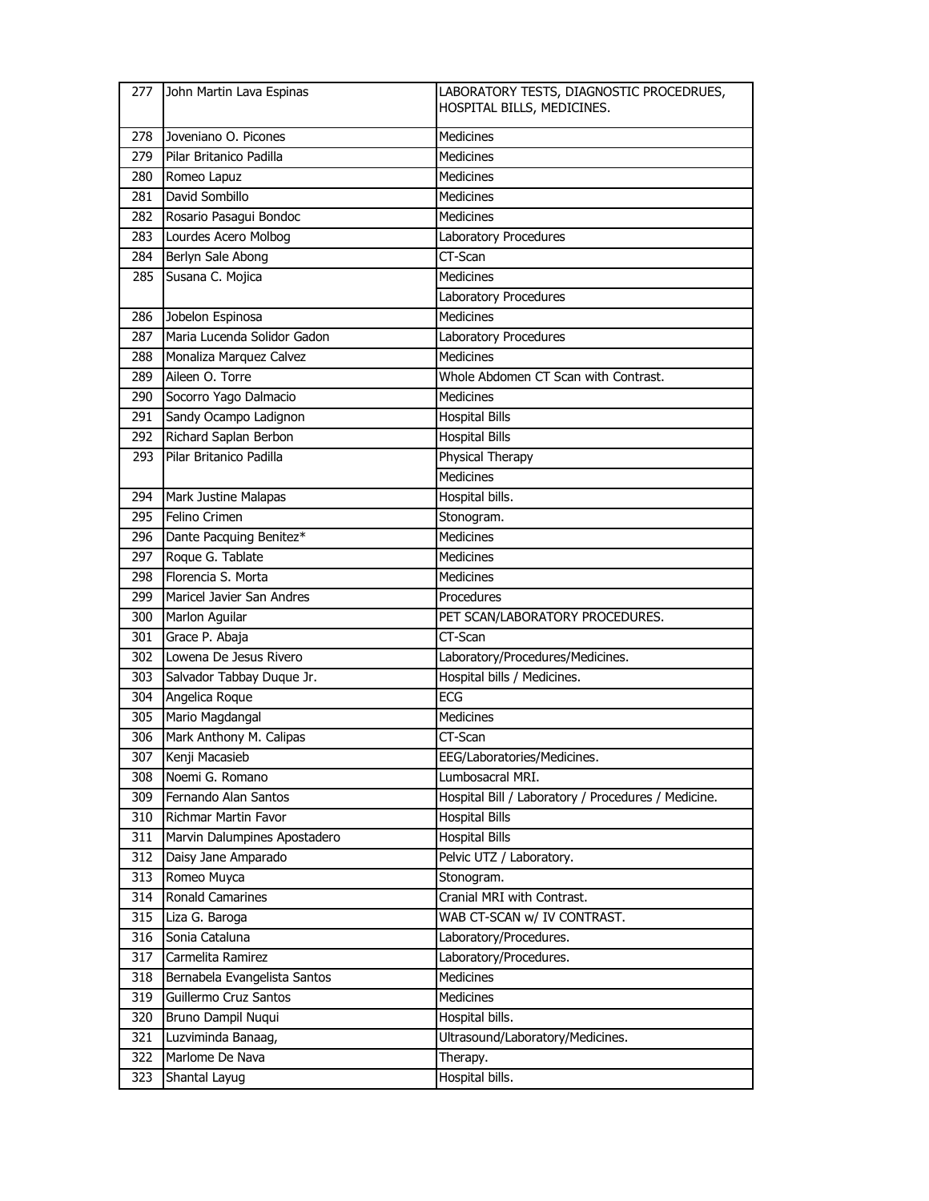| 277 | John Martin Lava Espinas | LABORATORY TESTS, DIAGNOSTIC PROCEDRUES, HOSPITAL BILLS, MEDICINES. |
|---|---|---|
| 278 | Joveniano O. Picones | Medicines |
| 279 | Pilar Britanico Padilla | Medicines |
| 280 | Romeo Lapuz | Medicines |
| 281 | David Sombillo | Medicines |
| 282 | Rosario Pasagui Bondoc | Medicines |
| 283 | Lourdes Acero Molbog | Laboratory Procedures |
| 284 | Berlyn Sale Abong | CT-Scan |
| 285 | Susana C. Mojica | Medicines |
| | | Laboratory Procedures |
| 286 | Jobelon Espinosa | Medicines |
| 287 | Maria Lucenda Solidor Gadon | Laboratory Procedures |
| 288 | Monaliza Marquez Calvez | Medicines |
| 289 | Aileen O. Torre | Whole Abdomen CT Scan with Contrast. |
| 290 | Socorro Yago Dalmacio | Medicines |
| 291 | Sandy Ocampo Ladignon | Hospital Bills |
| 292 | Richard Saplan Berbon | Hospital Bills |
| 293 | Pilar Britanico Padilla | Physical Therapy |
| | | Medicines |
| 294 | Mark Justine Malapas | Hospital bills. |
| 295 | Felino Crimen | Stonogram. |
| 296 | Dante Pacquing Benitez* | Medicines |
| 297 | Roque G. Tablate | Medicines |
| 298 | Florencia S. Morta | Medicines |
| 299 | Maricel Javier San Andres | Procedures |
| 300 | Marlon Aguilar | PET SCAN/LABORATORY PROCEDURES. |
| 301 | Grace P. Abaja | CT-Scan |
| 302 | Lowena De Jesus Rivero | Laboratory/Procedures/Medicines. |
| 303 | Salvador Tabbay Duque Jr. | Hospital bills / Medicines. |
| 304 | Angelica Roque | ECG |
| 305 | Mario Magdangal | Medicines |
| 306 | Mark Anthony M. Calipas | CT-Scan |
| 307 | Kenji Macasieb | EEG/Laboratories/Medicines. |
| 308 | Noemi G. Romano | Lumbosacral MRI. |
| 309 | Fernando Alan Santos | Hospital Bill / Laboratory / Procedures / Medicine. |
| 310 | Richmar Martin Favor | Hospital Bills |
| 311 | Marvin Dalumpines Apostadero | Hospital Bills |
| 312 | Daisy Jane Amparado | Pelvic UTZ / Laboratory. |
| 313 | Romeo Muyca | Stonogram. |
| 314 | Ronald Camarines | Cranial MRI with Contrast. |
| 315 | Liza G. Baroga | WAB CT-SCAN w/ IV CONTRAST. |
| 316 | Sonia Cataluna | Laboratory/Procedures. |
| 317 | Carmelita Ramirez | Laboratory/Procedures. |
| 318 | Bernabela Evangelista Santos | Medicines |
| 319 | Guillermo Cruz Santos | Medicines |
| 320 | Bruno Dampil Nuqui | Hospital bills. |
| 321 | Luzviminda Banaag, | Ultrasound/Laboratory/Medicines. |
| 322 | Marlome De Nava | Therapy. |
| 323 | Shantal Layug | Hospital bills. |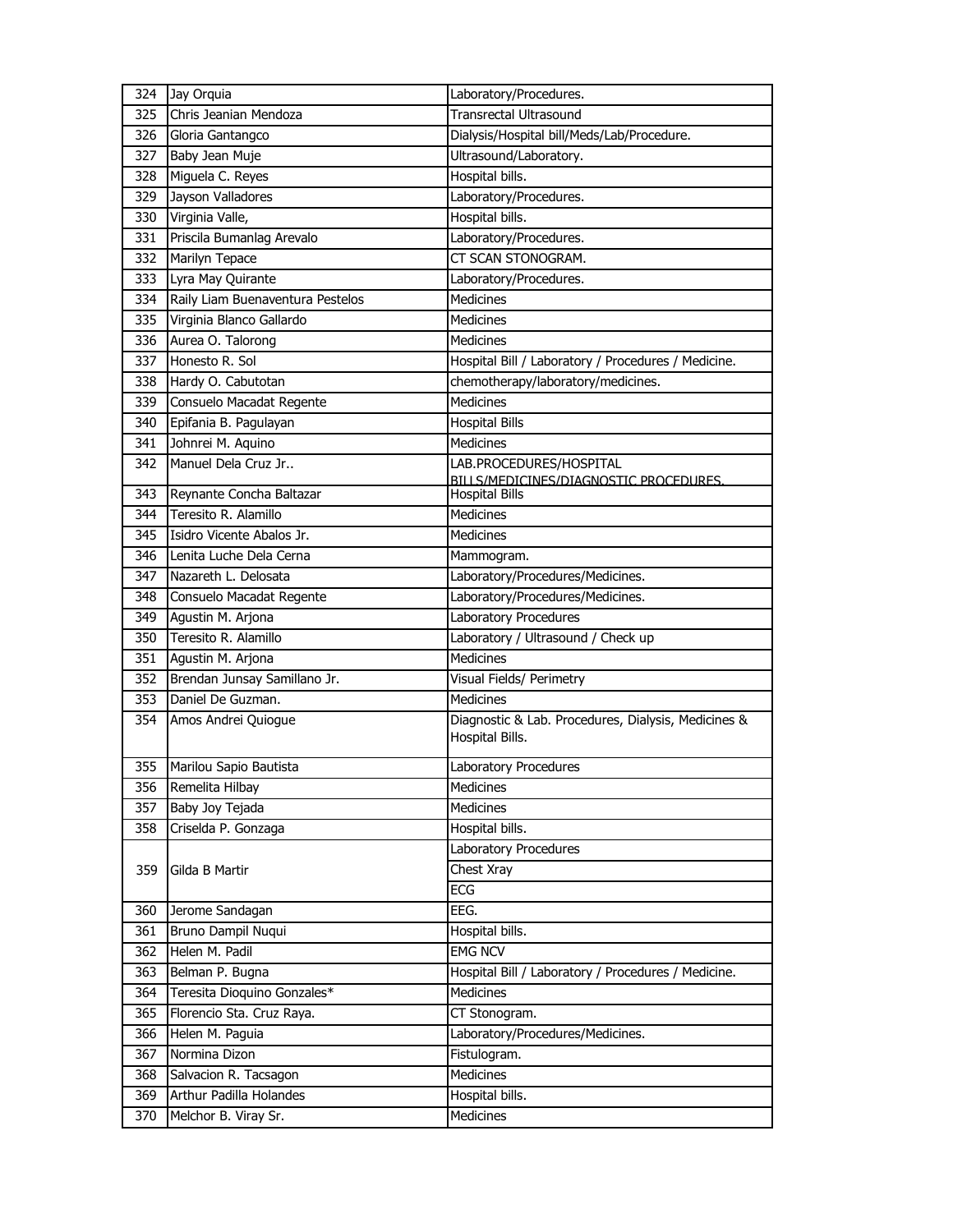| 324 | Jay Orquia | Laboratory/Procedures. |
|---|---|---|
| 325 | Chris Jeanian Mendoza | Transrectal Ultrasound |
| 326 | Gloria Gantangco | Dialysis/Hospital bill/Meds/Lab/Procedure. |
| 327 | Baby Jean Muje | Ultrasound/Laboratory. |
| 328 | Miguela C. Reyes | Hospital bills. |
| 329 | Jayson Valladores | Laboratory/Procedures. |
| 330 | Virginia Valle, | Hospital bills. |
| 331 | Priscila Bumanlag Arevalo | Laboratory/Procedures. |
| 332 | Marilyn Tepace | CT SCAN STONOGRAM. |
| 333 | Lyra May Quirante | Laboratory/Procedures. |
| 334 | Raily Liam Buenaventura Pestelos | Medicines |
| 335 | Virginia Blanco Gallardo | Medicines |
| 336 | Aurea O. Talorong | Medicines |
| 337 | Honesto R. Sol | Hospital Bill / Laboratory / Procedures / Medicine. |
| 338 | Hardy O. Cabutotan | chemotherapy/laboratory/medicines. |
| 339 | Consuelo Macadat Regente | Medicines |
| 340 | Epifania B. Pagulayan | Hospital Bills |
| 341 | Johnrei M. Aquino | Medicines |
| 342 | Manuel Dela Cruz Jr.. | LAB.PROCEDURES/HOSPITAL BILLS/MEDICINES/DIAGNOSTIC PROCEDURES. |
| 343 | Reynante Concha Baltazar | Hospital Bills |
| 344 | Teresito R. Alamillo | Medicines |
| 345 | Isidro Vicente Abalos Jr. | Medicines |
| 346 | Lenita Luche Dela Cerna | Mammogram. |
| 347 | Nazareth L. Delosata | Laboratory/Procedures/Medicines. |
| 348 | Consuelo Macadat Regente | Laboratory/Procedures/Medicines. |
| 349 | Agustin M. Arjona | Laboratory Procedures |
| 350 | Teresito R. Alamillo | Laboratory / Ultrasound / Check up |
| 351 | Agustin M. Arjona | Medicines |
| 352 | Brendan Junsay Samillano Jr. | Visual Fields/ Perimetry |
| 353 | Daniel De Guzman. | Medicines |
| 354 | Amos Andrei Quiogue | Diagnostic & Lab. Procedures, Dialysis, Medicines & Hospital Bills. |
| 355 | Marilou Sapio Bautista | Laboratory Procedures |
| 356 | Remelita Hilbay | Medicines |
| 357 | Baby Joy Tejada | Medicines |
| 358 | Criselda P. Gonzaga | Hospital bills. |
| 359 | Gilda B Martir | Laboratory Procedures |
| | | Chest Xray |
| | | ECG |
| 360 | Jerome Sandagan | EEG. |
| 361 | Bruno Dampil Nuqui | Hospital bills. |
| 362 | Helen M. Padil | EMG NCV |
| 363 | Belman P. Bugna | Hospital Bill / Laboratory / Procedures / Medicine. |
| 364 | Teresita Dioquino Gonzales* | Medicines |
| 365 | Florencio Sta. Cruz Raya. | CT Stonogram. |
| 366 | Helen M. Paguia | Laboratory/Procedures/Medicines. |
| 367 | Normina Dizon | Fistulogram. |
| 368 | Salvacion R. Tacsagon | Medicines |
| 369 | Arthur Padilla Holandes | Hospital bills. |
| 370 | Melchor B. Viray Sr. | Medicines |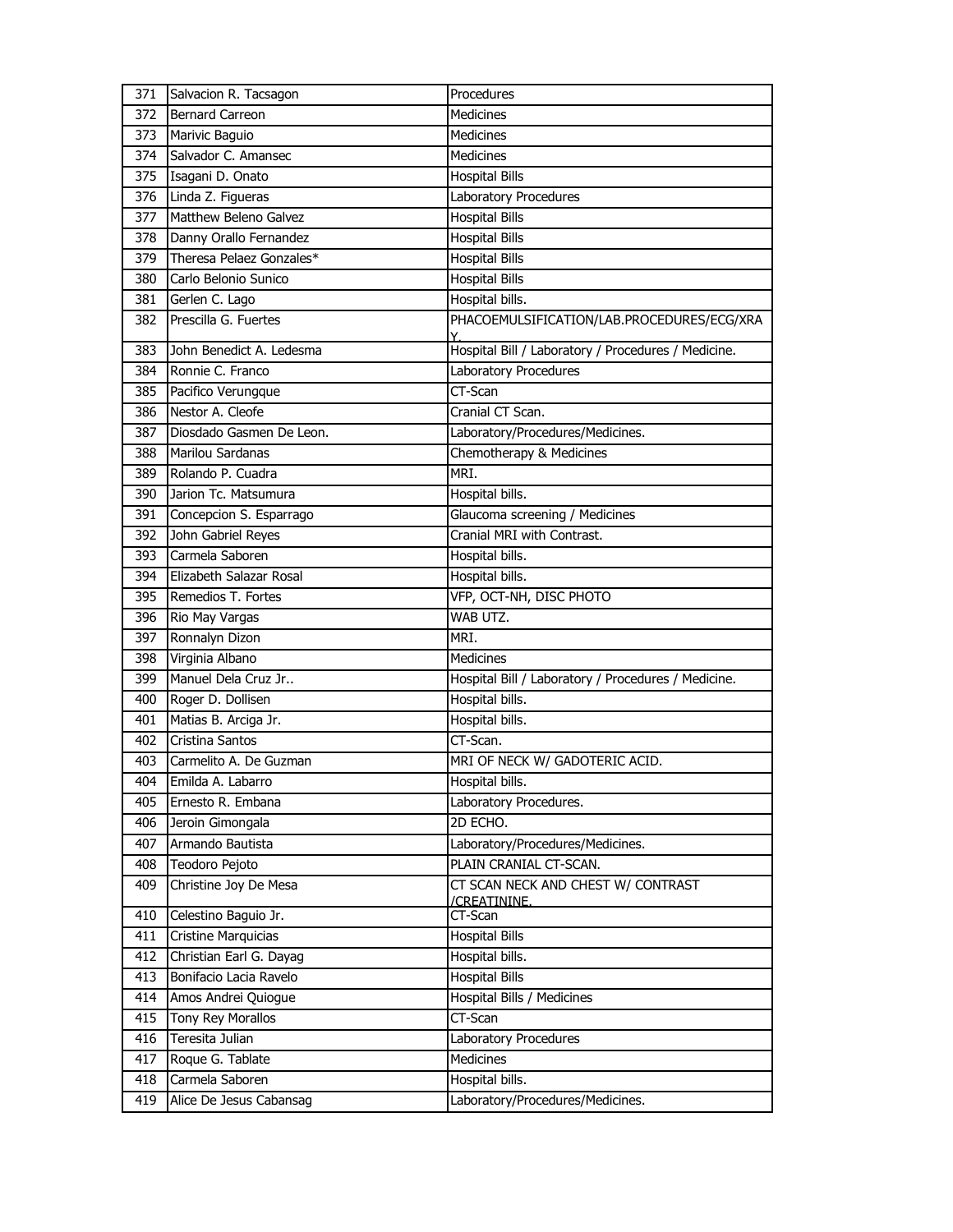| 371 | Salvacion R. Tacsagon | Procedures |
|---|---|---|
| 372 | Bernard Carreon | Medicines |
| 373 | Marivic Baguio | Medicines |
| 374 | Salvador C. Amansec | Medicines |
| 375 | Isagani D. Onato | Hospital Bills |
| 376 | Linda Z. Figueras | Laboratory Procedures |
| 377 | Matthew Beleno Galvez | Hospital Bills |
| 378 | Danny Orallo Fernandez | Hospital Bills |
| 379 | Theresa Pelaez Gonzales* | Hospital Bills |
| 380 | Carlo Belonio Sunico | Hospital Bills |
| 381 | Gerlen C. Lago | Hospital bills. |
| 382 | Prescilla G. Fuertes | PHACOEMULSIFICATION/LAB.PROCEDURES/ECG/XRAY. |
| 383 | John Benedict A. Ledesma | Hospital Bill / Laboratory / Procedures / Medicine. |
| 384 | Ronnie C. Franco | Laboratory Procedures |
| 385 | Pacifico Verungque | CT-Scan |
| 386 | Nestor A. Cleofe | Cranial CT Scan. |
| 387 | Diosdado Gasmen De Leon. | Laboratory/Procedures/Medicines. |
| 388 | Marilou Sardanas | Chemotherapy & Medicines |
| 389 | Rolando P. Cuadra | MRI. |
| 390 | Jarion Tc. Matsumura | Hospital bills. |
| 391 | Concepcion S. Esparrago | Glaucoma screening / Medicines |
| 392 | John Gabriel Reyes | Cranial MRI with Contrast. |
| 393 | Carmela Saboren | Hospital bills. |
| 394 | Elizabeth Salazar Rosal | Hospital bills. |
| 395 | Remedios T. Fortes | VFP, OCT-NH, DISC PHOTO |
| 396 | Rio May Vargas | WAB UTZ. |
| 397 | Ronnalyn Dizon | MRI. |
| 398 | Virginia Albano | Medicines |
| 399 | Manuel Dela Cruz Jr.. | Hospital Bill / Laboratory / Procedures / Medicine. |
| 400 | Roger D. Dollisen | Hospital bills. |
| 401 | Matias B. Arciga Jr. | Hospital bills. |
| 402 | Cristina Santos | CT-Scan. |
| 403 | Carmelito A. De Guzman | MRI OF NECK W/ GADOTERIC ACID. |
| 404 | Emilda A. Labarro | Hospital bills. |
| 405 | Ernesto R. Embana | Laboratory Procedures. |
| 406 | Jeroin Gimongala | 2D ECHO. |
| 407 | Armando Bautista | Laboratory/Procedures/Medicines. |
| 408 | Teodoro Pejoto | PLAIN CRANIAL CT-SCAN. |
| 409 | Christine Joy De Mesa | CT SCAN NECK AND CHEST W/ CONTRAST /CREATININE. |
| 410 | Celestino Baguio Jr. | CT-Scan |
| 411 | Cristine Marquicias | Hospital Bills |
| 412 | Christian Earl G. Dayag | Hospital bills. |
| 413 | Bonifacio Lacia Ravelo | Hospital Bills |
| 414 | Amos Andrei Quiogue | Hospital Bills / Medicines |
| 415 | Tony Rey Morallos | CT-Scan |
| 416 | Teresita Julian | Laboratory Procedures |
| 417 | Roque G. Tablate | Medicines |
| 418 | Carmela Saboren | Hospital bills. |
| 419 | Alice De Jesus Cabansag | Laboratory/Procedures/Medicines. |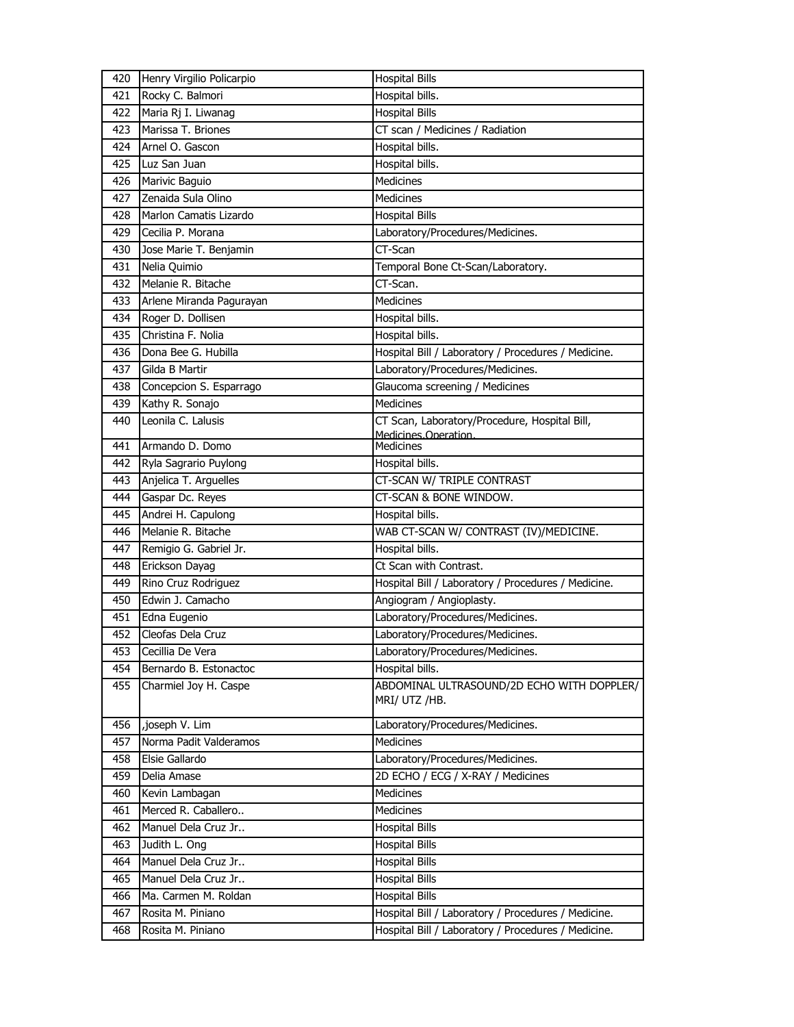| 420 | Henry Virgilio Policarpio | Hospital Bills |
|---|---|---|
| 421 | Rocky C. Balmori | Hospital bills. |
| 422 | Maria Rj I. Liwanag | Hospital Bills |
| 423 | Marissa T. Briones | CT scan / Medicines / Radiation |
| 424 | Arnel O. Gascon | Hospital bills. |
| 425 | Luz San Juan | Hospital bills. |
| 426 | Marivic Baguio | Medicines |
| 427 | Zenaida Sula Olino | Medicines |
| 428 | Marlon Camatis Lizardo | Hospital Bills |
| 429 | Cecilia P. Morana | Laboratory/Procedures/Medicines. |
| 430 | Jose Marie T. Benjamin | CT-Scan |
| 431 | Nelia Quimio | Temporal Bone Ct-Scan/Laboratory. |
| 432 | Melanie R. Bitache | CT-Scan. |
| 433 | Arlene Miranda Pagurayan | Medicines |
| 434 | Roger D. Dollisen | Hospital bills. |
| 435 | Christina F. Nolia | Hospital bills. |
| 436 | Dona Bee G. Hubilla | Hospital Bill / Laboratory / Procedures / Medicine. |
| 437 | Gilda B Martir | Laboratory/Procedures/Medicines. |
| 438 | Concepcion S. Esparrago | Glaucoma screening / Medicines |
| 439 | Kathy R. Sonajo | Medicines |
| 440 | Leonila C. Lalusis | CT Scan, Laboratory/Procedure, Hospital Bill, Medicines,Operation. |
| 441 | Armando D. Domo | Medicines |
| 442 | Ryla Sagrario Puylong | Hospital bills. |
| 443 | Anjelica T. Arguelles | CT-SCAN W/ TRIPLE CONTRAST |
| 444 | Gaspar Dc. Reyes | CT-SCAN & BONE WINDOW. |
| 445 | Andrei H. Capulong | Hospital bills. |
| 446 | Melanie R. Bitache | WAB CT-SCAN W/ CONTRAST (IV)/MEDICINE. |
| 447 | Remigio G. Gabriel Jr. | Hospital bills. |
| 448 | Erickson Dayag | Ct Scan with Contrast. |
| 449 | Rino Cruz Rodriguez | Hospital Bill / Laboratory / Procedures / Medicine. |
| 450 | Edwin J. Camacho | Angiogram / Angioplasty. |
| 451 | Edna Eugenio | Laboratory/Procedures/Medicines. |
| 452 | Cleofas Dela Cruz | Laboratory/Procedures/Medicines. |
| 453 | Cecillia De Vera | Laboratory/Procedures/Medicines. |
| 454 | Bernardo B. Estonactoc | Hospital bills. |
| 455 | Charmiel Joy H. Caspe | ABDOMINAL ULTRASOUND/2D ECHO WITH DOPPLER/ MRI/ UTZ /HB. |
| 456 | ,joseph V. Lim | Laboratory/Procedures/Medicines. |
| 457 | Norma Padit Valderamos | Medicines |
| 458 | Elsie Gallardo | Laboratory/Procedures/Medicines. |
| 459 | Delia Amase | 2D ECHO / ECG / X-RAY / Medicines |
| 460 | Kevin Lambagan | Medicines |
| 461 | Merced R. Caballero.. | Medicines |
| 462 | Manuel Dela Cruz Jr.. | Hospital Bills |
| 463 | Judith L. Ong | Hospital Bills |
| 464 | Manuel Dela Cruz Jr.. | Hospital Bills |
| 465 | Manuel Dela Cruz Jr.. | Hospital Bills |
| 466 | Ma. Carmen M. Roldan | Hospital Bills |
| 467 | Rosita M. Piniano | Hospital Bill / Laboratory / Procedures / Medicine. |
| 468 | Rosita M. Piniano | Hospital Bill / Laboratory / Procedures / Medicine. |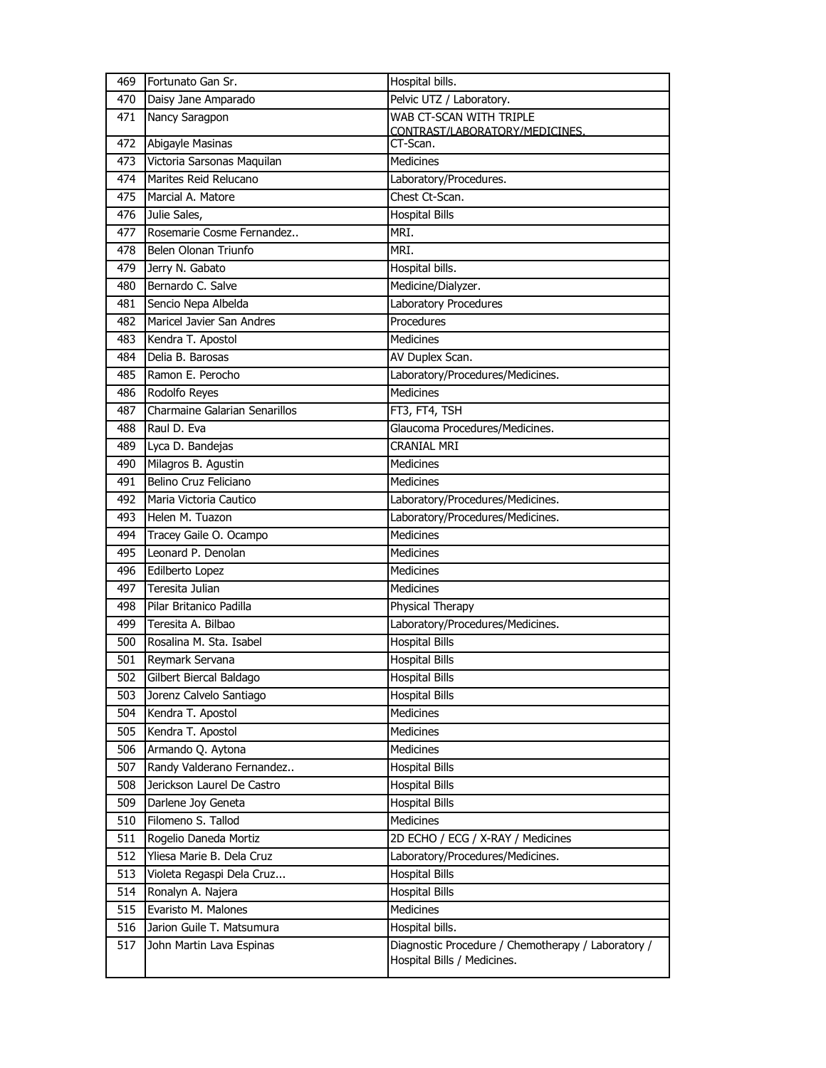| 469 | Fortunato Gan Sr. | Hospital bills. |
|---|---|---|
| 470 | Daisy Jane Amparado | Pelvic UTZ / Laboratory. |
| 471 | Nancy Saragpon | WAB CT-SCAN WITH TRIPLE CONTRAST/LABORATORY/MEDICINES. |
| 472 | Abigayle Masinas | CT-Scan. |
| 473 | Victoria Sarsonas Maquilan | Medicines |
| 474 | Marites Reid Relucano | Laboratory/Procedures. |
| 475 | Marcial A. Matore | Chest Ct-Scan. |
| 476 | Julie Sales, | Hospital Bills |
| 477 | Rosemarie Cosme Fernandez.. | MRI. |
| 478 | Belen Olonan Triunfo | MRI. |
| 479 | Jerry N. Gabato | Hospital bills. |
| 480 | Bernardo C. Salve | Medicine/Dialyzer. |
| 481 | Sencio Nepa Albelda | Laboratory Procedures |
| 482 | Maricel Javier San Andres | Procedures |
| 483 | Kendra T. Apostol | Medicines |
| 484 | Delia B. Barosas | AV Duplex Scan. |
| 485 | Ramon E. Perocho | Laboratory/Procedures/Medicines. |
| 486 | Rodolfo Reyes | Medicines |
| 487 | Charmaine Galarian Senarillos | FT3, FT4, TSH |
| 488 | Raul D. Eva | Glaucoma Procedures/Medicines. |
| 489 | Lyca D. Bandejas | CRANIAL MRI |
| 490 | Milagros B. Agustin | Medicines |
| 491 | Belino Cruz Feliciano | Medicines |
| 492 | Maria Victoria Cautico | Laboratory/Procedures/Medicines. |
| 493 | Helen M. Tuazon | Laboratory/Procedures/Medicines. |
| 494 | Tracey Gaile O. Ocampo | Medicines |
| 495 | Leonard P. Denolan | Medicines |
| 496 | Edilberto Lopez | Medicines |
| 497 | Teresita Julian | Medicines |
| 498 | Pilar Britanico Padilla | Physical Therapy |
| 499 | Teresita A. Bilbao | Laboratory/Procedures/Medicines. |
| 500 | Rosalina M. Sta. Isabel | Hospital Bills |
| 501 | Reymark Servana | Hospital Bills |
| 502 | Gilbert Biercal Baldago | Hospital Bills |
| 503 | Jorenz Calvelo Santiago | Hospital Bills |
| 504 | Kendra T. Apostol | Medicines |
| 505 | Kendra T. Apostol | Medicines |
| 506 | Armando Q. Aytona | Medicines |
| 507 | Randy Valderano Fernandez.. | Hospital Bills |
| 508 | Jerickson Laurel De Castro | Hospital Bills |
| 509 | Darlene Joy Geneta | Hospital Bills |
| 510 | Filomeno S. Tallod | Medicines |
| 511 | Rogelio Daneda Mortiz | 2D ECHO / ECG / X-RAY / Medicines |
| 512 | Yliesa Marie B. Dela Cruz | Laboratory/Procedures/Medicines. |
| 513 | Violeta Regaspi Dela Cruz... | Hospital Bills |
| 514 | Ronalyn A. Najera | Hospital Bills |
| 515 | Evaristo M. Malones | Medicines |
| 516 | Jarion Guile T. Matsumura | Hospital bills. |
| 517 | John Martin Lava Espinas | Diagnostic Procedure / Chemotherapy / Laboratory / Hospital Bills / Medicines. |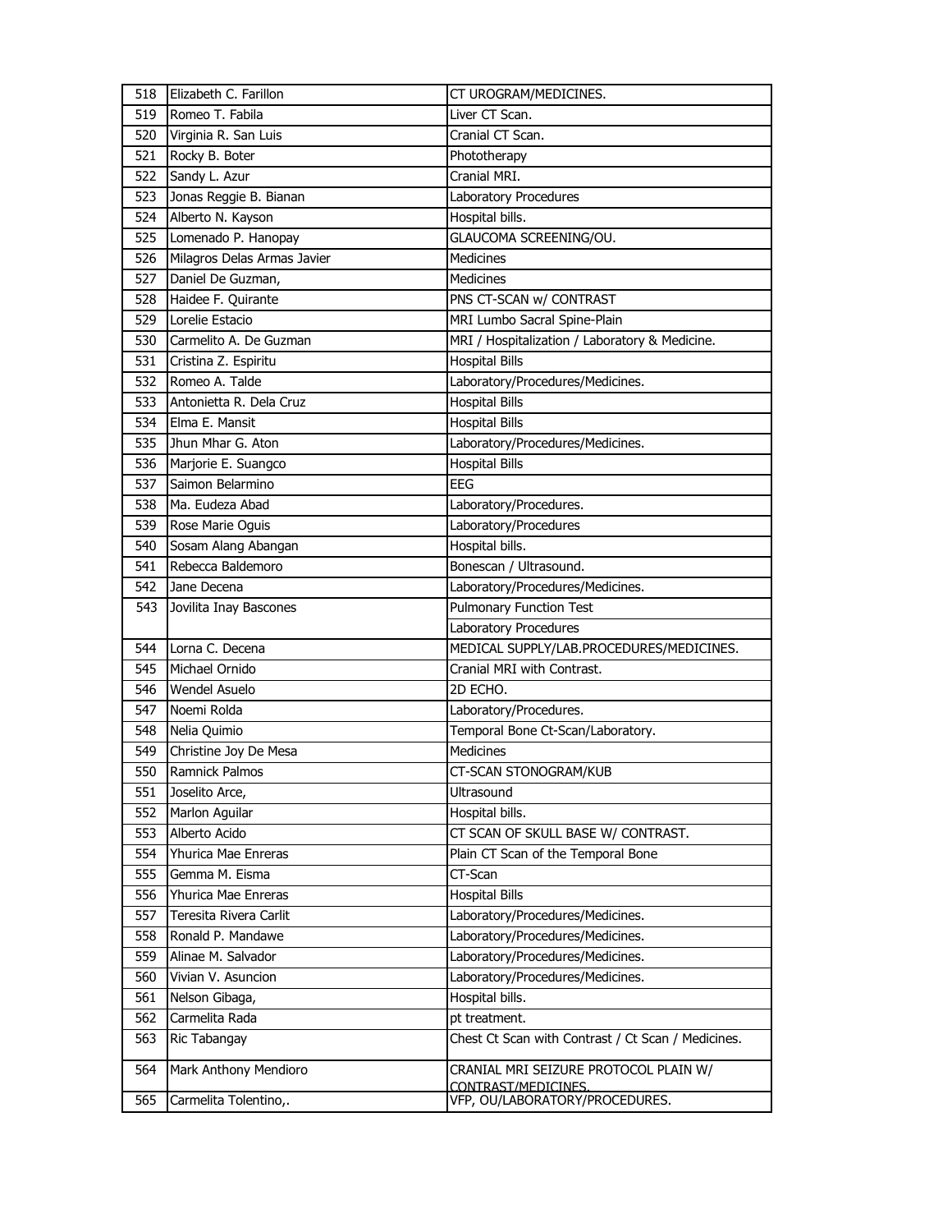| 518 | Elizabeth C. Farillon | CT UROGRAM/MEDICINES. |
|---|---|---|
| 519 | Romeo T. Fabila | Liver CT Scan. |
| 520 | Virginia R. San Luis | Cranial CT Scan. |
| 521 | Rocky B. Boter | Phototherapy |
| 522 | Sandy L. Azur | Cranial MRI. |
| 523 | Jonas Reggie B. Bianan | Laboratory Procedures |
| 524 | Alberto N. Kayson | Hospital bills. |
| 525 | Lomenado P. Hanopay | GLAUCOMA SCREENING/OU. |
| 526 | Milagros Delas Armas Javier | Medicines |
| 527 | Daniel De Guzman, | Medicines |
| 528 | Haidee F. Quirante | PNS CT-SCAN w/ CONTRAST |
| 529 | Lorelie Estacio | MRI Lumbo Sacral Spine-Plain |
| 530 | Carmelito A. De Guzman | MRI / Hospitalization / Laboratory & Medicine. |
| 531 | Cristina Z. Espiritu | Hospital Bills |
| 532 | Romeo A. Talde | Laboratory/Procedures/Medicines. |
| 533 | Antonietta R. Dela Cruz | Hospital Bills |
| 534 | Elma E. Mansit | Hospital Bills |
| 535 | Jhun Mhar G. Aton | Laboratory/Procedures/Medicines. |
| 536 | Marjorie E. Suangco | Hospital Bills |
| 537 | Saimon Belarmino | EEG |
| 538 | Ma. Eudeza Abad | Laboratory/Procedures. |
| 539 | Rose Marie Oguis | Laboratory/Procedures |
| 540 | Sosam Alang Abangan | Hospital bills. |
| 541 | Rebecca Baldemoro | Bonescan / Ultrasound. |
| 542 | Jane Decena | Laboratory/Procedures/Medicines. |
| 543 | Jovilita Inay Bascones | Pulmonary Function Test |
| | | Laboratory Procedures |
| 544 | Lorna C. Decena | MEDICAL SUPPLY/LAB.PROCEDURES/MEDICINES. |
| 545 | Michael Ornido | Cranial MRI with Contrast. |
| 546 | Wendel Asuelo | 2D ECHO. |
| 547 | Noemi Rolda | Laboratory/Procedures. |
| 548 | Nelia Quimio | Temporal Bone Ct-Scan/Laboratory. |
| 549 | Christine Joy De Mesa | Medicines |
| 550 | Ramnick Palmos | CT-SCAN STONOGRAM/KUB |
| 551 | Joselito Arce, | Ultrasound |
| 552 | Marlon Aguilar | Hospital bills. |
| 553 | Alberto Acido | CT SCAN OF SKULL BASE W/ CONTRAST. |
| 554 | Yhurica Mae Enreras | Plain CT Scan of the Temporal Bone |
| 555 | Gemma M. Eisma | CT-Scan |
| 556 | Yhurica Mae Enreras | Hospital Bills |
| 557 | Teresita Rivera Carlit | Laboratory/Procedures/Medicines. |
| 558 | Ronald P. Mandawe | Laboratory/Procedures/Medicines. |
| 559 | Alinae M. Salvador | Laboratory/Procedures/Medicines. |
| 560 | Vivian V. Asuncion | Laboratory/Procedures/Medicines. |
| 561 | Nelson Gibaga, | Hospital bills. |
| 562 | Carmelita Rada | pt treatment. |
| 563 | Ric Tabangay | Chest Ct Scan with Contrast / Ct Scan / Medicines. |
| 564 | Mark Anthony Mendioro | CRANIAL MRI SEIZURE PROTOCOL PLAIN W/ CONTRAST/MEDICINES. |
| 565 | Carmelita Tolentino,. | VFP, OU/LABORATORY/PROCEDURES. |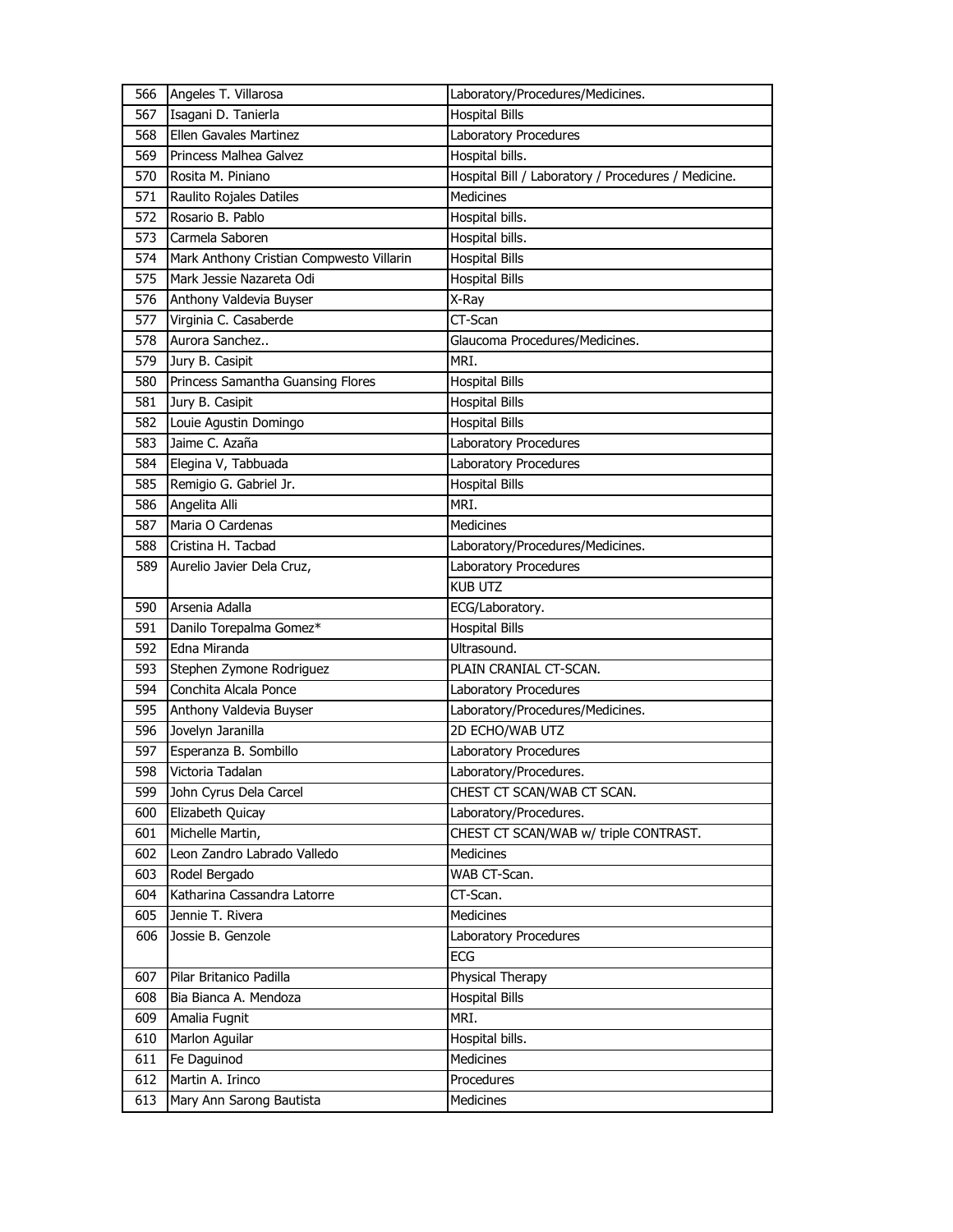| | | |
|---|---|---|
| 566 | Angeles T. Villarosa | Laboratory/Procedures/Medicines. |
| 567 | Isagani D. Tanierla | Hospital Bills |
| 568 | Ellen Gavales Martinez | Laboratory Procedures |
| 569 | Princess Malhea Galvez | Hospital bills. |
| 570 | Rosita M. Piniano | Hospital Bill / Laboratory / Procedures / Medicine. |
| 571 | Raulito Rojales Datiles | Medicines |
| 572 | Rosario B. Pablo | Hospital bills. |
| 573 | Carmela Saboren | Hospital bills. |
| 574 | Mark Anthony Cristian Compwesto Villarin | Hospital Bills |
| 575 | Mark Jessie Nazareta Odi | Hospital Bills |
| 576 | Anthony Valdevia Buyser | X-Ray |
| 577 | Virginia C. Casaberde | CT-Scan |
| 578 | Aurora Sanchez.. | Glaucoma Procedures/Medicines. |
| 579 | Jury B. Casipit | MRI. |
| 580 | Princess Samantha Guansing Flores | Hospital Bills |
| 581 | Jury B. Casipit | Hospital Bills |
| 582 | Louie Agustin Domingo | Hospital Bills |
| 583 | Jaime C. Azaña | Laboratory Procedures |
| 584 | Elegina V, Tabbuada | Laboratory Procedures |
| 585 | Remigio G. Gabriel Jr. | Hospital Bills |
| 586 | Angelita Alli | MRI. |
| 587 | Maria O Cardenas | Medicines |
| 588 | Cristina H. Tacbad | Laboratory/Procedures/Medicines. |
| 589 | Aurelio Javier Dela Cruz, | Laboratory Procedures |
| | | KUB UTZ |
| 590 | Arsenia Adalla | ECG/Laboratory. |
| 591 | Danilo Torepalma Gomez* | Hospital Bills |
| 592 | Edna Miranda | Ultrasound. |
| 593 | Stephen Zymone Rodriguez | PLAIN CRANIAL CT-SCAN. |
| 594 | Conchita Alcala Ponce | Laboratory Procedures |
| 595 | Anthony Valdevia Buyser | Laboratory/Procedures/Medicines. |
| 596 | Jovelyn Jaranilla | 2D ECHO/WAB UTZ |
| 597 | Esperanza B. Sombillo | Laboratory Procedures |
| 598 | Victoria Tadalan | Laboratory/Procedures. |
| 599 | John Cyrus Dela Carcel | CHEST CT SCAN/WAB CT SCAN. |
| 600 | Elizabeth Quicay | Laboratory/Procedures. |
| 601 | Michelle Martin, | CHEST CT SCAN/WAB w/ triple CONTRAST. |
| 602 | Leon Zandro Labrado Valledo | Medicines |
| 603 | Rodel Bergado | WAB CT-Scan. |
| 604 | Katharina Cassandra Latorre | CT-Scan. |
| 605 | Jennie T. Rivera | Medicines |
| 606 | Jossie B. Genzole | Laboratory Procedures |
| | | ECG |
| 607 | Pilar Britanico Padilla | Physical Therapy |
| 608 | Bia Bianca A. Mendoza | Hospital Bills |
| 609 | Amalia Fugnit | MRI. |
| 610 | Marlon Aguilar | Hospital bills. |
| 611 | Fe Daguinod | Medicines |
| 612 | Martin A. Irinco | Procedures |
| 613 | Mary Ann Sarong Bautista | Medicines |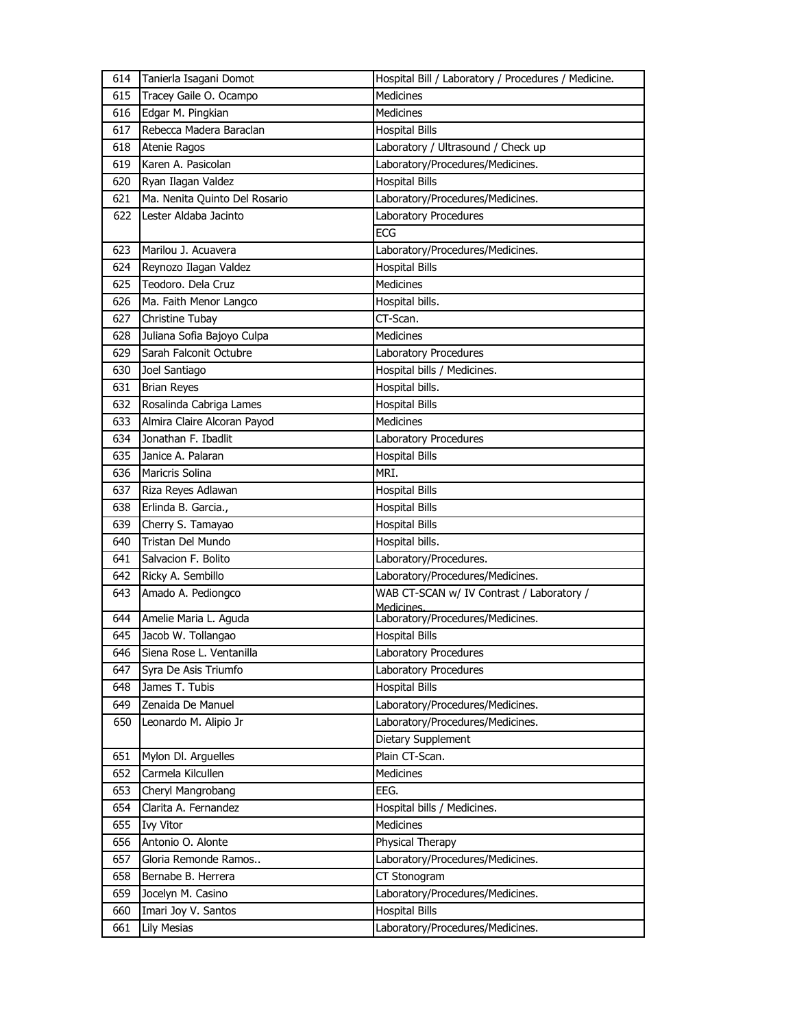| 614 | Tanierla Isagani Domot | Hospital Bill / Laboratory / Procedures / Medicine. |
|---|---|---|
| 615 | Tracey Gaile O. Ocampo | Medicines |
| 616 | Edgar M. Pingkian | Medicines |
| 617 | Rebecca Madera Baraclan | Hospital Bills |
| 618 | Atenie Ragos | Laboratory / Ultrasound / Check up |
| 619 | Karen A. Pasicolan | Laboratory/Procedures/Medicines. |
| 620 | Ryan Ilagan Valdez | Hospital Bills |
| 621 | Ma. Nenita Quinto Del Rosario | Laboratory/Procedures/Medicines. |
| 622 | Lester Aldaba Jacinto | Laboratory Procedures |
| | | ECG |
| 623 | Marilou J. Acuavera | Laboratory/Procedures/Medicines. |
| 624 | Reynozo Ilagan Valdez | Hospital Bills |
| 625 | Teodoro. Dela Cruz | Medicines |
| 626 | Ma. Faith Menor Langco | Hospital bills. |
| 627 | Christine Tubay | CT-Scan. |
| 628 | Juliana Sofia Bajoyo Culpa | Medicines |
| 629 | Sarah Falconit Octubre | Laboratory Procedures |
| 630 | Joel Santiago | Hospital bills / Medicines. |
| 631 | Brian Reyes | Hospital bills. |
| 632 | Rosalinda Cabriga Lames | Hospital Bills |
| 633 | Almira Claire Alcoran Payod | Medicines |
| 634 | Jonathan F. Ibadlit | Laboratory Procedures |
| 635 | Janice A. Palaran | Hospital Bills |
| 636 | Maricris Solina | MRI. |
| 637 | Riza Reyes Adlawan | Hospital Bills |
| 638 | Erlinda B. Garcia., | Hospital Bills |
| 639 | Cherry S. Tamayao | Hospital Bills |
| 640 | Tristan Del Mundo | Hospital bills. |
| 641 | Salvacion F. Bolito | Laboratory/Procedures. |
| 642 | Ricky A. Sembillo | Laboratory/Procedures/Medicines. |
| 643 | Amado A. Pediongco | WAB CT-SCAN w/ IV Contrast / Laboratory / Medicines. |
| 644 | Amelie Maria L. Aguda | Laboratory/Procedures/Medicines. |
| 645 | Jacob W. Tollangao | Hospital Bills |
| 646 | Siena Rose L. Ventanilla | Laboratory Procedures |
| 647 | Syra De Asis Triumfo | Laboratory Procedures |
| 648 | James T. Tubis | Hospital Bills |
| 649 | Zenaida De Manuel | Laboratory/Procedures/Medicines. |
| 650 | Leonardo M. Alipio Jr | Laboratory/Procedures/Medicines. |
| | | Dietary Supplement |
| 651 | Mylon Dl. Arguelles | Plain CT-Scan. |
| 652 | Carmela Kilcullen | Medicines |
| 653 | Cheryl Mangrobang | EEG. |
| 654 | Clarita A. Fernandez | Hospital bills / Medicines. |
| 655 | Ivy Vitor | Medicines |
| 656 | Antonio O. Alonte | Physical Therapy |
| 657 | Gloria Remonde Ramos.. | Laboratory/Procedures/Medicines. |
| 658 | Bernabe B. Herrera | CT Stonogram |
| 659 | Jocelyn M. Casino | Laboratory/Procedures/Medicines. |
| 660 | Imari Joy V. Santos | Hospital Bills |
| 661 | Lily Mesias | Laboratory/Procedures/Medicines. |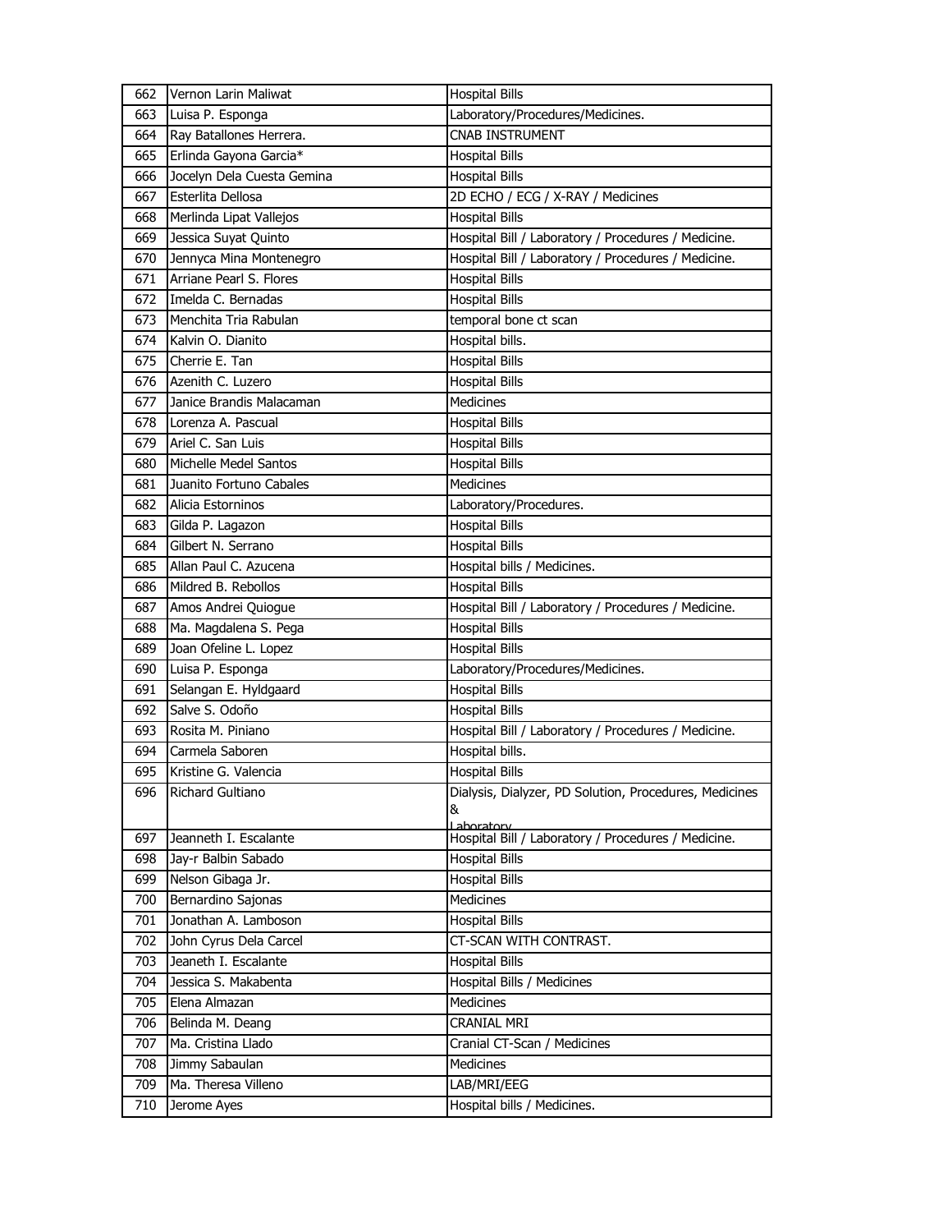| 662 | Vernon Larin Maliwat | Hospital Bills |
|---|---|---|
| 663 | Luisa P. Esponga | Laboratory/Procedures/Medicines. |
| 664 | Ray Batallones Herrera. | CNAB INSTRUMENT |
| 665 | Erlinda Gayona Garcia* | Hospital Bills |
| 666 | Jocelyn Dela Cuesta Gemina | Hospital Bills |
| 667 | Esterlita Dellosa | 2D ECHO / ECG / X-RAY / Medicines |
| 668 | Merlinda Lipat Vallejos | Hospital Bills |
| 669 | Jessica Suyat Quinto | Hospital Bill / Laboratory / Procedures / Medicine. |
| 670 | Jennyca Mina Montenegro | Hospital Bill / Laboratory / Procedures / Medicine. |
| 671 | Arriane Pearl S. Flores | Hospital Bills |
| 672 | Imelda C. Bernadas | Hospital Bills |
| 673 | Menchita Tria Rabulan | temporal bone ct scan |
| 674 | Kalvin O. Dianito | Hospital bills. |
| 675 | Cherrie E. Tan | Hospital Bills |
| 676 | Azenith C. Luzero | Hospital Bills |
| 677 | Janice Brandis Malacaman | Medicines |
| 678 | Lorenza A. Pascual | Hospital Bills |
| 679 | Ariel C. San Luis | Hospital Bills |
| 680 | Michelle Medel Santos | Hospital Bills |
| 681 | Juanito Fortuno Cabales | Medicines |
| 682 | Alicia Estorninos | Laboratory/Procedures. |
| 683 | Gilda P. Lagazon | Hospital Bills |
| 684 | Gilbert N. Serrano | Hospital Bills |
| 685 | Allan Paul C. Azucena | Hospital bills / Medicines. |
| 686 | Mildred B. Rebollos | Hospital Bills |
| 687 | Amos Andrei Quiogue | Hospital Bill / Laboratory / Procedures / Medicine. |
| 688 | Ma. Magdalena S. Pega | Hospital Bills |
| 689 | Joan Ofeline L. Lopez | Hospital Bills |
| 690 | Luisa P. Esponga | Laboratory/Procedures/Medicines. |
| 691 | Selangan E. Hyldgaard | Hospital Bills |
| 692 | Salve S. Odoño | Hospital Bills |
| 693 | Rosita M. Piniano | Hospital Bill / Laboratory / Procedures / Medicine. |
| 694 | Carmela Saboren | Hospital bills. |
| 695 | Kristine G. Valencia | Hospital Bills |
| 696 | Richard Gultiano | Dialysis, Dialyzer, PD Solution, Procedures, Medicines & Laboratory |
| 697 | Jeanneth I. Escalante | Hospital Bill / Laboratory / Procedures / Medicine. |
| 698 | Jay-r Balbin Sabado | Hospital Bills |
| 699 | Nelson Gibaga Jr. | Hospital Bills |
| 700 | Bernardino Sajonas | Medicines |
| 701 | Jonathan A. Lamboson | Hospital Bills |
| 702 | John Cyrus Dela Carcel | CT-SCAN WITH CONTRAST. |
| 703 | Jeaneth I. Escalante | Hospital Bills |
| 704 | Jessica S. Makabenta | Hospital Bills / Medicines |
| 705 | Elena Almazan | Medicines |
| 706 | Belinda M. Deang | CRANIAL MRI |
| 707 | Ma. Cristina Llado | Cranial CT-Scan / Medicines |
| 708 | Jimmy Sabaulan | Medicines |
| 709 | Ma. Theresa Villeno | LAB/MRI/EEG |
| 710 | Jerome Ayes | Hospital bills / Medicines. |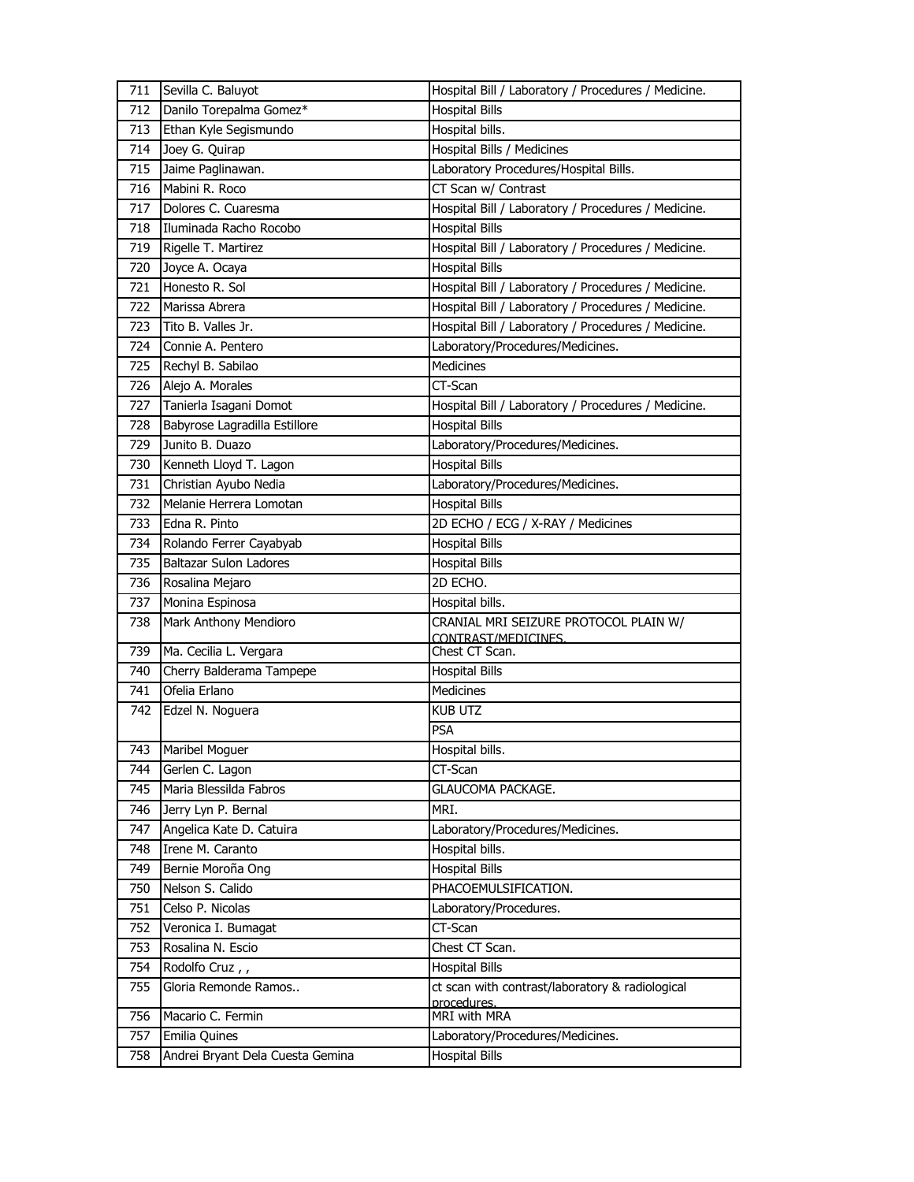| 711 | Sevilla C. Baluyot | Hospital Bill / Laboratory / Procedures / Medicine. |
|---|---|---|
| 712 | Danilo Torepalma Gomez* | Hospital Bills |
| 713 | Ethan Kyle Segismundo | Hospital bills. |
| 714 | Joey G. Quirap | Hospital Bills / Medicines |
| 715 | Jaime Paglinawan. | Laboratory Procedures/Hospital Bills. |
| 716 | Mabini R. Roco | CT Scan w/ Contrast |
| 717 | Dolores C. Cuaresma | Hospital Bill / Laboratory / Procedures / Medicine. |
| 718 | Iluminada Racho Rocobo | Hospital Bills |
| 719 | Rigelle T. Martirez | Hospital Bill / Laboratory / Procedures / Medicine. |
| 720 | Joyce A. Ocaya | Hospital Bills |
| 721 | Honesto R. Sol | Hospital Bill / Laboratory / Procedures / Medicine. |
| 722 | Marissa Abrera | Hospital Bill / Laboratory / Procedures / Medicine. |
| 723 | Tito B. Valles Jr. | Hospital Bill / Laboratory / Procedures / Medicine. |
| 724 | Connie A. Pentero | Laboratory/Procedures/Medicines. |
| 725 | Rechyl B. Sabilao | Medicines |
| 726 | Alejo A. Morales | CT-Scan |
| 727 | Tanierla Isagani Domot | Hospital Bill / Laboratory / Procedures / Medicine. |
| 728 | Babyrose Lagradilla Estillore | Hospital Bills |
| 729 | Junito B. Duazo | Laboratory/Procedures/Medicines. |
| 730 | Kenneth Lloyd T. Lagon | Hospital Bills |
| 731 | Christian Ayubo Nedia | Laboratory/Procedures/Medicines. |
| 732 | Melanie Herrera Lomotan | Hospital Bills |
| 733 | Edna R. Pinto | 2D ECHO / ECG / X-RAY / Medicines |
| 734 | Rolando Ferrer Cayabyab | Hospital Bills |
| 735 | Baltazar Sulon Ladores | Hospital Bills |
| 736 | Rosalina Mejaro | 2D ECHO. |
| 737 | Monina Espinosa | Hospital bills. |
| 738 | Mark Anthony Mendioro | CRANIAL MRI SEIZURE PROTOCOL PLAIN W/ CONTRAST/MEDICINES. |
| 739 | Ma. Cecilia L. Vergara | Chest CT Scan. |
| 740 | Cherry Balderama Tampepe | Hospital Bills |
| 741 | Ofelia Erlano | Medicines |
| 742 | Edzel N. Noguera | KUB UTZ |
| | | PSA |
| 743 | Maribel Moguer | Hospital bills. |
| 744 | Gerlen C. Lagon | CT-Scan |
| 745 | Maria Blessilda Fabros | GLAUCOMA PACKAGE. |
| 746 | Jerry Lyn P. Bernal | MRI. |
| 747 | Angelica Kate D. Catuira | Laboratory/Procedures/Medicines. |
| 748 | Irene M. Caranto | Hospital bills. |
| 749 | Bernie Moroña Ong | Hospital Bills |
| 750 | Nelson S. Calido | PHACOEMULSIFICATION. |
| 751 | Celso P. Nicolas | Laboratory/Procedures. |
| 752 | Veronica I. Bumagat | CT-Scan |
| 753 | Rosalina N. Escio | Chest CT Scan. |
| 754 | Rodolfo Cruz , , | Hospital Bills |
| 755 | Gloria Remonde Ramos.. | ct scan with contrast/laboratory & radiological procedures. |
| 756 | Macario C. Fermin | MRI with MRA |
| 757 | Emilia Quines | Laboratory/Procedures/Medicines. |
| 758 | Andrei Bryant Dela Cuesta Gemina | Hospital Bills |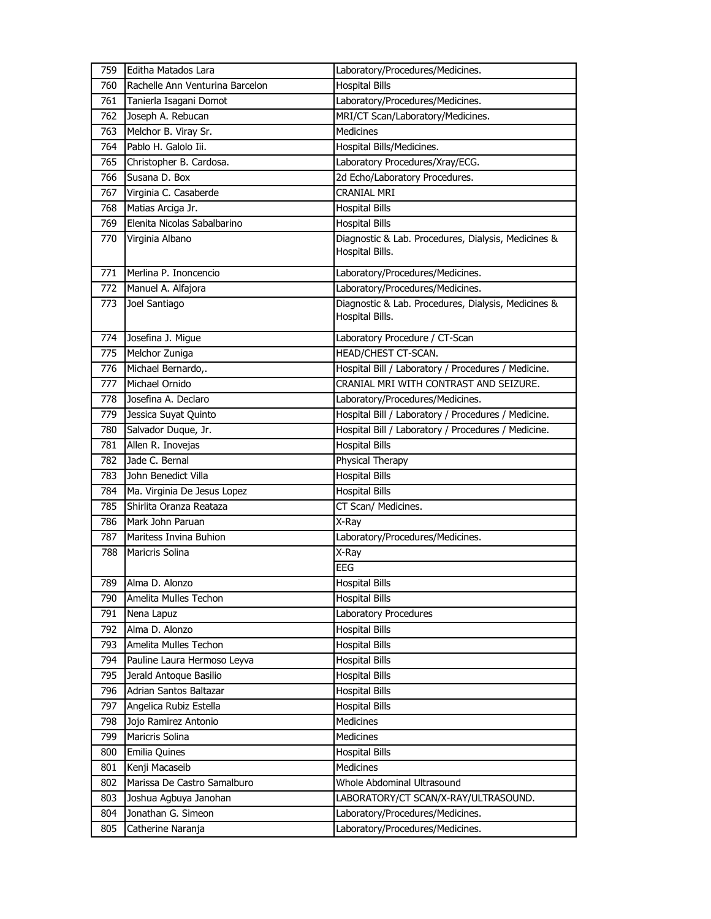| 759 | Editha Matados Lara | Laboratory/Procedures/Medicines. |
|---|---|---|
| 760 | Rachelle Ann Venturina Barcelon | Hospital Bills |
| 761 | Tanierla Isagani Domot | Laboratory/Procedures/Medicines. |
| 762 | Joseph A. Rebucan | MRI/CT Scan/Laboratory/Medicines. |
| 763 | Melchor B. Viray Sr. | Medicines |
| 764 | Pablo H. Galolo Iii. | Hospital Bills/Medicines. |
| 765 | Christopher B. Cardosa. | Laboratory Procedures/Xray/ECG. |
| 766 | Susana D. Box | 2d Echo/Laboratory Procedures. |
| 767 | Virginia C. Casaberde | CRANIAL MRI |
| 768 | Matias Arciga Jr. | Hospital Bills |
| 769 | Elenita Nicolas Sabalbarino | Hospital Bills |
| 770 | Virginia Albano | Diagnostic & Lab. Procedures, Dialysis, Medicines & Hospital Bills. |
| 771 | Merlina P. Inoncencio | Laboratory/Procedures/Medicines. |
| 772 | Manuel A. Alfajora | Laboratory/Procedures/Medicines. |
| 773 | Joel Santiago | Diagnostic & Lab. Procedures, Dialysis, Medicines & Hospital Bills. |
| 774 | Josefina J. Migue | Laboratory Procedure / CT-Scan |
| 775 | Melchor Zuniga | HEAD/CHEST CT-SCAN. |
| 776 | Michael Bernardo,. | Hospital Bill / Laboratory / Procedures / Medicine. |
| 777 | Michael Ornido | CRANIAL MRI WITH CONTRAST AND SEIZURE. |
| 778 | Josefina A. Declaro | Laboratory/Procedures/Medicines. |
| 779 | Jessica Suyat Quinto | Hospital Bill / Laboratory / Procedures / Medicine. |
| 780 | Salvador Duque, Jr. | Hospital Bill / Laboratory / Procedures / Medicine. |
| 781 | Allen R. Inovejas | Hospital Bills |
| 782 | Jade C. Bernal | Physical Therapy |
| 783 | John Benedict Villa | Hospital Bills |
| 784 | Ma. Virginia De Jesus Lopez | Hospital Bills |
| 785 | Shirlita Oranza Reataza | CT Scan/ Medicines. |
| 786 | Mark John Paruan | X-Ray |
| 787 | Maritess Invina Buhion | Laboratory/Procedures/Medicines. |
| 788 | Maricris Solina | X-Ray |
| | | EEG |
| 789 | Alma D. Alonzo | Hospital Bills |
| 790 | Amelita Mulles Techon | Hospital Bills |
| 791 | Nena Lapuz | Laboratory Procedures |
| 792 | Alma D. Alonzo | Hospital Bills |
| 793 | Amelita Mulles Techon | Hospital Bills |
| 794 | Pauline Laura Hermoso Leyva | Hospital Bills |
| 795 | Jerald Antoque Basilio | Hospital Bills |
| 796 | Adrian Santos Baltazar | Hospital Bills |
| 797 | Angelica Rubiz Estella | Hospital Bills |
| 798 | Jojo Ramirez Antonio | Medicines |
| 799 | Maricris Solina | Medicines |
| 800 | Emilia Quines | Hospital Bills |
| 801 | Kenji Macaseib | Medicines |
| 802 | Marissa De Castro Samalburo | Whole Abdominal Ultrasound |
| 803 | Joshua Agbuya Janohan | LABORATORY/CT SCAN/X-RAY/ULTRASOUND. |
| 804 | Jonathan G. Simeon | Laboratory/Procedures/Medicines. |
| 805 | Catherine Naranja | Laboratory/Procedures/Medicines. |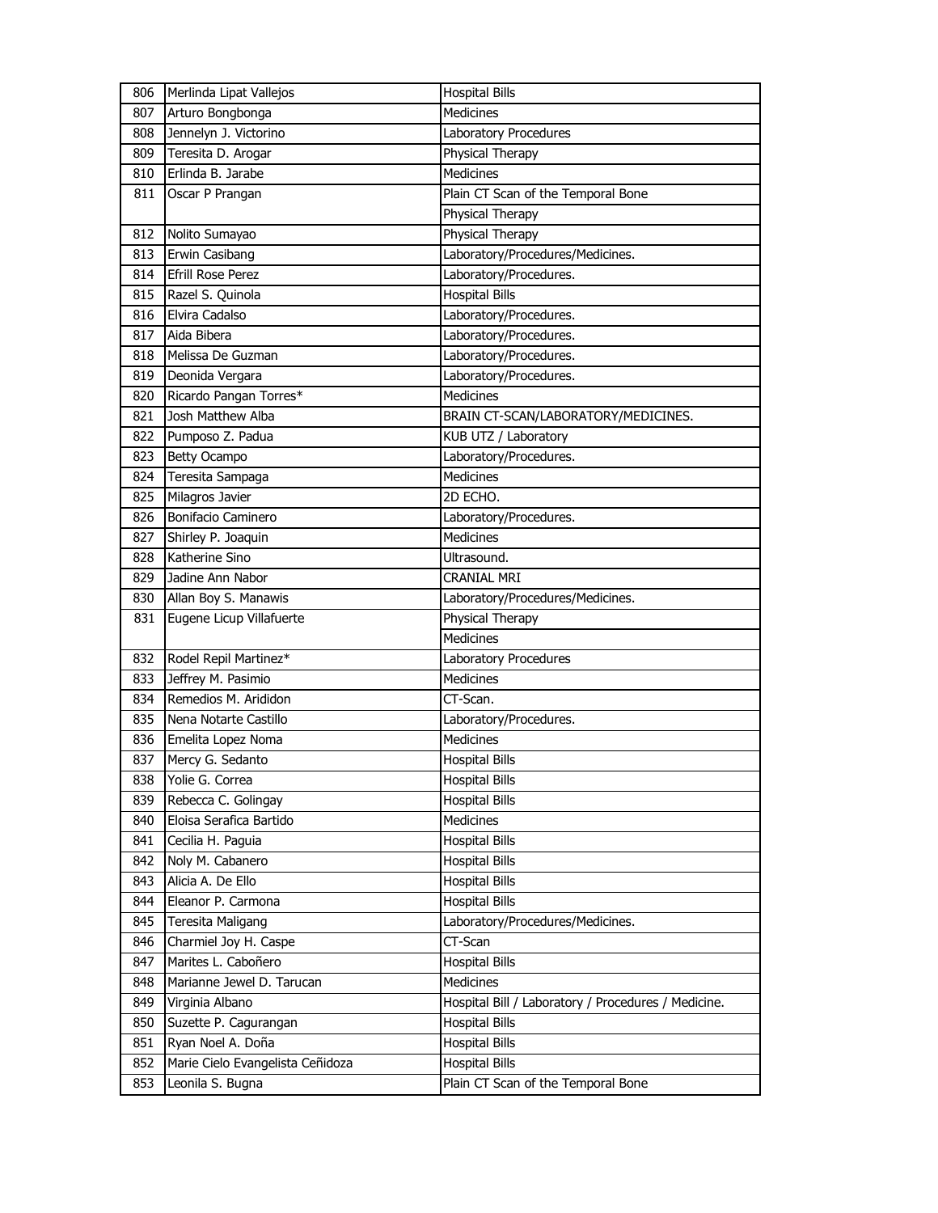| | | |
|---|---|---|
| 806 | Merlinda Lipat Vallejos | Hospital Bills |
| 807 | Arturo Bongbonga | Medicines |
| 808 | Jennelyn J. Victorino | Laboratory Procedures |
| 809 | Teresita D. Arogar | Physical Therapy |
| 810 | Erlinda B. Jarabe | Medicines |
| 811 | Oscar P Prangan | Plain CT Scan of the Temporal Bone |
| | | Physical Therapy |
| 812 | Nolito Sumayao | Physical Therapy |
| 813 | Erwin Casibang | Laboratory/Procedures/Medicines. |
| 814 | Efrill Rose Perez | Laboratory/Procedures. |
| 815 | Razel S. Quinola | Hospital Bills |
| 816 | Elvira Cadalso | Laboratory/Procedures. |
| 817 | Aida Bibera | Laboratory/Procedures. |
| 818 | Melissa De Guzman | Laboratory/Procedures. |
| 819 | Deonida Vergara | Laboratory/Procedures. |
| 820 | Ricardo Pangan Torres* | Medicines |
| 821 | Josh Matthew Alba | BRAIN CT-SCAN/LABORATORY/MEDICINES. |
| 822 | Pumposo Z. Padua | KUB UTZ / Laboratory |
| 823 | Betty Ocampo | Laboratory/Procedures. |
| 824 | Teresita Sampaga | Medicines |
| 825 | Milagros Javier | 2D ECHO. |
| 826 | Bonifacio Caminero | Laboratory/Procedures. |
| 827 | Shirley P. Joaquin | Medicines |
| 828 | Katherine Sino | Ultrasound. |
| 829 | Jadine Ann Nabor | CRANIAL MRI |
| 830 | Allan Boy S. Manawis | Laboratory/Procedures/Medicines. |
| 831 | Eugene Licup Villafuerte | Physical Therapy |
| | | Medicines |
| 832 | Rodel Repil Martinez* | Laboratory Procedures |
| 833 | Jeffrey M. Pasimio | Medicines |
| 834 | Remedios M. Arididon | CT-Scan. |
| 835 | Nena Notarte Castillo | Laboratory/Procedures. |
| 836 | Emelita Lopez Noma | Medicines |
| 837 | Mercy G. Sedanto | Hospital Bills |
| 838 | Yolie G. Correa | Hospital Bills |
| 839 | Rebecca C. Golingay | Hospital Bills |
| 840 | Eloisa Serafica Bartido | Medicines |
| 841 | Cecilia H. Paguia | Hospital Bills |
| 842 | Noly M. Cabanero | Hospital Bills |
| 843 | Alicia A. De Ello | Hospital Bills |
| 844 | Eleanor P. Carmona | Hospital Bills |
| 845 | Teresita Maligang | Laboratory/Procedures/Medicines. |
| 846 | Charmiel Joy H. Caspe | CT-Scan |
| 847 | Marites L. Caboñero | Hospital Bills |
| 848 | Marianne Jewel D. Tarucan | Medicines |
| 849 | Virginia Albano | Hospital Bill / Laboratory / Procedures / Medicine. |
| 850 | Suzette P. Cagurangan | Hospital Bills |
| 851 | Ryan Noel A. Doña | Hospital Bills |
| 852 | Marie Cielo Evangelista Ceñidoza | Hospital Bills |
| 853 | Leonila S. Bugna | Plain CT Scan of the Temporal Bone |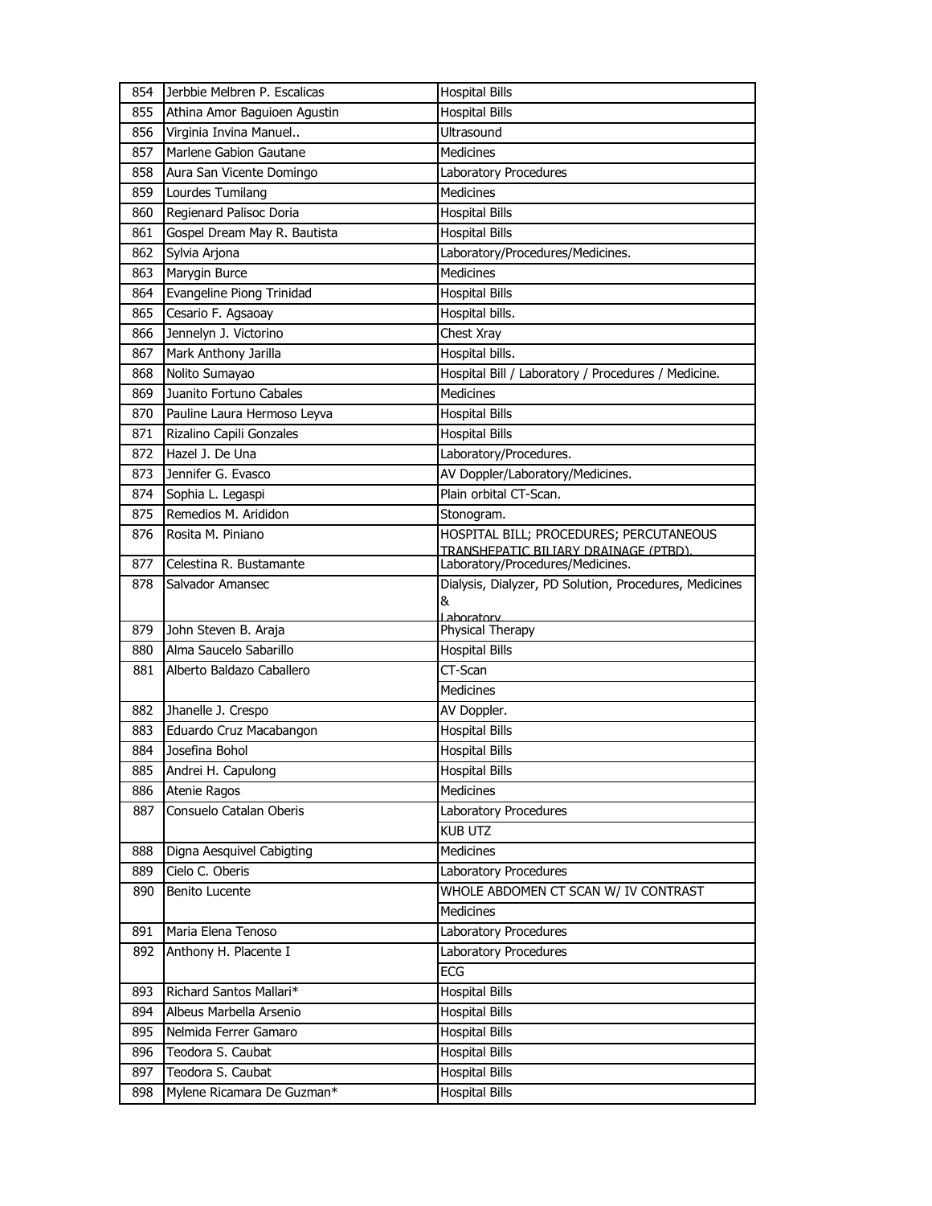| 854 | Jerbbie Melbren P. Escalicas | Hospital Bills |
|---|---|---|
| 855 | Athina Amor Baguioen Agustin | Hospital Bills |
| 856 | Virginia Invina Manuel.. | Ultrasound |
| 857 | Marlene Gabion Gautane | Medicines |
| 858 | Aura San Vicente Domingo | Laboratory Procedures |
| 859 | Lourdes Tumilang | Medicines |
| 860 | Regienard Palisoc Doria | Hospital Bills |
| 861 | Gospel Dream May R. Bautista | Hospital Bills |
| 862 | Sylvia Arjona | Laboratory/Procedures/Medicines. |
| 863 | Marygin Burce | Medicines |
| 864 | Evangeline Piong Trinidad | Hospital Bills |
| 865 | Cesario F. Agsaoay | Hospital bills. |
| 866 | Jennelyn J. Victorino | Chest Xray |
| 867 | Mark Anthony Jarilla | Hospital bills. |
| 868 | Nolito Sumayao | Hospital Bill / Laboratory / Procedures / Medicine. |
| 869 | Juanito Fortuno Cabales | Medicines |
| 870 | Pauline Laura Hermoso Leyva | Hospital Bills |
| 871 | Rizalino Capili Gonzales | Hospital Bills |
| 872 | Hazel J. De Una | Laboratory/Procedures. |
| 873 | Jennifer G. Evasco | AV Doppler/Laboratory/Medicines. |
| 874 | Sophia L. Legaspi | Plain orbital CT-Scan. |
| 875 | Remedios M. Arididon | Stonogram. |
| 876 | Rosita M. Piniano | HOSPITAL BILL; PROCEDURES; PERCUTANEOUS TRANSHEPATIC BILIARY DRAINAGE (PTBD). |
| 877 | Celestina R. Bustamante | Laboratory/Procedures/Medicines. |
| 878 | Salvador Amansec | Dialysis, Dialyzer, PD Solution, Procedures, Medicines & Laboratory |
| 879 | John Steven B. Araja | Physical Therapy |
| 880 | Alma Saucelo Sabarillo | Hospital Bills |
| 881 | Alberto Baldazo Caballero | CT-Scan |
| | | Medicines |
| 882 | Jhanelle J. Crespo | AV Doppler. |
| 883 | Eduardo Cruz Macabangon | Hospital Bills |
| 884 | Josefina Bohol | Hospital Bills |
| 885 | Andrei H. Capulong | Hospital Bills |
| 886 | Atenie Ragos | Medicines |
| 887 | Consuelo Catalan Oberis | Laboratory Procedures |
| | | KUB UTZ |
| 888 | Digna Aesquivel Cabigting | Medicines |
| 889 | Cielo C. Oberis | Laboratory Procedures |
| 890 | Benito Lucente | WHOLE ABDOMEN CT SCAN W/ IV CONTRAST |
| | | Medicines |
| 891 | Maria Elena Tenoso | Laboratory Procedures |
| 892 | Anthony H. Placente I | Laboratory Procedures |
| | | ECG |
| 893 | Richard Santos Mallari* | Hospital Bills |
| 894 | Albeus Marbella Arsenio | Hospital Bills |
| 895 | Nelmida Ferrer Gamaro | Hospital Bills |
| 896 | Teodora S. Caubat | Hospital Bills |
| 897 | Teodora S. Caubat | Hospital Bills |
| 898 | Mylene Ricamara De Guzman* | Hospital Bills |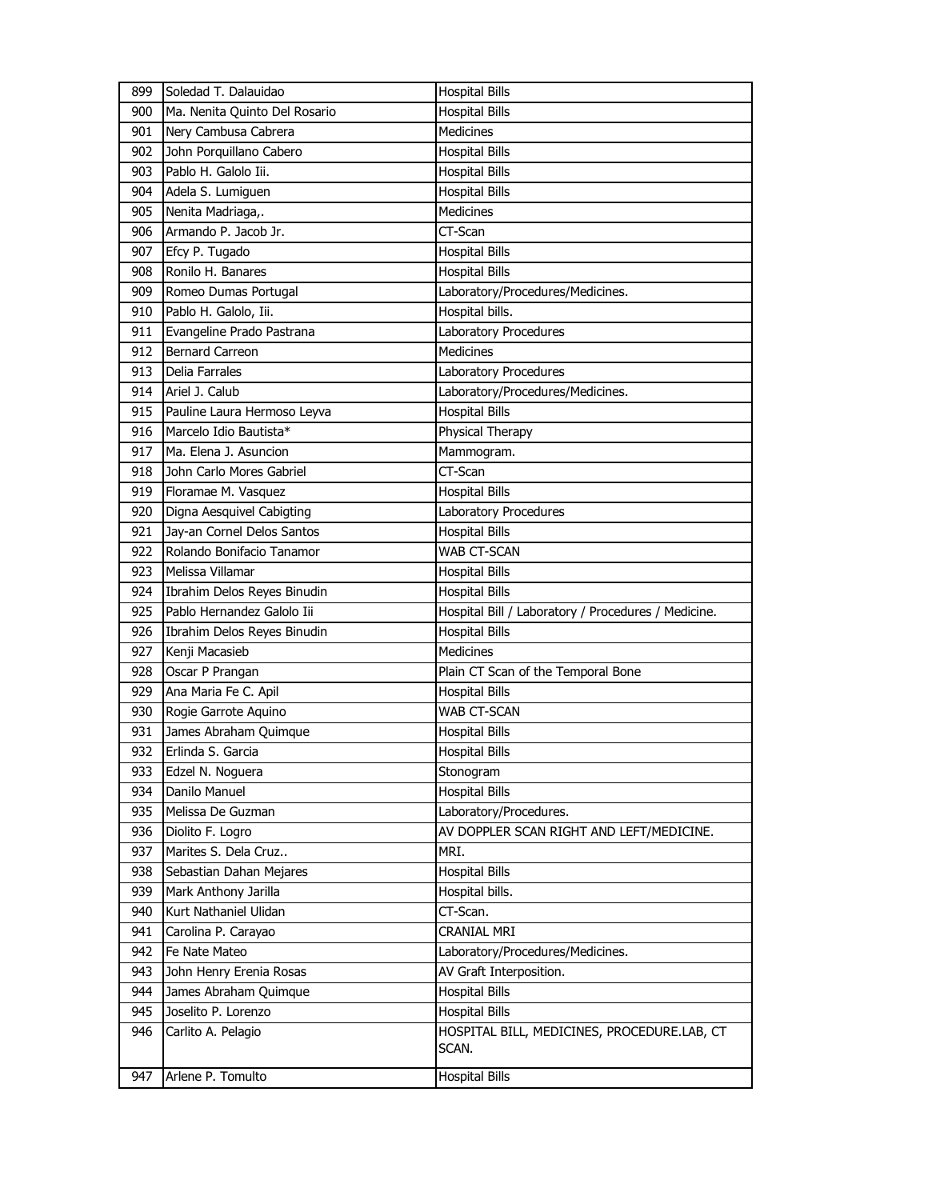| 899 | Soledad T. Dalauidao | Hospital Bills |
|---|---|---|
| 900 | Ma. Nenita Quinto Del Rosario | Hospital Bills |
| 901 | Nery Cambusa Cabrera | Medicines |
| 902 | John Porquillano Cabero | Hospital Bills |
| 903 | Pablo H. Galolo Iii. | Hospital Bills |
| 904 | Adela S. Lumiguen | Hospital Bills |
| 905 | Nenita Madriaga,. | Medicines |
| 906 | Armando P. Jacob Jr. | CT-Scan |
| 907 | Efcy P. Tugado | Hospital Bills |
| 908 | Ronilo H. Banares | Hospital Bills |
| 909 | Romeo Dumas Portugal | Laboratory/Procedures/Medicines. |
| 910 | Pablo H. Galolo, Iii. | Hospital bills. |
| 911 | Evangeline Prado Pastrana | Laboratory Procedures |
| 912 | Bernard Carreon | Medicines |
| 913 | Delia Farrales | Laboratory Procedures |
| 914 | Ariel J. Calub | Laboratory/Procedures/Medicines. |
| 915 | Pauline Laura Hermoso Leyva | Hospital Bills |
| 916 | Marcelo Idio Bautista* | Physical Therapy |
| 917 | Ma. Elena J. Asuncion | Mammogram. |
| 918 | John Carlo Mores Gabriel | CT-Scan |
| 919 | Floramae M. Vasquez | Hospital Bills |
| 920 | Digna Aesquivel Cabigting | Laboratory Procedures |
| 921 | Jay-an Cornel Delos Santos | Hospital Bills |
| 922 | Rolando Bonifacio Tanamor | WAB CT-SCAN |
| 923 | Melissa Villamar | Hospital Bills |
| 924 | Ibrahim Delos Reyes Binudin | Hospital Bills |
| 925 | Pablo Hernandez Galolo Iii | Hospital Bill / Laboratory / Procedures / Medicine. |
| 926 | Ibrahim Delos Reyes Binudin | Hospital Bills |
| 927 | Kenji Macasieb | Medicines |
| 928 | Oscar P Prangan | Plain CT Scan of the Temporal Bone |
| 929 | Ana Maria Fe C. Apil | Hospital Bills |
| 930 | Rogie Garrote Aquino | WAB CT-SCAN |
| 931 | James Abraham Quimque | Hospital Bills |
| 932 | Erlinda S. Garcia | Hospital Bills |
| 933 | Edzel N. Noguera | Stonogram |
| 934 | Danilo Manuel | Hospital Bills |
| 935 | Melissa De Guzman | Laboratory/Procedures. |
| 936 | Diolito F. Logro | AV DOPPLER SCAN RIGHT AND LEFT/MEDICINE. |
| 937 | Marites S. Dela Cruz.. | MRI. |
| 938 | Sebastian Dahan Mejares | Hospital Bills |
| 939 | Mark Anthony Jarilla | Hospital bills. |
| 940 | Kurt Nathaniel Ulidan | CT-Scan. |
| 941 | Carolina P. Carayao | CRANIAL MRI |
| 942 | Fe Nate Mateo | Laboratory/Procedures/Medicines. |
| 943 | John Henry Erenia Rosas | AV Graft Interposition. |
| 944 | James Abraham Quimque | Hospital Bills |
| 945 | Joselito P. Lorenzo | Hospital Bills |
| 946 | Carlito A. Pelagio | HOSPITAL BILL, MEDICINES, PROCEDURE.LAB, CT SCAN. |
| 947 | Arlene P. Tomulto | Hospital Bills |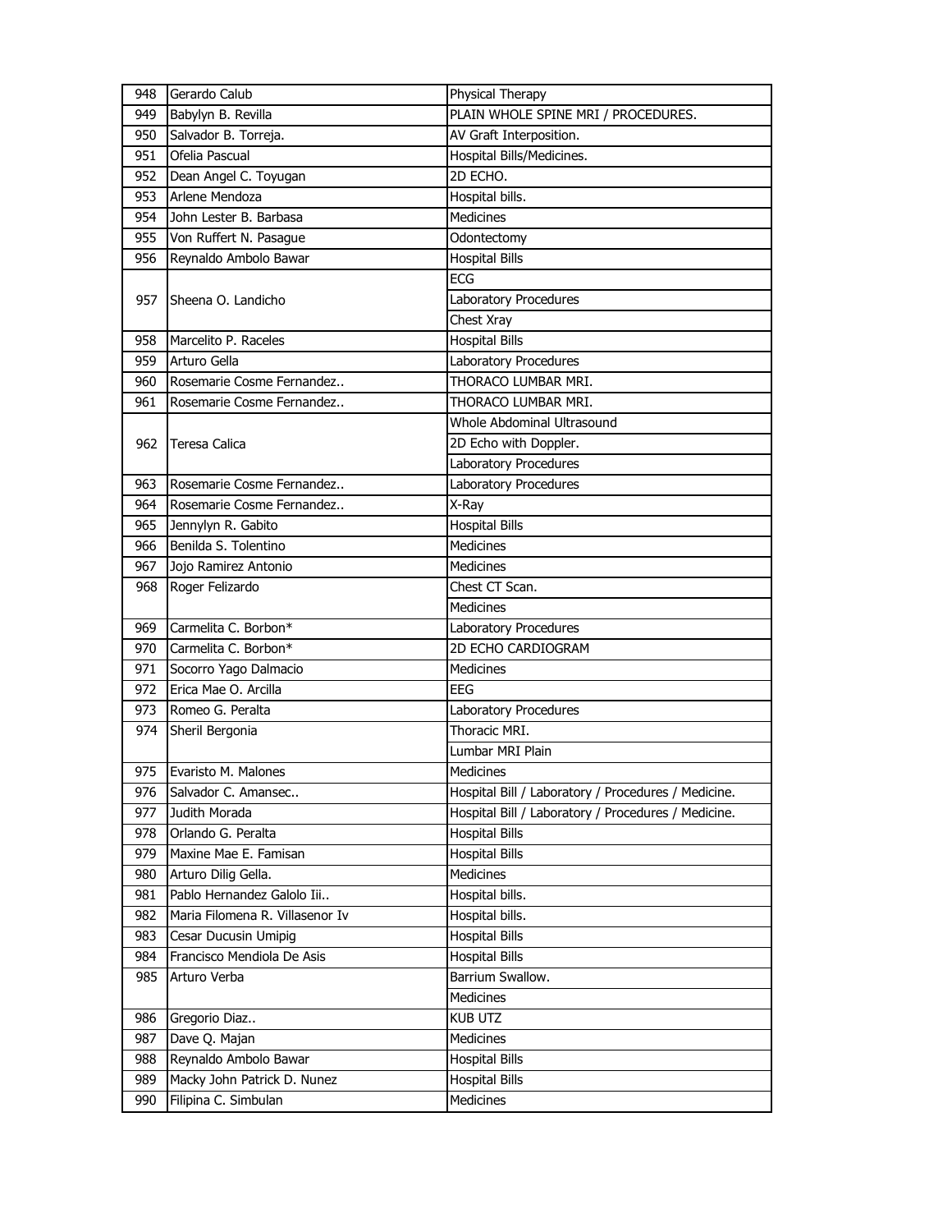| | | |
|---|---|---|
| 948 | Gerardo Calub | Physical Therapy |
| 949 | Babylyn B. Revilla | PLAIN WHOLE SPINE MRI / PROCEDURES. |
| 950 | Salvador B. Torreja. | AV Graft Interposition. |
| 951 | Ofelia Pascual | Hospital Bills/Medicines. |
| 952 | Dean Angel C. Toyugan | 2D ECHO. |
| 953 | Arlene Mendoza | Hospital bills. |
| 954 | John Lester B. Barbasa | Medicines |
| 955 | Von Ruffert N. Pasague | Odontectomy |
| 956 | Reynaldo Ambolo Bawar | Hospital Bills |
| 957 | Sheena O. Landicho | ECG |
| | | Laboratory Procedures |
| | | Chest Xray |
| 958 | Marcelito P. Raceles | Hospital Bills |
| 959 | Arturo Gella | Laboratory Procedures |
| 960 | Rosemarie Cosme Fernandez.. | THORACO LUMBAR MRI. |
| 961 | Rosemarie Cosme Fernandez.. | THORACO LUMBAR MRI. |
| 962 | Teresa Calica | Whole Abdominal Ultrasound |
| | | 2D Echo with Doppler. |
| | | Laboratory Procedures |
| 963 | Rosemarie Cosme Fernandez.. | Laboratory Procedures |
| 964 | Rosemarie Cosme Fernandez.. | X-Ray |
| 965 | Jennylyn R. Gabito | Hospital Bills |
| 966 | Benilda S. Tolentino | Medicines |
| 967 | Jojo Ramirez Antonio | Medicines |
| 968 | Roger Felizardo | Chest CT Scan. |
| | | Medicines |
| 969 | Carmelita C. Borbon* | Laboratory Procedures |
| 970 | Carmelita C. Borbon* | 2D ECHO CARDIOGRAM |
| 971 | Socorro Yago Dalmacio | Medicines |
| 972 | Erica Mae O. Arcilla | EEG |
| 973 | Romeo G. Peralta | Laboratory Procedures |
| 974 | Sheril Bergonia | Thoracic MRI. |
| | | Lumbar MRI Plain |
| 975 | Evaristo M. Malones | Medicines |
| 976 | Salvador C. Amansec.. | Hospital Bill / Laboratory / Procedures / Medicine. |
| 977 | Judith Morada | Hospital Bill / Laboratory / Procedures / Medicine. |
| 978 | Orlando G. Peralta | Hospital Bills |
| 979 | Maxine Mae E. Famisan | Hospital Bills |
| 980 | Arturo Dilig Gella. | Medicines |
| 981 | Pablo Hernandez Galolo Iii.. | Hospital bills. |
| 982 | Maria Filomena R. Villasenor Iv | Hospital bills. |
| 983 | Cesar Ducusin Umipig | Hospital Bills |
| 984 | Francisco Mendiola De Asis | Hospital Bills |
| 985 | Arturo Verba | Barrium Swallow. |
| | | Medicines |
| 986 | Gregorio Diaz.. | KUB UTZ |
| 987 | Dave Q. Majan | Medicines |
| 988 | Reynaldo Ambolo Bawar | Hospital Bills |
| 989 | Macky John Patrick D. Nunez | Hospital Bills |
| 990 | Filipina C. Simbulan | Medicines |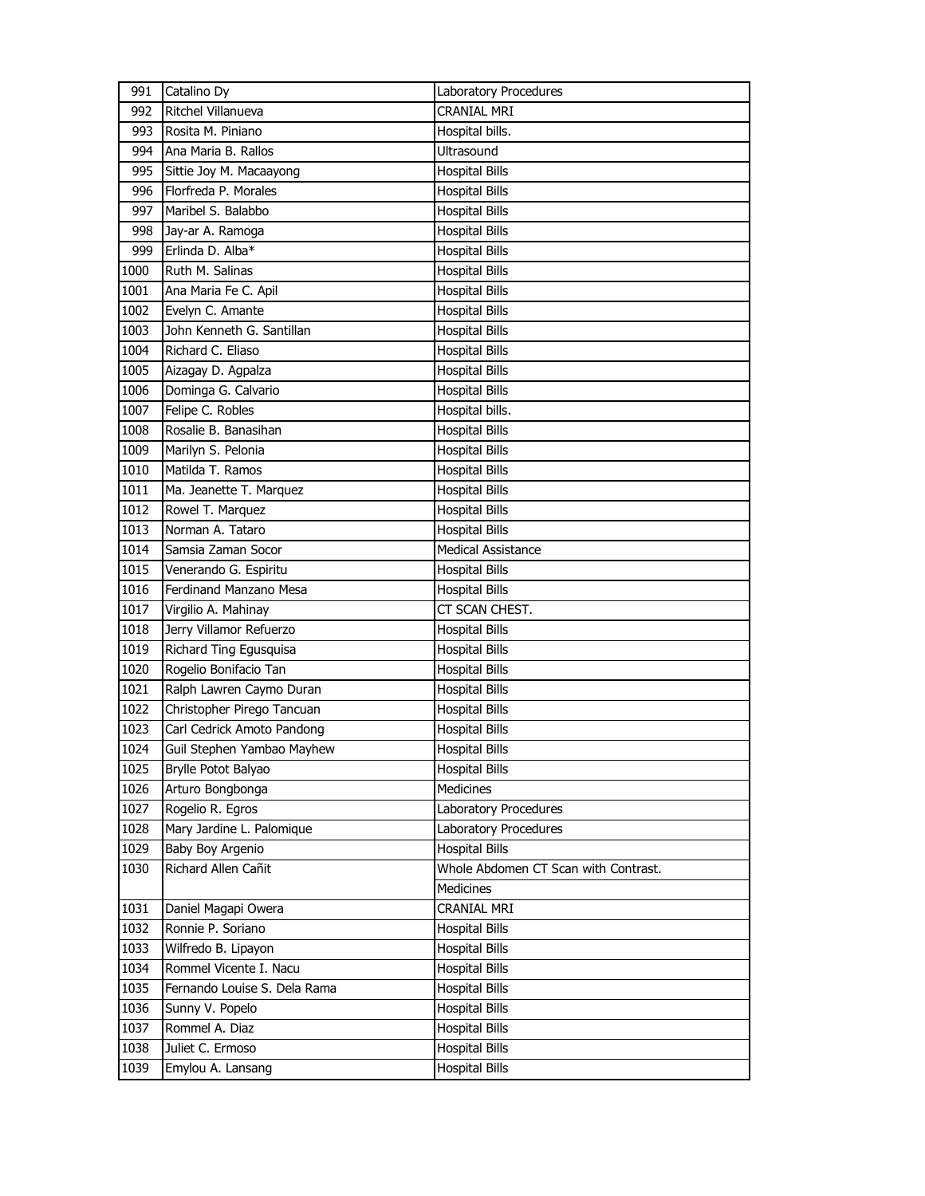| | | |
|---|---|---|
| 991 | Catalino Dy | Laboratory Procedures |
| 992 | Ritchel Villanueva | CRANIAL MRI |
| 993 | Rosita M. Piniano | Hospital bills. |
| 994 | Ana Maria B. Rallos | Ultrasound |
| 995 | Sittie Joy M. Macaayong | Hospital Bills |
| 996 | Florfreda P. Morales | Hospital Bills |
| 997 | Maribel S. Balabbo | Hospital Bills |
| 998 | Jay-ar A. Ramoga | Hospital Bills |
| 999 | Erlinda D. Alba* | Hospital Bills |
| 1000 | Ruth M. Salinas | Hospital Bills |
| 1001 | Ana Maria Fe C. Apil | Hospital Bills |
| 1002 | Evelyn C. Amante | Hospital Bills |
| 1003 | John Kenneth G. Santillan | Hospital Bills |
| 1004 | Richard C. Eliaso | Hospital Bills |
| 1005 | Aizagay D. Agpalza | Hospital Bills |
| 1006 | Dominga G. Calvario | Hospital Bills |
| 1007 | Felipe C. Robles | Hospital bills. |
| 1008 | Rosalie B. Banasihan | Hospital Bills |
| 1009 | Marilyn S. Pelonia | Hospital Bills |
| 1010 | Matilda T. Ramos | Hospital Bills |
| 1011 | Ma. Jeanette T. Marquez | Hospital Bills |
| 1012 | Rowel T. Marquez | Hospital Bills |
| 1013 | Norman A. Tataro | Hospital Bills |
| 1014 | Samsia Zaman Socor | Medical Assistance |
| 1015 | Venerando G. Espiritu | Hospital Bills |
| 1016 | Ferdinand Manzano Mesa | Hospital Bills |
| 1017 | Virgilio A. Mahinay | CT SCAN CHEST. |
| 1018 | Jerry Villamor Refuerzo | Hospital Bills |
| 1019 | Richard Ting Egusquisa | Hospital Bills |
| 1020 | Rogelio Bonifacio Tan | Hospital Bills |
| 1021 | Ralph Lawren Caymo Duran | Hospital Bills |
| 1022 | Christopher Pirego Tancuan | Hospital Bills |
| 1023 | Carl Cedrick Amoto Pandong | Hospital Bills |
| 1024 | Guil Stephen Yambao Mayhew | Hospital Bills |
| 1025 | Brylle Potot Balyao | Hospital Bills |
| 1026 | Arturo Bongbonga | Medicines |
| 1027 | Rogelio R. Egros | Laboratory Procedures |
| 1028 | Mary Jardine L. Palomique | Laboratory Procedures |
| 1029 | Baby Boy Argenio | Hospital Bills |
| 1030 | Richard Allen Cañit | Whole Abdomen CT Scan with Contrast. |
| | | Medicines |
| 1031 | Daniel Magapi Owera | CRANIAL MRI |
| 1032 | Ronnie P. Soriano | Hospital Bills |
| 1033 | Wilfredo B. Lipayon | Hospital Bills |
| 1034 | Rommel Vicente I. Nacu | Hospital Bills |
| 1035 | Fernando Louise S. Dela Rama | Hospital Bills |
| 1036 | Sunny V. Popelo | Hospital Bills |
| 1037 | Rommel A. Diaz | Hospital Bills |
| 1038 | Juliet C. Ermoso | Hospital Bills |
| 1039 | Emylou A. Lansang | Hospital Bills |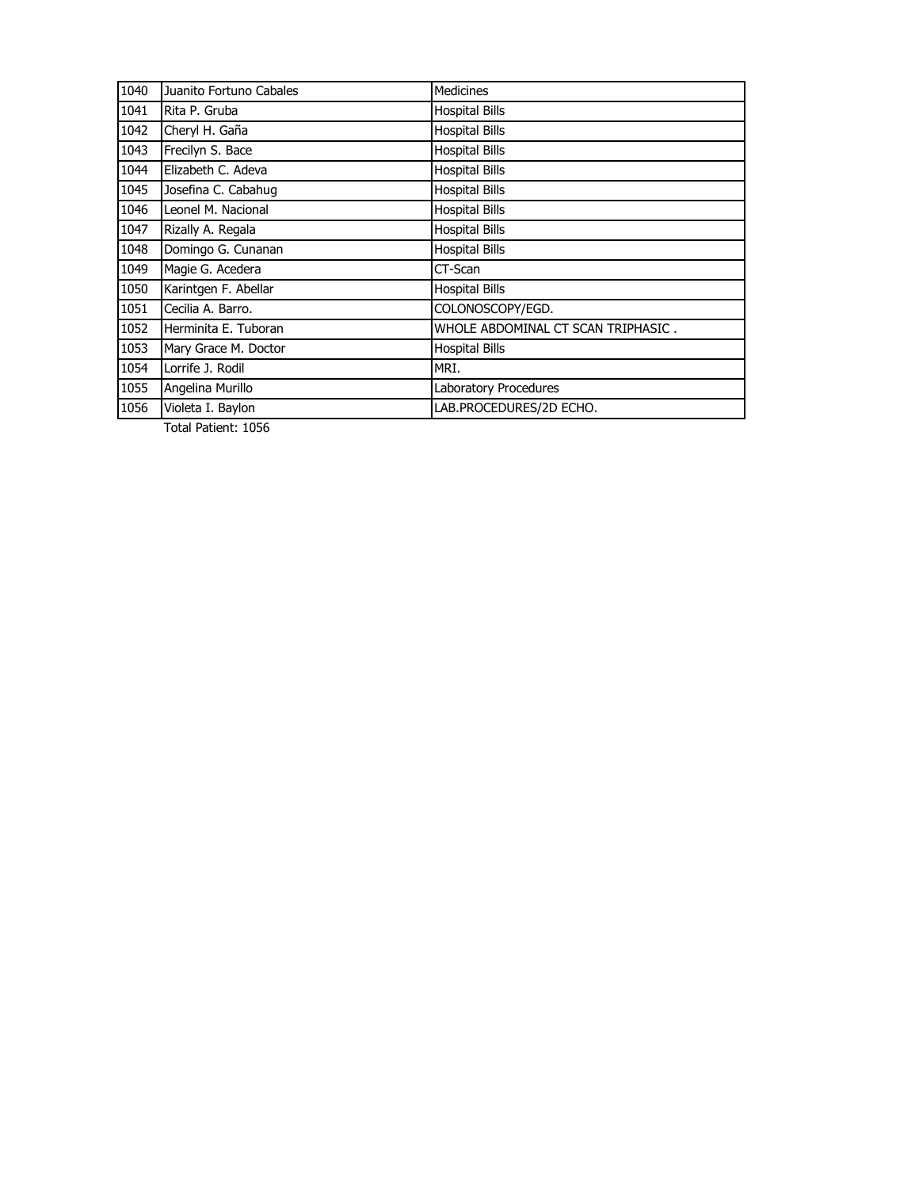| | | |
|---|---|---|
| 1040 | Juanito Fortuno Cabales | Medicines |
| 1041 | Rita P. Gruba | Hospital Bills |
| 1042 | Cheryl H. Gaña | Hospital Bills |
| 1043 | Frecilyn S. Bace | Hospital Bills |
| 1044 | Elizabeth C. Adeva | Hospital Bills |
| 1045 | Josefina C. Cabahug | Hospital Bills |
| 1046 | Leonel M. Nacional | Hospital Bills |
| 1047 | Rizally A. Regala | Hospital Bills |
| 1048 | Domingo G. Cunanan | Hospital Bills |
| 1049 | Magie G. Acedera | CT-Scan |
| 1050 | Karintgen F. Abellar | Hospital Bills |
| 1051 | Cecilia A. Barro. | COLONOSCOPY/EGD. |
| 1052 | Herminita E. Tuboran | WHOLE ABDOMINAL CT SCAN TRIPHASIC . |
| 1053 | Mary Grace M. Doctor | Hospital Bills |
| 1054 | Lorrife J. Rodil | MRI. |
| 1055 | Angelina Murillo | Laboratory Procedures |
| 1056 | Violeta I. Baylon | LAB.PROCEDURES/2D ECHO. |

Total Patient: 1056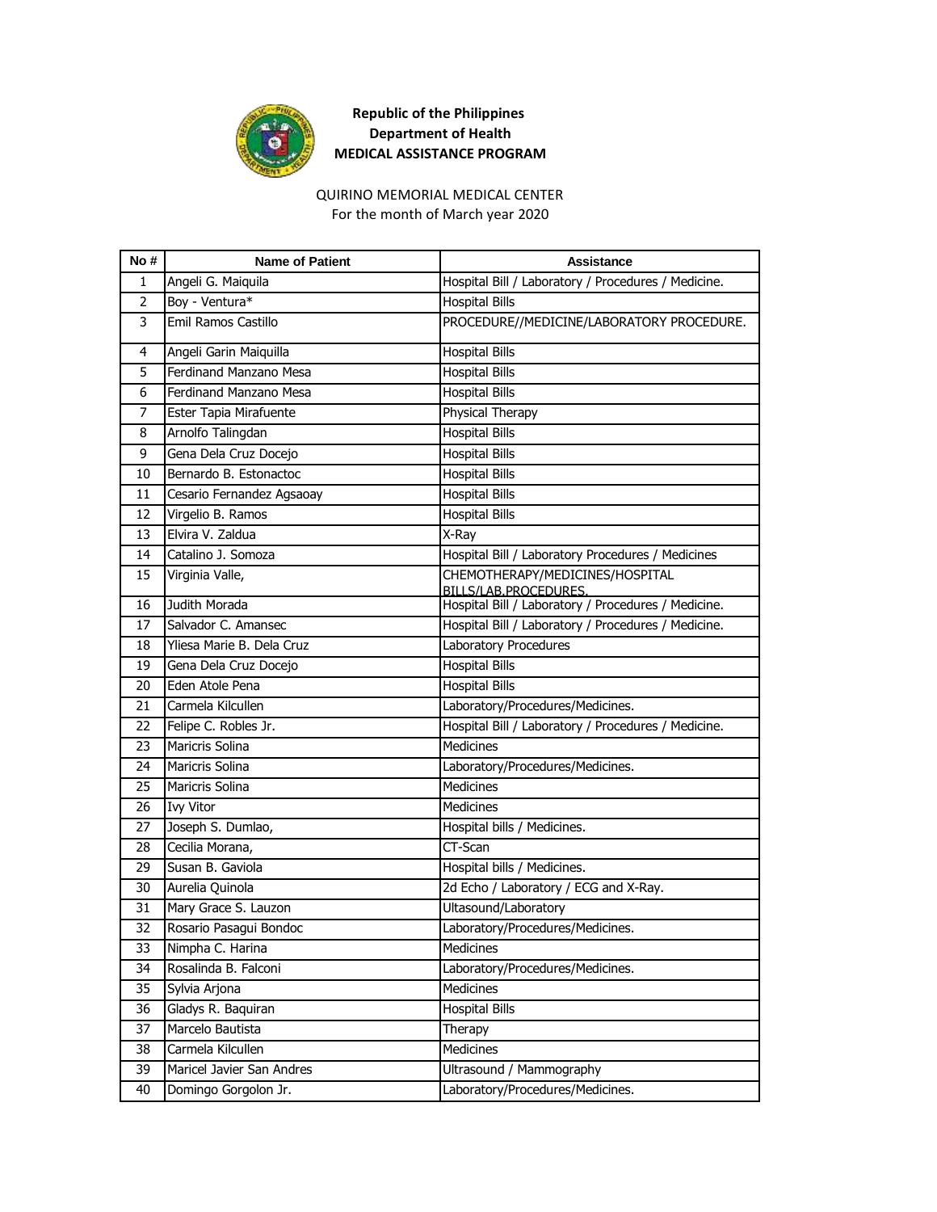**Republic of the Philippines**
**Department of Health**
**MEDICAL ASSISTANCE PROGRAM**

QUIRINO MEMORIAL MEDICAL CENTER
For the month of March year 2020

| No # | Name of Patient | Assistance |
|---|---|---|
| 1 | Angeli G. Maiquila | Hospital Bill / Laboratory / Procedures / Medicine. |
| 2 | Boy - Ventura* | Hospital Bills |
| 3 | Emil Ramos Castillo | PROCEDURE//MEDICINE/LABORATORY PROCEDURE. |
| 4 | Angeli Garin Maiquilla | Hospital Bills |
| 5 | Ferdinand Manzano Mesa | Hospital Bills |
| 6 | Ferdinand Manzano Mesa | Hospital Bills |
| 7 | Ester Tapia Mirafuente | Physical Therapy |
| 8 | Arnolfo Talingdan | Hospital Bills |
| 9 | Gena Dela Cruz Docejo | Hospital Bills |
| 10 | Bernardo B. Estonactoc | Hospital Bills |
| 11 | Cesario Fernandez Agsaoay | Hospital Bills |
| 12 | Virgelio B. Ramos | Hospital Bills |
| 13 | Elvira V. Zaldua | X-Ray |
| 14 | Catalino J. Somoza | Hospital Bill / Laboratory Procedures / Medicines |
| 15 | Virginia Valle, | CHEMOTHERAPY/MEDICINES/HOSPITAL BILLS/LAB.PROCEDURES. |
| 16 | Judith Morada | Hospital Bill / Laboratory / Procedures / Medicine. |
| 17 | Salvador C. Amansec | Hospital Bill / Laboratory / Procedures / Medicine. |
| 18 | Yliesa Marie B. Dela Cruz | Laboratory Procedures |
| 19 | Gena Dela Cruz Docejo | Hospital Bills |
| 20 | Eden Atole Pena | Hospital Bills |
| 21 | Carmela Kilcullen | Laboratory/Procedures/Medicines. |
| 22 | Felipe C. Robles Jr. | Hospital Bill / Laboratory / Procedures / Medicine. |
| 23 | Maricris Solina | Medicines |
| 24 | Maricris Solina | Laboratory/Procedures/Medicines. |
| 25 | Maricris Solina | Medicines |
| 26 | Ivy Vitor | Medicines |
| 27 | Joseph S. Dumlao, | Hospital bills / Medicines. |
| 28 | Cecilia Morana, | CT-Scan |
| 29 | Susan B. Gaviola | Hospital bills / Medicines. |
| 30 | Aurelia Quinola | 2d Echo / Laboratory / ECG and X-Ray. |
| 31 | Mary Grace S. Lauzon | Ultasound/Laboratory |
| 32 | Rosario Pasagui Bondoc | Laboratory/Procedures/Medicines. |
| 33 | Nimpha C. Harina | Medicines |
| 34 | Rosalinda B. Falconi | Laboratory/Procedures/Medicines. |
| 35 | Sylvia Arjona | Medicines |
| 36 | Gladys R. Baquiran | Hospital Bills |
| 37 | Marcelo Bautista | Therapy |
| 38 | Carmela Kilcullen | Medicines |
| 39 | Maricel Javier San Andres | Ultrasound / Mammography |
| 40 | Domingo Gorgolon Jr. | Laboratory/Procedures/Medicines. |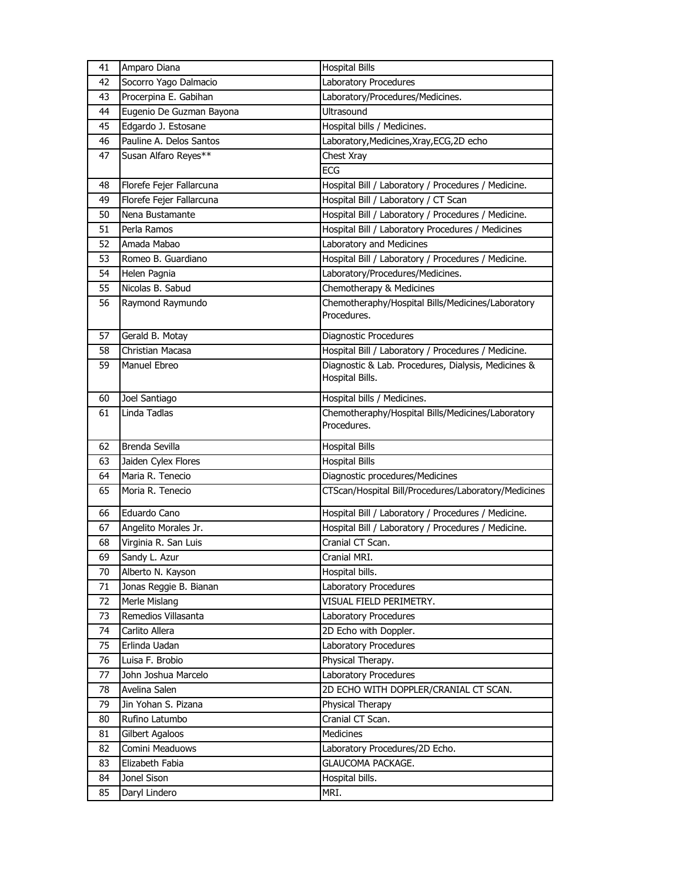| | | |
|---|---|---|
| 41 | Amparo Diana | Hospital Bills |
| 42 | Socorro Yago Dalmacio | Laboratory Procedures |
| 43 | Procerpina E. Gabihan | Laboratory/Procedures/Medicines. |
| 44 | Eugenio De Guzman Bayona | Ultrasound |
| 45 | Edgardo J. Estosane | Hospital bills / Medicines. |
| 46 | Pauline A. Delos Santos | Laboratory,Medicines,Xray,ECG,2D echo |
| 47 | Susan Alfaro Reyes** | Chest Xray |
| | | ECG |
| 48 | Florefe Fejer Fallarcuna | Hospital Bill / Laboratory / Procedures / Medicine. |
| 49 | Florefe Fejer Fallarcuna | Hospital Bill / Laboratory / CT Scan |
| 50 | Nena Bustamante | Hospital Bill / Laboratory / Procedures / Medicine. |
| 51 | Perla Ramos | Hospital Bill / Laboratory Procedures / Medicines |
| 52 | Amada Mabao | Laboratory and Medicines |
| 53 | Romeo B. Guardiano | Hospital Bill / Laboratory / Procedures / Medicine. |
| 54 | Helen Pagnia | Laboratory/Procedures/Medicines. |
| 55 | Nicolas B. Sabud | Chemotherapy & Medicines |
| 56 | Raymond Raymundo | Chemotheraphy/Hospital Bills/Medicines/Laboratory Procedures. |
| 57 | Gerald B. Motay | Diagnostic Procedures |
| 58 | Christian Macasa | Hospital Bill / Laboratory / Procedures / Medicine. |
| 59 | Manuel Ebreo | Diagnostic & Lab. Procedures, Dialysis, Medicines & Hospital Bills. |
| 60 | Joel Santiago | Hospital bills / Medicines. |
| 61 | Linda Tadlas | Chemotheraphy/Hospital Bills/Medicines/Laboratory Procedures. |
| 62 | Brenda Sevilla | Hospital Bills |
| 63 | Jaiden Cylex Flores | Hospital Bills |
| 64 | Maria R. Tenecio | Diagnostic procedures/Medicines |
| 65 | Moria R. Tenecio | CTScan/Hospital Bill/Procedures/Laboratory/Medicines |
| 66 | Eduardo Cano | Hospital Bill / Laboratory / Procedures / Medicine. |
| 67 | Angelito Morales Jr. | Hospital Bill / Laboratory / Procedures / Medicine. |
| 68 | Virginia R. San Luis | Cranial CT Scan. |
| 69 | Sandy L. Azur | Cranial MRI. |
| 70 | Alberto N. Kayson | Hospital bills. |
| 71 | Jonas Reggie B. Bianan | Laboratory Procedures |
| 72 | Merle Mislang | VISUAL FIELD PERIMETRY. |
| 73 | Remedios Villasanta | Laboratory Procedures |
| 74 | Carlito Allera | 2D Echo with Doppler. |
| 75 | Erlinda Uadan | Laboratory Procedures |
| 76 | Luisa F. Brobio | Physical Therapy. |
| 77 | John Joshua Marcelo | Laboratory Procedures |
| 78 | Avelina Salen | 2D ECHO WITH DOPPLER/CRANIAL CT SCAN. |
| 79 | Jin Yohan S. Pizana | Physical Therapy |
| 80 | Rufino Latumbo | Cranial CT Scan. |
| 81 | Gilbert Agaloos | Medicines |
| 82 | Comini Meaduows | Laboratory Procedures/2D Echo. |
| 83 | Elizabeth Fabia | GLAUCOMA PACKAGE. |
| 84 | Jonel Sison | Hospital bills. |
| 85 | Daryl Lindero | MRI. |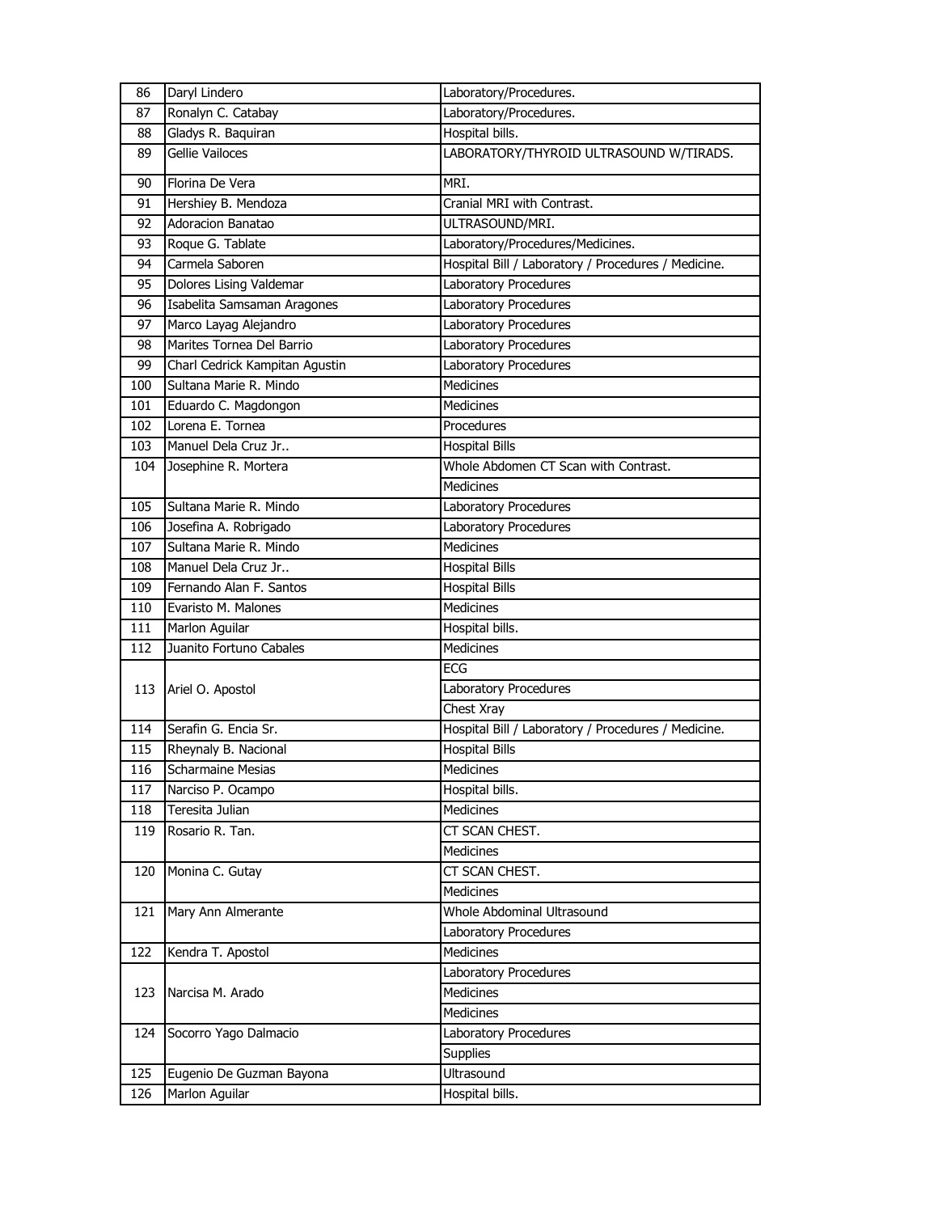| 86 | Daryl Lindero | Laboratory/Procedures. |
|---|---|---|
| 87 | Ronalyn C. Catabay | Laboratory/Procedures. |
| 88 | Gladys R. Baquiran | Hospital bills. |
| 89 | Gellie Vailoces | LABORATORY/THYROID ULTRASOUND W/TIRADS. |
| 90 | Florina De Vera | MRI. |
| 91 | Hershiey B. Mendoza | Cranial MRI with Contrast. |
| 92 | Adoracion Banatao | ULTRASOUND/MRI. |
| 93 | Roque G. Tablate | Laboratory/Procedures/Medicines. |
| 94 | Carmela Saboren | Hospital Bill / Laboratory / Procedures / Medicine. |
| 95 | Dolores Lising Valdemar | Laboratory Procedures |
| 96 | Isabelita Samsaman Aragones | Laboratory Procedures |
| 97 | Marco Layag Alejandro | Laboratory Procedures |
| 98 | Marites Tornea Del Barrio | Laboratory Procedures |
| 99 | Charl Cedrick Kampitan Agustin | Laboratory Procedures |
| 100 | Sultana Marie R. Mindo | Medicines |
| 101 | Eduardo C. Magdongon | Medicines |
| 102 | Lorena E. Tornea | Procedures |
| 103 | Manuel Dela Cruz Jr.. | Hospital Bills |
| 104 | Josephine R. Mortera | Whole Abdomen CT Scan with Contrast. |
| | | Medicines |
| 105 | Sultana Marie R. Mindo | Laboratory Procedures |
| 106 | Josefina A. Robrigado | Laboratory Procedures |
| 107 | Sultana Marie R. Mindo | Medicines |
| 108 | Manuel Dela Cruz Jr.. | Hospital Bills |
| 109 | Fernando Alan F. Santos | Hospital Bills |
| 110 | Evaristo M. Malones | Medicines |
| 111 | Marlon Aguilar | Hospital bills. |
| 112 | Juanito Fortuno Cabales | Medicines |
| 113 | Ariel O. Apostol | ECG |
| | | Laboratory Procedures |
| | | Chest Xray |
| 114 | Serafin G. Encia Sr. | Hospital Bill / Laboratory / Procedures / Medicine. |
| 115 | Rheynaly B. Nacional | Hospital Bills |
| 116 | Scharmaine Mesias | Medicines |
| 117 | Narciso P. Ocampo | Hospital bills. |
| 118 | Teresita Julian | Medicines |
| 119 | Rosario R. Tan. | CT SCAN CHEST. |
| | | Medicines |
| 120 | Monina C. Gutay | CT SCAN CHEST. |
| | | Medicines |
| 121 | Mary Ann Almerante | Whole Abdominal Ultrasound |
| | | Laboratory Procedures |
| 122 | Kendra T. Apostol | Medicines |
| 123 | Narcisa M. Arado | Laboratory Procedures |
| | | Medicines |
| | | Medicines |
| 124 | Socorro Yago Dalmacio | Laboratory Procedures |
| | | Supplies |
| 125 | Eugenio De Guzman Bayona | Ultrasound |
| 126 | Marlon Aguilar | Hospital bills. |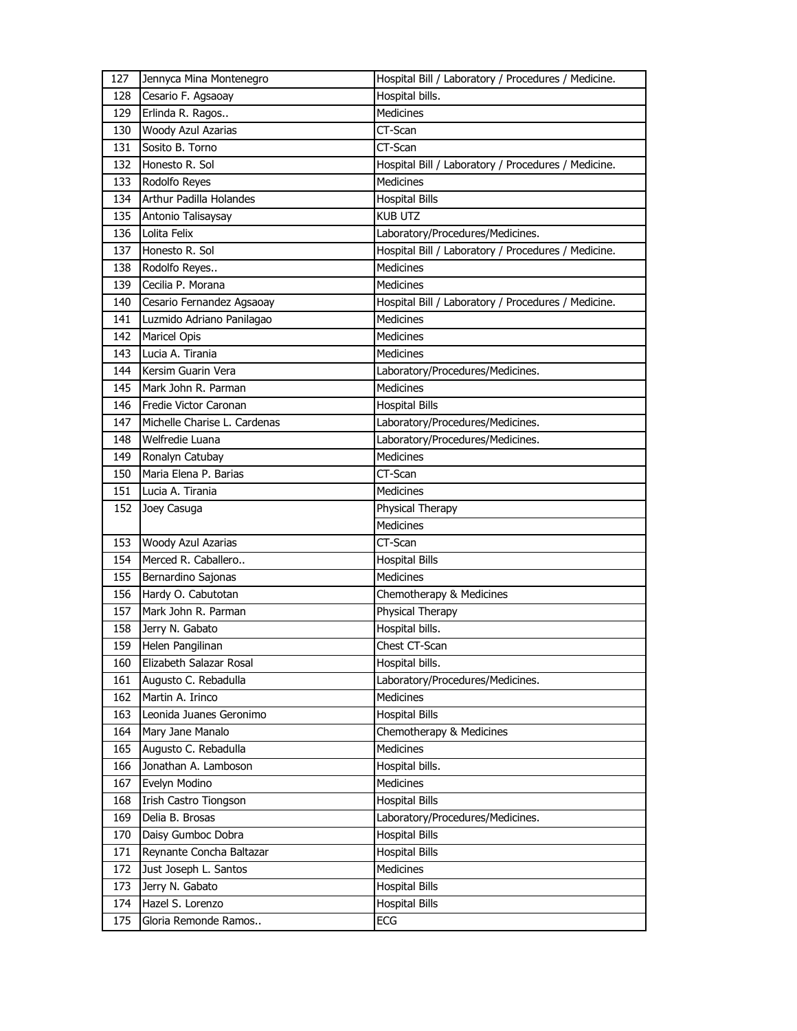| 127 | Jennyca Mina Montenegro | Hospital Bill / Laboratory / Procedures / Medicine. |
|---|---|---|
| 128 | Cesario F. Agsaoay | Hospital bills. |
| 129 | Erlinda R. Ragos.. | Medicines |
| 130 | Woody Azul Azarias | CT-Scan |
| 131 | Sosito B. Torno | CT-Scan |
| 132 | Honesto R. Sol | Hospital Bill / Laboratory / Procedures / Medicine. |
| 133 | Rodolfo Reyes | Medicines |
| 134 | Arthur Padilla Holandes | Hospital Bills |
| 135 | Antonio Talisaysay | KUB UTZ |
| 136 | Lolita Felix | Laboratory/Procedures/Medicines. |
| 137 | Honesto R. Sol | Hospital Bill / Laboratory / Procedures / Medicine. |
| 138 | Rodolfo Reyes.. | Medicines |
| 139 | Cecilia P. Morana | Medicines |
| 140 | Cesario Fernandez Agsaoay | Hospital Bill / Laboratory / Procedures / Medicine. |
| 141 | Luzmido Adriano Panilagao | Medicines |
| 142 | Maricel Opis | Medicines |
| 143 | Lucia A. Tirania | Medicines |
| 144 | Kersim Guarin Vera | Laboratory/Procedures/Medicines. |
| 145 | Mark John R. Parman | Medicines |
| 146 | Fredie Victor Caronan | Hospital Bills |
| 147 | Michelle Charise L. Cardenas | Laboratory/Procedures/Medicines. |
| 148 | Welfredie Luana | Laboratory/Procedures/Medicines. |
| 149 | Ronalyn Catubay | Medicines |
| 150 | Maria Elena P. Barias | CT-Scan |
| 151 | Lucia A. Tirania | Medicines |
| 152 | Joey Casuga | Physical Therapy |
| | | Medicines |
| 153 | Woody Azul Azarias | CT-Scan |
| 154 | Merced R. Caballero.. | Hospital Bills |
| 155 | Bernardino Sajonas | Medicines |
| 156 | Hardy O. Cabutotan | Chemotherapy & Medicines |
| 157 | Mark John R. Parman | Physical Therapy |
| 158 | Jerry N. Gabato | Hospital bills. |
| 159 | Helen Pangilinan | Chest CT-Scan |
| 160 | Elizabeth Salazar Rosal | Hospital bills. |
| 161 | Augusto C. Rebadulla | Laboratory/Procedures/Medicines. |
| 162 | Martin A. Irinco | Medicines |
| 163 | Leonida Juanes Geronimo | Hospital Bills |
| 164 | Mary Jane Manalo | Chemotherapy & Medicines |
| 165 | Augusto C. Rebadulla | Medicines |
| 166 | Jonathan A. Lamboson | Hospital bills. |
| 167 | Evelyn Modino | Medicines |
| 168 | Irish Castro Tiongson | Hospital Bills |
| 169 | Delia B. Brosas | Laboratory/Procedures/Medicines. |
| 170 | Daisy Gumboc Dobra | Hospital Bills |
| 171 | Reynante Concha Baltazar | Hospital Bills |
| 172 | Just Joseph L. Santos | Medicines |
| 173 | Jerry N. Gabato | Hospital Bills |
| 174 | Hazel S. Lorenzo | Hospital Bills |
| 175 | Gloria Remonde Ramos.. | ECG |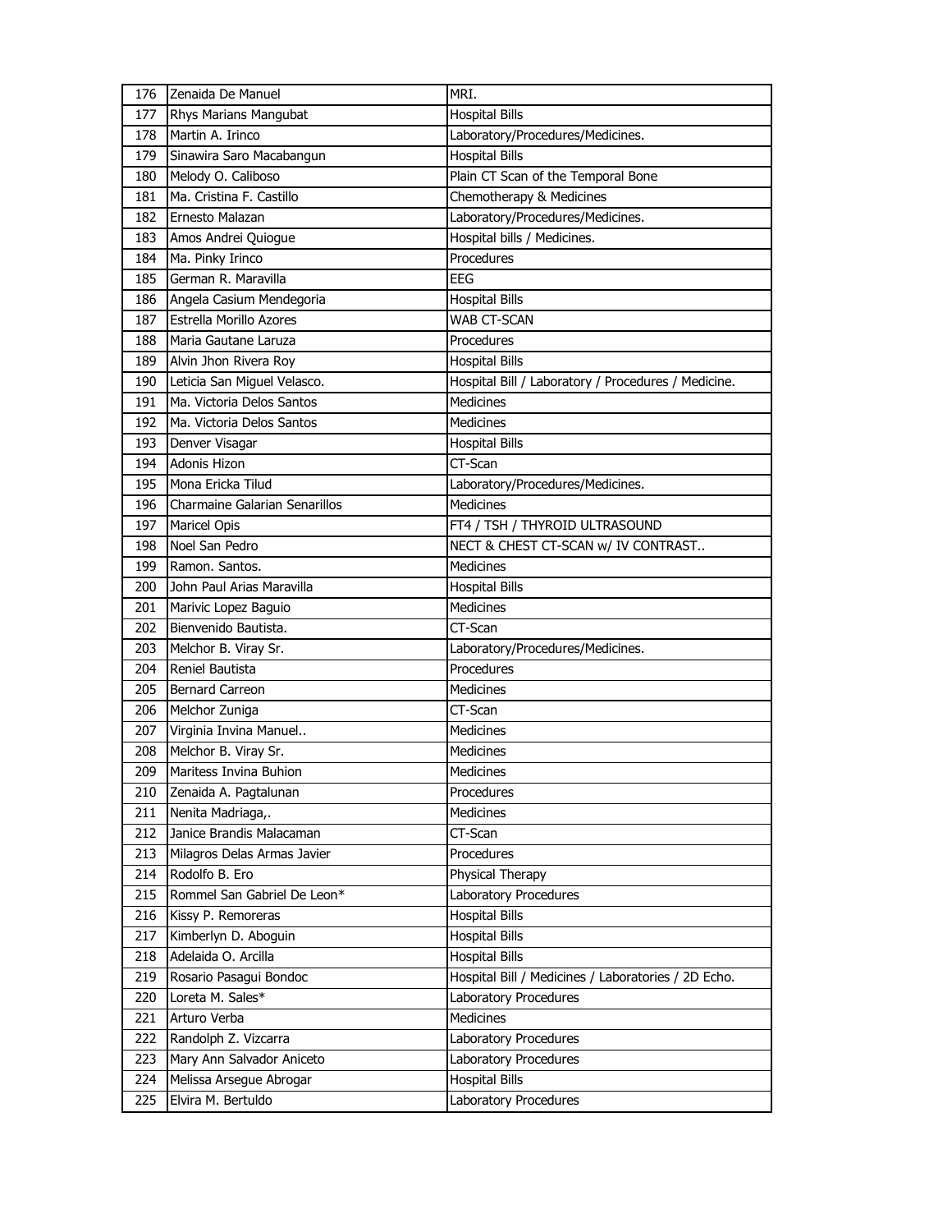| 176 | Zenaida De Manuel | MRI. |
|---|---|---|
| 177 | Rhys Marians Mangubat | Hospital Bills |
| 178 | Martin A. Irinco | Laboratory/Procedures/Medicines. |
| 179 | Sinawira Saro Macabangun | Hospital Bills |
| 180 | Melody O. Caliboso | Plain CT Scan of the Temporal Bone |
| 181 | Ma. Cristina F. Castillo | Chemotherapy & Medicines |
| 182 | Ernesto Malazan | Laboratory/Procedures/Medicines. |
| 183 | Amos Andrei Quiogue | Hospital bills / Medicines. |
| 184 | Ma. Pinky Irinco | Procedures |
| 185 | German R. Maravilla | EEG |
| 186 | Angela Casium Mendegoria | Hospital Bills |
| 187 | Estrella Morillo Azores | WAB CT-SCAN |
| 188 | Maria Gautane Laruza | Procedures |
| 189 | Alvin Jhon Rivera Roy | Hospital Bills |
| 190 | Leticia San Miguel Velasco. | Hospital Bill / Laboratory / Procedures / Medicine. |
| 191 | Ma. Victoria Delos Santos | Medicines |
| 192 | Ma. Victoria Delos Santos | Medicines |
| 193 | Denver Visagar | Hospital Bills |
| 194 | Adonis Hizon | CT-Scan |
| 195 | Mona Ericka Tilud | Laboratory/Procedures/Medicines. |
| 196 | Charmaine Galarian Senarillos | Medicines |
| 197 | Maricel Opis | FT4 / TSH / THYROID ULTRASOUND |
| 198 | Noel San Pedro | NECT & CHEST CT-SCAN w/ IV CONTRAST.. |
| 199 | Ramon. Santos. | Medicines |
| 200 | John Paul Arias Maravilla | Hospital Bills |
| 201 | Marivic Lopez Baguio | Medicines |
| 202 | Bienvenido Bautista. | CT-Scan |
| 203 | Melchor B. Viray Sr. | Laboratory/Procedures/Medicines. |
| 204 | Reniel Bautista | Procedures |
| 205 | Bernard Carreon | Medicines |
| 206 | Melchor Zuniga | CT-Scan |
| 207 | Virginia Invina Manuel.. | Medicines |
| 208 | Melchor B. Viray Sr. | Medicines |
| 209 | Maritess Invina Buhion | Medicines |
| 210 | Zenaida A. Pagtalunan | Procedures |
| 211 | Nenita Madriaga,. | Medicines |
| 212 | Janice Brandis Malacaman | CT-Scan |
| 213 | Milagros Delas Armas Javier | Procedures |
| 214 | Rodolfo B. Ero | Physical Therapy |
| 215 | Rommel San Gabriel De Leon* | Laboratory Procedures |
| 216 | Kissy P. Remoreras | Hospital Bills |
| 217 | Kimberlyn D. Aboguin | Hospital Bills |
| 218 | Adelaida O. Arcilla | Hospital Bills |
| 219 | Rosario Pasagui Bondoc | Hospital Bill / Medicines / Laboratories / 2D Echo. |
| 220 | Loreta M. Sales* | Laboratory Procedures |
| 221 | Arturo Verba | Medicines |
| 222 | Randolph Z. Vizcarra | Laboratory Procedures |
| 223 | Mary Ann Salvador Aniceto | Laboratory Procedures |
| 224 | Melissa Arsegue Abrogar | Hospital Bills |
| 225 | Elvira M. Bertuldo | Laboratory Procedures |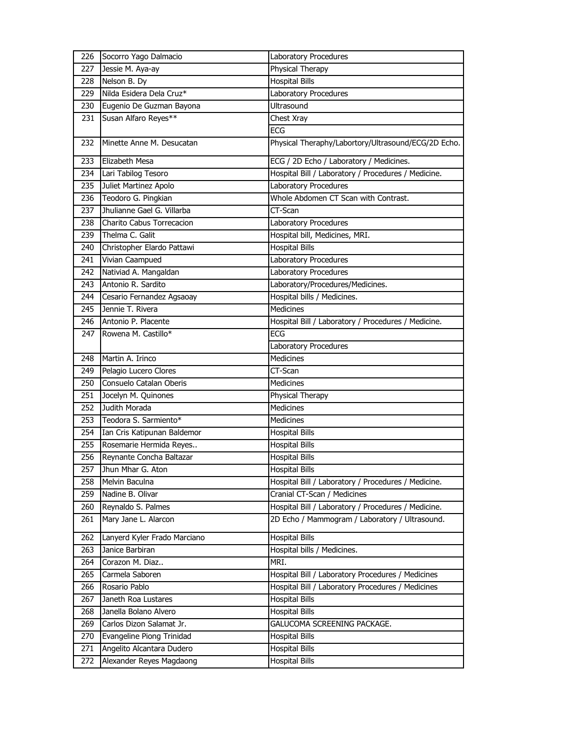| | | |
|---|---|---|
| 226 | Socorro Yago Dalmacio | Laboratory Procedures |
| 227 | Jessie M. Aya-ay | Physical Therapy |
| 228 | Nelson B. Dy | Hospital Bills |
| 229 | Nilda Esidera Dela Cruz* | Laboratory Procedures |
| 230 | Eugenio De Guzman Bayona | Ultrasound |
| 231 | Susan Alfaro Reyes** | Chest Xray |
| | | ECG |
| 232 | Minette Anne M. Desucatan | Physical Theraphy/Labortory/Ultrasound/ECG/2D Echo. |
| 233 | Elizabeth Mesa | ECG / 2D Echo / Laboratory / Medicines. |
| 234 | Lari Tabilog Tesoro | Hospital Bill / Laboratory / Procedures / Medicine. |
| 235 | Juliet Martinez Apolo | Laboratory Procedures |
| 236 | Teodoro G. Pingkian | Whole Abdomen CT Scan with Contrast. |
| 237 | Jhulianne Gael G. Villarba | CT-Scan |
| 238 | Charito Cabus Torrecacion | Laboratory Procedures |
| 239 | Thelma C. Galit | Hospital bill, Medicines, MRI. |
| 240 | Christopher Elardo Pattawi | Hospital Bills |
| 241 | Vivian Caampued | Laboratory Procedures |
| 242 | Nativiad A. Mangaldan | Laboratory Procedures |
| 243 | Antonio R. Sardito | Laboratory/Procedures/Medicines. |
| 244 | Cesario Fernandez Agsaoay | Hospital bills / Medicines. |
| 245 | Jennie T. Rivera | Medicines |
| 246 | Antonio P. Placente | Hospital Bill / Laboratory / Procedures / Medicine. |
| 247 | Rowena M. Castillo* | ECG |
| | | Laboratory Procedures |
| 248 | Martin A. Irinco | Medicines |
| 249 | Pelagio Lucero Clores | CT-Scan |
| 250 | Consuelo Catalan Oberis | Medicines |
| 251 | Jocelyn M. Quinones | Physical Therapy |
| 252 | Judith Morada | Medicines |
| 253 | Teodora S. Sarmiento* | Medicines |
| 254 | Ian Cris Katipunan Baldemor | Hospital Bills |
| 255 | Rosemarie Hermida Reyes.. | Hospital Bills |
| 256 | Reynante Concha Baltazar | Hospital Bills |
| 257 | Jhun Mhar G. Aton | Hospital Bills |
| 258 | Melvin Baculna | Hospital Bill / Laboratory / Procedures / Medicine. |
| 259 | Nadine B. Olivar | Cranial CT-Scan / Medicines |
| 260 | Reynaldo S. Palmes | Hospital Bill / Laboratory / Procedures / Medicine. |
| 261 | Mary Jane L. Alarcon | 2D Echo / Mammogram / Laboratory / Ultrasound. |
| 262 | Lanyerd Kyler Frado Marciano | Hospital Bills |
| 263 | Janice Barbiran | Hospital bills / Medicines. |
| 264 | Corazon M. Diaz.. | MRI. |
| 265 | Carmela Saboren | Hospital Bill / Laboratory Procedures / Medicines |
| 266 | Rosario Pablo | Hospital Bill / Laboratory Procedures / Medicines |
| 267 | Janeth Roa Lustares | Hospital Bills |
| 268 | Janella Bolano Alvero | Hospital Bills |
| 269 | Carlos Dizon Salamat Jr. | GALUCOMA SCREENING PACKAGE. |
| 270 | Evangeline Piong Trinidad | Hospital Bills |
| 271 | Angelito Alcantara Dudero | Hospital Bills |
| 272 | Alexander Reyes Magdaong | Hospital Bills |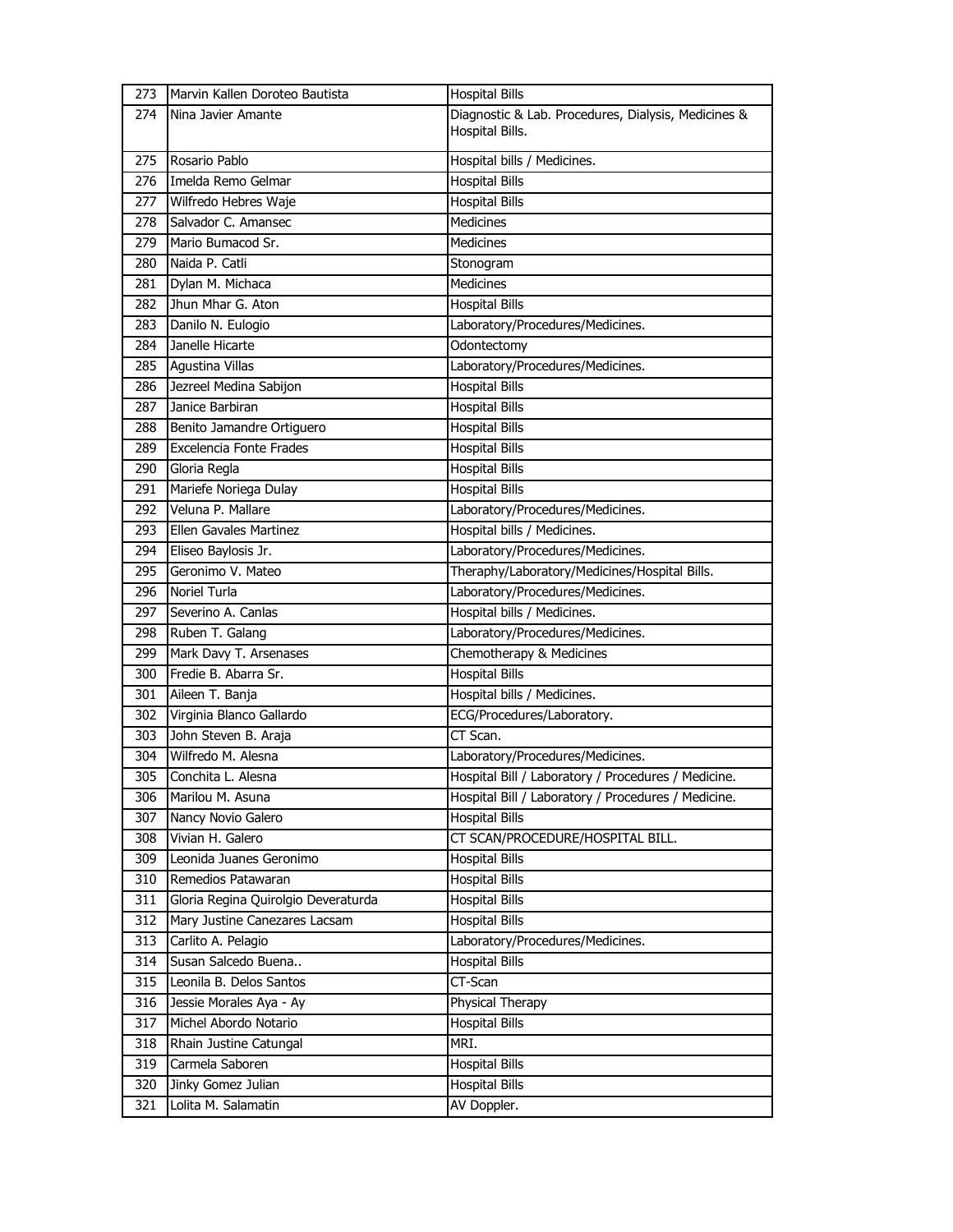| 273 | Marvin Kallen Doroteo Bautista | Hospital Bills |
|---|---|---|
| 274 | Nina Javier Amante | Diagnostic & Lab. Procedures, Dialysis, Medicines & Hospital Bills. |
| 275 | Rosario Pablo | Hospital bills / Medicines. |
| 276 | Imelda Remo Gelmar | Hospital Bills |
| 277 | Wilfredo Hebres Waje | Hospital Bills |
| 278 | Salvador C. Amansec | Medicines |
| 279 | Mario Bumacod Sr. | Medicines |
| 280 | Naida P. Catli | Stonogram |
| 281 | Dylan M. Michaca | Medicines |
| 282 | Jhun Mhar G. Aton | Hospital Bills |
| 283 | Danilo N. Eulogio | Laboratory/Procedures/Medicines. |
| 284 | Janelle Hicarte | Odontectomy |
| 285 | Agustina Villas | Laboratory/Procedures/Medicines. |
| 286 | Jezreel Medina Sabijon | Hospital Bills |
| 287 | Janice Barbiran | Hospital Bills |
| 288 | Benito Jamandre Ortiguero | Hospital Bills |
| 289 | Excelencia Fonte Frades | Hospital Bills |
| 290 | Gloria Regla | Hospital Bills |
| 291 | Mariefe Noriega Dulay | Hospital Bills |
| 292 | Veluna P. Mallare | Laboratory/Procedures/Medicines. |
| 293 | Ellen Gavales Martinez | Hospital bills / Medicines. |
| 294 | Eliseo Baylosis Jr. | Laboratory/Procedures/Medicines. |
| 295 | Geronimo V. Mateo | Theraphy/Laboratory/Medicines/Hospital Bills. |
| 296 | Noriel Turla | Laboratory/Procedures/Medicines. |
| 297 | Severino A. Canlas | Hospital bills / Medicines. |
| 298 | Ruben T. Galang | Laboratory/Procedures/Medicines. |
| 299 | Mark Davy T. Arsenases | Chemotherapy & Medicines |
| 300 | Fredie B. Abarra Sr. | Hospital Bills |
| 301 | Aileen T. Banja | Hospital bills / Medicines. |
| 302 | Virginia Blanco Gallardo | ECG/Procedures/Laboratory. |
| 303 | John Steven B. Araja | CT Scan. |
| 304 | Wilfredo M. Alesna | Laboratory/Procedures/Medicines. |
| 305 | Conchita L. Alesna | Hospital Bill / Laboratory / Procedures / Medicine. |
| 306 | Marilou M. Asuna | Hospital Bill / Laboratory / Procedures / Medicine. |
| 307 | Nancy Novio Galero | Hospital Bills |
| 308 | Vivian H. Galero | CT SCAN/PROCEDURE/HOSPITAL BILL. |
| 309 | Leonida Juanes Geronimo | Hospital Bills |
| 310 | Remedios Patawaran | Hospital Bills |
| 311 | Gloria Regina Quirolgio Deveraturda | Hospital Bills |
| 312 | Mary Justine Canezares Lacsam | Hospital Bills |
| 313 | Carlito A. Pelagio | Laboratory/Procedures/Medicines. |
| 314 | Susan Salcedo Buena.. | Hospital Bills |
| 315 | Leonila B. Delos Santos | CT-Scan |
| 316 | Jessie Morales Aya - Ay | Physical Therapy |
| 317 | Michel Abordo Notario | Hospital Bills |
| 318 | Rhain Justine Catungal | MRI. |
| 319 | Carmela Saboren | Hospital Bills |
| 320 | Jinky Gomez Julian | Hospital Bills |
| 321 | Lolita M. Salamatin | AV Doppler. |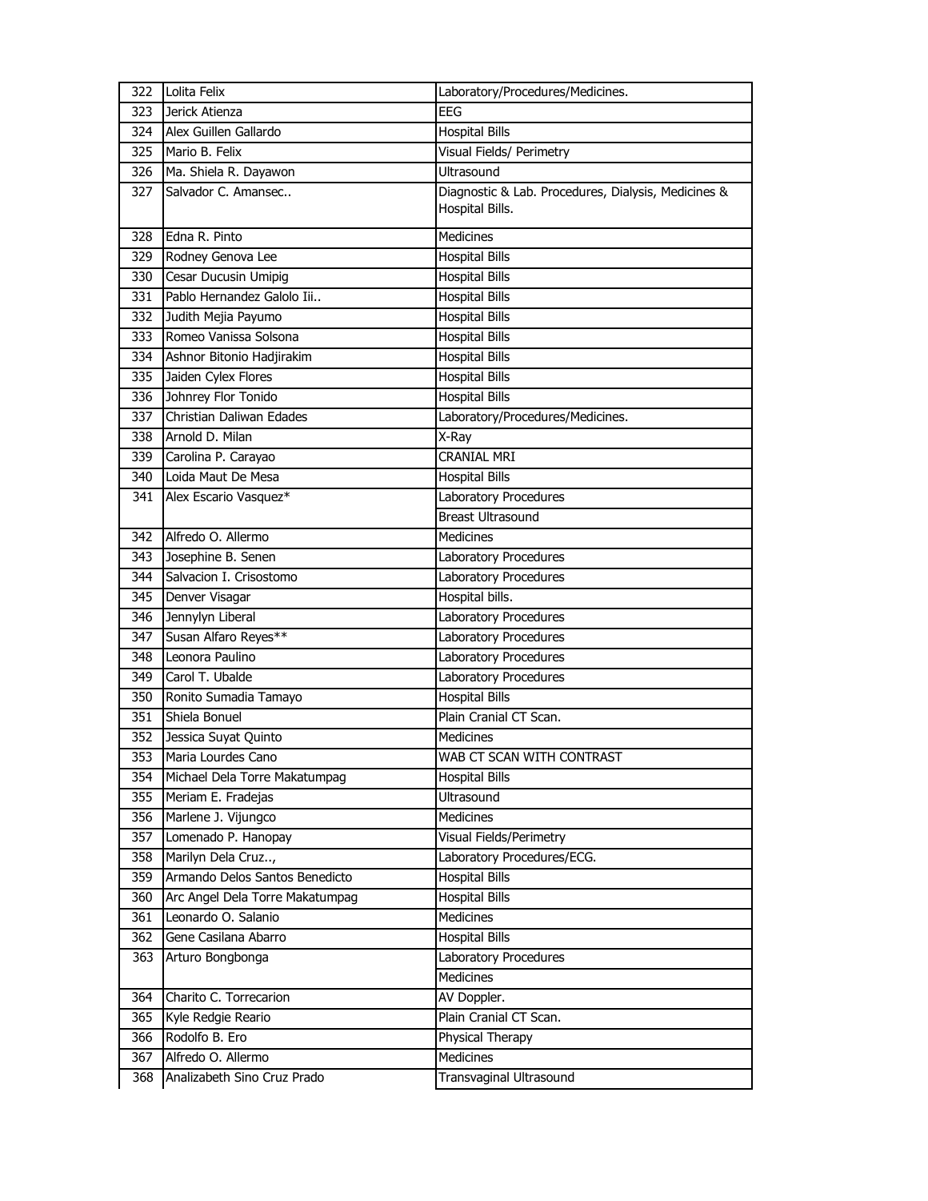| 322 | Lolita Felix | Laboratory/Procedures/Medicines. |
|---|---|---|
| 323 | Jerick Atienza | EEG |
| 324 | Alex Guillen Gallardo | Hospital Bills |
| 325 | Mario B. Felix | Visual Fields/ Perimetry |
| 326 | Ma. Shiela R. Dayawon | Ultrasound |
| 327 | Salvador C. Amansec.. | Diagnostic & Lab. Procedures, Dialysis, Medicines & Hospital Bills. |
| 328 | Edna R. Pinto | Medicines |
| 329 | Rodney Genova Lee | Hospital Bills |
| 330 | Cesar Ducusin Umipig | Hospital Bills |
| 331 | Pablo Hernandez Galolo Iii.. | Hospital Bills |
| 332 | Judith Mejia Payumo | Hospital Bills |
| 333 | Romeo Vanissa Solsona | Hospital Bills |
| 334 | Ashnor Bitonio Hadjirakim | Hospital Bills |
| 335 | Jaiden Cylex Flores | Hospital Bills |
| 336 | Johnrey Flor Tonido | Hospital Bills |
| 337 | Christian Daliwan Edades | Laboratory/Procedures/Medicines. |
| 338 | Arnold D. Milan | X-Ray |
| 339 | Carolina P. Carayao | CRANIAL MRI |
| 340 | Loida Maut De Mesa | Hospital Bills |
| 341 | Alex Escario Vasquez* | Laboratory Procedures |
| | | Breast Ultrasound |
| 342 | Alfredo O. Allermo | Medicines |
| 343 | Josephine B. Senen | Laboratory Procedures |
| 344 | Salvacion I. Crisostomo | Laboratory Procedures |
| 345 | Denver Visagar | Hospital bills. |
| 346 | Jennylyn Liberal | Laboratory Procedures |
| 347 | Susan Alfaro Reyes** | Laboratory Procedures |
| 348 | Leonora Paulino | Laboratory Procedures |
| 349 | Carol T. Ubalde | Laboratory Procedures |
| 350 | Ronito Sumadia Tamayo | Hospital Bills |
| 351 | Shiela Bonuel | Plain Cranial CT Scan. |
| 352 | Jessica Suyat Quinto | Medicines |
| 353 | Maria Lourdes Cano | WAB CT SCAN WITH CONTRAST |
| 354 | Michael Dela Torre Makatumpag | Hospital Bills |
| 355 | Meriam E. Fradejas | Ultrasound |
| 356 | Marlene J. Vijungco | Medicines |
| 357 | Lomenado P. Hanopay | Visual Fields/Perimetry |
| 358 | Marilyn Dela Cruz.., | Laboratory Procedures/ECG. |
| 359 | Armando Delos Santos Benedicto | Hospital Bills |
| 360 | Arc Angel Dela Torre Makatumpag | Hospital Bills |
| 361 | Leonardo O. Salanio | Medicines |
| 362 | Gene Casilana Abarro | Hospital Bills |
| 363 | Arturo Bongbonga | Laboratory Procedures |
| | | Medicines |
| 364 | Charito C. Torrecarion | AV Doppler. |
| 365 | Kyle Redgie Reario | Plain Cranial CT Scan. |
| 366 | Rodolfo B. Ero | Physical Therapy |
| 367 | Alfredo O. Allermo | Medicines |
| 368 | Analizabeth Sino Cruz Prado | Transvaginal Ultrasound |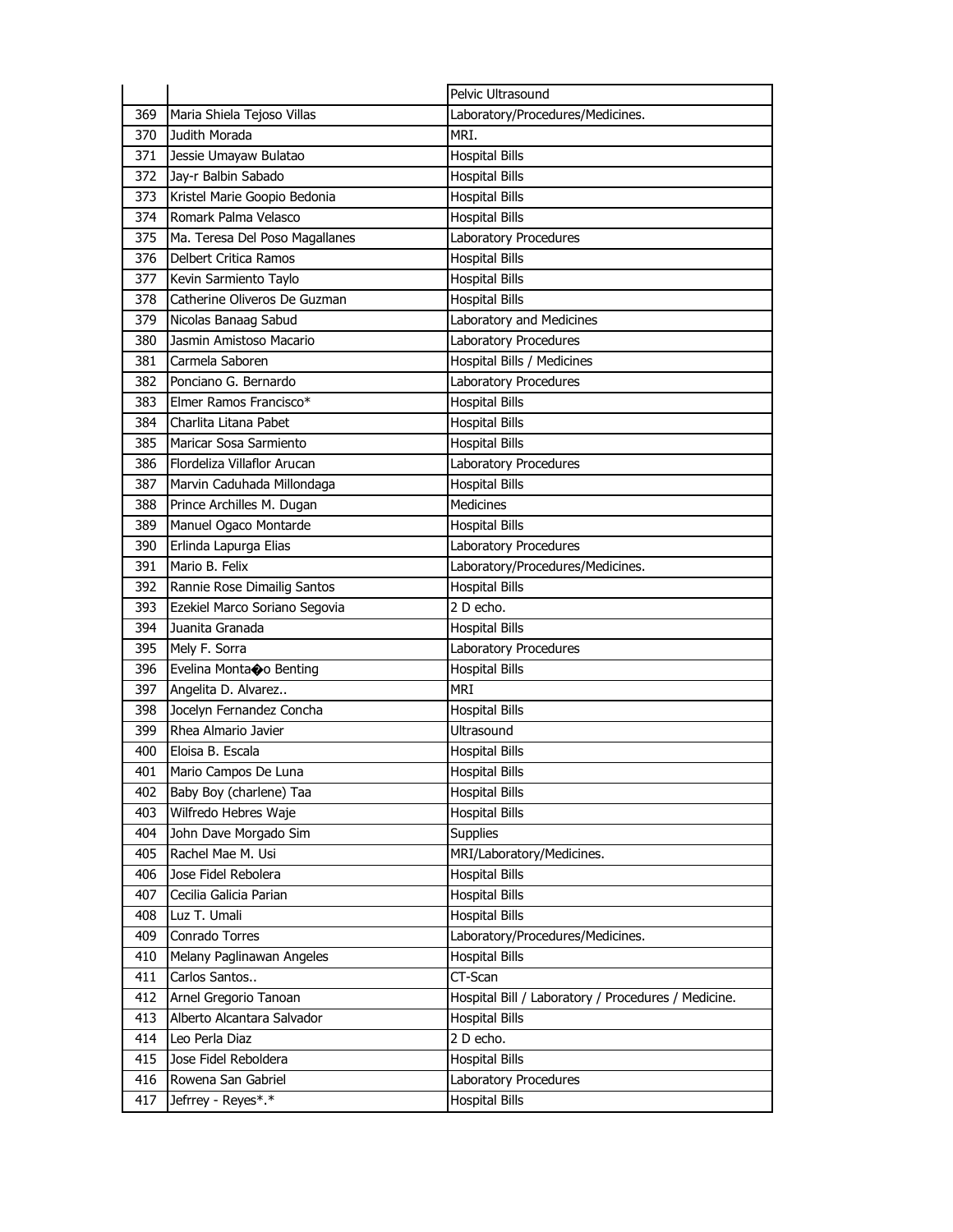| | | |
|---|---|---|
| | | Pelvic Ultrasound |
| 369 | Maria Shiela Tejoso Villas | Laboratory/Procedures/Medicines. |
| 370 | Judith Morada | MRI. |
| 371 | Jessie Umayaw Bulatao | Hospital Bills |
| 372 | Jay-r Balbin Sabado | Hospital Bills |
| 373 | Kristel Marie Goopio Bedonia | Hospital Bills |
| 374 | Romark Palma Velasco | Hospital Bills |
| 375 | Ma. Teresa Del Poso Magallanes | Laboratory Procedures |
| 376 | Delbert Critica Ramos | Hospital Bills |
| 377 | Kevin Sarmiento Taylo | Hospital Bills |
| 378 | Catherine Oliveros De Guzman | Hospital Bills |
| 379 | Nicolas Banaag Sabud | Laboratory and Medicines |
| 380 | Jasmin Amistoso Macario | Laboratory Procedures |
| 381 | Carmela Saboren | Hospital Bills / Medicines |
| 382 | Ponciano G. Bernardo | Laboratory Procedures |
| 383 | Elmer Ramos Francisco* | Hospital Bills |
| 384 | Charlita Litana Pabet | Hospital Bills |
| 385 | Maricar Sosa Sarmiento | Hospital Bills |
| 386 | Flordeliza Villaflor Arucan | Laboratory Procedures |
| 387 | Marvin Caduhada Millondaga | Hospital Bills |
| 388 | Prince Archilles M. Dugan | Medicines |
| 389 | Manuel Ogaco Montarde | Hospital Bills |
| 390 | Erlinda Lapurga Elias | Laboratory Procedures |
| 391 | Mario B. Felix | Laboratory/Procedures/Medicines. |
| 392 | Rannie Rose Dimailig Santos | Hospital Bills |
| 393 | Ezekiel Marco Soriano Segovia | 2 D echo. |
| 394 | Juanita Granada | Hospital Bills |
| 395 | Mely F. Sorra | Laboratory Procedures |
| 396 | Evelina Monta�o Benting | Hospital Bills |
| 397 | Angelita D. Alvarez.. | MRI |
| 398 | Jocelyn Fernandez Concha | Hospital Bills |
| 399 | Rhea Almario Javier | Ultrasound |
| 400 | Eloisa B. Escala | Hospital Bills |
| 401 | Mario Campos De Luna | Hospital Bills |
| 402 | Baby Boy (charlene) Taa | Hospital Bills |
| 403 | Wilfredo Hebres Waje | Hospital Bills |
| 404 | John Dave Morgado Sim | Supplies |
| 405 | Rachel Mae M. Usi | MRI/Laboratory/Medicines. |
| 406 | Jose Fidel Rebolera | Hospital Bills |
| 407 | Cecilia Galicia Parian | Hospital Bills |
| 408 | Luz T. Umali | Hospital Bills |
| 409 | Conrado Torres | Laboratory/Procedures/Medicines. |
| 410 | Melany Paglinawan Angeles | Hospital Bills |
| 411 | Carlos Santos.. | CT-Scan |
| 412 | Arnel Gregorio Tanoan | Hospital Bill / Laboratory / Procedures / Medicine. |
| 413 | Alberto Alcantara Salvador | Hospital Bills |
| 414 | Leo Perla Diaz | 2 D echo. |
| 415 | Jose Fidel Reboldera | Hospital Bills |
| 416 | Rowena San Gabriel | Laboratory Procedures |
| 417 | Jefrrey - Reyes*.* | Hospital Bills |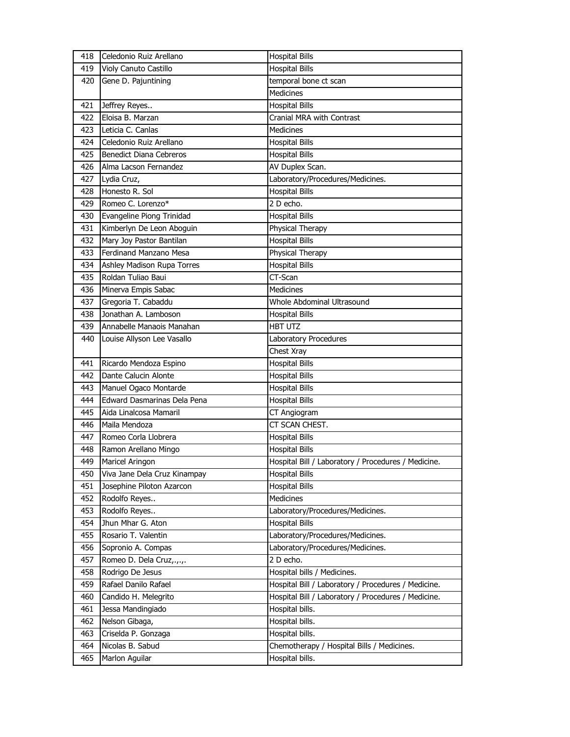| 418 | Celedonio Ruiz Arellano | Hospital Bills |
|---|---|---|
| 419 | Violy Canuto Castillo | Hospital Bills |
| 420 | Gene D. Pajuntining | temporal bone ct scan |
| | | Medicines |
| 421 | Jeffrey Reyes.. | Hospital Bills |
| 422 | Eloisa B. Marzan | Cranial MRA with Contrast |
| 423 | Leticia C. Canlas | Medicines |
| 424 | Celedonio Ruiz Arellano | Hospital Bills |
| 425 | Benedict Diana Cebreros | Hospital Bills |
| 426 | Alma Lacson Fernandez | AV Duplex Scan. |
| 427 | Lydia Cruz, | Laboratory/Procedures/Medicines. |
| 428 | Honesto R. Sol | Hospital Bills |
| 429 | Romeo C. Lorenzo* | 2 D echo. |
| 430 | Evangeline Piong Trinidad | Hospital Bills |
| 431 | Kimberlyn De Leon Aboguin | Physical Therapy |
| 432 | Mary Joy Pastor Bantilan | Hospital Bills |
| 433 | Ferdinand Manzano Mesa | Physical Therapy |
| 434 | Ashley Madison Rupa Torres | Hospital Bills |
| 435 | Roldan Tuliao Baui | CT-Scan |
| 436 | Minerva Empis Sabac | Medicines |
| 437 | Gregoria T. Cabaddu | Whole Abdominal Ultrasound |
| 438 | Jonathan A. Lamboson | Hospital Bills |
| 439 | Annabelle Manaois Manahan | HBT UTZ |
| 440 | Louise Allyson Lee Vasallo | Laboratory Procedures |
| | | Chest Xray |
| 441 | Ricardo Mendoza Espino | Hospital Bills |
| 442 | Dante Calucin Alonte | Hospital Bills |
| 443 | Manuel Ogaco Montarde | Hospital Bills |
| 444 | Edward Dasmarinas Dela Pena | Hospital Bills |
| 445 | Aida Linalcosa Mamaril | CT Angiogram |
| 446 | Maila Mendoza | CT SCAN CHEST. |
| 447 | Romeo Corla Llobrera | Hospital Bills |
| 448 | Ramon Arellano Mingo | Hospital Bills |
| 449 | Maricel Aringon | Hospital Bill / Laboratory / Procedures / Medicine. |
| 450 | Viva Jane Dela Cruz Kinampay | Hospital Bills |
| 451 | Josephine Piloton Azarcon | Hospital Bills |
| 452 | Rodolfo Reyes.. | Medicines |
| 453 | Rodolfo Reyes.. | Laboratory/Procedures/Medicines. |
| 454 | Jhun Mhar G. Aton | Hospital Bills |
| 455 | Rosario T. Valentin | Laboratory/Procedures/Medicines. |
| 456 | Sopronio A. Compas | Laboratory/Procedures/Medicines. |
| 457 | Romeo D. Dela Cruz,.,.,. | 2 D echo. |
| 458 | Rodrigo De Jesus | Hospital bills / Medicines. |
| 459 | Rafael Danilo Rafael | Hospital Bill / Laboratory / Procedures / Medicine. |
| 460 | Candido H. Melegrito | Hospital Bill / Laboratory / Procedures / Medicine. |
| 461 | Jessa Mandingiado | Hospital bills. |
| 462 | Nelson Gibaga, | Hospital bills. |
| 463 | Criselda P. Gonzaga | Hospital bills. |
| 464 | Nicolas B. Sabud | Chemotherapy / Hospital Bills / Medicines. |
| 465 | Marlon Aguilar | Hospital bills. |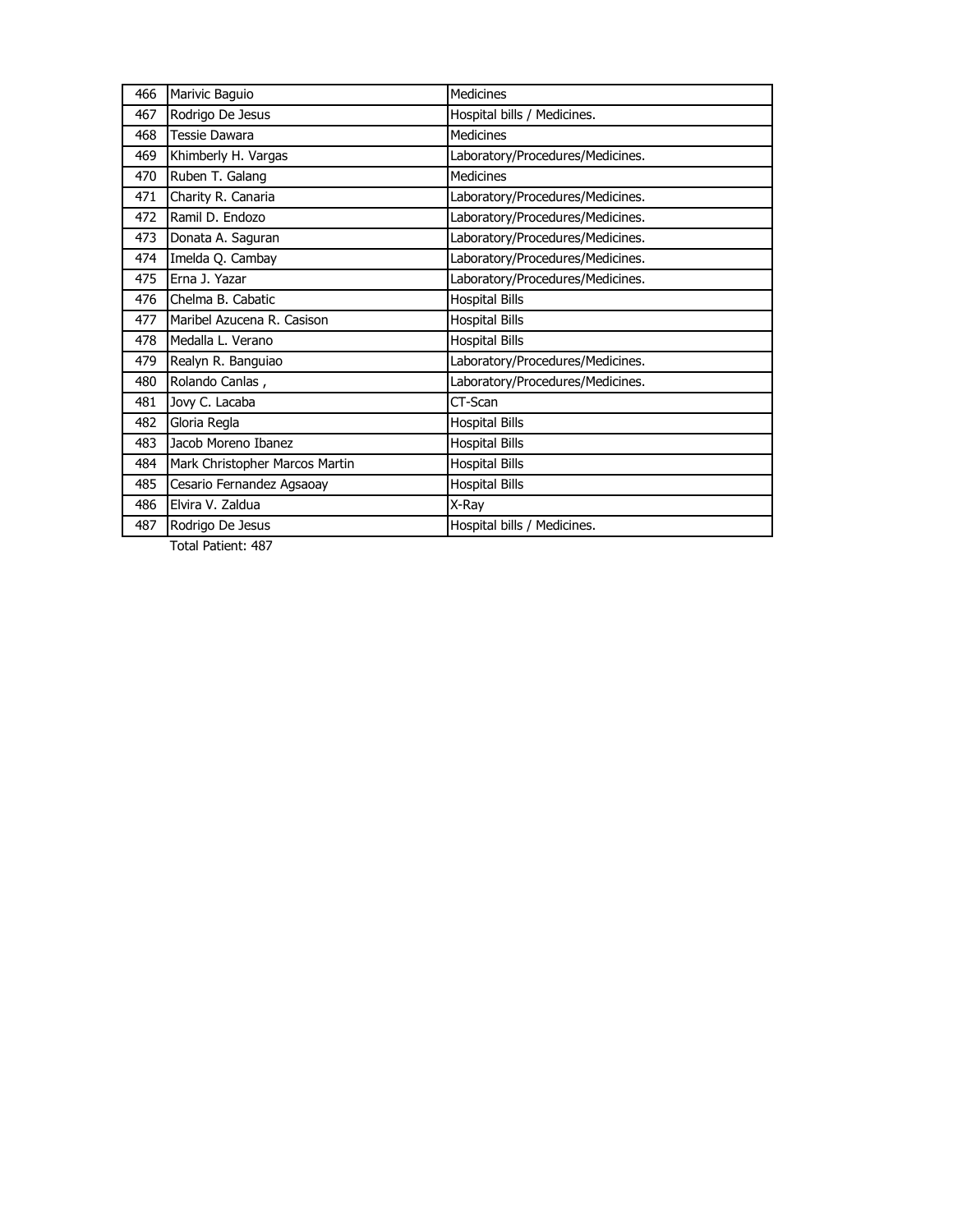| | | |
|---|---|---|
| 466 | Marivic Baguio | Medicines |
| 467 | Rodrigo De Jesus | Hospital bills / Medicines. |
| 468 | Tessie Dawara | Medicines |
| 469 | Khimberly H. Vargas | Laboratory/Procedures/Medicines. |
| 470 | Ruben T. Galang | Medicines |
| 471 | Charity R. Canaria | Laboratory/Procedures/Medicines. |
| 472 | Ramil D. Endozo | Laboratory/Procedures/Medicines. |
| 473 | Donata A. Saguran | Laboratory/Procedures/Medicines. |
| 474 | Imelda Q. Cambay | Laboratory/Procedures/Medicines. |
| 475 | Erna J. Yazar | Laboratory/Procedures/Medicines. |
| 476 | Chelma B. Cabatic | Hospital Bills |
| 477 | Maribel Azucena R. Casison | Hospital Bills |
| 478 | Medalla L. Verano | Hospital Bills |
| 479 | Realyn R. Banguiao | Laboratory/Procedures/Medicines. |
| 480 | Rolando Canlas , | Laboratory/Procedures/Medicines. |
| 481 | Jovy C. Lacaba | CT-Scan |
| 482 | Gloria Regla | Hospital Bills |
| 483 | Jacob Moreno Ibanez | Hospital Bills |
| 484 | Mark Christopher Marcos Martin | Hospital Bills |
| 485 | Cesario Fernandez Agsaoay | Hospital Bills |
| 486 | Elvira V. Zaldua | X-Ray |
| 487 | Rodrigo De Jesus | Hospital bills / Medicines. |

Total Patient: 487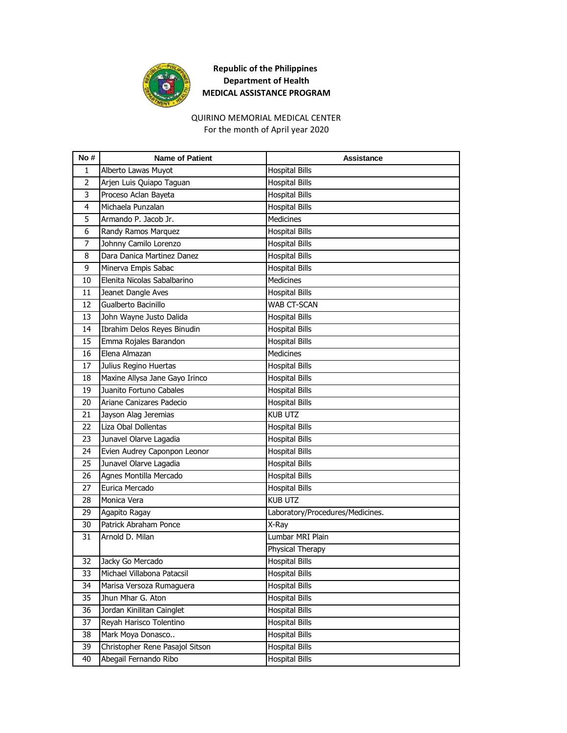**Republic of the Philippines**
**Department of Health**
**MEDICAL ASSISTANCE PROGRAM**

QUIRINO MEMORIAL MEDICAL CENTER
For the month of April year 2020

| No # | Name of Patient | Assistance |
|---|---|---|
| 1 | Alberto Lawas Muyot | Hospital Bills |
| 2 | Arjen Luis Quiapo Taguan | Hospital Bills |
| 3 | Proceso Aclan Bayeta | Hospital Bills |
| 4 | Michaela Punzalan | Hospital Bills |
| 5 | Armando P. Jacob Jr. | Medicines |
| 6 | Randy Ramos Marquez | Hospital Bills |
| 7 | Johnny Camilo Lorenzo | Hospital Bills |
| 8 | Dara Danica Martinez Danez | Hospital Bills |
| 9 | Minerva Empis Sabac | Hospital Bills |
| 10 | Elenita Nicolas Sabalbarino | Medicines |
| 11 | Jeanet Dangle Aves | Hospital Bills |
| 12 | Gualberto Bacinillo | WAB CT-SCAN |
| 13 | John Wayne Justo Dalida | Hospital Bills |
| 14 | Ibrahim Delos Reyes Binudin | Hospital Bills |
| 15 | Emma Rojales Barandon | Hospital Bills |
| 16 | Elena Almazan | Medicines |
| 17 | Julius Regino Huertas | Hospital Bills |
| 18 | Maxine Allysa Jane Gayo Irinco | Hospital Bills |
| 19 | Juanito Fortuno Cabales | Hospital Bills |
| 20 | Ariane Canizares Padecio | Hospital Bills |
| 21 | Jayson Alag Jeremias | KUB UTZ |
| 22 | Liza Obal Dollentas | Hospital Bills |
| 23 | Junavel Olarve Lagadia | Hospital Bills |
| 24 | Evien Audrey Caponpon Leonor | Hospital Bills |
| 25 | Junavel Olarve Lagadia | Hospital Bills |
| 26 | Agnes Montilla Mercado | Hospital Bills |
| 27 | Eurica Mercado | Hospital Bills |
| 28 | Monica Vera | KUB UTZ |
| 29 | Agapito Ragay | Laboratory/Procedures/Medicines. |
| 30 | Patrick Abraham Ponce | X-Ray |
| 31 | Arnold D. Milan | Lumbar MRI Plain |
| | | Physical Therapy |
| 32 | Jacky Go Mercado | Hospital Bills |
| 33 | Michael Villabona Patacsil | Hospital Bills |
| 34 | Marisa Versoza Rumaguera | Hospital Bills |
| 35 | Jhun Mhar G. Aton | Hospital Bills |
| 36 | Jordan Kinilitan Cainglet | Hospital Bills |
| 37 | Reyah Harisco Tolentino | Hospital Bills |
| 38 | Mark Moya Donasco.. | Hospital Bills |
| 39 | Christopher Rene Pasajol Sitson | Hospital Bills |
| 40 | Abegail Fernando Ribo | Hospital Bills |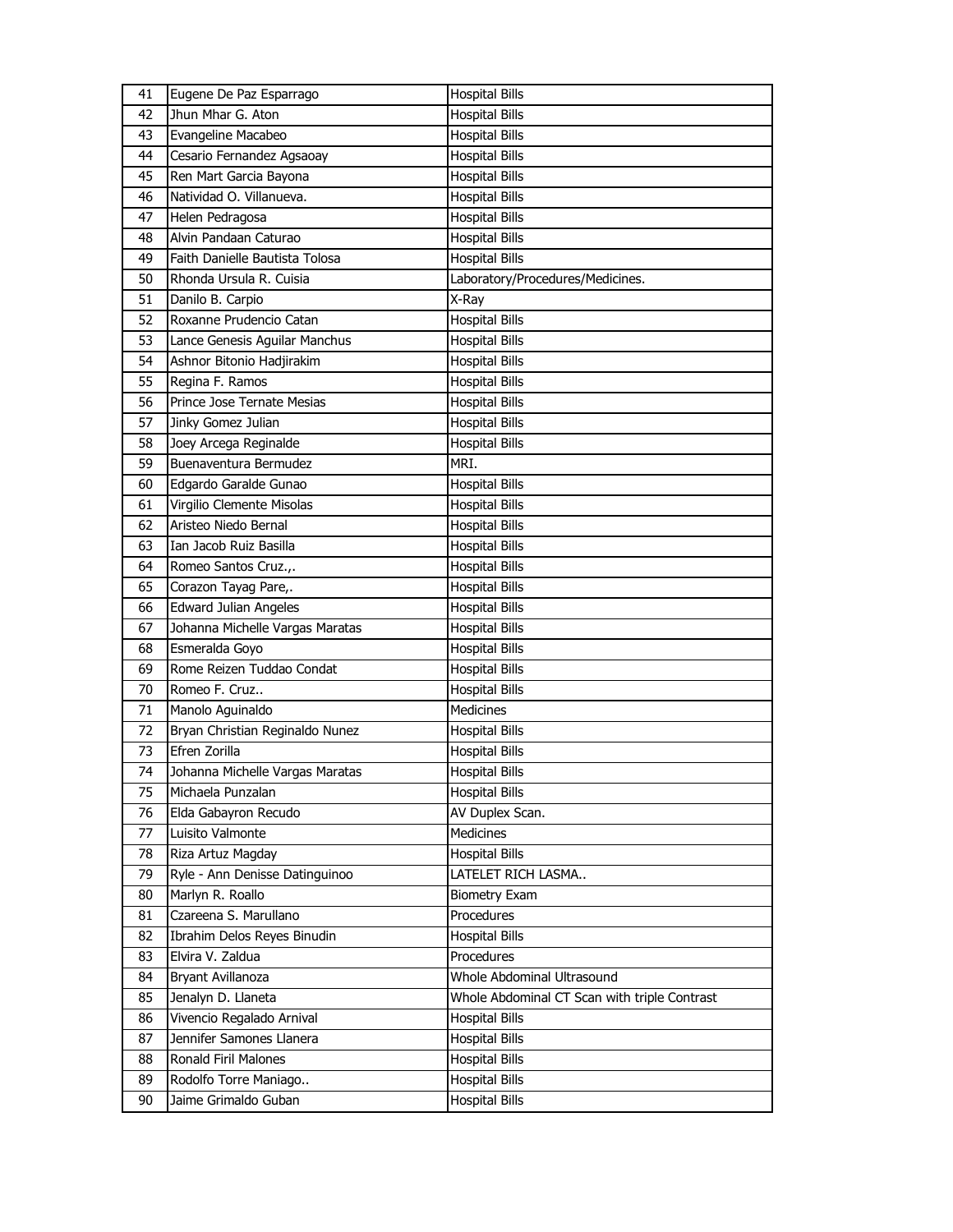| 41 | Eugene De Paz Esparrago | Hospital Bills |
|---|---|---|
| 42 | Jhun Mhar G. Aton | Hospital Bills |
| 43 | Evangeline Macabeo | Hospital Bills |
| 44 | Cesario Fernandez Agsaoay | Hospital Bills |
| 45 | Ren Mart Garcia Bayona | Hospital Bills |
| 46 | Natividad O. Villanueva. | Hospital Bills |
| 47 | Helen Pedragosa | Hospital Bills |
| 48 | Alvin Pandaan Caturao | Hospital Bills |
| 49 | Faith Danielle Bautista Tolosa | Hospital Bills |
| 50 | Rhonda Ursula R. Cuisia | Laboratory/Procedures/Medicines. |
| 51 | Danilo B. Carpio | X-Ray |
| 52 | Roxanne Prudencio Catan | Hospital Bills |
| 53 | Lance Genesis Aguilar Manchus | Hospital Bills |
| 54 | Ashnor Bitonio Hadjirakim | Hospital Bills |
| 55 | Regina F. Ramos | Hospital Bills |
| 56 | Prince Jose Ternate Mesias | Hospital Bills |
| 57 | Jinky Gomez Julian | Hospital Bills |
| 58 | Joey Arcega Reginalde | Hospital Bills |
| 59 | Buenaventura Bermudez | MRI. |
| 60 | Edgardo Garalde Gunao | Hospital Bills |
| 61 | Virgilio Clemente Misolas | Hospital Bills |
| 62 | Aristeo Niedo Bernal | Hospital Bills |
| 63 | Ian Jacob Ruiz Basilla | Hospital Bills |
| 64 | Romeo Santos Cruz.,. | Hospital Bills |
| 65 | Corazon Tayag Pare,. | Hospital Bills |
| 66 | Edward Julian Angeles | Hospital Bills |
| 67 | Johanna Michelle Vargas Maratas | Hospital Bills |
| 68 | Esmeralda Goyo | Hospital Bills |
| 69 | Rome Reizen Tuddao Condat | Hospital Bills |
| 70 | Romeo F. Cruz.. | Hospital Bills |
| 71 | Manolo Aguinaldo | Medicines |
| 72 | Bryan Christian Reginaldo Nunez | Hospital Bills |
| 73 | Efren Zorilla | Hospital Bills |
| 74 | Johanna Michelle Vargas Maratas | Hospital Bills |
| 75 | Michaela Punzalan | Hospital Bills |
| 76 | Elda Gabayron Recudo | AV Duplex Scan. |
| 77 | Luisito Valmonte | Medicines |
| 78 | Riza Artuz Magday | Hospital Bills |
| 79 | Ryle - Ann Denisse Datinguinoo | LATELET RICH LASMA.. |
| 80 | Marlyn R. Roallo | Biometry Exam |
| 81 | Czareena S. Marullano | Procedures |
| 82 | Ibrahim Delos Reyes Binudin | Hospital Bills |
| 83 | Elvira V. Zaldua | Procedures |
| 84 | Bryant Avillanoza | Whole Abdominal Ultrasound |
| 85 | Jenalyn D. Llaneta | Whole Abdominal CT Scan with triple Contrast |
| 86 | Vivencio Regalado Arnival | Hospital Bills |
| 87 | Jennifer Samones Llanera | Hospital Bills |
| 88 | Ronald Firil Malones | Hospital Bills |
| 89 | Rodolfo Torre Maniago.. | Hospital Bills |
| 90 | Jaime Grimaldo Guban | Hospital Bills |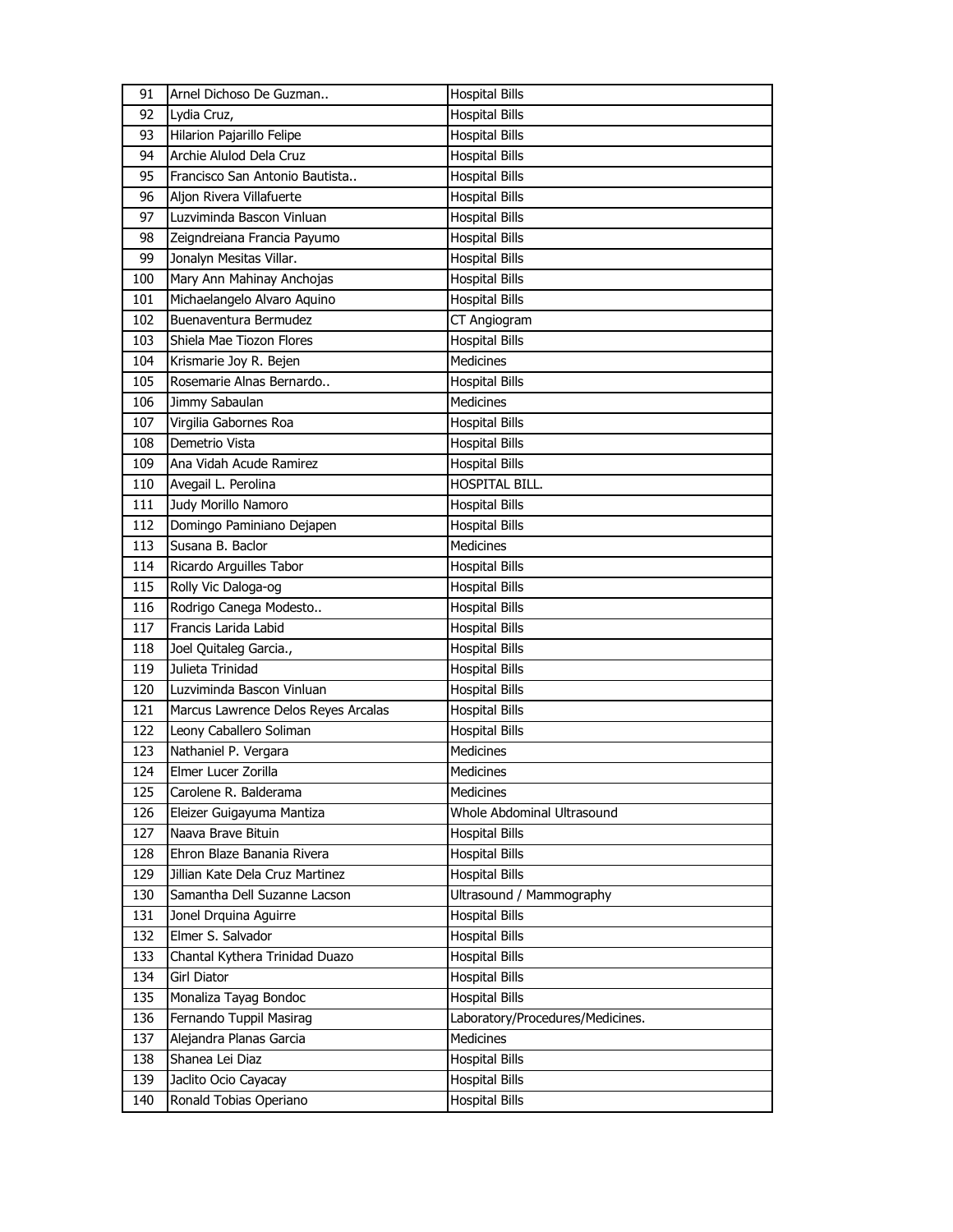| 91 | Arnel Dichoso De Guzman.. | Hospital Bills |
|---|---|---|
| 92 | Lydia Cruz, | Hospital Bills |
| 93 | Hilarion Pajarillo Felipe | Hospital Bills |
| 94 | Archie Alulod Dela Cruz | Hospital Bills |
| 95 | Francisco San Antonio Bautista.. | Hospital Bills |
| 96 | Aljon Rivera Villafuerte | Hospital Bills |
| 97 | Luzviminda Bascon Vinluan | Hospital Bills |
| 98 | Zeigndreiana Francia Payumo | Hospital Bills |
| 99 | Jonalyn Mesitas Villar. | Hospital Bills |
| 100 | Mary Ann Mahinay Anchojas | Hospital Bills |
| 101 | Michaelangelo Alvaro Aquino | Hospital Bills |
| 102 | Buenaventura Bermudez | CT Angiogram |
| 103 | Shiela Mae Tiozon Flores | Hospital Bills |
| 104 | Krismarie Joy R. Bejen | Medicines |
| 105 | Rosemarie Alnas Bernardo.. | Hospital Bills |
| 106 | Jimmy Sabaulan | Medicines |
| 107 | Virgilia Gabornes Roa | Hospital Bills |
| 108 | Demetrio Vista | Hospital Bills |
| 109 | Ana Vidah Acude Ramirez | Hospital Bills |
| 110 | Avegail L. Perolina | HOSPITAL BILL. |
| 111 | Judy Morillo Namoro | Hospital Bills |
| 112 | Domingo Paminiano Dejapen | Hospital Bills |
| 113 | Susana B. Baclor | Medicines |
| 114 | Ricardo Arguilles Tabor | Hospital Bills |
| 115 | Rolly Vic Daloga-og | Hospital Bills |
| 116 | Rodrigo Canega Modesto.. | Hospital Bills |
| 117 | Francis Larida Labid | Hospital Bills |
| 118 | Joel Quitaleg Garcia., | Hospital Bills |
| 119 | Julieta Trinidad | Hospital Bills |
| 120 | Luzviminda Bascon Vinluan | Hospital Bills |
| 121 | Marcus Lawrence Delos Reyes Arcalas | Hospital Bills |
| 122 | Leony Caballero Soliman | Hospital Bills |
| 123 | Nathaniel P. Vergara | Medicines |
| 124 | Elmer Lucer Zorilla | Medicines |
| 125 | Carolene R. Balderama | Medicines |
| 126 | Eleizer Guigayuma Mantiza | Whole Abdominal Ultrasound |
| 127 | Naava Brave Bituin | Hospital Bills |
| 128 | Ehron Blaze Banania Rivera | Hospital Bills |
| 129 | Jillian Kate Dela Cruz Martinez | Hospital Bills |
| 130 | Samantha Dell Suzanne Lacson | Ultrasound / Mammography |
| 131 | Jonel Drquina Aguirre | Hospital Bills |
| 132 | Elmer S. Salvador | Hospital Bills |
| 133 | Chantal Kythera Trinidad Duazo | Hospital Bills |
| 134 | Girl Diator | Hospital Bills |
| 135 | Monaliza Tayag Bondoc | Hospital Bills |
| 136 | Fernando Tuppil Masirag | Laboratory/Procedures/Medicines. |
| 137 | Alejandra Planas Garcia | Medicines |
| 138 | Shanea Lei Diaz | Hospital Bills |
| 139 | Jaclito Ocio Cayacay | Hospital Bills |
| 140 | Ronald Tobias Operiano | Hospital Bills |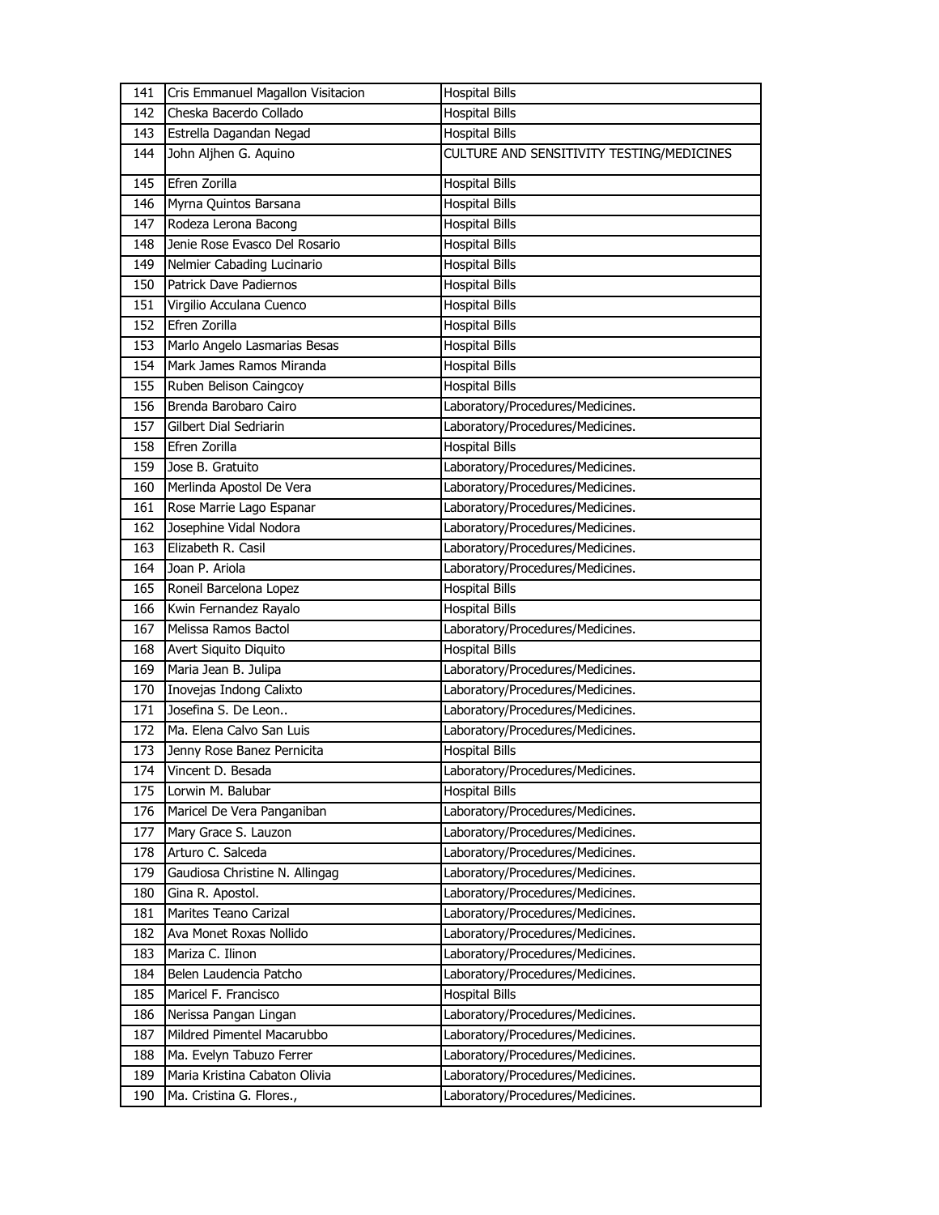| 141 | Cris Emmanuel Magallon Visitacion | Hospital Bills |
|---|---|---|
| 142 | Cheska Bacerdo Collado | Hospital Bills |
| 143 | Estrella Dagandan Negad | Hospital Bills |
| 144 | John Aljhen G. Aquino | CULTURE AND SENSITIVITY TESTING/MEDICINES |
| 145 | Efren Zorilla | Hospital Bills |
| 146 | Myrna Quintos Barsana | Hospital Bills |
| 147 | Rodeza Lerona Bacong | Hospital Bills |
| 148 | Jenie Rose Evasco Del Rosario | Hospital Bills |
| 149 | Nelmier Cabading Lucinario | Hospital Bills |
| 150 | Patrick Dave Padiernos | Hospital Bills |
| 151 | Virgilio Acculana Cuenco | Hospital Bills |
| 152 | Efren Zorilla | Hospital Bills |
| 153 | Marlo Angelo Lasmarias Besas | Hospital Bills |
| 154 | Mark James Ramos Miranda | Hospital Bills |
| 155 | Ruben Belison Caingcoy | Hospital Bills |
| 156 | Brenda Barobaro Cairo | Laboratory/Procedures/Medicines. |
| 157 | Gilbert Dial Sedriarin | Laboratory/Procedures/Medicines. |
| 158 | Efren Zorilla | Hospital Bills |
| 159 | Jose B. Gratuito | Laboratory/Procedures/Medicines. |
| 160 | Merlinda Apostol De Vera | Laboratory/Procedures/Medicines. |
| 161 | Rose Marrie Lago Espanar | Laboratory/Procedures/Medicines. |
| 162 | Josephine Vidal Nodora | Laboratory/Procedures/Medicines. |
| 163 | Elizabeth R. Casil | Laboratory/Procedures/Medicines. |
| 164 | Joan P. Ariola | Laboratory/Procedures/Medicines. |
| 165 | Roneil Barcelona Lopez | Hospital Bills |
| 166 | Kwin Fernandez Rayalo | Hospital Bills |
| 167 | Melissa Ramos Bactol | Laboratory/Procedures/Medicines. |
| 168 | Avert Siquito Diquito | Hospital Bills |
| 169 | Maria Jean B. Julipa | Laboratory/Procedures/Medicines. |
| 170 | Inovejas Indong Calixto | Laboratory/Procedures/Medicines. |
| 171 | Josefina S. De Leon.. | Laboratory/Procedures/Medicines. |
| 172 | Ma. Elena Calvo San Luis | Laboratory/Procedures/Medicines. |
| 173 | Jenny Rose Banez Pernicita | Hospital Bills |
| 174 | Vincent D. Besada | Laboratory/Procedures/Medicines. |
| 175 | Lorwin M. Balubar | Hospital Bills |
| 176 | Maricel De Vera Panganiban | Laboratory/Procedures/Medicines. |
| 177 | Mary Grace S. Lauzon | Laboratory/Procedures/Medicines. |
| 178 | Arturo C. Salceda | Laboratory/Procedures/Medicines. |
| 179 | Gaudiosa Christine N. Allingag | Laboratory/Procedures/Medicines. |
| 180 | Gina R. Apostol. | Laboratory/Procedures/Medicines. |
| 181 | Marites Teano Carizal | Laboratory/Procedures/Medicines. |
| 182 | Ava Monet Roxas Nollido | Laboratory/Procedures/Medicines. |
| 183 | Mariza C. Ilinon | Laboratory/Procedures/Medicines. |
| 184 | Belen Laudencia Patcho | Laboratory/Procedures/Medicines. |
| 185 | Maricel F. Francisco | Hospital Bills |
| 186 | Nerissa Pangan Lingan | Laboratory/Procedures/Medicines. |
| 187 | Mildred Pimentel Macarubbo | Laboratory/Procedures/Medicines. |
| 188 | Ma. Evelyn Tabuzo Ferrer | Laboratory/Procedures/Medicines. |
| 189 | Maria Kristina Cabaton Olivia | Laboratory/Procedures/Medicines. |
| 190 | Ma. Cristina G. Flores., | Laboratory/Procedures/Medicines. |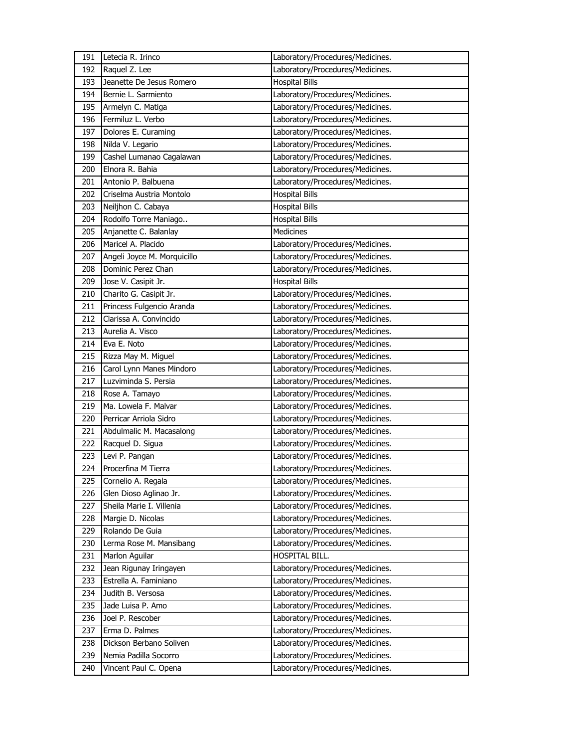| 191 | Letecia R. Irinco | Laboratory/Procedures/Medicines. |
|---|---|---|
| 192 | Raquel Z. Lee | Laboratory/Procedures/Medicines. |
| 193 | Jeanette De Jesus Romero | Hospital Bills |
| 194 | Bernie L. Sarmiento | Laboratory/Procedures/Medicines. |
| 195 | Armelyn C. Matiga | Laboratory/Procedures/Medicines. |
| 196 | Fermiluz L. Verbo | Laboratory/Procedures/Medicines. |
| 197 | Dolores E. Curaming | Laboratory/Procedures/Medicines. |
| 198 | Nilda V. Legario | Laboratory/Procedures/Medicines. |
| 199 | Cashel Lumanao Cagalawan | Laboratory/Procedures/Medicines. |
| 200 | Elnora R. Bahia | Laboratory/Procedures/Medicines. |
| 201 | Antonio P. Balbuena | Laboratory/Procedures/Medicines. |
| 202 | Criselma Austria Montolo | Hospital Bills |
| 203 | Neiljhon C. Cabaya | Hospital Bills |
| 204 | Rodolfo Torre Maniago.. | Hospital Bills |
| 205 | Anjanette C. Balanlay | Medicines |
| 206 | Maricel A. Placido | Laboratory/Procedures/Medicines. |
| 207 | Angeli Joyce M. Morquicillo | Laboratory/Procedures/Medicines. |
| 208 | Dominic Perez Chan | Laboratory/Procedures/Medicines. |
| 209 | Jose V. Casipit Jr. | Hospital Bills |
| 210 | Charito G. Casipit Jr. | Laboratory/Procedures/Medicines. |
| 211 | Princess Fulgencio Aranda | Laboratory/Procedures/Medicines. |
| 212 | Clarissa A. Convincido | Laboratory/Procedures/Medicines. |
| 213 | Aurelia A. Visco | Laboratory/Procedures/Medicines. |
| 214 | Eva E. Noto | Laboratory/Procedures/Medicines. |
| 215 | Rizza May M. Miguel | Laboratory/Procedures/Medicines. |
| 216 | Carol Lynn Manes Mindoro | Laboratory/Procedures/Medicines. |
| 217 | Luzviminda S. Persia | Laboratory/Procedures/Medicines. |
| 218 | Rose A. Tamayo | Laboratory/Procedures/Medicines. |
| 219 | Ma. Lowela F. Malvar | Laboratory/Procedures/Medicines. |
| 220 | Perricar Arriola Sidro | Laboratory/Procedures/Medicines. |
| 221 | Abdulmalic M. Macasalong | Laboratory/Procedures/Medicines. |
| 222 | Racquel D. Sigua | Laboratory/Procedures/Medicines. |
| 223 | Levi P. Pangan | Laboratory/Procedures/Medicines. |
| 224 | Procerfina M Tierra | Laboratory/Procedures/Medicines. |
| 225 | Cornelio A. Regala | Laboratory/Procedures/Medicines. |
| 226 | Glen Dioso Aglinao Jr. | Laboratory/Procedures/Medicines. |
| 227 | Sheila Marie I. Villenia | Laboratory/Procedures/Medicines. |
| 228 | Margie D. Nicolas | Laboratory/Procedures/Medicines. |
| 229 | Rolando De Guia | Laboratory/Procedures/Medicines. |
| 230 | Lerma Rose M. Mansibang | Laboratory/Procedures/Medicines. |
| 231 | Marlon Aguilar | HOSPITAL BILL. |
| 232 | Jean Rigunay Iringayen | Laboratory/Procedures/Medicines. |
| 233 | Estrella A. Faminiano | Laboratory/Procedures/Medicines. |
| 234 | Judith B. Versosa | Laboratory/Procedures/Medicines. |
| 235 | Jade Luisa P. Amo | Laboratory/Procedures/Medicines. |
| 236 | Joel P. Rescober | Laboratory/Procedures/Medicines. |
| 237 | Erma D. Palmes | Laboratory/Procedures/Medicines. |
| 238 | Dickson Berbano Soliven | Laboratory/Procedures/Medicines. |
| 239 | Nemia Padilla Socorro | Laboratory/Procedures/Medicines. |
| 240 | Vincent Paul C. Opena | Laboratory/Procedures/Medicines. |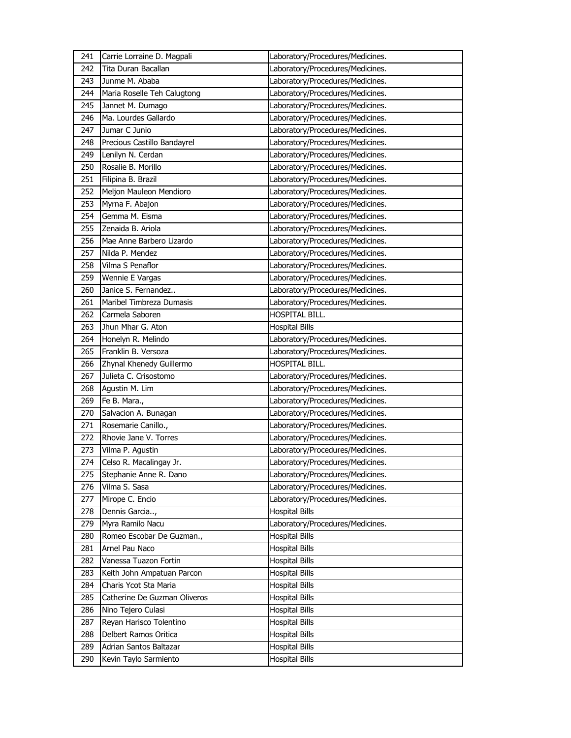| 241 | Carrie Lorraine D. Magpali | Laboratory/Procedures/Medicines. |
|---|---|---|
| 242 | Tita Duran Bacallan | Laboratory/Procedures/Medicines. |
| 243 | Junme M. Ababa | Laboratory/Procedures/Medicines. |
| 244 | Maria Roselle Teh Calugtong | Laboratory/Procedures/Medicines. |
| 245 | Jannet M. Dumago | Laboratory/Procedures/Medicines. |
| 246 | Ma. Lourdes Gallardo | Laboratory/Procedures/Medicines. |
| 247 | Jumar C Junio | Laboratory/Procedures/Medicines. |
| 248 | Precious Castillo Bandayrel | Laboratory/Procedures/Medicines. |
| 249 | Lenilyn N. Cerdan | Laboratory/Procedures/Medicines. |
| 250 | Rosalie B. Morillo | Laboratory/Procedures/Medicines. |
| 251 | Filipina B. Brazil | Laboratory/Procedures/Medicines. |
| 252 | Meljon Mauleon Mendioro | Laboratory/Procedures/Medicines. |
| 253 | Myrna F. Abajon | Laboratory/Procedures/Medicines. |
| 254 | Gemma M. Eisma | Laboratory/Procedures/Medicines. |
| 255 | Zenaida B. Ariola | Laboratory/Procedures/Medicines. |
| 256 | Mae Anne Barbero Lizardo | Laboratory/Procedures/Medicines. |
| 257 | Nilda P. Mendez | Laboratory/Procedures/Medicines. |
| 258 | Vilma S Penaflor | Laboratory/Procedures/Medicines. |
| 259 | Wennie E Vargas | Laboratory/Procedures/Medicines. |
| 260 | Janice S. Fernandez.. | Laboratory/Procedures/Medicines. |
| 261 | Maribel Timbreza Dumasis | Laboratory/Procedures/Medicines. |
| 262 | Carmela Saboren | HOSPITAL BILL. |
| 263 | Jhun Mhar G. Aton | Hospital Bills |
| 264 | Honelyn R. Melindo | Laboratory/Procedures/Medicines. |
| 265 | Franklin B. Versoza | Laboratory/Procedures/Medicines. |
| 266 | Zhynal Khenedy Guillermo | HOSPITAL BILL. |
| 267 | Julieta C. Crisostomo | Laboratory/Procedures/Medicines. |
| 268 | Agustin M. Lim | Laboratory/Procedures/Medicines. |
| 269 | Fe B. Mara., | Laboratory/Procedures/Medicines. |
| 270 | Salvacion A. Bunagan | Laboratory/Procedures/Medicines. |
| 271 | Rosemarie Canillo., | Laboratory/Procedures/Medicines. |
| 272 | Rhovie Jane V. Torres | Laboratory/Procedures/Medicines. |
| 273 | Vilma P. Agustin | Laboratory/Procedures/Medicines. |
| 274 | Celso R. Macalingay Jr. | Laboratory/Procedures/Medicines. |
| 275 | Stephanie Anne R. Dano | Laboratory/Procedures/Medicines. |
| 276 | Vilma S. Sasa | Laboratory/Procedures/Medicines. |
| 277 | Mirope C. Encio | Laboratory/Procedures/Medicines. |
| 278 | Dennis Garcia.., | Hospital Bills |
| 279 | Myra Ramilo Nacu | Laboratory/Procedures/Medicines. |
| 280 | Romeo Escobar De Guzman., | Hospital Bills |
| 281 | Arnel Pau Naco | Hospital Bills |
| 282 | Vanessa Tuazon Fortin | Hospital Bills |
| 283 | Keith John Ampatuan Parcon | Hospital Bills |
| 284 | Charis Ycot Sta Maria | Hospital Bills |
| 285 | Catherine De Guzman Oliveros | Hospital Bills |
| 286 | Nino Tejero Culasi | Hospital Bills |
| 287 | Reyan Harisco Tolentino | Hospital Bills |
| 288 | Delbert Ramos Oritica | Hospital Bills |
| 289 | Adrian Santos Baltazar | Hospital Bills |
| 290 | Kevin Taylo Sarmiento | Hospital Bills |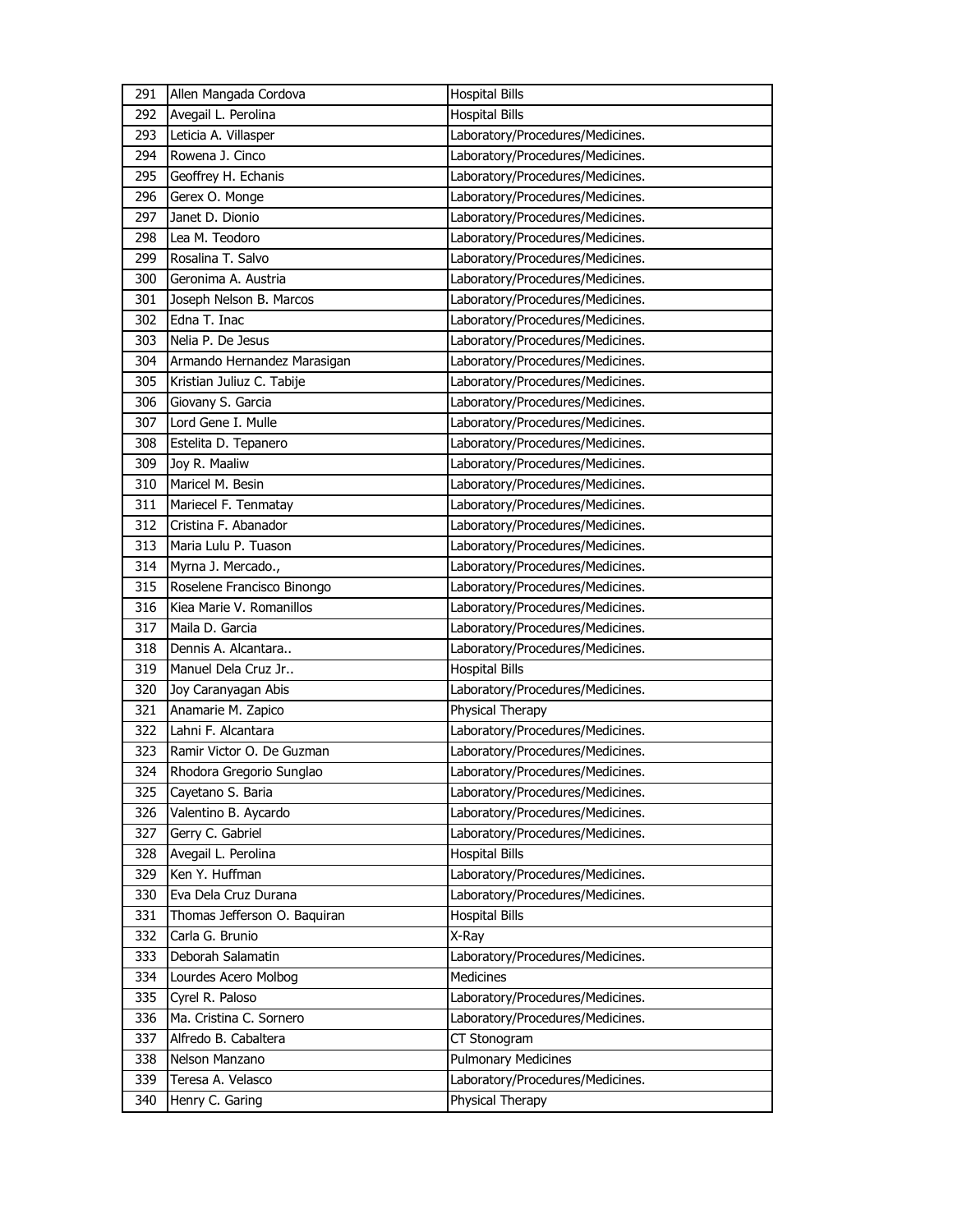| 291 | Allen Mangada Cordova | Hospital Bills |
|---|---|---|
| 292 | Avegail L. Perolina | Hospital Bills |
| 293 | Leticia A. Villasper | Laboratory/Procedures/Medicines. |
| 294 | Rowena J. Cinco | Laboratory/Procedures/Medicines. |
| 295 | Geoffrey H. Echanis | Laboratory/Procedures/Medicines. |
| 296 | Gerex O. Monge | Laboratory/Procedures/Medicines. |
| 297 | Janet D. Dionio | Laboratory/Procedures/Medicines. |
| 298 | Lea M. Teodoro | Laboratory/Procedures/Medicines. |
| 299 | Rosalina T. Salvo | Laboratory/Procedures/Medicines. |
| 300 | Geronima A. Austria | Laboratory/Procedures/Medicines. |
| 301 | Joseph Nelson B. Marcos | Laboratory/Procedures/Medicines. |
| 302 | Edna T. Inac | Laboratory/Procedures/Medicines. |
| 303 | Nelia P. De Jesus | Laboratory/Procedures/Medicines. |
| 304 | Armando Hernandez Marasigan | Laboratory/Procedures/Medicines. |
| 305 | Kristian Juliuz C. Tabije | Laboratory/Procedures/Medicines. |
| 306 | Giovany S. Garcia | Laboratory/Procedures/Medicines. |
| 307 | Lord Gene I. Mulle | Laboratory/Procedures/Medicines. |
| 308 | Estelita D. Tepanero | Laboratory/Procedures/Medicines. |
| 309 | Joy R. Maaliw | Laboratory/Procedures/Medicines. |
| 310 | Maricel M. Besin | Laboratory/Procedures/Medicines. |
| 311 | Mariecel F. Tenmatay | Laboratory/Procedures/Medicines. |
| 312 | Cristina F. Abanador | Laboratory/Procedures/Medicines. |
| 313 | Maria Lulu P. Tuason | Laboratory/Procedures/Medicines. |
| 314 | Myrna J. Mercado., | Laboratory/Procedures/Medicines. |
| 315 | Roselene Francisco Binongo | Laboratory/Procedures/Medicines. |
| 316 | Kiea Marie V. Romanillos | Laboratory/Procedures/Medicines. |
| 317 | Maila D. Garcia | Laboratory/Procedures/Medicines. |
| 318 | Dennis A. Alcantara.. | Laboratory/Procedures/Medicines. |
| 319 | Manuel Dela Cruz Jr.. | Hospital Bills |
| 320 | Joy Caranyagan Abis | Laboratory/Procedures/Medicines. |
| 321 | Anamarie M. Zapico | Physical Therapy |
| 322 | Lahni F. Alcantara | Laboratory/Procedures/Medicines. |
| 323 | Ramir Victor O. De Guzman | Laboratory/Procedures/Medicines. |
| 324 | Rhodora Gregorio Sunglao | Laboratory/Procedures/Medicines. |
| 325 | Cayetano S. Baria | Laboratory/Procedures/Medicines. |
| 326 | Valentino B. Aycardo | Laboratory/Procedures/Medicines. |
| 327 | Gerry C. Gabriel | Laboratory/Procedures/Medicines. |
| 328 | Avegail L. Perolina | Hospital Bills |
| 329 | Ken Y. Huffman | Laboratory/Procedures/Medicines. |
| 330 | Eva Dela Cruz Durana | Laboratory/Procedures/Medicines. |
| 331 | Thomas Jefferson O. Baquiran | Hospital Bills |
| 332 | Carla G. Brunio | X-Ray |
| 333 | Deborah Salamatin | Laboratory/Procedures/Medicines. |
| 334 | Lourdes Acero Molbog | Medicines |
| 335 | Cyrel R. Paloso | Laboratory/Procedures/Medicines. |
| 336 | Ma. Cristina C. Sornero | Laboratory/Procedures/Medicines. |
| 337 | Alfredo B. Cabaltera | CT Stonogram |
| 338 | Nelson Manzano | Pulmonary Medicines |
| 339 | Teresa A. Velasco | Laboratory/Procedures/Medicines. |
| 340 | Henry C. Garing | Physical Therapy |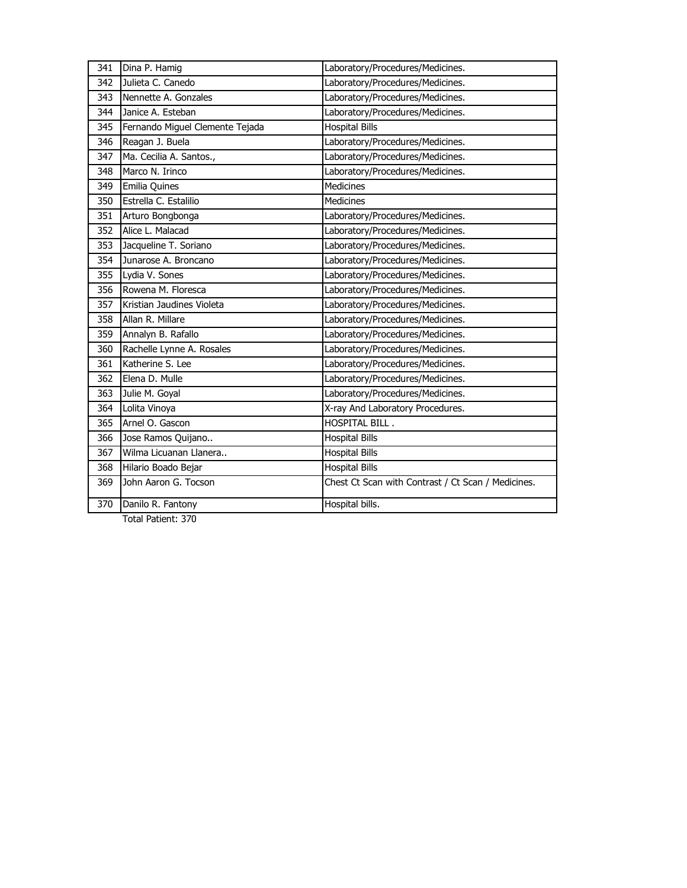| 341 | Dina P. Hamig | Laboratory/Procedures/Medicines. |
|---|---|---|
| 342 | Julieta C. Canedo | Laboratory/Procedures/Medicines. |
| 343 | Nennette A. Gonzales | Laboratory/Procedures/Medicines. |
| 344 | Janice A. Esteban | Laboratory/Procedures/Medicines. |
| 345 | Fernando Miguel Clemente Tejada | Hospital Bills |
| 346 | Reagan J. Buela | Laboratory/Procedures/Medicines. |
| 347 | Ma. Cecilia A. Santos., | Laboratory/Procedures/Medicines. |
| 348 | Marco N. Irinco | Laboratory/Procedures/Medicines. |
| 349 | Emilia Quines | Medicines |
| 350 | Estrella C. Estalilio | Medicines |
| 351 | Arturo Bongbonga | Laboratory/Procedures/Medicines. |
| 352 | Alice L. Malacad | Laboratory/Procedures/Medicines. |
| 353 | Jacqueline T. Soriano | Laboratory/Procedures/Medicines. |
| 354 | Junarose A. Broncano | Laboratory/Procedures/Medicines. |
| 355 | Lydia V. Sones | Laboratory/Procedures/Medicines. |
| 356 | Rowena M. Floresca | Laboratory/Procedures/Medicines. |
| 357 | Kristian Jaudines Violeta | Laboratory/Procedures/Medicines. |
| 358 | Allan R. Millare | Laboratory/Procedures/Medicines. |
| 359 | Annalyn B. Rafallo | Laboratory/Procedures/Medicines. |
| 360 | Rachelle Lynne A. Rosales | Laboratory/Procedures/Medicines. |
| 361 | Katherine S. Lee | Laboratory/Procedures/Medicines. |
| 362 | Elena D. Mulle | Laboratory/Procedures/Medicines. |
| 363 | Julie M. Goyal | Laboratory/Procedures/Medicines. |
| 364 | Lolita Vinoya | X-ray And Laboratory Procedures. |
| 365 | Arnel O. Gascon | HOSPITAL BILL . |
| 366 | Jose Ramos Quijano.. | Hospital Bills |
| 367 | Wilma Licuanan Llanera.. | Hospital Bills |
| 368 | Hilario Boado Bejar | Hospital Bills |
| 369 | John Aaron G. Tocson | Chest Ct Scan with Contrast / Ct Scan / Medicines. |
| 370 | Danilo R. Fantony | Hospital bills. |

Total Patient: 370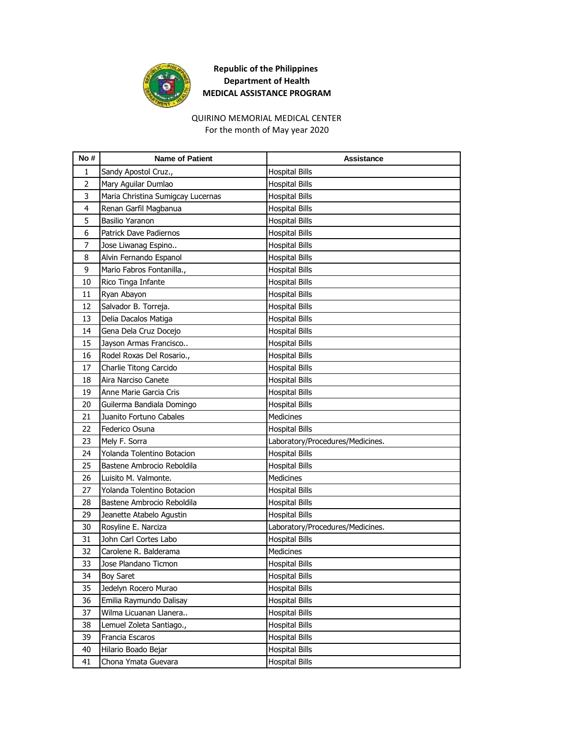**Republic of the Philippines**
**Department of Health**
**MEDICAL ASSISTANCE PROGRAM**

QUIRINO MEMORIAL MEDICAL CENTER
For the month of May year 2020

| No # | Name of Patient | Assistance |
|---|---|---|
| 1 | Sandy Apostol Cruz., | Hospital Bills |
| 2 | Mary Aguilar Dumlao | Hospital Bills |
| 3 | Maria Christina Sumigcay Lucernas | Hospital Bills |
| 4 | Renan Garfil Magbanua | Hospital Bills |
| 5 | Basilio Yaranon | Hospital Bills |
| 6 | Patrick Dave Padiernos | Hospital Bills |
| 7 | Jose Liwanag Espino.. | Hospital Bills |
| 8 | Alvin Fernando Espanol | Hospital Bills |
| 9 | Mario Fabros Fontanilla., | Hospital Bills |
| 10 | Rico Tinga Infante | Hospital Bills |
| 11 | Ryan Abayon | Hospital Bills |
| 12 | Salvador B. Torreja. | Hospital Bills |
| 13 | Delia Dacalos Matiga | Hospital Bills |
| 14 | Gena Dela Cruz Docejo | Hospital Bills |
| 15 | Jayson Armas Francisco.. | Hospital Bills |
| 16 | Rodel Roxas Del Rosario., | Hospital Bills |
| 17 | Charlie Titong Carcido | Hospital Bills |
| 18 | Aira Narciso Canete | Hospital Bills |
| 19 | Anne Marie Garcia Cris | Hospital Bills |
| 20 | Guilerma Bandiala Domingo | Hospital Bills |
| 21 | Juanito Fortuno Cabales | Medicines |
| 22 | Federico Osuna | Hospital Bills |
| 23 | Mely F. Sorra | Laboratory/Procedures/Medicines. |
| 24 | Yolanda Tolentino Botacion | Hospital Bills |
| 25 | Bastene Ambrocio Reboldila | Hospital Bills |
| 26 | Luisito M. Valmonte. | Medicines |
| 27 | Yolanda Tolentino Botacion | Hospital Bills |
| 28 | Bastene Ambrocio Reboldila | Hospital Bills |
| 29 | Jeanette Atabelo Agustin | Hospital Bills |
| 30 | Rosyline E. Narciza | Laboratory/Procedures/Medicines. |
| 31 | John Carl Cortes Labo | Hospital Bills |
| 32 | Carolene R. Balderama | Medicines |
| 33 | Jose Plandano Ticmon | Hospital Bills |
| 34 | Boy Saret | Hospital Bills |
| 35 | Jedelyn Rocero Murao | Hospital Bills |
| 36 | Emilia Raymundo Dalisay | Hospital Bills |
| 37 | Wilma Licuanan Llanera.. | Hospital Bills |
| 38 | Lemuel Zoleta Santiago., | Hospital Bills |
| 39 | Francia Escaros | Hospital Bills |
| 40 | Hilario Boado Bejar | Hospital Bills |
| 41 | Chona Ymata Guevara | Hospital Bills |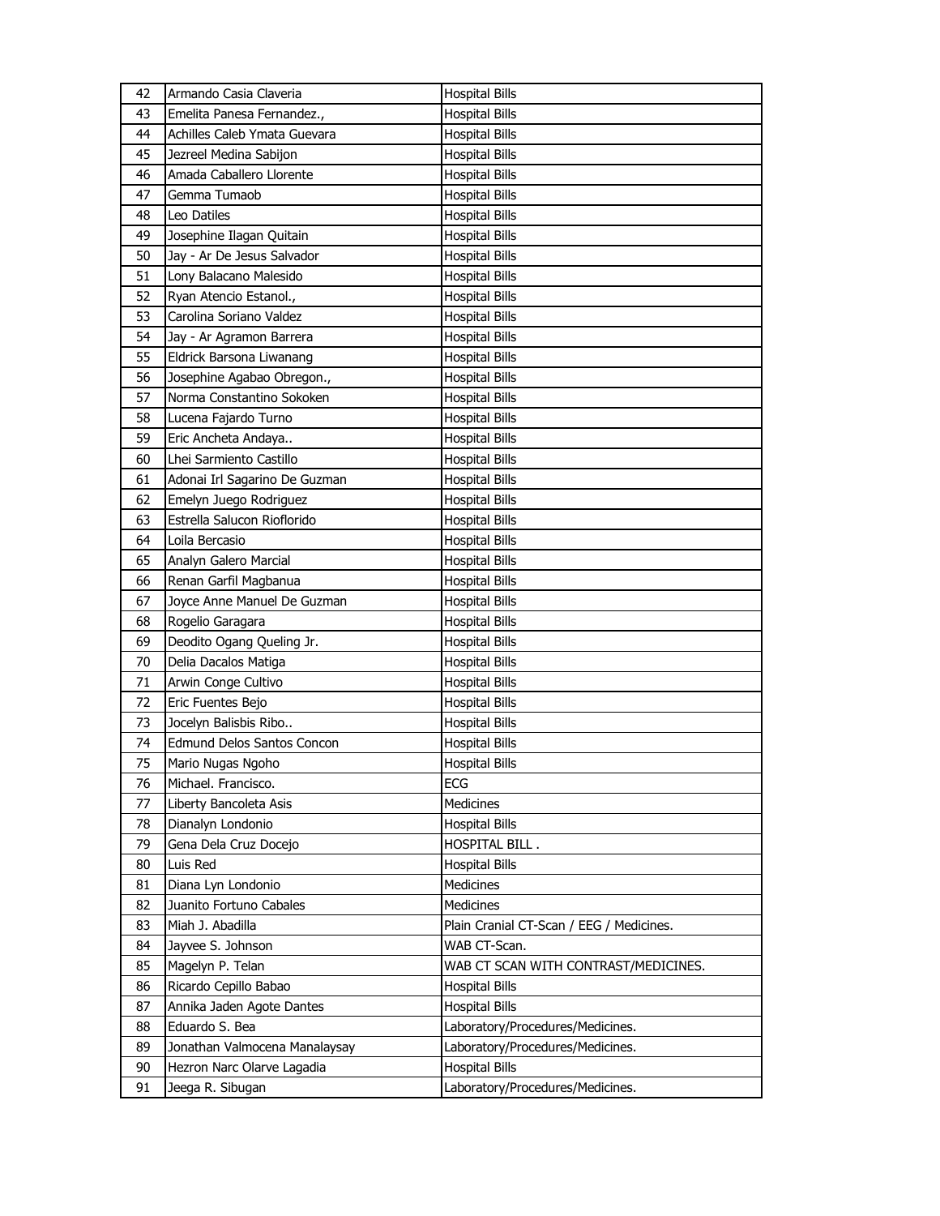| 42 | Armando Casia Claveria | Hospital Bills |
|---|---|---|
| 43 | Emelita Panesa Fernandez., | Hospital Bills |
| 44 | Achilles Caleb Ymata Guevara | Hospital Bills |
| 45 | Jezreel Medina Sabijon | Hospital Bills |
| 46 | Amada Caballero Llorente | Hospital Bills |
| 47 | Gemma Tumaob | Hospital Bills |
| 48 | Leo Datiles | Hospital Bills |
| 49 | Josephine Ilagan Quitain | Hospital Bills |
| 50 | Jay - Ar De Jesus Salvador | Hospital Bills |
| 51 | Lony Balacano Malesido | Hospital Bills |
| 52 | Ryan Atencio Estanol., | Hospital Bills |
| 53 | Carolina Soriano Valdez | Hospital Bills |
| 54 | Jay - Ar Agramon Barrera | Hospital Bills |
| 55 | Eldrick Barsona Liwanang | Hospital Bills |
| 56 | Josephine Agabao Obregon., | Hospital Bills |
| 57 | Norma Constantino Sokoken | Hospital Bills |
| 58 | Lucena Fajardo Turno | Hospital Bills |
| 59 | Eric Ancheta Andaya.. | Hospital Bills |
| 60 | Lhei Sarmiento Castillo | Hospital Bills |
| 61 | Adonai Irl Sagarino De Guzman | Hospital Bills |
| 62 | Emelyn Juego Rodriguez | Hospital Bills |
| 63 | Estrella Salucon Rioflorido | Hospital Bills |
| 64 | Loila Bercasio | Hospital Bills |
| 65 | Analyn Galero Marcial | Hospital Bills |
| 66 | Renan Garfil Magbanua | Hospital Bills |
| 67 | Joyce Anne Manuel De Guzman | Hospital Bills |
| 68 | Rogelio Garagara | Hospital Bills |
| 69 | Deodito Ogang Queling Jr. | Hospital Bills |
| 70 | Delia Dacalos Matiga | Hospital Bills |
| 71 | Arwin Conge Cultivo | Hospital Bills |
| 72 | Eric Fuentes Bejo | Hospital Bills |
| 73 | Jocelyn Balisbis Ribo.. | Hospital Bills |
| 74 | Edmund Delos Santos Concon | Hospital Bills |
| 75 | Mario Nugas Ngoho | Hospital Bills |
| 76 | Michael. Francisco. | ECG |
| 77 | Liberty Bancoleta Asis | Medicines |
| 78 | Dianalyn Londonio | Hospital Bills |
| 79 | Gena Dela Cruz Docejo | HOSPITAL BILL . |
| 80 | Luis Red | Hospital Bills |
| 81 | Diana Lyn Londonio | Medicines |
| 82 | Juanito Fortuno Cabales | Medicines |
| 83 | Miah J. Abadilla | Plain Cranial CT-Scan / EEG / Medicines. |
| 84 | Jayvee S. Johnson | WAB CT-Scan. |
| 85 | Magelyn P. Telan | WAB CT SCAN WITH CONTRAST/MEDICINES. |
| 86 | Ricardo Cepillo Babao | Hospital Bills |
| 87 | Annika Jaden Agote Dantes | Hospital Bills |
| 88 | Eduardo S. Bea | Laboratory/Procedures/Medicines. |
| 89 | Jonathan Valmocena Manalaysay | Laboratory/Procedures/Medicines. |
| 90 | Hezron Narc Olarve Lagadia | Hospital Bills |
| 91 | Jeega R. Sibugan | Laboratory/Procedures/Medicines. |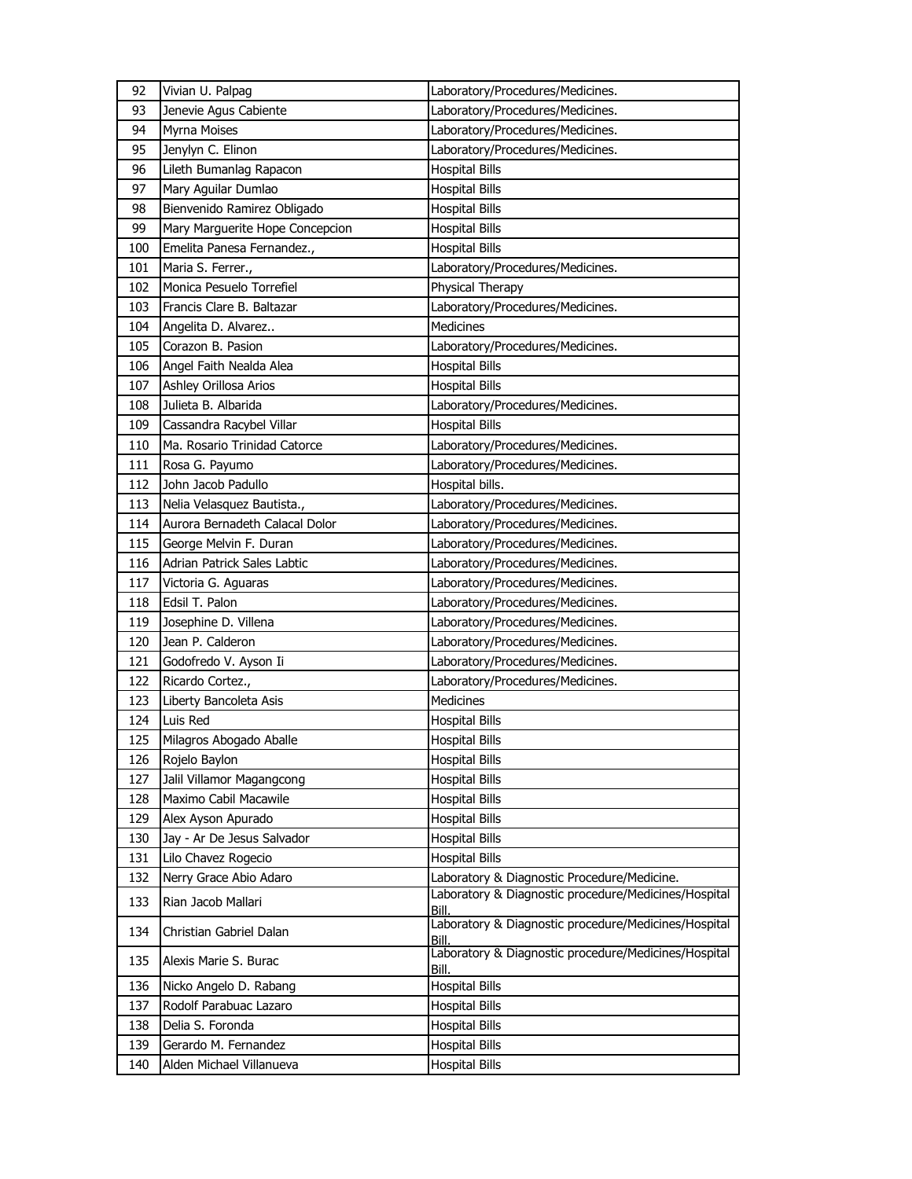| 92 | Vivian U. Palpag | Laboratory/Procedures/Medicines. |
|---|---|---|
| 93 | Jenevie Agus Cabiente | Laboratory/Procedures/Medicines. |
| 94 | Myrna Moises | Laboratory/Procedures/Medicines. |
| 95 | Jenylyn C. Elinon | Laboratory/Procedures/Medicines. |
| 96 | Lileth Bumanlag Rapacon | Hospital Bills |
| 97 | Mary Aguilar Dumlao | Hospital Bills |
| 98 | Bienvenido Ramirez Obligado | Hospital Bills |
| 99 | Mary Marguerite Hope Concepcion | Hospital Bills |
| 100 | Emelita Panesa Fernandez., | Hospital Bills |
| 101 | Maria S. Ferrer., | Laboratory/Procedures/Medicines. |
| 102 | Monica Pesuelo Torrefiel | Physical Therapy |
| 103 | Francis Clare B. Baltazar | Laboratory/Procedures/Medicines. |
| 104 | Angelita D. Alvarez.. | Medicines |
| 105 | Corazon B. Pasion | Laboratory/Procedures/Medicines. |
| 106 | Angel Faith Nealda Alea | Hospital Bills |
| 107 | Ashley Orillosa Arios | Hospital Bills |
| 108 | Julieta B. Albarida | Laboratory/Procedures/Medicines. |
| 109 | Cassandra Racybel Villar | Hospital Bills |
| 110 | Ma. Rosario Trinidad Catorce | Laboratory/Procedures/Medicines. |
| 111 | Rosa G. Payumo | Laboratory/Procedures/Medicines. |
| 112 | John Jacob Padullo | Hospital bills. |
| 113 | Nelia Velasquez Bautista., | Laboratory/Procedures/Medicines. |
| 114 | Aurora Bernadeth Calacal Dolor | Laboratory/Procedures/Medicines. |
| 115 | George Melvin F. Duran | Laboratory/Procedures/Medicines. |
| 116 | Adrian Patrick Sales Labtic | Laboratory/Procedures/Medicines. |
| 117 | Victoria G. Aguaras | Laboratory/Procedures/Medicines. |
| 118 | Edsil T. Palon | Laboratory/Procedures/Medicines. |
| 119 | Josephine D. Villena | Laboratory/Procedures/Medicines. |
| 120 | Jean P. Calderon | Laboratory/Procedures/Medicines. |
| 121 | Godofredo V. Ayson Ii | Laboratory/Procedures/Medicines. |
| 122 | Ricardo Cortez., | Laboratory/Procedures/Medicines. |
| 123 | Liberty Bancoleta Asis | Medicines |
| 124 | Luis Red | Hospital Bills |
| 125 | Milagros Abogado Aballe | Hospital Bills |
| 126 | Rojelo Baylon | Hospital Bills |
| 127 | Jalil Villamor Magangcong | Hospital Bills |
| 128 | Maximo Cabil Macawile | Hospital Bills |
| 129 | Alex Ayson Apurado | Hospital Bills |
| 130 | Jay - Ar De Jesus Salvador | Hospital Bills |
| 131 | Lilo Chavez Rogecio | Hospital Bills |
| 132 | Nerry Grace Abio Adaro | Laboratory & Diagnostic Procedure/Medicine. |
| 133 | Rian Jacob Mallari | Laboratory & Diagnostic procedure/Medicines/Hospital Bill. |
| 134 | Christian Gabriel Dalan | Laboratory & Diagnostic procedure/Medicines/Hospital Bill. |
| 135 | Alexis Marie S. Burac | Laboratory & Diagnostic procedure/Medicines/Hospital Bill. |
| 136 | Nicko Angelo D. Rabang | Hospital Bills |
| 137 | Rodolf Parabuac Lazaro | Hospital Bills |
| 138 | Delia S. Foronda | Hospital Bills |
| 139 | Gerardo M. Fernandez | Hospital Bills |
| 140 | Alden Michael Villanueva | Hospital Bills |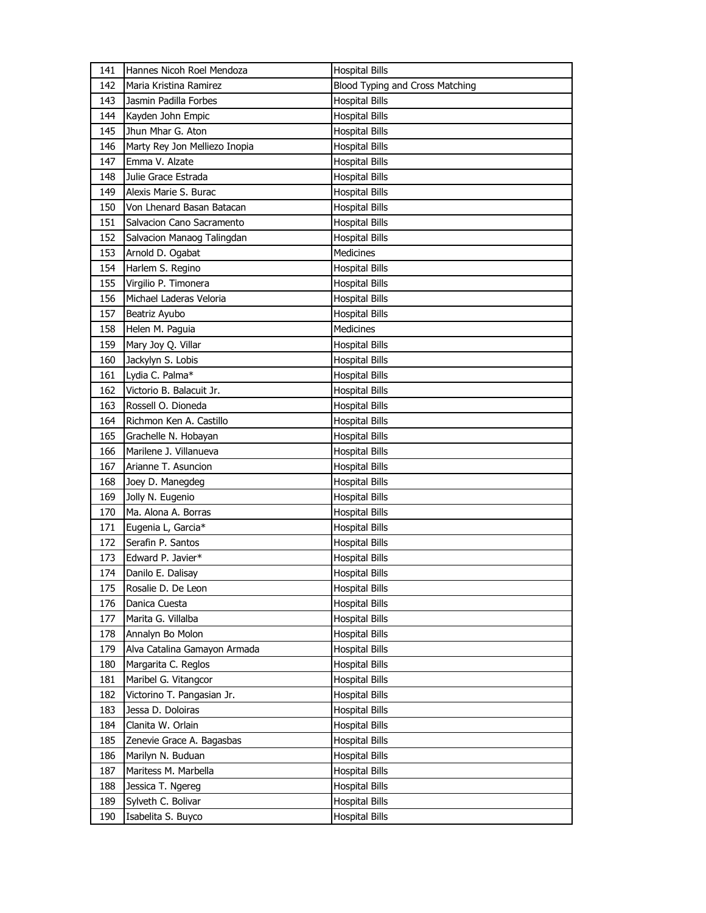| 141 | Hannes Nicoh Roel Mendoza | Hospital Bills |
|---|---|---|
| 142 | Maria Kristina Ramirez | Blood Typing and Cross Matching |
| 143 | Jasmin Padilla Forbes | Hospital Bills |
| 144 | Kayden John Empic | Hospital Bills |
| 145 | Jhun Mhar G. Aton | Hospital Bills |
| 146 | Marty Rey Jon Melliezo Inopia | Hospital Bills |
| 147 | Emma V. Alzate | Hospital Bills |
| 148 | Julie Grace Estrada | Hospital Bills |
| 149 | Alexis Marie S. Burac | Hospital Bills |
| 150 | Von Lhenard Basan Batacan | Hospital Bills |
| 151 | Salvacion Cano Sacramento | Hospital Bills |
| 152 | Salvacion Manaog Talingdan | Hospital Bills |
| 153 | Arnold D. Ogabat | Medicines |
| 154 | Harlem S. Regino | Hospital Bills |
| 155 | Virgilio P. Timonera | Hospital Bills |
| 156 | Michael Laderas Veloria | Hospital Bills |
| 157 | Beatriz Ayubo | Hospital Bills |
| 158 | Helen M. Paguia | Medicines |
| 159 | Mary Joy Q. Villar | Hospital Bills |
| 160 | Jackylyn S. Lobis | Hospital Bills |
| 161 | Lydia C. Palma* | Hospital Bills |
| 162 | Victorio B. Balacuit Jr. | Hospital Bills |
| 163 | Rossell O. Dioneda | Hospital Bills |
| 164 | Richmon Ken A. Castillo | Hospital Bills |
| 165 | Grachelle N. Hobayan | Hospital Bills |
| 166 | Marilene J. Villanueva | Hospital Bills |
| 167 | Arianne T. Asuncion | Hospital Bills |
| 168 | Joey D. Manegdeg | Hospital Bills |
| 169 | Jolly N. Eugenio | Hospital Bills |
| 170 | Ma. Alona A. Borras | Hospital Bills |
| 171 | Eugenia L, Garcia* | Hospital Bills |
| 172 | Serafin P. Santos | Hospital Bills |
| 173 | Edward P. Javier* | Hospital Bills |
| 174 | Danilo E. Dalisay | Hospital Bills |
| 175 | Rosalie D. De Leon | Hospital Bills |
| 176 | Danica Cuesta | Hospital Bills |
| 177 | Marita G. Villalba | Hospital Bills |
| 178 | Annalyn Bo Molon | Hospital Bills |
| 179 | Alva Catalina Gamayon Armada | Hospital Bills |
| 180 | Margarita C. Reglos | Hospital Bills |
| 181 | Maribel G. Vitangcor | Hospital Bills |
| 182 | Victorino T. Pangasian Jr. | Hospital Bills |
| 183 | Jessa D. Doloiras | Hospital Bills |
| 184 | Clanita W. Orlain | Hospital Bills |
| 185 | Zenevie Grace A. Bagasbas | Hospital Bills |
| 186 | Marilyn N. Buduan | Hospital Bills |
| 187 | Maritess M. Marbella | Hospital Bills |
| 188 | Jessica T. Ngereg | Hospital Bills |
| 189 | Sylveth C. Bolivar | Hospital Bills |
| 190 | Isabelita S. Buyco | Hospital Bills |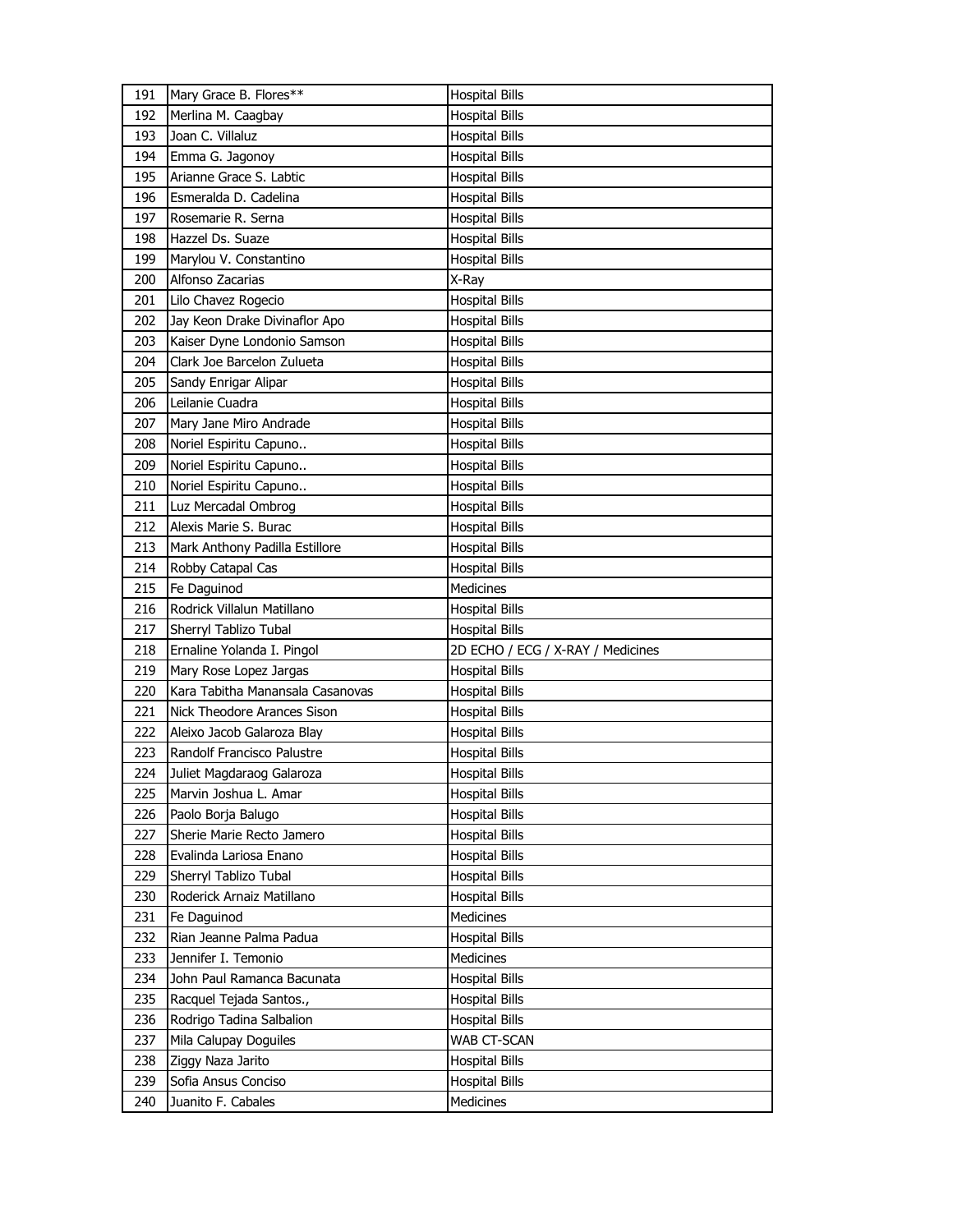| 191 | Mary Grace B. Flores** | Hospital Bills |
|---|---|---|
| 192 | Merlina M. Caagbay | Hospital Bills |
| 193 | Joan C. Villaluz | Hospital Bills |
| 194 | Emma G. Jagonoy | Hospital Bills |
| 195 | Arianne Grace S. Labtic | Hospital Bills |
| 196 | Esmeralda D. Cadelina | Hospital Bills |
| 197 | Rosemarie R. Serna | Hospital Bills |
| 198 | Hazzel Ds. Suaze | Hospital Bills |
| 199 | Marylou V. Constantino | Hospital Bills |
| 200 | Alfonso Zacarias | X-Ray |
| 201 | Lilo Chavez Rogecio | Hospital Bills |
| 202 | Jay Keon Drake Divinaflor Apo | Hospital Bills |
| 203 | Kaiser Dyne Londonio Samson | Hospital Bills |
| 204 | Clark Joe Barcelon Zulueta | Hospital Bills |
| 205 | Sandy Enrigar Alipar | Hospital Bills |
| 206 | Leilanie Cuadra | Hospital Bills |
| 207 | Mary Jane Miro Andrade | Hospital Bills |
| 208 | Noriel Espiritu Capuno.. | Hospital Bills |
| 209 | Noriel Espiritu Capuno.. | Hospital Bills |
| 210 | Noriel Espiritu Capuno.. | Hospital Bills |
| 211 | Luz Mercadal Ombrog | Hospital Bills |
| 212 | Alexis Marie S. Burac | Hospital Bills |
| 213 | Mark Anthony Padilla Estillore | Hospital Bills |
| 214 | Robby Catapal Cas | Hospital Bills |
| 215 | Fe Daguinod | Medicines |
| 216 | Rodrick Villalun Matillano | Hospital Bills |
| 217 | Sherryl Tablizo Tubal | Hospital Bills |
| 218 | Ernaline Yolanda I. Pingol | 2D ECHO / ECG / X-RAY / Medicines |
| 219 | Mary Rose Lopez Jargas | Hospital Bills |
| 220 | Kara Tabitha Manansala Casanovas | Hospital Bills |
| 221 | Nick Theodore Arances Sison | Hospital Bills |
| 222 | Aleixo Jacob Galaroza Blay | Hospital Bills |
| 223 | Randolf Francisco Palustre | Hospital Bills |
| 224 | Juliet Magdaraog Galaroza | Hospital Bills |
| 225 | Marvin Joshua L. Amar | Hospital Bills |
| 226 | Paolo Borja Balugo | Hospital Bills |
| 227 | Sherie Marie Recto Jamero | Hospital Bills |
| 228 | Evalinda Lariosa Enano | Hospital Bills |
| 229 | Sherryl Tablizo Tubal | Hospital Bills |
| 230 | Roderick Arnaiz Matillano | Hospital Bills |
| 231 | Fe Daguinod | Medicines |
| 232 | Rian Jeanne Palma Padua | Hospital Bills |
| 233 | Jennifer I. Temonio | Medicines |
| 234 | John Paul Ramanca Bacunata | Hospital Bills |
| 235 | Racquel Tejada Santos., | Hospital Bills |
| 236 | Rodrigo Tadina Salbalion | Hospital Bills |
| 237 | Mila Calupay Doguiles | WAB CT-SCAN |
| 238 | Ziggy Naza Jarito | Hospital Bills |
| 239 | Sofia Ansus Conciso | Hospital Bills |
| 240 | Juanito F. Cabales | Medicines |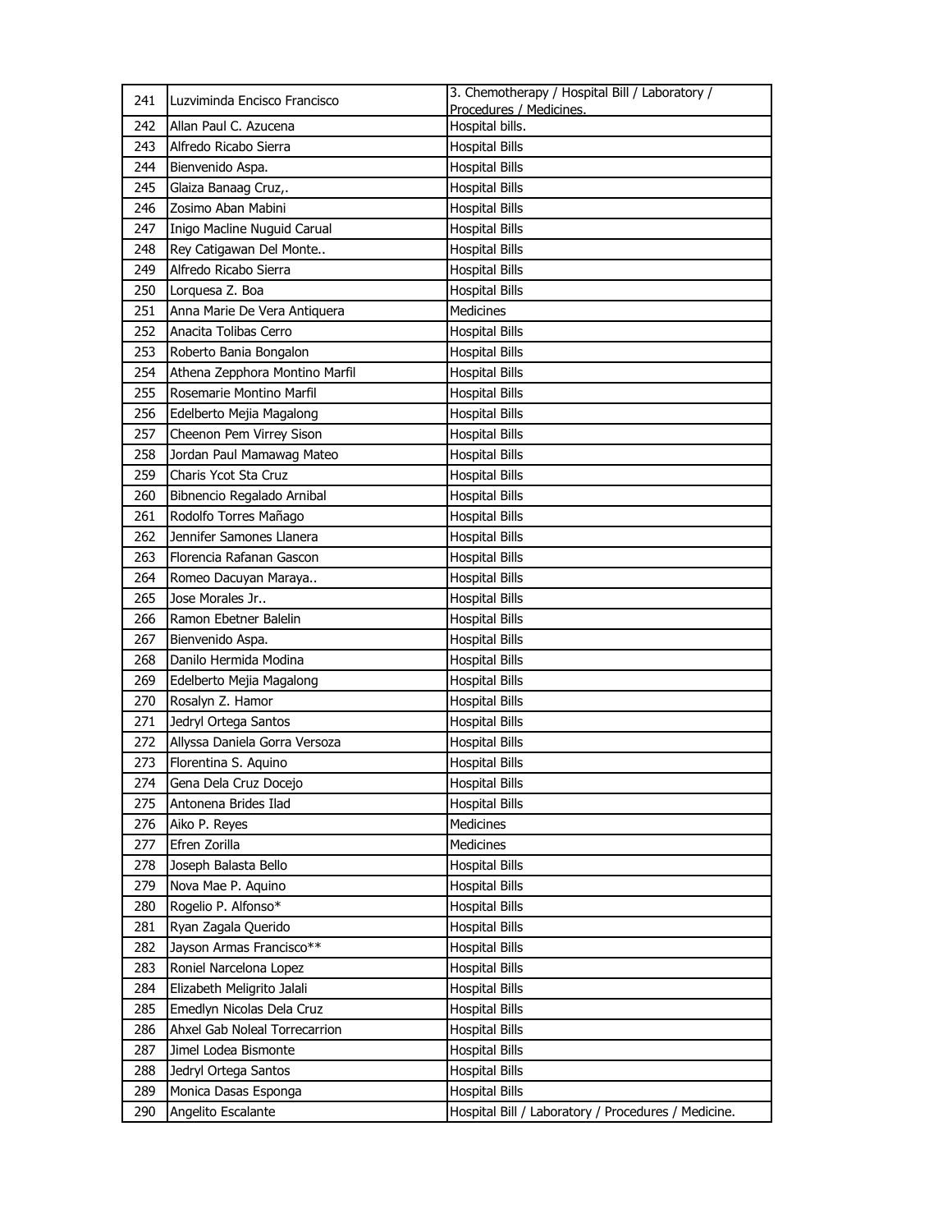| 241 | Luzviminda Encisco Francisco | 3. Chemotherapy / Hospital Bill / Laboratory / Procedures / Medicines. |
|---|---|---|
| 242 | Allan Paul C. Azucena | Hospital bills. |
| 243 | Alfredo Ricabo Sierra | Hospital Bills |
| 244 | Bienvenido Aspa. | Hospital Bills |
| 245 | Glaiza Banaag Cruz,. | Hospital Bills |
| 246 | Zosimo Aban Mabini | Hospital Bills |
| 247 | Inigo Macline Nuguid Carual | Hospital Bills |
| 248 | Rey Catigawan Del Monte.. | Hospital Bills |
| 249 | Alfredo Ricabo Sierra | Hospital Bills |
| 250 | Lorquesa Z. Boa | Hospital Bills |
| 251 | Anna Marie De Vera Antiquera | Medicines |
| 252 | Anacita Tolibas Cerro | Hospital Bills |
| 253 | Roberto Bania Bongalon | Hospital Bills |
| 254 | Athena Zepphora Montino Marfil | Hospital Bills |
| 255 | Rosemarie Montino Marfil | Hospital Bills |
| 256 | Edelberto Mejia Magalong | Hospital Bills |
| 257 | Cheenon Pem Virrey Sison | Hospital Bills |
| 258 | Jordan Paul Mamawag Mateo | Hospital Bills |
| 259 | Charis Ycot Sta Cruz | Hospital Bills |
| 260 | Bibnencio Regalado Arnibal | Hospital Bills |
| 261 | Rodolfo Torres Mañago | Hospital Bills |
| 262 | Jennifer Samones Llanera | Hospital Bills |
| 263 | Florencia Rafanan Gascon | Hospital Bills |
| 264 | Romeo Dacuyan Maraya.. | Hospital Bills |
| 265 | Jose Morales Jr.. | Hospital Bills |
| 266 | Ramon Ebetner Balelin | Hospital Bills |
| 267 | Bienvenido Aspa. | Hospital Bills |
| 268 | Danilo Hermida Modina | Hospital Bills |
| 269 | Edelberto Mejia Magalong | Hospital Bills |
| 270 | Rosalyn Z. Hamor | Hospital Bills |
| 271 | Jedryl Ortega Santos | Hospital Bills |
| 272 | Allyssa Daniela Gorra Versoza | Hospital Bills |
| 273 | Florentina S. Aquino | Hospital Bills |
| 274 | Gena Dela Cruz Docejo | Hospital Bills |
| 275 | Antonena Brides Ilad | Hospital Bills |
| 276 | Aiko P. Reyes | Medicines |
| 277 | Efren Zorilla | Medicines |
| 278 | Joseph Balasta Bello | Hospital Bills |
| 279 | Nova Mae P. Aquino | Hospital Bills |
| 280 | Rogelio P. Alfonso* | Hospital Bills |
| 281 | Ryan Zagala Querido | Hospital Bills |
| 282 | Jayson Armas Francisco** | Hospital Bills |
| 283 | Roniel Narcelona Lopez | Hospital Bills |
| 284 | Elizabeth Meligrito Jalali | Hospital Bills |
| 285 | Emedlyn Nicolas Dela Cruz | Hospital Bills |
| 286 | Ahxel Gab Noleal Torrecarrion | Hospital Bills |
| 287 | Jimel Lodea Bismonte | Hospital Bills |
| 288 | Jedryl Ortega Santos | Hospital Bills |
| 289 | Monica Dasas Esponga | Hospital Bills |
| 290 | Angelito Escalante | Hospital Bill / Laboratory / Procedures / Medicine. |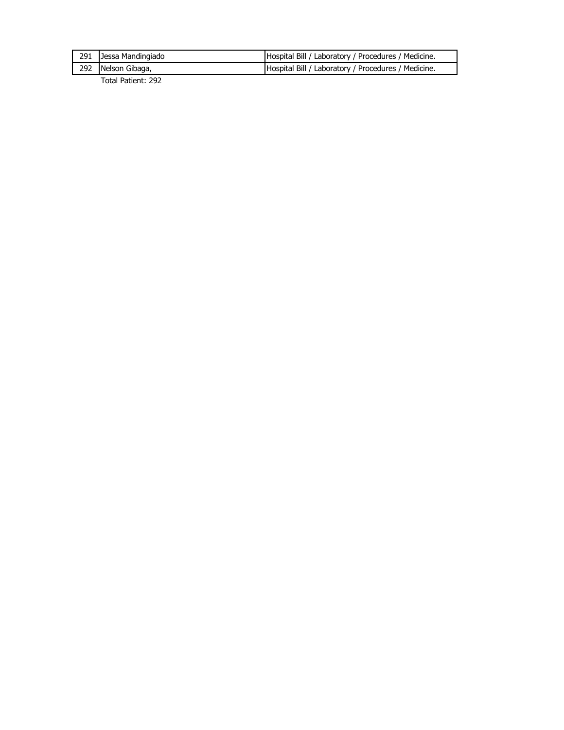| | | |
|---|---|---|
| 291 | Jessa Mandingiado | Hospital Bill / Laboratory / Procedures / Medicine. |
| 292 | Nelson Gibaga, | Hospital Bill / Laboratory / Procedures / Medicine. |

Total Patient: 292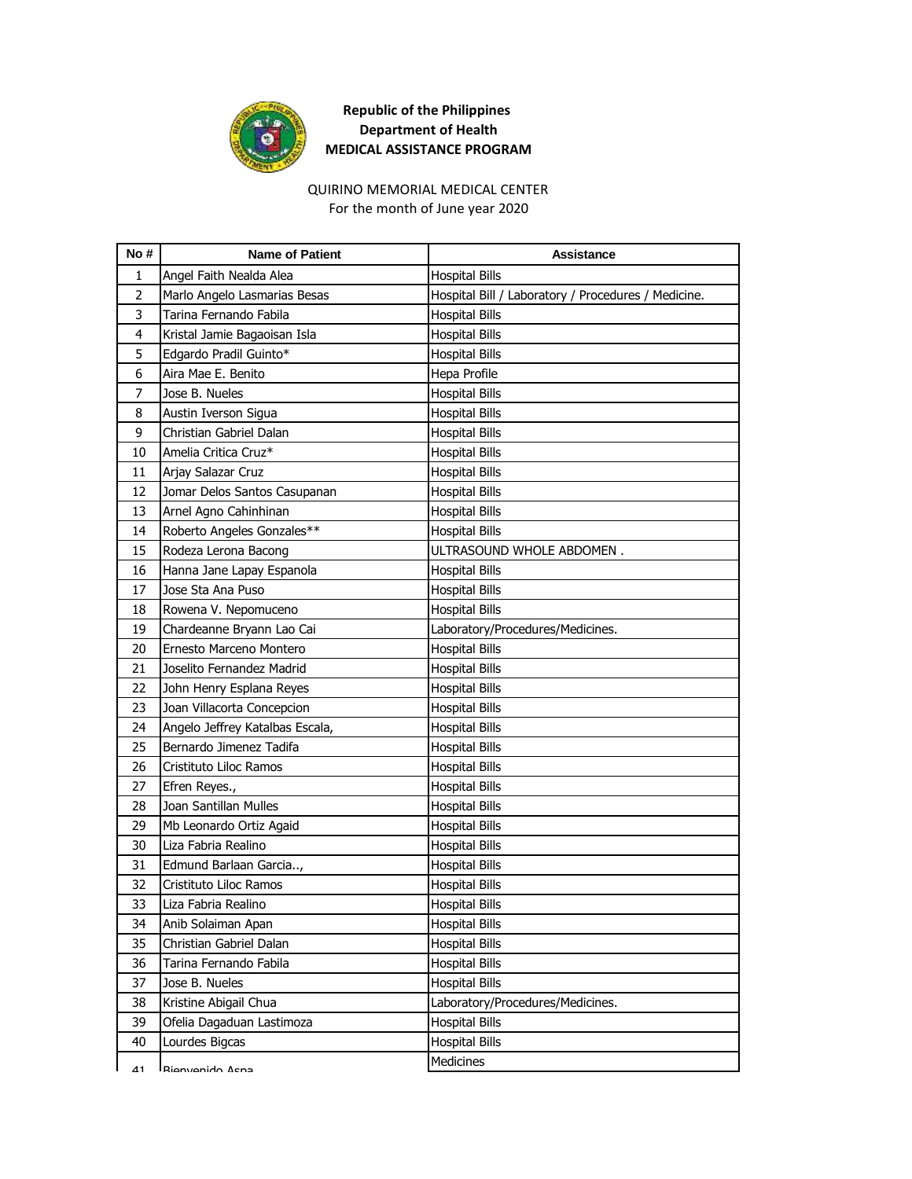**Republic of the Philippines**
**Department of Health**
**MEDICAL ASSISTANCE PROGRAM**

QUIRINO MEMORIAL MEDICAL CENTER
For the month of June year 2020

| No # | Name of Patient | Assistance |
|---|---|---|
| 1 | Angel Faith Nealda Alea | Hospital Bills |
| 2 | Marlo Angelo Lasmarias Besas | Hospital Bill / Laboratory / Procedures / Medicine. |
| 3 | Tarina Fernando Fabila | Hospital Bills |
| 4 | Kristal Jamie Bagaoisan Isla | Hospital Bills |
| 5 | Edgardo Pradil Guinto* | Hospital Bills |
| 6 | Aira Mae E. Benito | Hepa Profile |
| 7 | Jose B. Nueles | Hospital Bills |
| 8 | Austin Iverson Sigua | Hospital Bills |
| 9 | Christian Gabriel Dalan | Hospital Bills |
| 10 | Amelia Critica Cruz* | Hospital Bills |
| 11 | Arjay Salazar Cruz | Hospital Bills |
| 12 | Jomar Delos Santos Casupanan | Hospital Bills |
| 13 | Arnel Agno Cahinhinan | Hospital Bills |
| 14 | Roberto Angeles Gonzales** | Hospital Bills |
| 15 | Rodeza Lerona Bacong | ULTRASOUND WHOLE ABDOMEN . |
| 16 | Hanna Jane Lapay Espanola | Hospital Bills |
| 17 | Jose Sta Ana Puso | Hospital Bills |
| 18 | Rowena V. Nepomuceno | Hospital Bills |
| 19 | Chardeanne Bryann Lao Cai | Laboratory/Procedures/Medicines. |
| 20 | Ernesto Marceno Montero | Hospital Bills |
| 21 | Joselito Fernandez Madrid | Hospital Bills |
| 22 | John Henry Esplana Reyes | Hospital Bills |
| 23 | Joan Villacorta Concepcion | Hospital Bills |
| 24 | Angelo Jeffrey Katalbas Escala, | Hospital Bills |
| 25 | Bernardo Jimenez Tadifa | Hospital Bills |
| 26 | Cristituto Liloc Ramos | Hospital Bills |
| 27 | Efren Reyes., | Hospital Bills |
| 28 | Joan Santillan Mulles | Hospital Bills |
| 29 | Mb Leonardo Ortiz Agaid | Hospital Bills |
| 30 | Liza Fabria Realino | Hospital Bills |
| 31 | Edmund Barlaan Garcia.., | Hospital Bills |
| 32 | Cristituto Liloc Ramos | Hospital Bills |
| 33 | Liza Fabria Realino | Hospital Bills |
| 34 | Anib Solaiman Apan | Hospital Bills |
| 35 | Christian Gabriel Dalan | Hospital Bills |
| 36 | Tarina Fernando Fabila | Hospital Bills |
| 37 | Jose B. Nueles | Hospital Bills |
| 38 | Kristine Abigail Chua | Laboratory/Procedures/Medicines. |
| 39 | Ofelia Dagaduan Lastimoza | Hospital Bills |
| 40 | Lourdes Bigcas | Hospital Bills |
| 41 | Bienvenido Aspa | Medicines |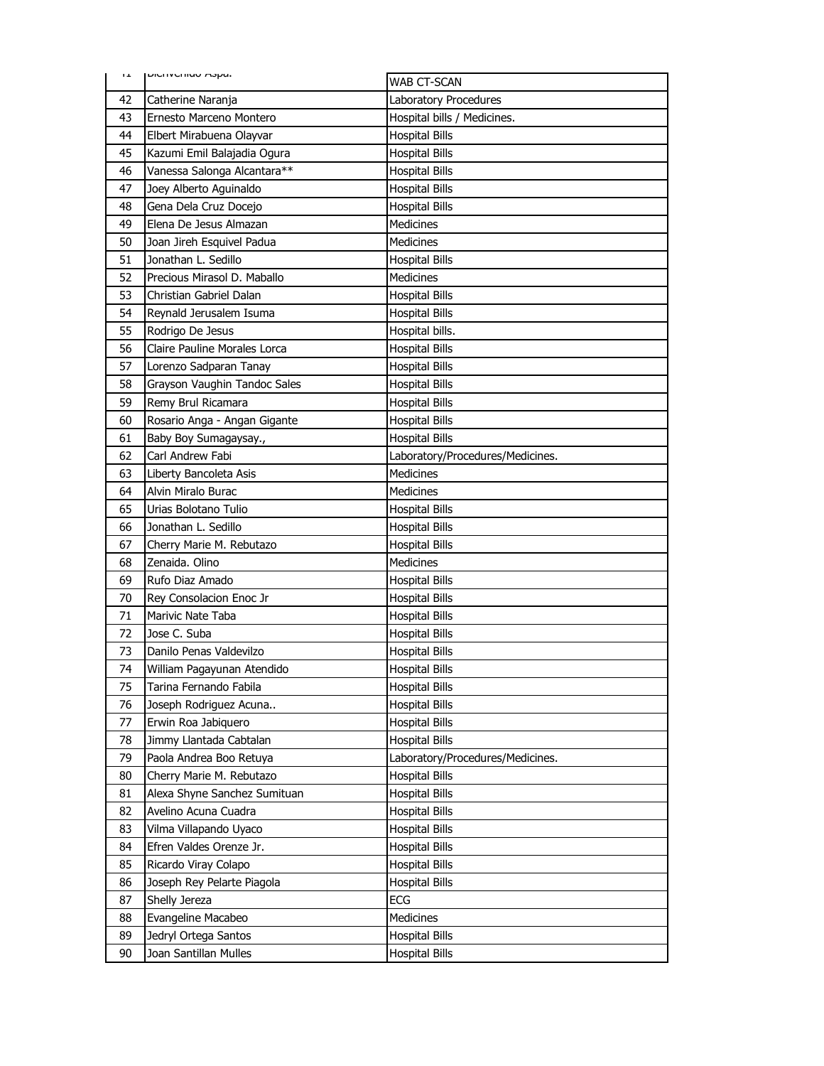| 41 | Bienvenido Aspa. | WAB CT-SCAN |
|---|---|---|
| 42 | Catherine Naranja | Laboratory Procedures |
| 43 | Ernesto Marceno Montero | Hospital bills / Medicines. |
| 44 | Elbert Mirabuena Olayvar | Hospital Bills |
| 45 | Kazumi Emil Balajadia Ogura | Hospital Bills |
| 46 | Vanessa Salonga Alcantara** | Hospital Bills |
| 47 | Joey Alberto Aguinaldo | Hospital Bills |
| 48 | Gena Dela Cruz Docejo | Hospital Bills |
| 49 | Elena De Jesus Almazan | Medicines |
| 50 | Joan Jireh Esquivel Padua | Medicines |
| 51 | Jonathan L. Sedillo | Hospital Bills |
| 52 | Precious Mirasol D. Maballo | Medicines |
| 53 | Christian Gabriel Dalan | Hospital Bills |
| 54 | Reynald Jerusalem Isuma | Hospital Bills |
| 55 | Rodrigo De Jesus | Hospital bills. |
| 56 | Claire Pauline Morales Lorca | Hospital Bills |
| 57 | Lorenzo Sadparan Tanay | Hospital Bills |
| 58 | Grayson Vaughin Tandoc Sales | Hospital Bills |
| 59 | Remy Brul Ricamara | Hospital Bills |
| 60 | Rosario Anga - Angan Gigante | Hospital Bills |
| 61 | Baby Boy Sumagaysay., | Hospital Bills |
| 62 | Carl Andrew Fabi | Laboratory/Procedures/Medicines. |
| 63 | Liberty Bancoleta Asis | Medicines |
| 64 | Alvin Miralo Burac | Medicines |
| 65 | Urias Bolotano Tulio | Hospital Bills |
| 66 | Jonathan L. Sedillo | Hospital Bills |
| 67 | Cherry Marie M. Rebutazo | Hospital Bills |
| 68 | Zenaida. Olino | Medicines |
| 69 | Rufo Diaz Amado | Hospital Bills |
| 70 | Rey Consolacion Enoc Jr | Hospital Bills |
| 71 | Marivic Nate Taba | Hospital Bills |
| 72 | Jose C. Suba | Hospital Bills |
| 73 | Danilo Penas Valdevilzo | Hospital Bills |
| 74 | William Pagayunan Atendido | Hospital Bills |
| 75 | Tarina Fernando Fabila | Hospital Bills |
| 76 | Joseph Rodriguez Acuna.. | Hospital Bills |
| 77 | Erwin Roa Jabiquero | Hospital Bills |
| 78 | Jimmy Llantada Cabtalan | Hospital Bills |
| 79 | Paola Andrea Boo Retuya | Laboratory/Procedures/Medicines. |
| 80 | Cherry Marie M. Rebutazo | Hospital Bills |
| 81 | Alexa Shyne Sanchez Sumituan | Hospital Bills |
| 82 | Avelino Acuna Cuadra | Hospital Bills |
| 83 | Vilma Villapando Uyaco | Hospital Bills |
| 84 | Efren Valdes Orenze Jr. | Hospital Bills |
| 85 | Ricardo Viray Colapo | Hospital Bills |
| 86 | Joseph Rey Pelarte Piagola | Hospital Bills |
| 87 | Shelly Jereza | ECG |
| 88 | Evangeline Macabeo | Medicines |
| 89 | Jedryl Ortega Santos | Hospital Bills |
| 90 | Joan Santillan Mulles | Hospital Bills |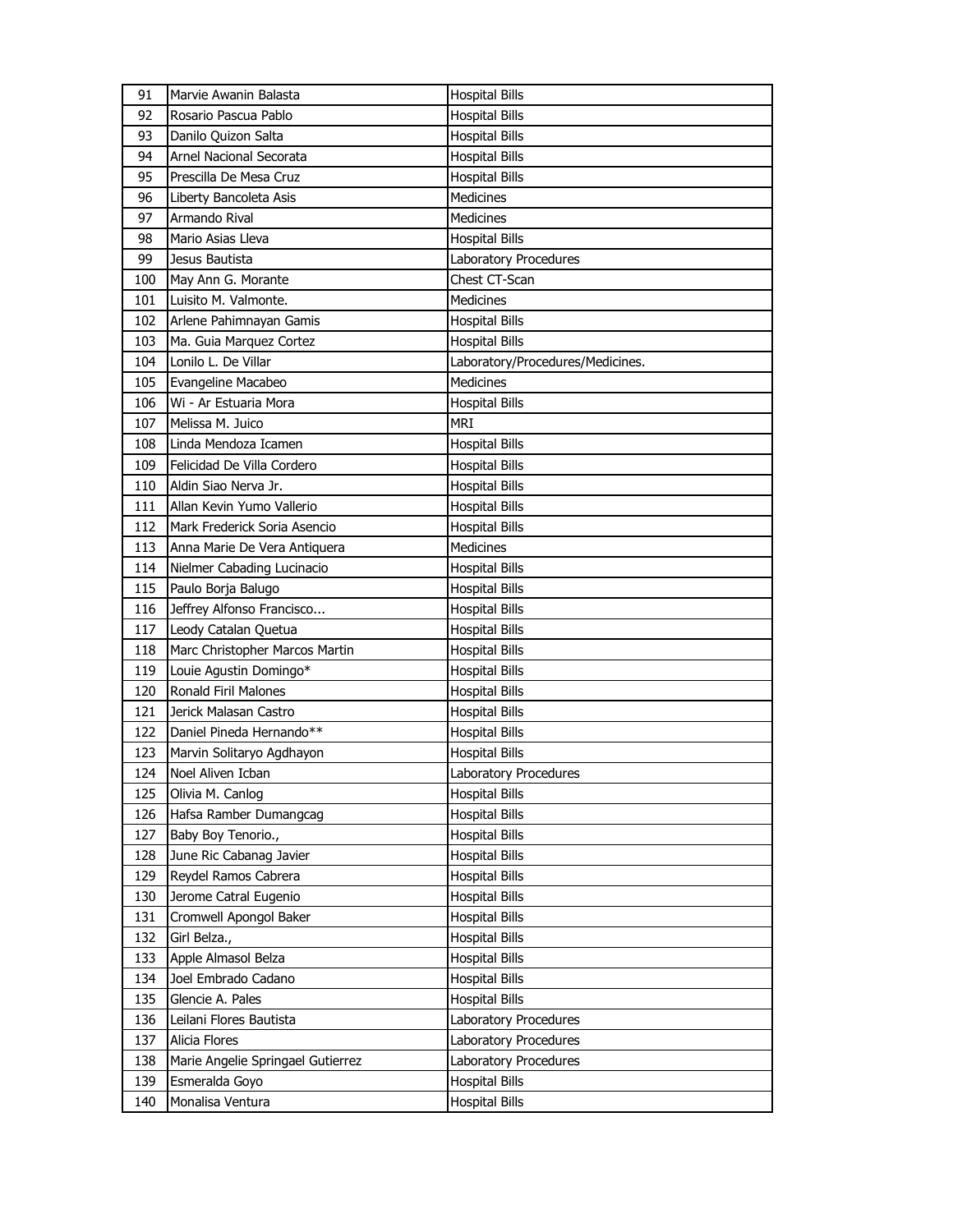| 91 | Marvie Awanin Balasta | Hospital Bills |
|---|---|---|
| 92 | Rosario Pascua Pablo | Hospital Bills |
| 93 | Danilo Quizon Salta | Hospital Bills |
| 94 | Arnel Nacional Secorata | Hospital Bills |
| 95 | Prescilla De Mesa Cruz | Hospital Bills |
| 96 | Liberty Bancoleta Asis | Medicines |
| 97 | Armando Rival | Medicines |
| 98 | Mario Asias Lleva | Hospital Bills |
| 99 | Jesus Bautista | Laboratory Procedures |
| 100 | May Ann G. Morante | Chest CT-Scan |
| 101 | Luisito M. Valmonte. | Medicines |
| 102 | Arlene Pahimnayan Gamis | Hospital Bills |
| 103 | Ma. Guia Marquez Cortez | Hospital Bills |
| 104 | Lonilo L. De Villar | Laboratory/Procedures/Medicines. |
| 105 | Evangeline Macabeo | Medicines |
| 106 | Wi - Ar Estuaria Mora | Hospital Bills |
| 107 | Melissa M. Juico | MRI |
| 108 | Linda Mendoza Icamen | Hospital Bills |
| 109 | Felicidad De Villa Cordero | Hospital Bills |
| 110 | Aldin Siao Nerva Jr. | Hospital Bills |
| 111 | Allan Kevin Yumo Vallerio | Hospital Bills |
| 112 | Mark Frederick Soria Asencio | Hospital Bills |
| 113 | Anna Marie De Vera Antiquera | Medicines |
| 114 | Nielmer Cabading Lucinacio | Hospital Bills |
| 115 | Paulo Borja Balugo | Hospital Bills |
| 116 | Jeffrey Alfonso Francisco... | Hospital Bills |
| 117 | Leody Catalan Quetua | Hospital Bills |
| 118 | Marc Christopher Marcos Martin | Hospital Bills |
| 119 | Louie Agustin Domingo* | Hospital Bills |
| 120 | Ronald Firil Malones | Hospital Bills |
| 121 | Jerick Malasan Castro | Hospital Bills |
| 122 | Daniel Pineda Hernando** | Hospital Bills |
| 123 | Marvin Solitaryo Agdhayon | Hospital Bills |
| 124 | Noel Aliven Icban | Laboratory Procedures |
| 125 | Olivia M. Canlog | Hospital Bills |
| 126 | Hafsa Ramber Dumangcag | Hospital Bills |
| 127 | Baby Boy Tenorio., | Hospital Bills |
| 128 | June Ric Cabanag Javier | Hospital Bills |
| 129 | Reydel Ramos Cabrera | Hospital Bills |
| 130 | Jerome Catral Eugenio | Hospital Bills |
| 131 | Cromwell Apongol Baker | Hospital Bills |
| 132 | Girl Belza., | Hospital Bills |
| 133 | Apple Almasol Belza | Hospital Bills |
| 134 | Joel Embrado Cadano | Hospital Bills |
| 135 | Glencie A. Pales | Hospital Bills |
| 136 | Leilani Flores Bautista | Laboratory Procedures |
| 137 | Alicia Flores | Laboratory Procedures |
| 138 | Marie Angelie Springael Gutierrez | Laboratory Procedures |
| 139 | Esmeralda Goyo | Hospital Bills |
| 140 | Monalisa Ventura | Hospital Bills |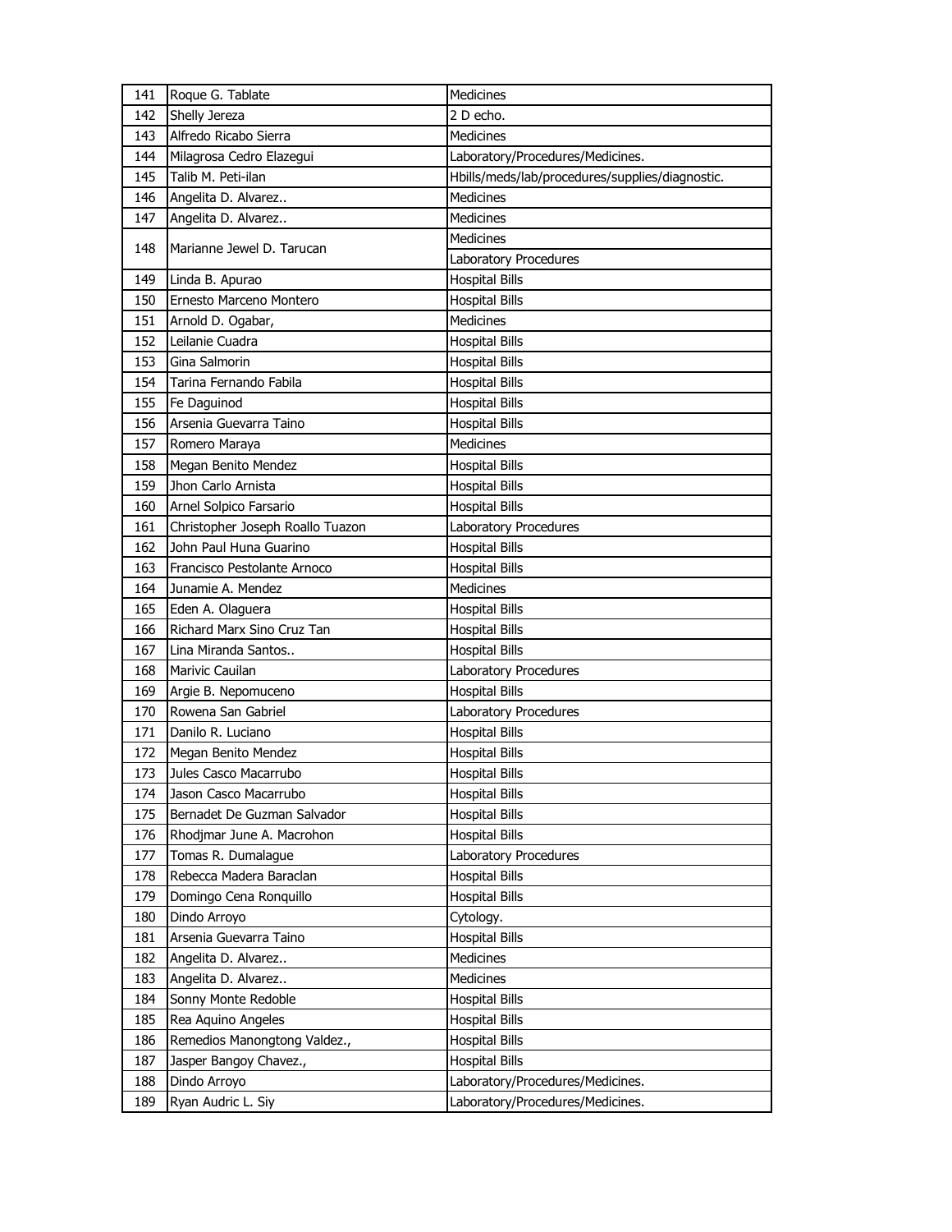| | | |
|---|---|---|
| 141 | Roque G. Tablate | Medicines |
| 142 | Shelly Jereza | 2 D echo. |
| 143 | Alfredo Ricabo Sierra | Medicines |
| 144 | Milagrosa Cedro Elazegui | Laboratory/Procedures/Medicines. |
| 145 | Talib M. Peti-ilan | Hbills/meds/lab/procedures/supplies/diagnostic. |
| 146 | Angelita D. Alvarez.. | Medicines |
| 147 | Angelita D. Alvarez.. | Medicines |
| 148 | Marianne Jewel D. Tarucan | Medicines |
| | | Laboratory Procedures |
| 149 | Linda B. Apurao | Hospital Bills |
| 150 | Ernesto Marceno Montero | Hospital Bills |
| 151 | Arnold D. Ogabar, | Medicines |
| 152 | Leilanie Cuadra | Hospital Bills |
| 153 | Gina Salmorin | Hospital Bills |
| 154 | Tarina Fernando Fabila | Hospital Bills |
| 155 | Fe Daguinod | Hospital Bills |
| 156 | Arsenia Guevarra Taino | Hospital Bills |
| 157 | Romero Maraya | Medicines |
| 158 | Megan Benito Mendez | Hospital Bills |
| 159 | Jhon Carlo Arnista | Hospital Bills |
| 160 | Arnel Solpico Farsario | Hospital Bills |
| 161 | Christopher Joseph Roallo Tuazon | Laboratory Procedures |
| 162 | John Paul Huna Guarino | Hospital Bills |
| 163 | Francisco Pestolante Arnoco | Hospital Bills |
| 164 | Junamie A. Mendez | Medicines |
| 165 | Eden A. Olaguera | Hospital Bills |
| 166 | Richard Marx Sino Cruz Tan | Hospital Bills |
| 167 | Lina Miranda Santos.. | Hospital Bills |
| 168 | Marivic Cauilan | Laboratory Procedures |
| 169 | Argie B. Nepomuceno | Hospital Bills |
| 170 | Rowena San Gabriel | Laboratory Procedures |
| 171 | Danilo R. Luciano | Hospital Bills |
| 172 | Megan Benito Mendez | Hospital Bills |
| 173 | Jules Casco Macarrubo | Hospital Bills |
| 174 | Jason Casco Macarrubo | Hospital Bills |
| 175 | Bernadet De Guzman Salvador | Hospital Bills |
| 176 | Rhodjmar June A. Macrohon | Hospital Bills |
| 177 | Tomas R. Dumalague | Laboratory Procedures |
| 178 | Rebecca Madera Baraclan | Hospital Bills |
| 179 | Domingo Cena Ronquillo | Hospital Bills |
| 180 | Dindo Arroyo | Cytology. |
| 181 | Arsenia Guevarra Taino | Hospital Bills |
| 182 | Angelita D. Alvarez.. | Medicines |
| 183 | Angelita D. Alvarez.. | Medicines |
| 184 | Sonny Monte Redoble | Hospital Bills |
| 185 | Rea Aquino Angeles | Hospital Bills |
| 186 | Remedios Manongtong Valdez., | Hospital Bills |
| 187 | Jasper Bangoy Chavez., | Hospital Bills |
| 188 | Dindo Arroyo | Laboratory/Procedures/Medicines. |
| 189 | Ryan Audric L. Siy | Laboratory/Procedures/Medicines. |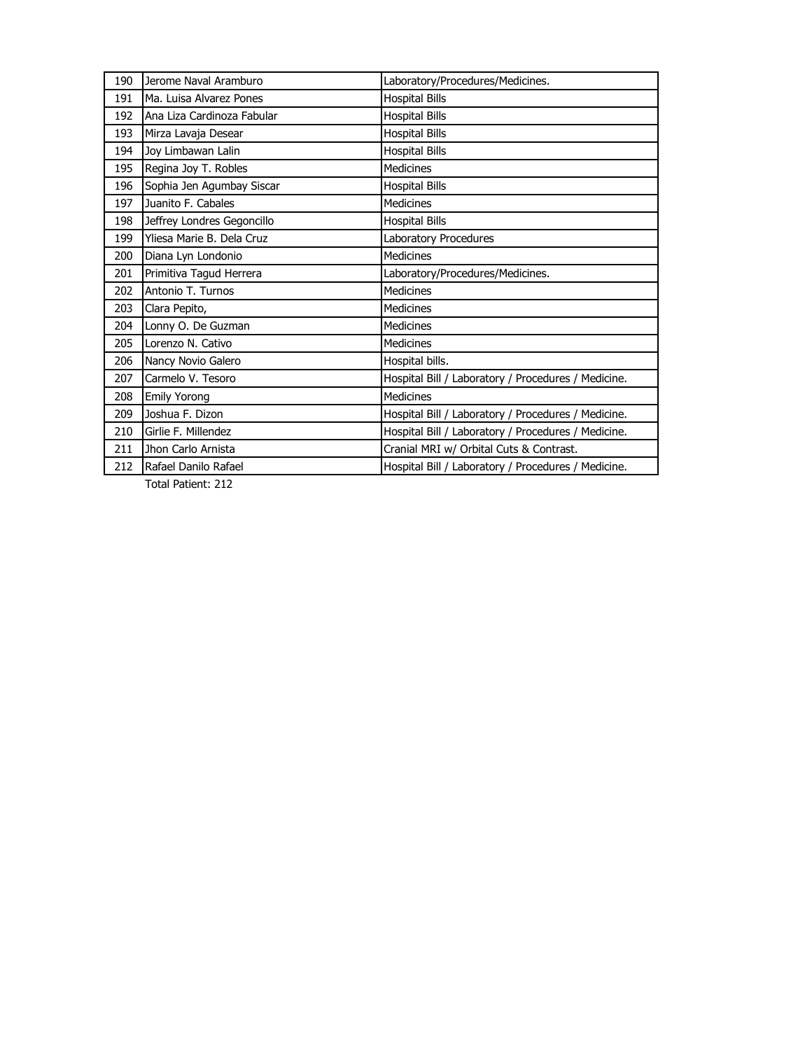| 190 | Jerome Naval Aramburo | Laboratory/Procedures/Medicines. |
|---|---|---|
| 191 | Ma. Luisa Alvarez Pones | Hospital Bills |
| 192 | Ana Liza Cardinoza Fabular | Hospital Bills |
| 193 | Mirza Lavaja Desear | Hospital Bills |
| 194 | Joy Limbawan Lalin | Hospital Bills |
| 195 | Regina Joy T. Robles | Medicines |
| 196 | Sophia Jen Agumbay Siscar | Hospital Bills |
| 197 | Juanito F. Cabales | Medicines |
| 198 | Jeffrey Londres Gegoncillo | Hospital Bills |
| 199 | Yliesa Marie B. Dela Cruz | Laboratory Procedures |
| 200 | Diana Lyn Londonio | Medicines |
| 201 | Primitiva Tagud Herrera | Laboratory/Procedures/Medicines. |
| 202 | Antonio T. Turnos | Medicines |
| 203 | Clara Pepito, | Medicines |
| 204 | Lonny O. De Guzman | Medicines |
| 205 | Lorenzo N. Cativo | Medicines |
| 206 | Nancy Novio Galero | Hospital bills. |
| 207 | Carmelo V. Tesoro | Hospital Bill / Laboratory / Procedures / Medicine. |
| 208 | Emily Yorong | Medicines |
| 209 | Joshua F. Dizon | Hospital Bill / Laboratory / Procedures / Medicine. |
| 210 | Girlie F. Millendez | Hospital Bill / Laboratory / Procedures / Medicine. |
| 211 | Jhon Carlo Arnista | Cranial MRI w/ Orbital Cuts & Contrast. |
| 212 | Rafael Danilo Rafael | Hospital Bill / Laboratory / Procedures / Medicine. |

Total Patient: 212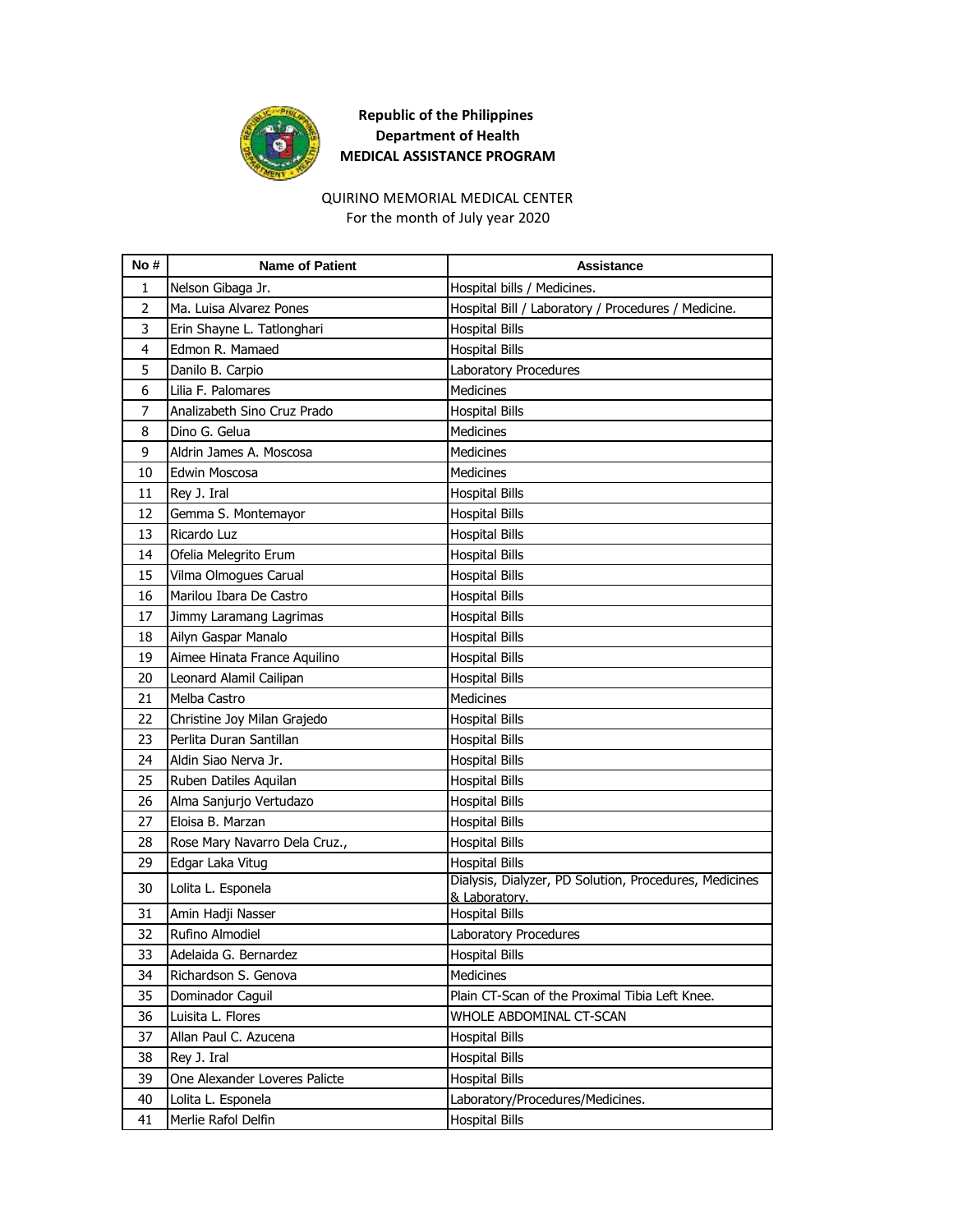**Republic of the Philippines**
**Department of Health**
**MEDICAL ASSISTANCE PROGRAM**

QUIRINO MEMORIAL MEDICAL CENTER
For the month of July year 2020

| No # | Name of Patient | Assistance |
|---|---|---|
| 1 | Nelson Gibaga Jr. | Hospital bills / Medicines. |
| 2 | Ma. Luisa Alvarez Pones | Hospital Bill / Laboratory / Procedures / Medicine. |
| 3 | Erin Shayne L. Tatlonghari | Hospital Bills |
| 4 | Edmon R. Mamaed | Hospital Bills |
| 5 | Danilo B. Carpio | Laboratory Procedures |
| 6 | Lilia F. Palomares | Medicines |
| 7 | Analizabeth Sino Cruz Prado | Hospital Bills |
| 8 | Dino G. Gelua | Medicines |
| 9 | Aldrin James A. Moscosa | Medicines |
| 10 | Edwin Moscosa | Medicines |
| 11 | Rey J. Iral | Hospital Bills |
| 12 | Gemma S. Montemayor | Hospital Bills |
| 13 | Ricardo Luz | Hospital Bills |
| 14 | Ofelia Melegrito Erum | Hospital Bills |
| 15 | Vilma Olmogues Carual | Hospital Bills |
| 16 | Marilou Ibara De Castro | Hospital Bills |
| 17 | Jimmy Laramang Lagrimas | Hospital Bills |
| 18 | Ailyn Gaspar Manalo | Hospital Bills |
| 19 | Aimee Hinata France Aquilino | Hospital Bills |
| 20 | Leonard Alamil Cailipan | Hospital Bills |
| 21 | Melba Castro | Medicines |
| 22 | Christine Joy Milan Grajedo | Hospital Bills |
| 23 | Perlita Duran Santillan | Hospital Bills |
| 24 | Aldin Siao Nerva Jr. | Hospital Bills |
| 25 | Ruben Datiles Aquilan | Hospital Bills |
| 26 | Alma Sanjurjo Vertudazo | Hospital Bills |
| 27 | Eloisa B. Marzan | Hospital Bills |
| 28 | Rose Mary Navarro Dela Cruz., | Hospital Bills |
| 29 | Edgar Laka Vitug | Hospital Bills |
| 30 | Lolita L. Esponela | Dialysis, Dialyzer, PD Solution, Procedures, Medicines & Laboratory. |
| 31 | Amin Hadji Nasser | Hospital Bills |
| 32 | Rufino Almodiel | Laboratory Procedures |
| 33 | Adelaida G. Bernardez | Hospital Bills |
| 34 | Richardson S. Genova | Medicines |
| 35 | Dominador Caguil | Plain CT-Scan of the Proximal Tibia Left Knee. |
| 36 | Luisita L. Flores | WHOLE ABDOMINAL CT-SCAN |
| 37 | Allan Paul C. Azucena | Hospital Bills |
| 38 | Rey J. Iral | Hospital Bills |
| 39 | One Alexander Loveres Palicte | Hospital Bills |
| 40 | Lolita L. Esponela | Laboratory/Procedures/Medicines. |
| 41 | Merlie Rafol Delfin | Hospital Bills |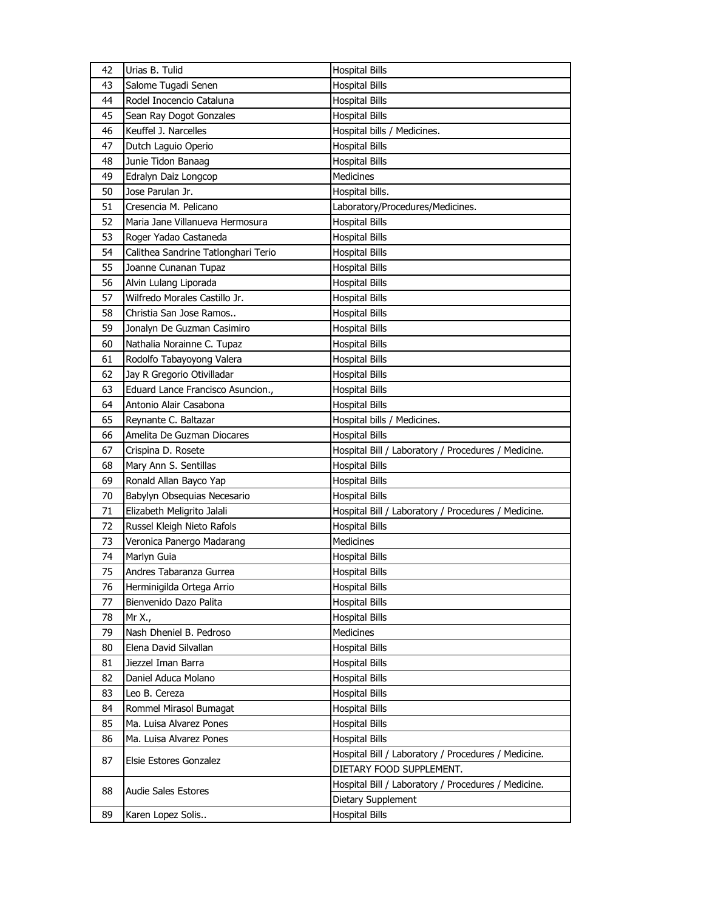| 42 | Urias B. Tulid | Hospital Bills |
|---|---|---|
| 43 | Salome Tugadi Senen | Hospital Bills |
| 44 | Rodel Inocencio Cataluna | Hospital Bills |
| 45 | Sean Ray Dogot Gonzales | Hospital Bills |
| 46 | Keuffel J. Narcelles | Hospital bills / Medicines. |
| 47 | Dutch Laguio Operio | Hospital Bills |
| 48 | Junie Tidon Banaag | Hospital Bills |
| 49 | Edralyn Daiz Longcop | Medicines |
| 50 | Jose Parulan Jr. | Hospital bills. |
| 51 | Cresencia M. Pelicano | Laboratory/Procedures/Medicines. |
| 52 | Maria Jane Villanueva Hermosura | Hospital Bills |
| 53 | Roger Yadao Castaneda | Hospital Bills |
| 54 | Calithea Sandrine Tatlonghari Terio | Hospital Bills |
| 55 | Joanne Cunanan Tupaz | Hospital Bills |
| 56 | Alvin Lulang Liporada | Hospital Bills |
| 57 | Wilfredo Morales Castillo Jr. | Hospital Bills |
| 58 | Christia San Jose Ramos.. | Hospital Bills |
| 59 | Jonalyn De Guzman Casimiro | Hospital Bills |
| 60 | Nathalia Norainne C. Tupaz | Hospital Bills |
| 61 | Rodolfo Tabayoyong Valera | Hospital Bills |
| 62 | Jay R Gregorio Otivilladar | Hospital Bills |
| 63 | Eduard Lance Francisco Asuncion., | Hospital Bills |
| 64 | Antonio Alair Casabona | Hospital Bills |
| 65 | Reynante C. Baltazar | Hospital bills / Medicines. |
| 66 | Amelita De Guzman Diocares | Hospital Bills |
| 67 | Crispina D. Rosete | Hospital Bill / Laboratory / Procedures / Medicine. |
| 68 | Mary Ann S. Sentillas | Hospital Bills |
| 69 | Ronald Allan Bayco Yap | Hospital Bills |
| 70 | Babylyn Obsequias Necesario | Hospital Bills |
| 71 | Elizabeth Meligrito Jalali | Hospital Bill / Laboratory / Procedures / Medicine. |
| 72 | Russel Kleigh Nieto Rafols | Hospital Bills |
| 73 | Veronica Panergo Madarang | Medicines |
| 74 | Marlyn Guia | Hospital Bills |
| 75 | Andres Tabaranza Gurrea | Hospital Bills |
| 76 | Herminigilda Ortega Arrio | Hospital Bills |
| 77 | Bienvenido Dazo Palita | Hospital Bills |
| 78 | Mr X., | Hospital Bills |
| 79 | Nash Dheniel B. Pedroso | Medicines |
| 80 | Elena David Silvallan | Hospital Bills |
| 81 | Jiezzel Iman Barra | Hospital Bills |
| 82 | Daniel Aduca Molano | Hospital Bills |
| 83 | Leo B. Cereza | Hospital Bills |
| 84 | Rommel Mirasol Bumagat | Hospital Bills |
| 85 | Ma. Luisa Alvarez Pones | Hospital Bills |
| 86 | Ma. Luisa Alvarez Pones | Hospital Bills |
| 87 | Elsie Estores Gonzalez | Hospital Bill / Laboratory / Procedures / Medicine. |
| | | DIETARY FOOD SUPPLEMENT. |
| 88 | Audie Sales Estores | Hospital Bill / Laboratory / Procedures / Medicine. |
| | | Dietary Supplement |
| 89 | Karen Lopez Solis.. | Hospital Bills |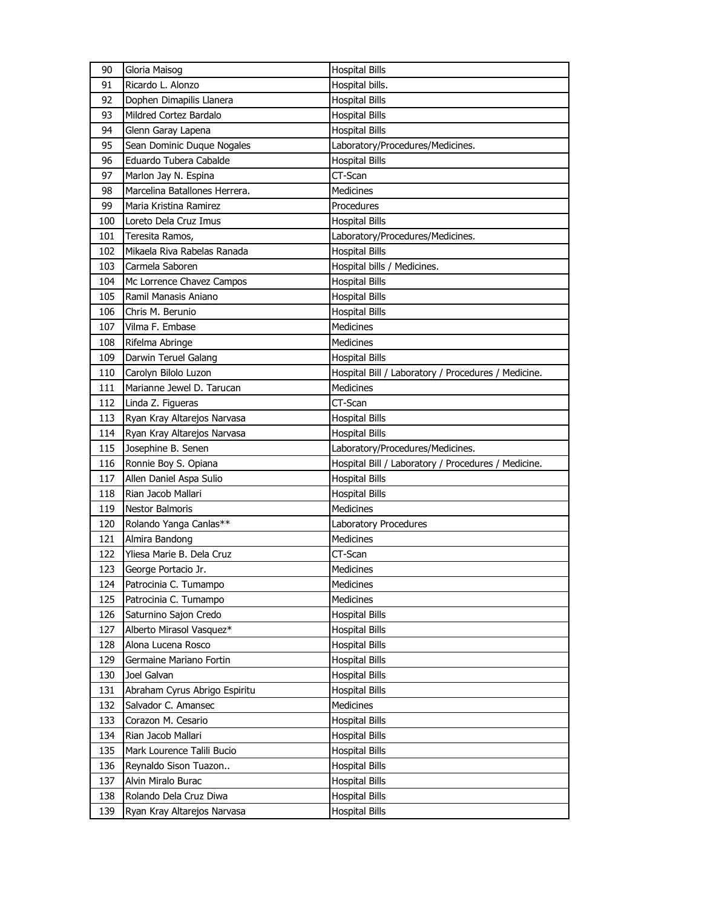| 90 | Gloria Maisog | Hospital Bills |
|---|---|---|
| 91 | Ricardo L. Alonzo | Hospital bills. |
| 92 | Dophen Dimapilis Llanera | Hospital Bills |
| 93 | Mildred Cortez Bardalo | Hospital Bills |
| 94 | Glenn Garay Lapena | Hospital Bills |
| 95 | Sean Dominic Duque Nogales | Laboratory/Procedures/Medicines. |
| 96 | Eduardo Tubera Cabalde | Hospital Bills |
| 97 | Marlon Jay N. Espina | CT-Scan |
| 98 | Marcelina Batallones Herrera. | Medicines |
| 99 | Maria Kristina Ramirez | Procedures |
| 100 | Loreto Dela Cruz Imus | Hospital Bills |
| 101 | Teresita Ramos, | Laboratory/Procedures/Medicines. |
| 102 | Mikaela Riva Rabelas Ranada | Hospital Bills |
| 103 | Carmela Saboren | Hospital bills / Medicines. |
| 104 | Mc Lorrence Chavez Campos | Hospital Bills |
| 105 | Ramil Manasis Aniano | Hospital Bills |
| 106 | Chris M. Berunio | Hospital Bills |
| 107 | Vilma F. Embase | Medicines |
| 108 | Rifelma Abringe | Medicines |
| 109 | Darwin Teruel Galang | Hospital Bills |
| 110 | Carolyn Bilolo Luzon | Hospital Bill / Laboratory / Procedures / Medicine. |
| 111 | Marianne Jewel D. Tarucan | Medicines |
| 112 | Linda Z. Figueras | CT-Scan |
| 113 | Ryan Kray Altarejos Narvasa | Hospital Bills |
| 114 | Ryan Kray Altarejos Narvasa | Hospital Bills |
| 115 | Josephine B. Senen | Laboratory/Procedures/Medicines. |
| 116 | Ronnie Boy S. Opiana | Hospital Bill / Laboratory / Procedures / Medicine. |
| 117 | Allen Daniel Aspa Sulio | Hospital Bills |
| 118 | Rian Jacob Mallari | Hospital Bills |
| 119 | Nestor Balmoris | Medicines |
| 120 | Rolando Yanga Canlas** | Laboratory Procedures |
| 121 | Almira Bandong | Medicines |
| 122 | Yliesa Marie B. Dela Cruz | CT-Scan |
| 123 | George Portacio Jr. | Medicines |
| 124 | Patrocinia C. Tumampo | Medicines |
| 125 | Patrocinia C. Tumampo | Medicines |
| 126 | Saturnino Sajon Credo | Hospital Bills |
| 127 | Alberto Mirasol Vasquez* | Hospital Bills |
| 128 | Alona Lucena Rosco | Hospital Bills |
| 129 | Germaine Mariano Fortin | Hospital Bills |
| 130 | Joel Galvan | Hospital Bills |
| 131 | Abraham Cyrus Abrigo Espiritu | Hospital Bills |
| 132 | Salvador C. Amansec | Medicines |
| 133 | Corazon M. Cesario | Hospital Bills |
| 134 | Rian Jacob Mallari | Hospital Bills |
| 135 | Mark Lourence Talili Bucio | Hospital Bills |
| 136 | Reynaldo Sison Tuazon.. | Hospital Bills |
| 137 | Alvin Miralo Burac | Hospital Bills |
| 138 | Rolando Dela Cruz Diwa | Hospital Bills |
| 139 | Ryan Kray Altarejos Narvasa | Hospital Bills |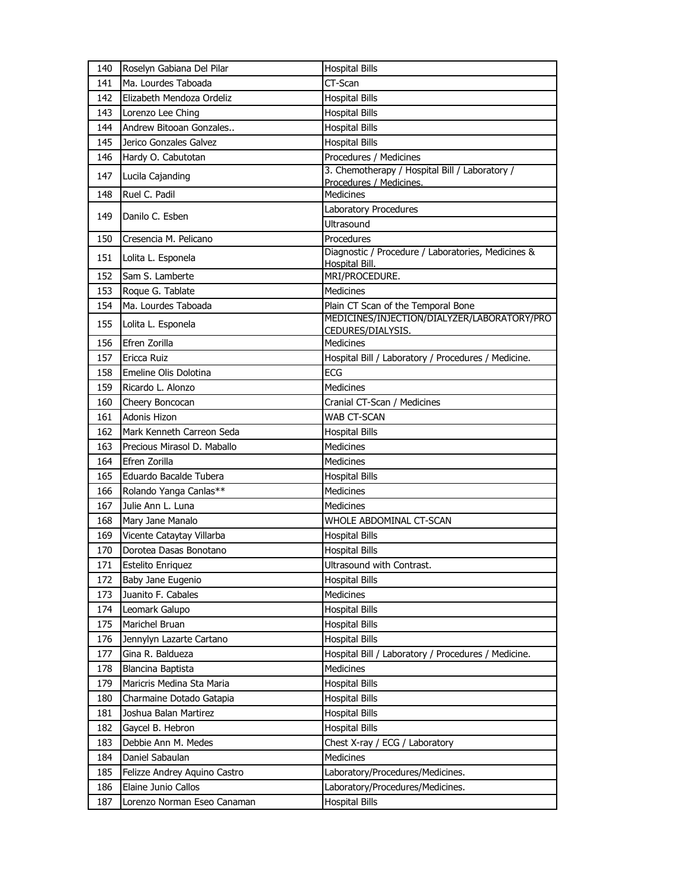| 140 | Roselyn Gabiana Del Pilar | Hospital Bills |
|---|---|---|
| 141 | Ma. Lourdes Taboada | CT-Scan |
| 142 | Elizabeth Mendoza Ordeliz | Hospital Bills |
| 143 | Lorenzo Lee Ching | Hospital Bills |
| 144 | Andrew Bitooan Gonzales.. | Hospital Bills |
| 145 | Jerico Gonzales Galvez | Hospital Bills |
| 146 | Hardy O. Cabutotan | Procedures / Medicines |
| 147 | Lucila Cajanding | 3. Chemotherapy / Hospital Bill / Laboratory / Procedures / Medicines. |
| 148 | Ruel C. Padil | Medicines |
| 149 | Danilo C. Esben | Laboratory Procedures |
| | | Ultrasound |
| 150 | Cresencia M. Pelicano | Procedures |
| 151 | Lolita L. Esponela | Diagnostic / Procedure / Laboratories, Medicines & Hospital Bill. |
| 152 | Sam S. Lamberte | MRI/PROCEDURE. |
| 153 | Roque G. Tablate | Medicines |
| 154 | Ma. Lourdes Taboada | Plain CT Scan of the Temporal Bone |
| 155 | Lolita L. Esponela | MEDICINES/INJECTION/DIALYZER/LABORATORY/PROCEDURES/DIALYSIS. |
| 156 | Efren Zorilla | Medicines |
| 157 | Ericca Ruiz | Hospital Bill / Laboratory / Procedures / Medicine. |
| 158 | Emeline Olis Dolotina | ECG |
| 159 | Ricardo L. Alonzo | Medicines |
| 160 | Cheery Boncocan | Cranial CT-Scan / Medicines |
| 161 | Adonis Hizon | WAB CT-SCAN |
| 162 | Mark Kenneth Carreon Seda | Hospital Bills |
| 163 | Precious Mirasol D. Maballo | Medicines |
| 164 | Efren Zorilla | Medicines |
| 165 | Eduardo Bacalde Tubera | Hospital Bills |
| 166 | Rolando Yanga Canlas** | Medicines |
| 167 | Julie Ann L. Luna | Medicines |
| 168 | Mary Jane Manalo | WHOLE ABDOMINAL CT-SCAN |
| 169 | Vicente Cataytay Villarba | Hospital Bills |
| 170 | Dorotea Dasas Bonotano | Hospital Bills |
| 171 | Estelito Enriquez | Ultrasound with Contrast. |
| 172 | Baby Jane Eugenio | Hospital Bills |
| 173 | Juanito F. Cabales | Medicines |
| 174 | Leomark Galupo | Hospital Bills |
| 175 | Marichel Bruan | Hospital Bills |
| 176 | Jennylyn Lazarte Cartano | Hospital Bills |
| 177 | Gina R. Baldueza | Hospital Bill / Laboratory / Procedures / Medicine. |
| 178 | Blancina Baptista | Medicines |
| 179 | Maricris Medina Sta Maria | Hospital Bills |
| 180 | Charmaine Dotado Gatapia | Hospital Bills |
| 181 | Joshua Balan Martirez | Hospital Bills |
| 182 | Gaycel B. Hebron | Hospital Bills |
| 183 | Debbie Ann M. Medes | Chest X-ray / ECG / Laboratory |
| 184 | Daniel Sabaulan | Medicines |
| 185 | Felizze Andrey Aquino Castro | Laboratory/Procedures/Medicines. |
| 186 | Elaine Junio Callos | Laboratory/Procedures/Medicines. |
| 187 | Lorenzo Norman Eseo Canaman | Hospital Bills |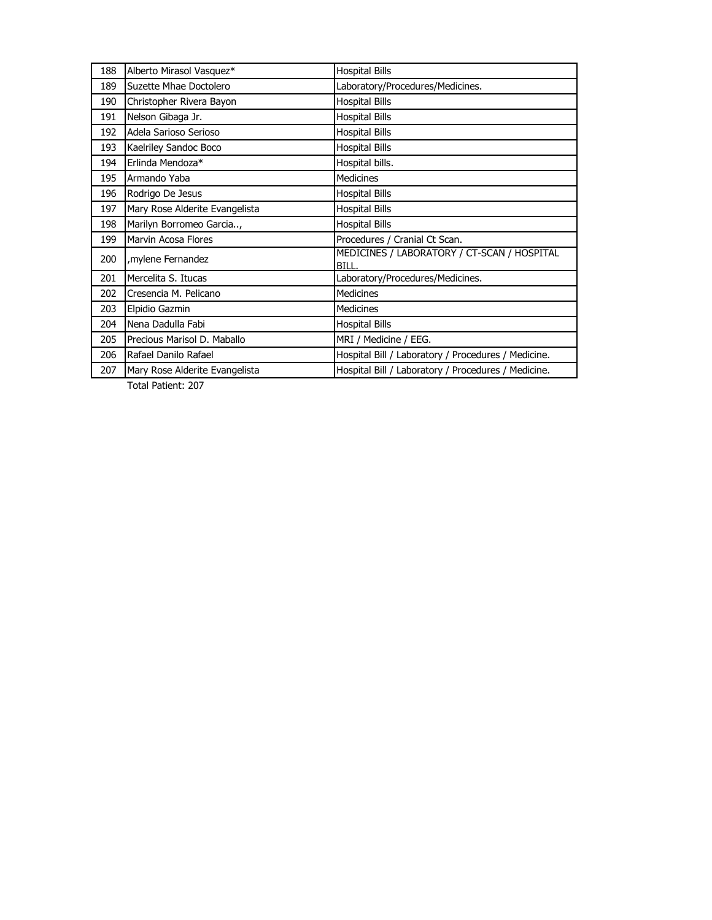| 188 | Alberto Mirasol Vasquez* | Hospital Bills |
|---|---|---|
| 189 | Suzette Mhae Doctolero | Laboratory/Procedures/Medicines. |
| 190 | Christopher Rivera Bayon | Hospital Bills |
| 191 | Nelson Gibaga Jr. | Hospital Bills |
| 192 | Adela Sarioso Serioso | Hospital Bills |
| 193 | Kaelriley Sandoc Boco | Hospital Bills |
| 194 | Erlinda Mendoza* | Hospital bills. |
| 195 | Armando Yaba | Medicines |
| 196 | Rodrigo De Jesus | Hospital Bills |
| 197 | Mary Rose Alderite Evangelista | Hospital Bills |
| 198 | Marilyn Borromeo Garcia.., | Hospital Bills |
| 199 | Marvin Acosa Flores | Procedures / Cranial Ct Scan. |
| 200 | ,mylene Fernandez | MEDICINES / LABORATORY / CT-SCAN / HOSPITAL BILL. |
| 201 | Mercelita S. Itucas | Laboratory/Procedures/Medicines. |
| 202 | Cresencia M. Pelicano | Medicines |
| 203 | Elpidio Gazmin | Medicines |
| 204 | Nena Dadulla Fabi | Hospital Bills |
| 205 | Precious Marisol D. Maballo | MRI / Medicine / EEG. |
| 206 | Rafael Danilo Rafael | Hospital Bill / Laboratory / Procedures / Medicine. |
| 207 | Mary Rose Alderite Evangelista | Hospital Bill / Laboratory / Procedures / Medicine. |

Total Patient: 207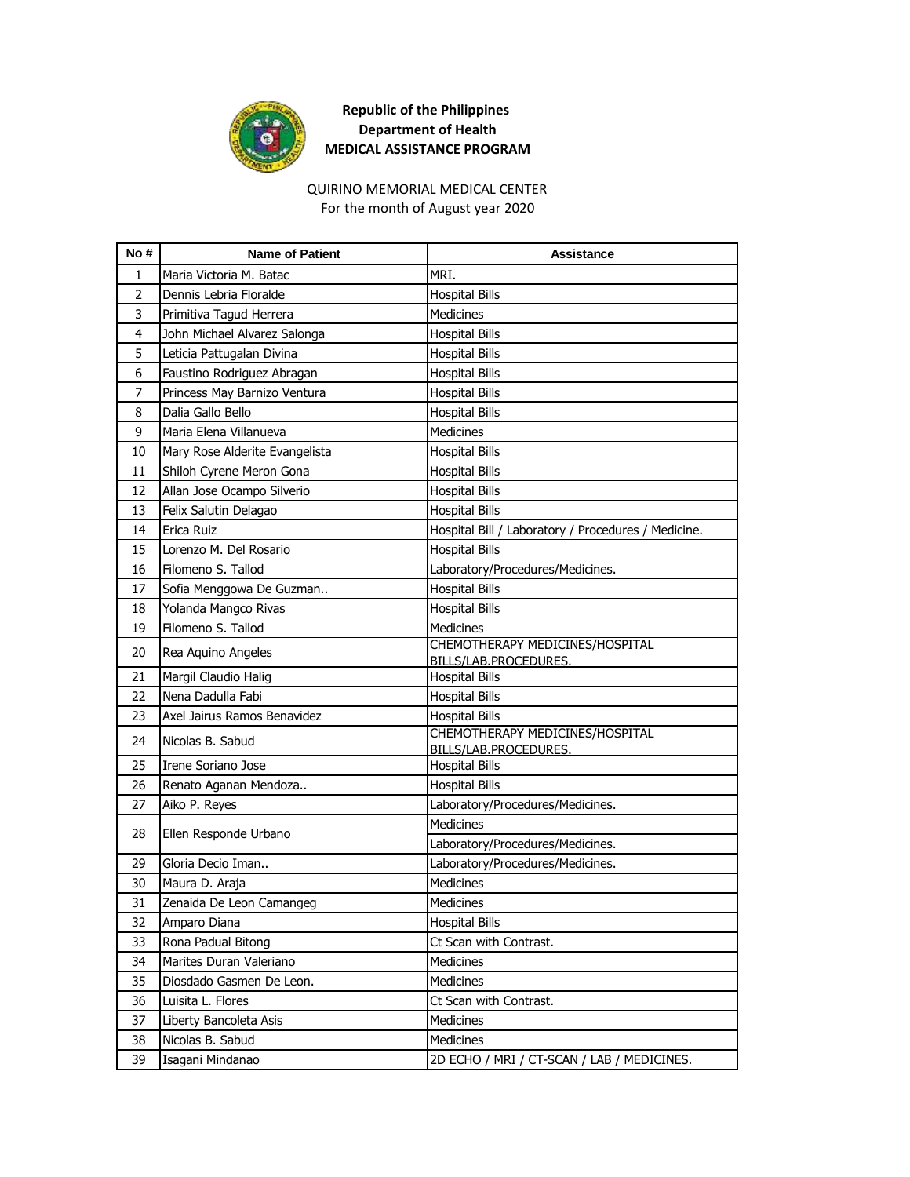**Republic of the Philippines**
**Department of Health**
**MEDICAL ASSISTANCE PROGRAM**

QUIRINO MEMORIAL MEDICAL CENTER
For the month of August year 2020

| No # | Name of Patient | Assistance |
|---|---|---|
| 1 | Maria Victoria M. Batac | MRI. |
| 2 | Dennis Lebria Floralde | Hospital Bills |
| 3 | Primitiva Tagud Herrera | Medicines |
| 4 | John Michael Alvarez Salonga | Hospital Bills |
| 5 | Leticia Pattugalan Divina | Hospital Bills |
| 6 | Faustino Rodriguez Abragan | Hospital Bills |
| 7 | Princess May Barnizo Ventura | Hospital Bills |
| 8 | Dalia Gallo Bello | Hospital Bills |
| 9 | Maria Elena Villanueva | Medicines |
| 10 | Mary Rose Alderite Evangelista | Hospital Bills |
| 11 | Shiloh Cyrene Meron Gona | Hospital Bills |
| 12 | Allan Jose Ocampo Silverio | Hospital Bills |
| 13 | Felix Salutin Delagao | Hospital Bills |
| 14 | Erica Ruiz | Hospital Bill / Laboratory / Procedures / Medicine. |
| 15 | Lorenzo M. Del Rosario | Hospital Bills |
| 16 | Filomeno S. Tallod | Laboratory/Procedures/Medicines. |
| 17 | Sofia Menggowa De Guzman.. | Hospital Bills |
| 18 | Yolanda Mangco Rivas | Hospital Bills |
| 19 | Filomeno S. Tallod | Medicines |
| 20 | Rea Aquino Angeles | CHEMOTHERAPY MEDICINES/HOSPITAL BILLS/LAB.PROCEDURES. |
| 21 | Margil Claudio Halig | Hospital Bills |
| 22 | Nena Dadulla Fabi | Hospital Bills |
| 23 | Axel Jairus Ramos Benavidez | Hospital Bills |
| 24 | Nicolas B. Sabud | CHEMOTHERAPY MEDICINES/HOSPITAL BILLS/LAB.PROCEDURES. |
| 25 | Irene Soriano Jose | Hospital Bills |
| 26 | Renato Aganan Mendoza.. | Hospital Bills |
| 27 | Aiko P. Reyes | Laboratory/Procedures/Medicines. |
| 28 | Ellen Responde Urbano | Medicines |
| | | Laboratory/Procedures/Medicines. |
| 29 | Gloria Decio Iman.. | Laboratory/Procedures/Medicines. |
| 30 | Maura D. Araja | Medicines |
| 31 | Zenaida De Leon Camangeg | Medicines |
| 32 | Amparo Diana | Hospital Bills |
| 33 | Rona Padual Bitong | Ct Scan with Contrast. |
| 34 | Marites Duran Valeriano | Medicines |
| 35 | Diosdado Gasmen De Leon. | Medicines |
| 36 | Luisita L. Flores | Ct Scan with Contrast. |
| 37 | Liberty Bancoleta Asis | Medicines |
| 38 | Nicolas B. Sabud | Medicines |
| 39 | Isagani Mindanao | 2D ECHO / MRI / CT-SCAN / LAB / MEDICINES. |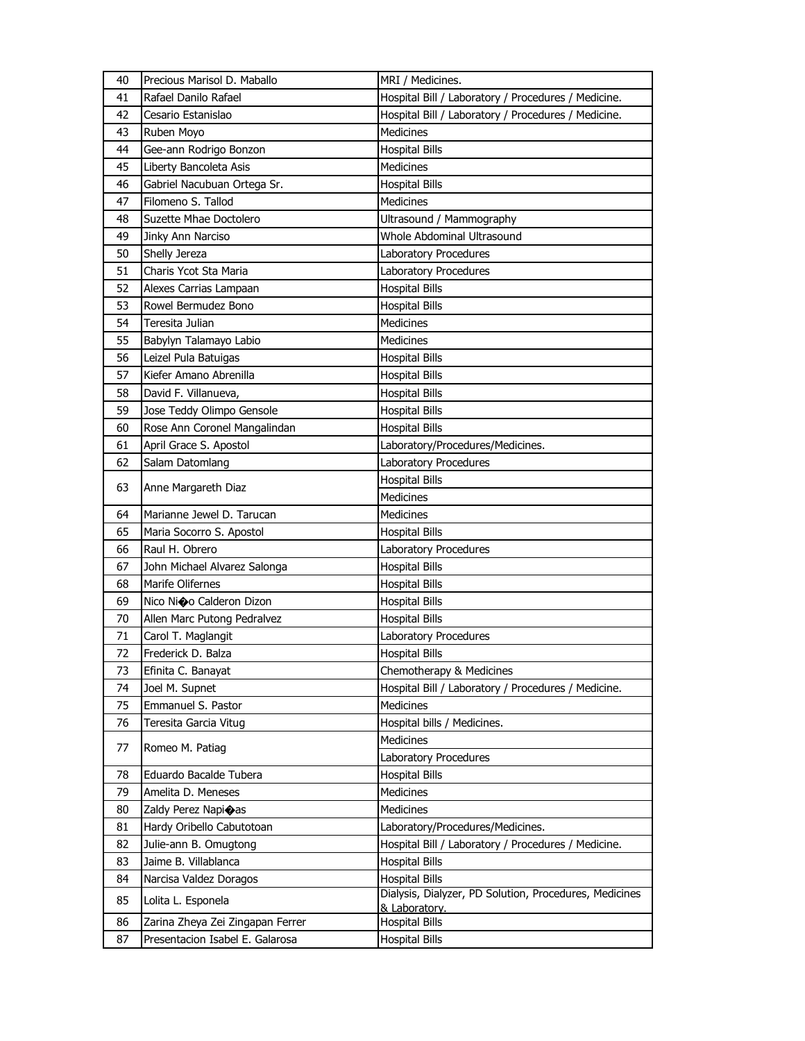| | | |
|---|---|---|
| 40 | Precious Marisol D. Maballo | MRI / Medicines. |
| 41 | Rafael Danilo Rafael | Hospital Bill / Laboratory / Procedures / Medicine. |
| 42 | Cesario Estanislao | Hospital Bill / Laboratory / Procedures / Medicine. |
| 43 | Ruben Moyo | Medicines |
| 44 | Gee-ann Rodrigo Bonzon | Hospital Bills |
| 45 | Liberty Bancoleta Asis | Medicines |
| 46 | Gabriel Nacubuan Ortega Sr. | Hospital Bills |
| 47 | Filomeno S. Tallod | Medicines |
| 48 | Suzette Mhae Doctolero | Ultrasound / Mammography |
| 49 | Jinky Ann Narciso | Whole Abdominal Ultrasound |
| 50 | Shelly Jereza | Laboratory Procedures |
| 51 | Charis Ycot Sta Maria | Laboratory Procedures |
| 52 | Alexes Carrias Lampaan | Hospital Bills |
| 53 | Rowel Bermudez Bono | Hospital Bills |
| 54 | Teresita Julian | Medicines |
| 55 | Babylyn Talamayo Labio | Medicines |
| 56 | Leizel Pula Batuigas | Hospital Bills |
| 57 | Kiefer Amano Abrenilla | Hospital Bills |
| 58 | David F. Villanueva, | Hospital Bills |
| 59 | Jose Teddy Olimpo Gensole | Hospital Bills |
| 60 | Rose Ann Coronel Mangalindan | Hospital Bills |
| 61 | April Grace S. Apostol | Laboratory/Procedures/Medicines. |
| 62 | Salam Datomlang | Laboratory Procedures |
| 63 | Anne Margareth Diaz | Hospital Bills |
| | | Medicines |
| 64 | Marianne Jewel D. Tarucan | Medicines |
| 65 | Maria Socorro S. Apostol | Hospital Bills |
| 66 | Raul H. Obrero | Laboratory Procedures |
| 67 | John Michael Alvarez Salonga | Hospital Bills |
| 68 | Marife Olifernes | Hospital Bills |
| 69 | Nico Ni�o Calderon Dizon | Hospital Bills |
| 70 | Allen Marc Putong Pedralvez | Hospital Bills |
| 71 | Carol T. Maglangit | Laboratory Procedures |
| 72 | Frederick D. Balza | Hospital Bills |
| 73 | Efinita C. Banayat | Chemotherapy & Medicines |
| 74 | Joel M. Supnet | Hospital Bill / Laboratory / Procedures / Medicine. |
| 75 | Emmanuel S. Pastor | Medicines |
| 76 | Teresita Garcia Vitug | Hospital bills / Medicines. |
| 77 | Romeo M. Patiag | Medicines |
| | | Laboratory Procedures |
| 78 | Eduardo Bacalde Tubera | Hospital Bills |
| 79 | Amelita D. Meneses | Medicines |
| 80 | Zaldy Perez Napi�as | Medicines |
| 81 | Hardy Oribello Cabutotoan | Laboratory/Procedures/Medicines. |
| 82 | Julie-ann B. Omugtong | Hospital Bill / Laboratory / Procedures / Medicine. |
| 83 | Jaime B. Villablanca | Hospital Bills |
| 84 | Narcisa Valdez Doragos | Hospital Bills |
| 85 | Lolita L. Esponela | Dialysis, Dialyzer, PD Solution, Procedures, Medicines & Laboratory. |
| 86 | Zarina Zheya Zei Zingapan Ferrer | Hospital Bills |
| 87 | Presentacion Isabel E. Galarosa | Hospital Bills |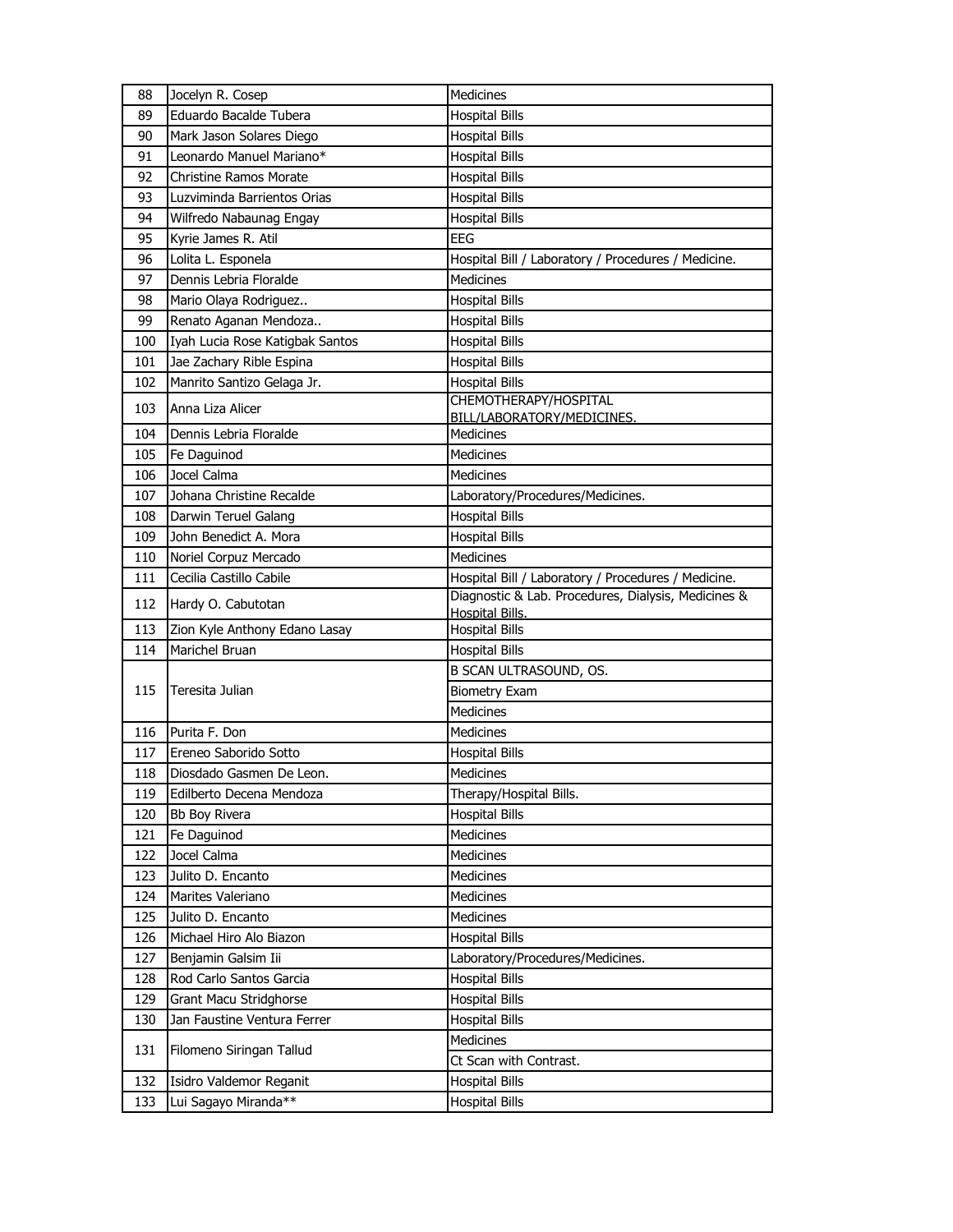| 88 | Jocelyn R. Cosep | Medicines |
|---|---|---|
| 89 | Eduardo Bacalde Tubera | Hospital Bills |
| 90 | Mark Jason Solares Diego | Hospital Bills |
| 91 | Leonardo Manuel Mariano* | Hospital Bills |
| 92 | Christine Ramos Morate | Hospital Bills |
| 93 | Luzviminda Barrientos Orias | Hospital Bills |
| 94 | Wilfredo Nabaunag Engay | Hospital Bills |
| 95 | Kyrie James R. Atil | EEG |
| 96 | Lolita L. Esponela | Hospital Bill / Laboratory / Procedures / Medicine. |
| 97 | Dennis Lebria Floralde | Medicines |
| 98 | Mario Olaya Rodriguez.. | Hospital Bills |
| 99 | Renato Aganan Mendoza.. | Hospital Bills |
| 100 | Iyah Lucia Rose Katigbak Santos | Hospital Bills |
| 101 | Jae Zachary Rible Espina | Hospital Bills |
| 102 | Manrito Santizo Gelaga Jr. | Hospital Bills |
| 103 | Anna Liza Alicer | CHEMOTHERAPY/HOSPITAL BILL/LABORATORY/MEDICINES. |
| 104 | Dennis Lebria Floralde | Medicines |
| 105 | Fe Daguinod | Medicines |
| 106 | Jocel Calma | Medicines |
| 107 | Johana Christine Recalde | Laboratory/Procedures/Medicines. |
| 108 | Darwin Teruel Galang | Hospital Bills |
| 109 | John Benedict A. Mora | Hospital Bills |
| 110 | Noriel Corpuz Mercado | Medicines |
| 111 | Cecilia Castillo Cabile | Hospital Bill / Laboratory / Procedures / Medicine. |
| 112 | Hardy O. Cabutotan | Diagnostic & Lab. Procedures, Dialysis, Medicines & Hospital Bills. |
| 113 | Zion Kyle Anthony Edano Lasay | Hospital Bills |
| 114 | Marichel Bruan | Hospital Bills |
| 115 | Teresita Julian | B SCAN ULTRASOUND, OS. |
| | | Biometry Exam |
| | | Medicines |
| 116 | Purita F. Don | Medicines |
| 117 | Ereneo Saborido Sotto | Hospital Bills |
| 118 | Diosdado Gasmen De Leon. | Medicines |
| 119 | Edilberto Decena Mendoza | Therapy/Hospital Bills. |
| 120 | Bb Boy Rivera | Hospital Bills |
| 121 | Fe Daguinod | Medicines |
| 122 | Jocel Calma | Medicines |
| 123 | Julito D. Encanto | Medicines |
| 124 | Marites Valeriano | Medicines |
| 125 | Julito D. Encanto | Medicines |
| 126 | Michael Hiro Alo Biazon | Hospital Bills |
| 127 | Benjamin Galsim Iii | Laboratory/Procedures/Medicines. |
| 128 | Rod Carlo Santos Garcia | Hospital Bills |
| 129 | Grant Macu Stridghorse | Hospital Bills |
| 130 | Jan Faustine Ventura Ferrer | Hospital Bills |
| 131 | Filomeno Siringan Tallud | Medicines |
| | | Ct Scan with Contrast. |
| 132 | Isidro Valdemor Reganit | Hospital Bills |
| 133 | Lui Sagayo Miranda** | Hospital Bills |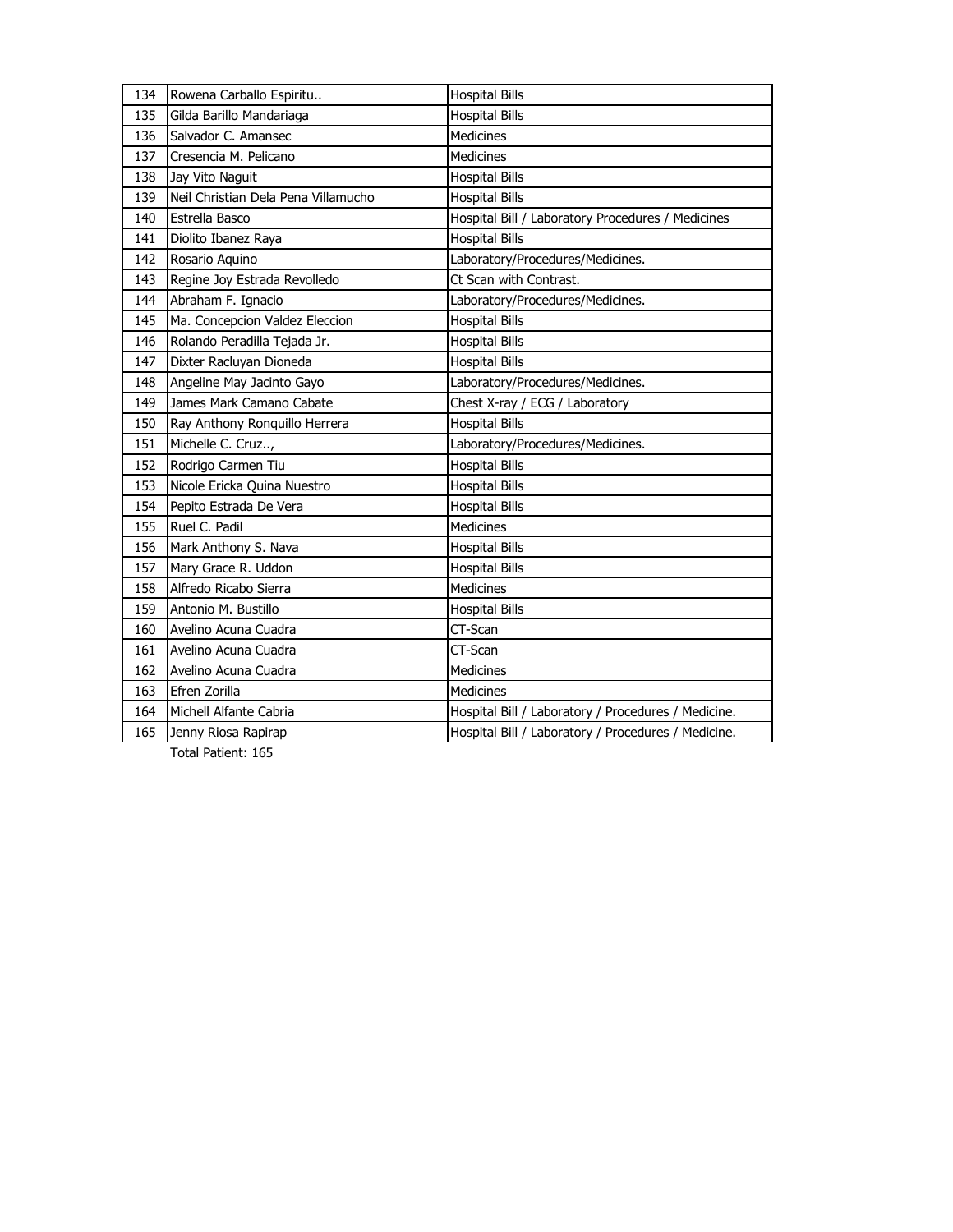| 134 | Rowena Carballo Espiritu.. | Hospital Bills |
|---|---|---|
| 135 | Gilda Barillo Mandariaga | Hospital Bills |
| 136 | Salvador C. Amansec | Medicines |
| 137 | Cresencia M. Pelicano | Medicines |
| 138 | Jay Vito Naguit | Hospital Bills |
| 139 | Neil Christian Dela Pena Villamucho | Hospital Bills |
| 140 | Estrella Basco | Hospital Bill / Laboratory Procedures / Medicines |
| 141 | Diolito Ibanez Raya | Hospital Bills |
| 142 | Rosario Aquino | Laboratory/Procedures/Medicines. |
| 143 | Regine Joy Estrada Revolledo | Ct Scan with Contrast. |
| 144 | Abraham F. Ignacio | Laboratory/Procedures/Medicines. |
| 145 | Ma. Concepcion Valdez Eleccion | Hospital Bills |
| 146 | Rolando Peradilla Tejada Jr. | Hospital Bills |
| 147 | Dixter Racluyan Dioneda | Hospital Bills |
| 148 | Angeline May Jacinto Gayo | Laboratory/Procedures/Medicines. |
| 149 | James Mark Camano Cabate | Chest X-ray / ECG / Laboratory |
| 150 | Ray Anthony Ronquillo Herrera | Hospital Bills |
| 151 | Michelle C. Cruz.., | Laboratory/Procedures/Medicines. |
| 152 | Rodrigo Carmen Tiu | Hospital Bills |
| 153 | Nicole Ericka Quina Nuestro | Hospital Bills |
| 154 | Pepito Estrada De Vera | Hospital Bills |
| 155 | Ruel C. Padil | Medicines |
| 156 | Mark Anthony S. Nava | Hospital Bills |
| 157 | Mary Grace R. Uddon | Hospital Bills |
| 158 | Alfredo Ricabo Sierra | Medicines |
| 159 | Antonio M. Bustillo | Hospital Bills |
| 160 | Avelino Acuna Cuadra | CT-Scan |
| 161 | Avelino Acuna Cuadra | CT-Scan |
| 162 | Avelino Acuna Cuadra | Medicines |
| 163 | Efren Zorilla | Medicines |
| 164 | Michell Alfante Cabria | Hospital Bill / Laboratory / Procedures / Medicine. |
| 165 | Jenny Riosa Rapirap | Hospital Bill / Laboratory / Procedures / Medicine. |

Total Patient: 165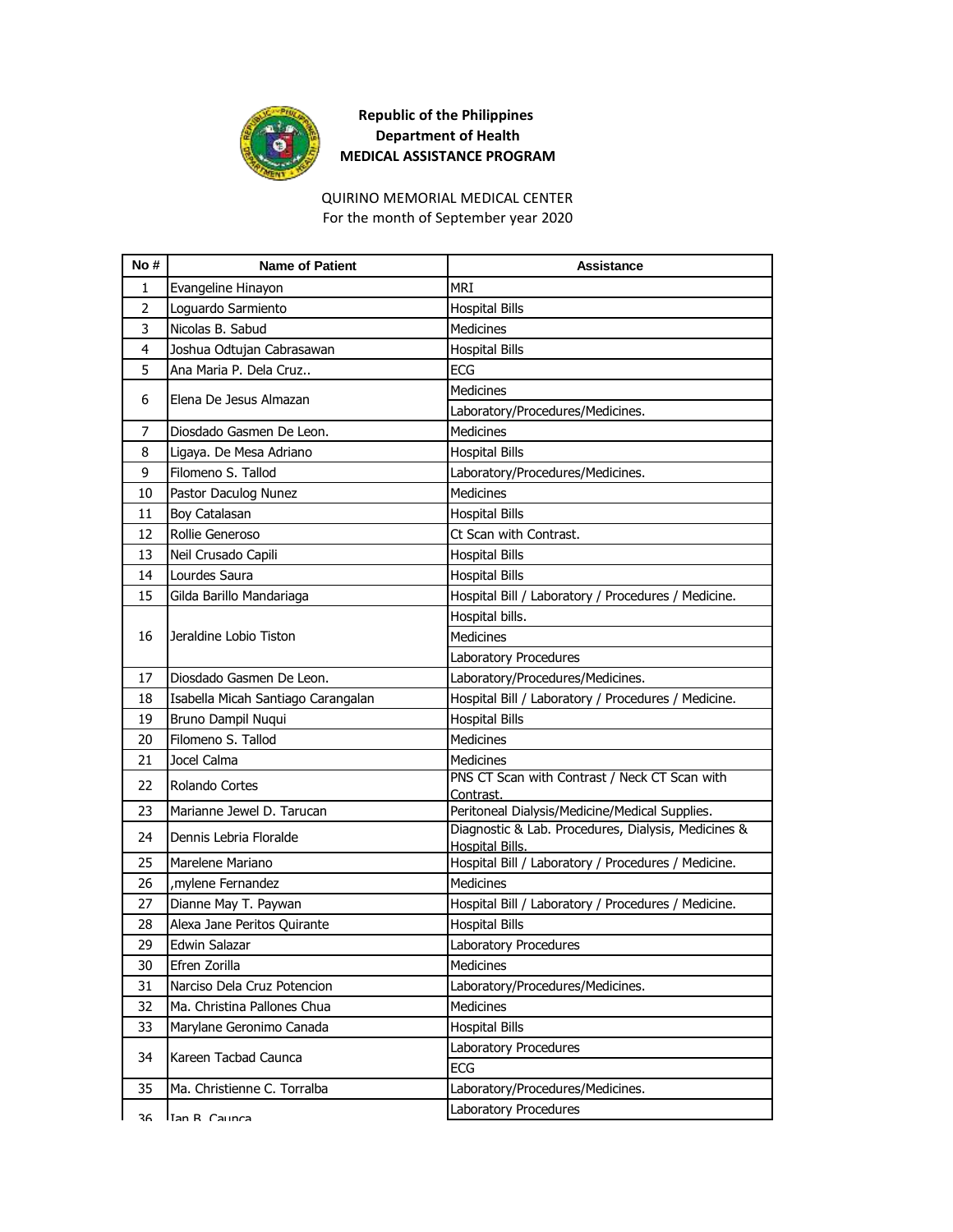**Republic of the Philippines**
**Department of Health**
**MEDICAL ASSISTANCE PROGRAM**

QUIRINO MEMORIAL MEDICAL CENTER
For the month of September year 2020

| No # | Name of Patient | Assistance |
|---|---|---|
| 1 | Evangeline Hinayon | MRI |
| 2 | Loguardo Sarmiento | Hospital Bills |
| 3 | Nicolas B. Sabud | Medicines |
| 4 | Joshua Odtujan Cabrasawan | Hospital Bills |
| 5 | Ana Maria P. Dela Cruz.. | ECG |
| 6 | Elena De Jesus Almazan | Medicines |
| | | Laboratory/Procedures/Medicines. |
| 7 | Diosdado Gasmen De Leon. | Medicines |
| 8 | Ligaya. De Mesa Adriano | Hospital Bills |
| 9 | Filomeno S. Tallod | Laboratory/Procedures/Medicines. |
| 10 | Pastor Daculog Nunez | Medicines |
| 11 | Boy Catalasan | Hospital Bills |
| 12 | Rollie Generoso | Ct Scan with Contrast. |
| 13 | Neil Crusado Capili | Hospital Bills |
| 14 | Lourdes Saura | Hospital Bills |
| 15 | Gilda Barillo Mandariaga | Hospital Bill / Laboratory / Procedures / Medicine. |
| 16 | Jeraldine Lobio Tiston | Hospital bills. |
| | | Medicines |
| | | Laboratory Procedures |
| 17 | Diosdado Gasmen De Leon. | Laboratory/Procedures/Medicines. |
| 18 | Isabella Micah Santiago Carangalan | Hospital Bill / Laboratory / Procedures / Medicine. |
| 19 | Bruno Dampil Nuqui | Hospital Bills |
| 20 | Filomeno S. Tallod | Medicines |
| 21 | Jocel Calma | Medicines |
| 22 | Rolando Cortes | PNS CT Scan with Contrast / Neck CT Scan with Contrast. |
| 23 | Marianne Jewel D. Tarucan | Peritoneal Dialysis/Medicine/Medical Supplies. |
| 24 | Dennis Lebria Floralde | Diagnostic & Lab. Procedures, Dialysis, Medicines & Hospital Bills. |
| 25 | Marelene Mariano | Hospital Bill / Laboratory / Procedures / Medicine. |
| 26 | ,mylene Fernandez | Medicines |
| 27 | Dianne May T. Paywan | Hospital Bill / Laboratory / Procedures / Medicine. |
| 28 | Alexa Jane Peritos Quirante | Hospital Bills |
| 29 | Edwin Salazar | Laboratory Procedures |
| 30 | Efren Zorilla | Medicines |
| 31 | Narciso Dela Cruz Potencion | Laboratory/Procedures/Medicines. |
| 32 | Ma. Christina Pallones Chua | Medicines |
| 33 | Marylane Geronimo Canada | Hospital Bills |
| 34 | Kareen Tacbad Caunca | Laboratory Procedures |
| | | ECG |
| 35 | Ma. Christienne C. Torralba | Laboratory/Procedures/Medicines. |
| 36 | Ian B. Caunca | Laboratory Procedures |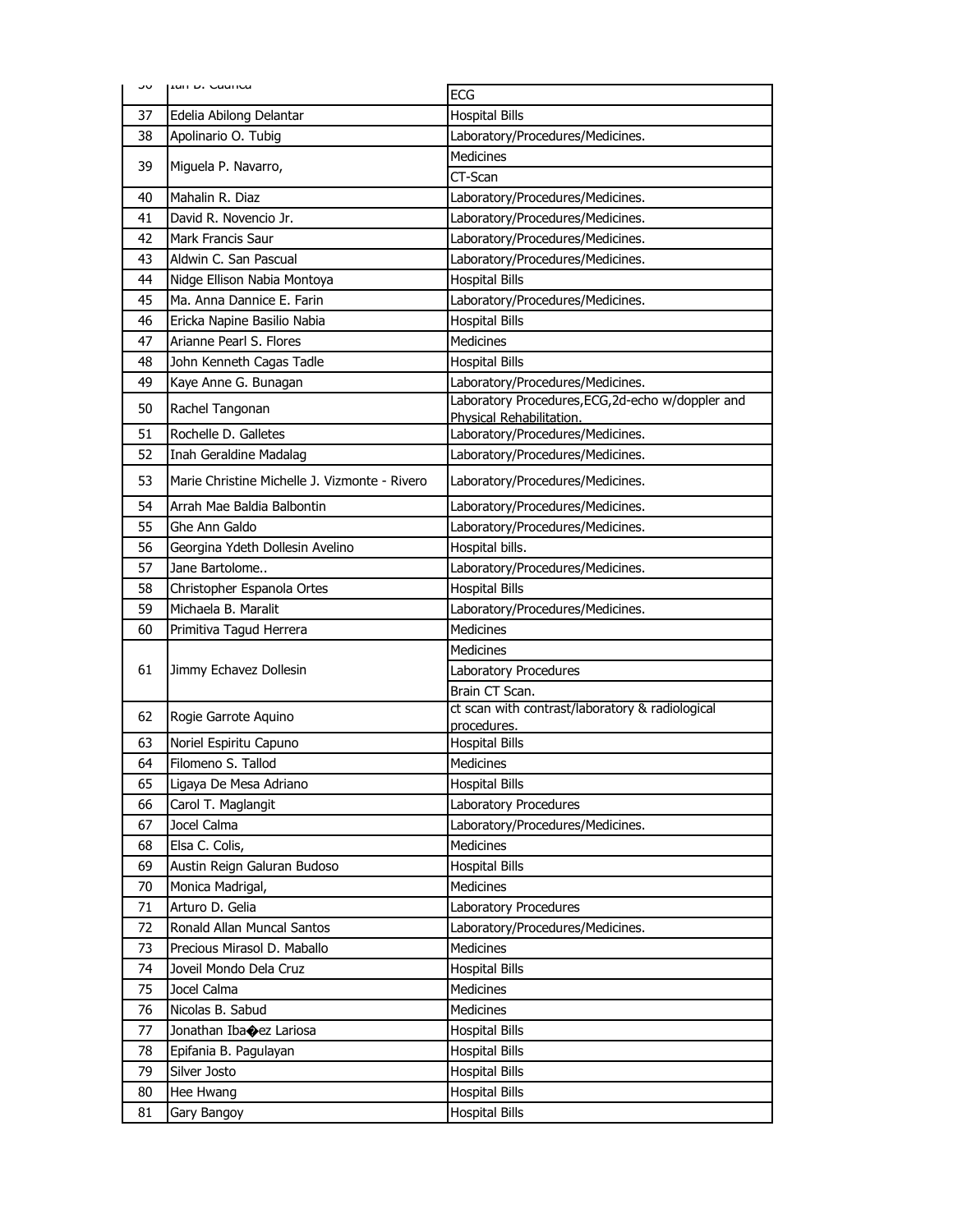| 36 | Ian D. Caurica | ECG |
|---|---|---|
| 37 | Edelia Abilong Delantar | Hospital Bills |
| 38 | Apolinario O. Tubig | Laboratory/Procedures/Medicines. |
| 39 | Miguela P. Navarro, | Medicines |
| | | CT-Scan |
| 40 | Mahalin R. Diaz | Laboratory/Procedures/Medicines. |
| 41 | David R. Novencio Jr. | Laboratory/Procedures/Medicines. |
| 42 | Mark Francis Saur | Laboratory/Procedures/Medicines. |
| 43 | Aldwin C. San Pascual | Laboratory/Procedures/Medicines. |
| 44 | Nidge Ellison Nabia Montoya | Hospital Bills |
| 45 | Ma. Anna Dannice E. Farin | Laboratory/Procedures/Medicines. |
| 46 | Ericka Napine Basilio Nabia | Hospital Bills |
| 47 | Arianne Pearl S. Flores | Medicines |
| 48 | John Kenneth Cagas Tadle | Hospital Bills |
| 49 | Kaye Anne G. Bunagan | Laboratory/Procedures/Medicines. |
| 50 | Rachel Tangonan | Laboratory Procedures,ECG,2d-echo w/doppler and Physical Rehabilitation. |
| 51 | Rochelle D. Galletes | Laboratory/Procedures/Medicines. |
| 52 | Inah Geraldine Madalag | Laboratory/Procedures/Medicines. |
| 53 | Marie Christine Michelle J. Vizmonte - Rivero | Laboratory/Procedures/Medicines. |
| 54 | Arrah Mae Baldia Balbontin | Laboratory/Procedures/Medicines. |
| 55 | Ghe Ann Galdo | Laboratory/Procedures/Medicines. |
| 56 | Georgina Ydeth Dollesin Avelino | Hospital bills. |
| 57 | Jane Bartolome.. | Laboratory/Procedures/Medicines. |
| 58 | Christopher Espanola Ortes | Hospital Bills |
| 59 | Michaela B. Maralit | Laboratory/Procedures/Medicines. |
| 60 | Primitiva Tagud Herrera | Medicines |
| 61 | Jimmy Echavez Dollesin | Medicines |
| | | Laboratory Procedures |
| | | Brain CT Scan. |
| 62 | Rogie Garrote Aquino | ct scan with contrast/laboratory & radiological procedures. |
| 63 | Noriel Espiritu Capuno | Hospital Bills |
| 64 | Filomeno S. Tallod | Medicines |
| 65 | Ligaya De Mesa Adriano | Hospital Bills |
| 66 | Carol T. Maglangit | Laboratory Procedures |
| 67 | Jocel Calma | Laboratory/Procedures/Medicines. |
| 68 | Elsa C. Colis, | Medicines |
| 69 | Austin Reign Galuran Budoso | Hospital Bills |
| 70 | Monica Madrigal, | Medicines |
| 71 | Arturo D. Gelia | Laboratory Procedures |
| 72 | Ronald Allan Muncal Santos | Laboratory/Procedures/Medicines. |
| 73 | Precious Mirasol D. Maballo | Medicines |
| 74 | Joveil Mondo Dela Cruz | Hospital Bills |
| 75 | Jocel Calma | Medicines |
| 76 | Nicolas B. Sabud | Medicines |
| 77 | Jonathan Iba�ez Lariosa | Hospital Bills |
| 78 | Epifania B. Pagulayan | Hospital Bills |
| 79 | Silver Josto | Hospital Bills |
| 80 | Hee Hwang | Hospital Bills |
| 81 | Gary Bangoy | Hospital Bills |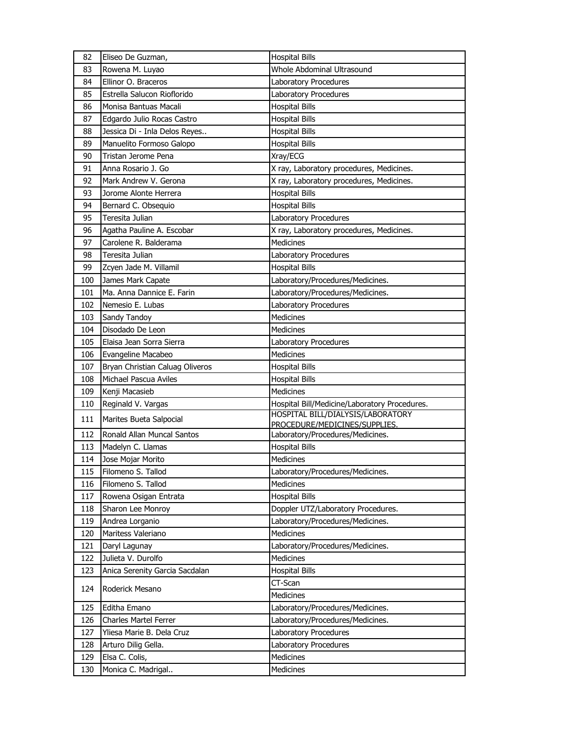| 82 | Eliseo De Guzman, | Hospital Bills |
|---|---|---|
| 83 | Rowena M. Luyao | Whole Abdominal Ultrasound |
| 84 | Ellinor O. Braceros | Laboratory Procedures |
| 85 | Estrella Salucon Rioflorido | Laboratory Procedures |
| 86 | Monisa Bantuas Macali | Hospital Bills |
| 87 | Edgardo Julio Rocas Castro | Hospital Bills |
| 88 | Jessica Di - Inla Delos Reyes.. | Hospital Bills |
| 89 | Manuelito Formoso Galopo | Hospital Bills |
| 90 | Tristan Jerome Pena | Xray/ECG |
| 91 | Anna Rosario J. Go | X ray, Laboratory procedures, Medicines. |
| 92 | Mark Andrew V. Gerona | X ray, Laboratory procedures, Medicines. |
| 93 | Jorome Alonte Herrera | Hospital Bills |
| 94 | Bernard C. Obsequio | Hospital Bills |
| 95 | Teresita Julian | Laboratory Procedures |
| 96 | Agatha Pauline A. Escobar | X ray, Laboratory procedures, Medicines. |
| 97 | Carolene R. Balderama | Medicines |
| 98 | Teresita Julian | Laboratory Procedures |
| 99 | Zcyen Jade M. Villamil | Hospital Bills |
| 100 | James Mark Capate | Laboratory/Procedures/Medicines. |
| 101 | Ma. Anna Dannice E. Farin | Laboratory/Procedures/Medicines. |
| 102 | Nemesio E. Lubas | Laboratory Procedures |
| 103 | Sandy Tandoy | Medicines |
| 104 | Disodado De Leon | Medicines |
| 105 | Elaisa Jean Sorra Sierra | Laboratory Procedures |
| 106 | Evangeline Macabeo | Medicines |
| 107 | Bryan Christian Caluag Oliveros | Hospital Bills |
| 108 | Michael Pascua Aviles | Hospital Bills |
| 109 | Kenji Macasieb | Medicines |
| 110 | Reginald V. Vargas | Hospital Bill/Medicine/Laboratory Procedures. |
| 111 | Marites Bueta Salpocial | HOSPITAL BILL/DIALYSIS/LABORATORY PROCEDURE/MEDICINES/SUPPLIES. |
| 112 | Ronald Allan Muncal Santos | Laboratory/Procedures/Medicines. |
| 113 | Madelyn C. Llamas | Hospital Bills |
| 114 | Jose Mojar Morito | Medicines |
| 115 | Filomeno S. Tallod | Laboratory/Procedures/Medicines. |
| 116 | Filomeno S. Tallod | Medicines |
| 117 | Rowena Osigan Entrata | Hospital Bills |
| 118 | Sharon Lee Monroy | Doppler UTZ/Laboratory Procedures. |
| 119 | Andrea Lorganio | Laboratory/Procedures/Medicines. |
| 120 | Maritess Valeriano | Medicines |
| 121 | Daryl Lagunay | Laboratory/Procedures/Medicines. |
| 122 | Julieta V. Durolfo | Medicines |
| 123 | Anica Serenity Garcia Sacdalan | Hospital Bills |
| 124 | Roderick Mesano | CT-Scan |
| | | Medicines |
| 125 | Editha Emano | Laboratory/Procedures/Medicines. |
| 126 | Charles Martel Ferrer | Laboratory/Procedures/Medicines. |
| 127 | Yliesa Marie B. Dela Cruz | Laboratory Procedures |
| 128 | Arturo Dilig Gella. | Laboratory Procedures |
| 129 | Elsa C. Colis, | Medicines |
| 130 | Monica C. Madrigal.. | Medicines |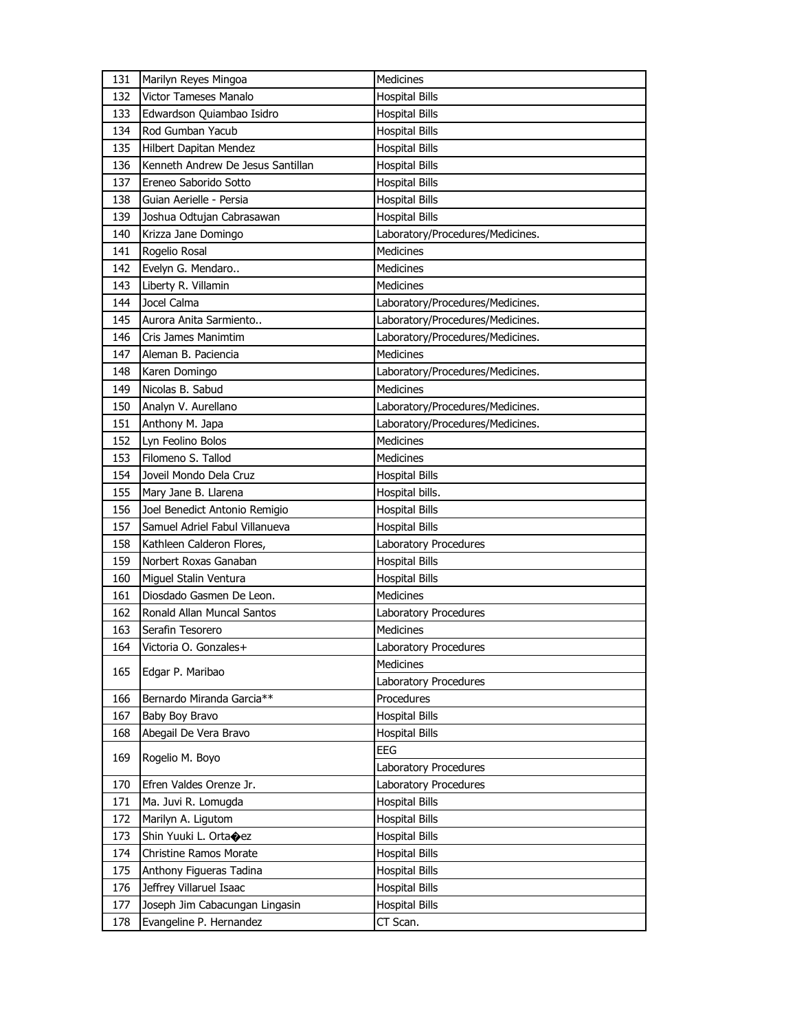| | | |
|---|---|---|
| 131 | Marilyn Reyes Mingoa | Medicines |
| 132 | Victor Tameses Manalo | Hospital Bills |
| 133 | Edwardson Quiambao Isidro | Hospital Bills |
| 134 | Rod Gumban Yacub | Hospital Bills |
| 135 | Hilbert Dapitan Mendez | Hospital Bills |
| 136 | Kenneth Andrew De Jesus Santillan | Hospital Bills |
| 137 | Ereneo Saborido Sotto | Hospital Bills |
| 138 | Guian Aerielle - Persia | Hospital Bills |
| 139 | Joshua Odtujan Cabrasawan | Hospital Bills |
| 140 | Krizza Jane Domingo | Laboratory/Procedures/Medicines. |
| 141 | Rogelio Rosal | Medicines |
| 142 | Evelyn G. Mendaro.. | Medicines |
| 143 | Liberty R. Villamin | Medicines |
| 144 | Jocel Calma | Laboratory/Procedures/Medicines. |
| 145 | Aurora Anita Sarmiento.. | Laboratory/Procedures/Medicines. |
| 146 | Cris James Manimtim | Laboratory/Procedures/Medicines. |
| 147 | Aleman B. Paciencia | Medicines |
| 148 | Karen Domingo | Laboratory/Procedures/Medicines. |
| 149 | Nicolas B. Sabud | Medicines |
| 150 | Analyn V. Aurellano | Laboratory/Procedures/Medicines. |
| 151 | Anthony M. Japa | Laboratory/Procedures/Medicines. |
| 152 | Lyn Feolino Bolos | Medicines |
| 153 | Filomeno S. Tallod | Medicines |
| 154 | Joveil Mondo Dela Cruz | Hospital Bills |
| 155 | Mary Jane B. Llarena | Hospital bills. |
| 156 | Joel Benedict Antonio Remigio | Hospital Bills |
| 157 | Samuel Adriel Fabul Villanueva | Hospital Bills |
| 158 | Kathleen Calderon Flores, | Laboratory Procedures |
| 159 | Norbert Roxas Ganaban | Hospital Bills |
| 160 | Miguel Stalin Ventura | Hospital Bills |
| 161 | Diosdado Gasmen De Leon. | Medicines |
| 162 | Ronald Allan Muncal Santos | Laboratory Procedures |
| 163 | Serafin Tesorero | Medicines |
| 164 | Victoria O. Gonzales+ | Laboratory Procedures |
| 165 | Edgar P. Maribao | Medicines |
| | | Laboratory Procedures |
| 166 | Bernardo Miranda Garcia** | Procedures |
| 167 | Baby Boy Bravo | Hospital Bills |
| 168 | Abegail De Vera Bravo | Hospital Bills |
| 169 | Rogelio M. Boyo | EEG |
| | | Laboratory Procedures |
| 170 | Efren Valdes Orenze Jr. | Laboratory Procedures |
| 171 | Ma. Juvi R. Lomugda | Hospital Bills |
| 172 | Marilyn A. Ligutom | Hospital Bills |
| 173 | Shin Yuuki L. Orta�ez | Hospital Bills |
| 174 | Christine Ramos Morate | Hospital Bills |
| 175 | Anthony Figueras Tadina | Hospital Bills |
| 176 | Jeffrey Villaruel Isaac | Hospital Bills |
| 177 | Joseph Jim Cabacungan Lingasin | Hospital Bills |
| 178 | Evangeline P. Hernandez | CT Scan. |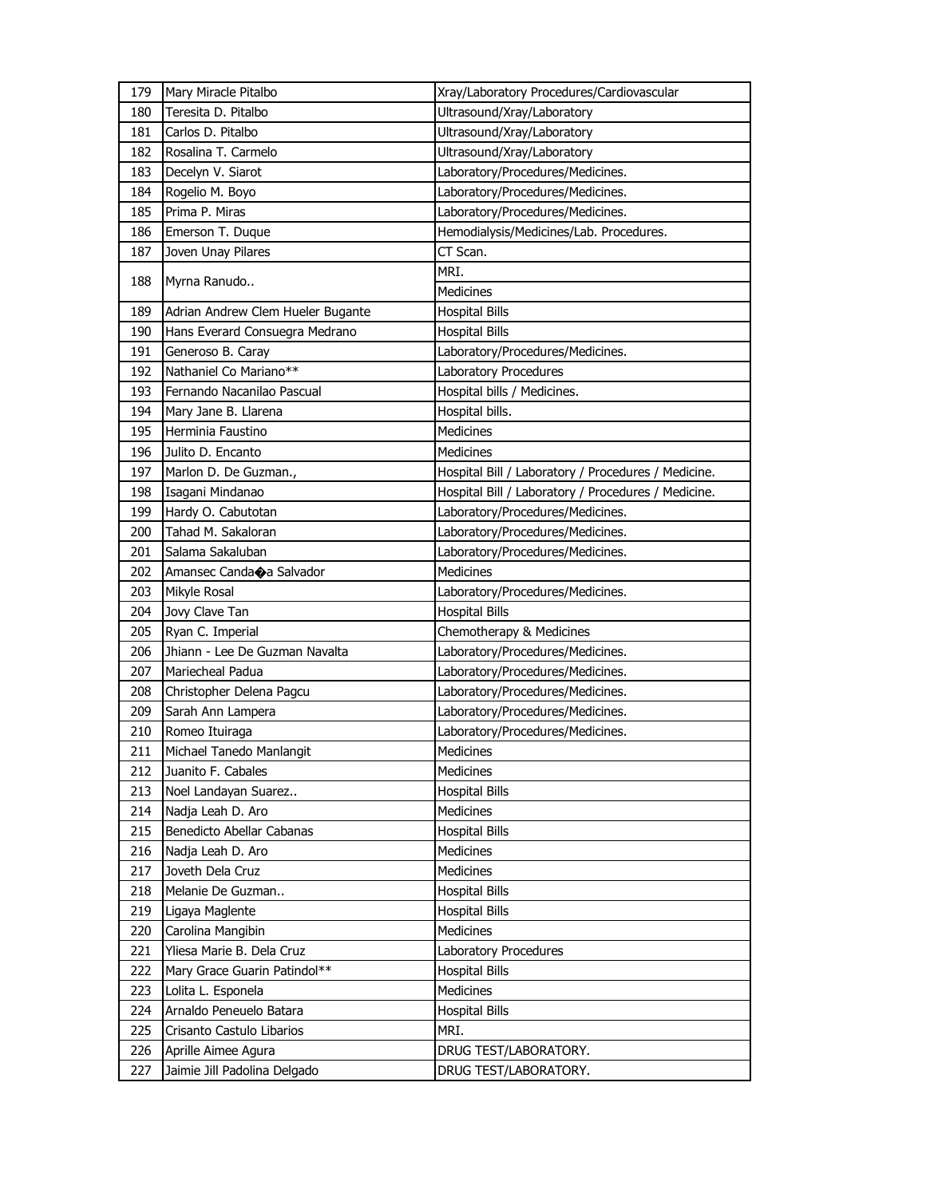| 179 | Mary Miracle Pitalbo | Xray/Laboratory Procedures/Cardiovascular |
|---|---|---|
| 180 | Teresita D. Pitalbo | Ultrasound/Xray/Laboratory |
| 181 | Carlos D. Pitalbo | Ultrasound/Xray/Laboratory |
| 182 | Rosalina T. Carmelo | Ultrasound/Xray/Laboratory |
| 183 | Decelyn V. Siarot | Laboratory/Procedures/Medicines. |
| 184 | Rogelio M. Boyo | Laboratory/Procedures/Medicines. |
| 185 | Prima P. Miras | Laboratory/Procedures/Medicines. |
| 186 | Emerson T. Duque | Hemodialysis/Medicines/Lab. Procedures. |
| 187 | Joven Unay Pilares | CT Scan. |
| 188 | Myrna Ranudo.. | MRI. |
| | | Medicines |
| 189 | Adrian Andrew Clem Hueler Bugante | Hospital Bills |
| 190 | Hans Everard Consuegra Medrano | Hospital Bills |
| 191 | Generoso B. Caray | Laboratory/Procedures/Medicines. |
| 192 | Nathaniel Co Mariano** | Laboratory Procedures |
| 193 | Fernando Nacanilao Pascual | Hospital bills / Medicines. |
| 194 | Mary Jane B. Llarena | Hospital bills. |
| 195 | Herminia Faustino | Medicines |
| 196 | Julito D. Encanto | Medicines |
| 197 | Marlon D. De Guzman., | Hospital Bill / Laboratory / Procedures / Medicine. |
| 198 | Isagani Mindanao | Hospital Bill / Laboratory / Procedures / Medicine. |
| 199 | Hardy O. Cabutotan | Laboratory/Procedures/Medicines. |
| 200 | Tahad M. Sakaloran | Laboratory/Procedures/Medicines. |
| 201 | Salama Sakaluban | Laboratory/Procedures/Medicines. |
| 202 | Amansec Canda�a Salvador | Medicines |
| 203 | Mikyle Rosal | Laboratory/Procedures/Medicines. |
| 204 | Jovy Clave Tan | Hospital Bills |
| 205 | Ryan C. Imperial | Chemotherapy & Medicines |
| 206 | Jhiann - Lee De Guzman Navalta | Laboratory/Procedures/Medicines. |
| 207 | Mariecheal Padua | Laboratory/Procedures/Medicines. |
| 208 | Christopher Delena Pagcu | Laboratory/Procedures/Medicines. |
| 209 | Sarah Ann Lampera | Laboratory/Procedures/Medicines. |
| 210 | Romeo Ituiraga | Laboratory/Procedures/Medicines. |
| 211 | Michael Tanedo Manlangit | Medicines |
| 212 | Juanito F. Cabales | Medicines |
| 213 | Noel Landayan Suarez.. | Hospital Bills |
| 214 | Nadja Leah D. Aro | Medicines |
| 215 | Benedicto Abellar Cabanas | Hospital Bills |
| 216 | Nadja Leah D. Aro | Medicines |
| 217 | Joveth Dela Cruz | Medicines |
| 218 | Melanie De Guzman.. | Hospital Bills |
| 219 | Ligaya Maglente | Hospital Bills |
| 220 | Carolina Mangibin | Medicines |
| 221 | Yliesa Marie B. Dela Cruz | Laboratory Procedures |
| 222 | Mary Grace Guarin Patindol** | Hospital Bills |
| 223 | Lolita L. Esponela | Medicines |
| 224 | Arnaldo Peneuelo Batara | Hospital Bills |
| 225 | Crisanto Castulo Libarios | MRI. |
| 226 | Aprille Aimee Agura | DRUG TEST/LABORATORY. |
| 227 | Jaimie Jill Padolina Delgado | DRUG TEST/LABORATORY. |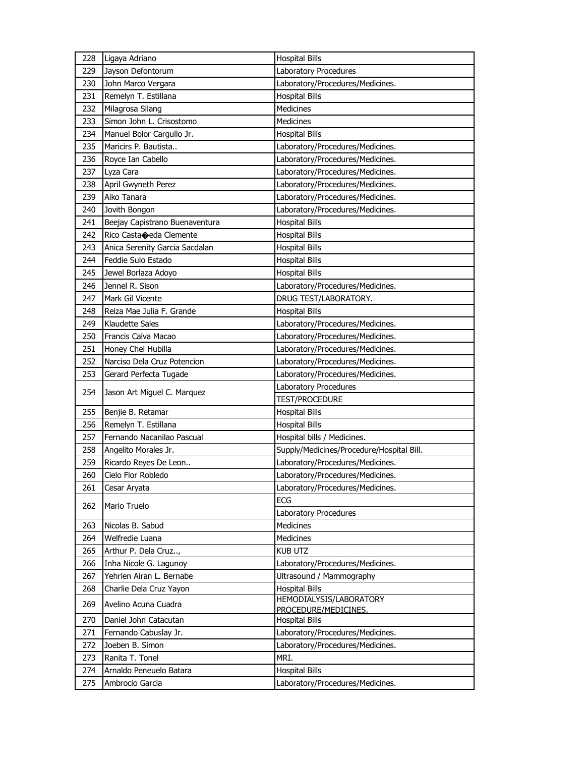| | | |
|---|---|---|
| 228 | Ligaya Adriano | Hospital Bills |
| 229 | Jayson Defontorum | Laboratory Procedures |
| 230 | John Marco Vergara | Laboratory/Procedures/Medicines. |
| 231 | Remelyn T. Estillana | Hospital Bills |
| 232 | Milagrosa Silang | Medicines |
| 233 | Simon John L. Crisostomo | Medicines |
| 234 | Manuel Bolor Cargullo Jr. | Hospital Bills |
| 235 | Maricirs P. Bautista.. | Laboratory/Procedures/Medicines. |
| 236 | Royce Ian Cabello | Laboratory/Procedures/Medicines. |
| 237 | Lyza Cara | Laboratory/Procedures/Medicines. |
| 238 | April Gwyneth Perez | Laboratory/Procedures/Medicines. |
| 239 | Aiko Tanara | Laboratory/Procedures/Medicines. |
| 240 | Jovith Bongon | Laboratory/Procedures/Medicines. |
| 241 | Beejay Capistrano Buenaventura | Hospital Bills |
| 242 | Rico Casta�eda Clemente | Hospital Bills |
| 243 | Anica Serenity Garcia Sacdalan | Hospital Bills |
| 244 | Feddie Sulo Estado | Hospital Bills |
| 245 | Jewel Borlaza Adoyo | Hospital Bills |
| 246 | Jennel R. Sison | Laboratory/Procedures/Medicines. |
| 247 | Mark Gil Vicente | DRUG TEST/LABORATORY. |
| 248 | Reiza Mae Julia F. Grande | Hospital Bills |
| 249 | Klaudette Sales | Laboratory/Procedures/Medicines. |
| 250 | Francis Calva Macao | Laboratory/Procedures/Medicines. |
| 251 | Honey Chel Hubilla | Laboratory/Procedures/Medicines. |
| 252 | Narciso Dela Cruz Potencion | Laboratory/Procedures/Medicines. |
| 253 | Gerard Perfecta Tugade | Laboratory/Procedures/Medicines. |
| 254 | Jason Art Miguel C. Marquez | Laboratory Procedures |
| | | TEST/PROCEDURE |
| 255 | Benjie B. Retamar | Hospital Bills |
| 256 | Remelyn T. Estillana | Hospital Bills |
| 257 | Fernando Nacanilao Pascual | Hospital bills / Medicines. |
| 258 | Angelito Morales Jr. | Supply/Medicines/Procedure/Hospital Bill. |
| 259 | Ricardo Reyes De Leon.. | Laboratory/Procedures/Medicines. |
| 260 | Cielo Flor Robledo | Laboratory/Procedures/Medicines. |
| 261 | Cesar Aryata | Laboratory/Procedures/Medicines. |
| 262 | Mario Truelo | ECG |
| | | Laboratory Procedures |
| 263 | Nicolas B. Sabud | Medicines |
| 264 | Welfredie Luana | Medicines |
| 265 | Arthur P. Dela Cruz.., | KUB UTZ |
| 266 | Inha Nicole G. Lagunoy | Laboratory/Procedures/Medicines. |
| 267 | Yehrien Airan L. Bernabe | Ultrasound / Mammography |
| 268 | Charlie Dela Cruz Yayon | Hospital Bills |
| 269 | Avelino Acuna Cuadra | HEMODIALYSIS/LABORATORY PROCEDURE/MEDICINES. |
| 270 | Daniel John Catacutan | Hospital Bills |
| 271 | Fernando Cabuslay Jr. | Laboratory/Procedures/Medicines. |
| 272 | Joeben B. Simon | Laboratory/Procedures/Medicines. |
| 273 | Ranita T. Tonel | MRI. |
| 274 | Arnaldo Peneuelo Batara | Hospital Bills |
| 275 | Ambrocio Garcia | Laboratory/Procedures/Medicines. |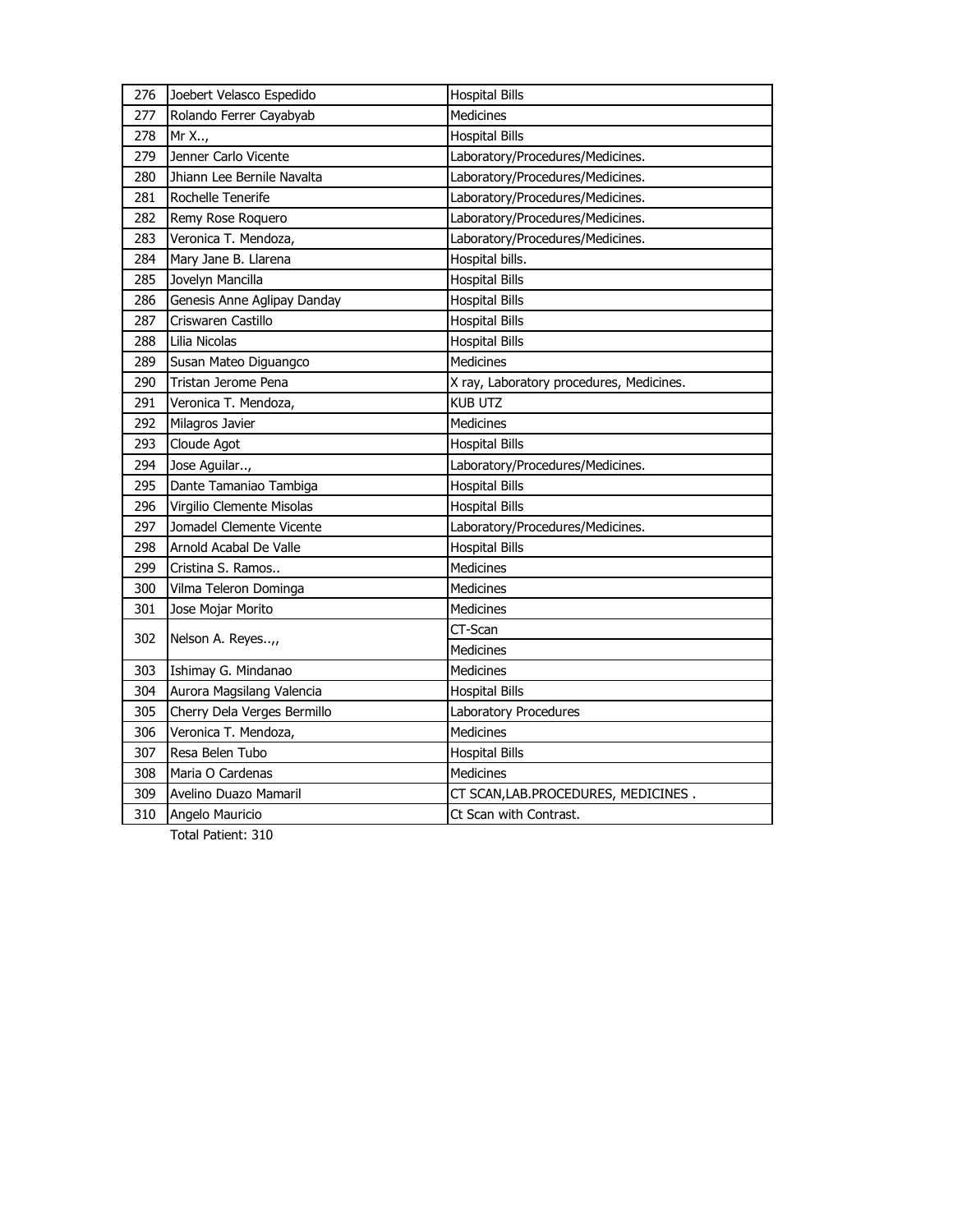| | | |
|---|---|---|
| 276 | Joebert Velasco Espedido | Hospital Bills |
| 277 | Rolando Ferrer Cayabyab | Medicines |
| 278 | Mr X.., | Hospital Bills |
| 279 | Jenner Carlo Vicente | Laboratory/Procedures/Medicines. |
| 280 | Jhiann Lee Bernile Navalta | Laboratory/Procedures/Medicines. |
| 281 | Rochelle Tenerife | Laboratory/Procedures/Medicines. |
| 282 | Remy Rose Roquero | Laboratory/Procedures/Medicines. |
| 283 | Veronica T. Mendoza, | Laboratory/Procedures/Medicines. |
| 284 | Mary Jane B. Llarena | Hospital bills. |
| 285 | Jovelyn Mancilla | Hospital Bills |
| 286 | Genesis Anne Aglipay Danday | Hospital Bills |
| 287 | Criswaren Castillo | Hospital Bills |
| 288 | Lilia Nicolas | Hospital Bills |
| 289 | Susan Mateo Diguangco | Medicines |
| 290 | Tristan Jerome Pena | X ray, Laboratory procedures, Medicines. |
| 291 | Veronica T. Mendoza, | KUB UTZ |
| 292 | Milagros Javier | Medicines |
| 293 | Cloude Agot | Hospital Bills |
| 294 | Jose Aguilar.., | Laboratory/Procedures/Medicines. |
| 295 | Dante Tamaniao Tambiga | Hospital Bills |
| 296 | Virgilio Clemente Misolas | Hospital Bills |
| 297 | Jomadel Clemente Vicente | Laboratory/Procedures/Medicines. |
| 298 | Arnold Acabal De Valle | Hospital Bills |
| 299 | Cristina S. Ramos.. | Medicines |
| 300 | Vilma Teleron Dominga | Medicines |
| 301 | Jose Mojar Morito | Medicines |
| 302 | Nelson A. Reyes..,, | CT-Scan |
| | | Medicines |
| 303 | Ishimay G. Mindanao | Medicines |
| 304 | Aurora Magsilang Valencia | Hospital Bills |
| 305 | Cherry Dela Verges Bermillo | Laboratory Procedures |
| 306 | Veronica T. Mendoza, | Medicines |
| 307 | Resa Belen Tubo | Hospital Bills |
| 308 | Maria O Cardenas | Medicines |
| 309 | Avelino Duazo Mamaril | CT SCAN,LAB.PROCEDURES, MEDICINES . |
| 310 | Angelo Mauricio | Ct Scan with Contrast. |

Total Patient: 310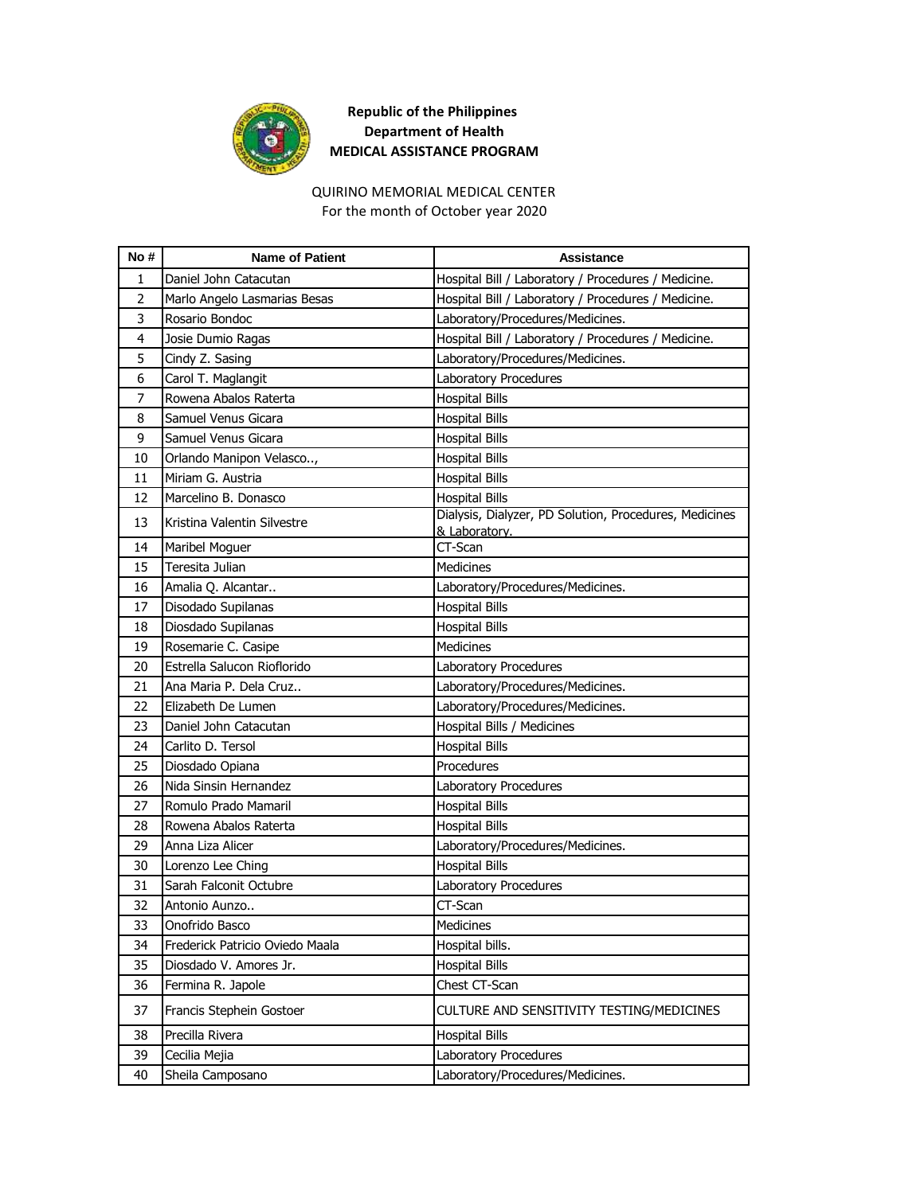**Republic of the Philippines**
**Department of Health**
**MEDICAL ASSISTANCE PROGRAM**

QUIRINO MEMORIAL MEDICAL CENTER
For the month of October year 2020

| No # | Name of Patient | Assistance |
|---|---|---|
| 1 | Daniel John Catacutan | Hospital Bill / Laboratory / Procedures / Medicine. |
| 2 | Marlo Angelo Lasmarias Besas | Hospital Bill / Laboratory / Procedures / Medicine. |
| 3 | Rosario Bondoc | Laboratory/Procedures/Medicines. |
| 4 | Josie Dumio Ragas | Hospital Bill / Laboratory / Procedures / Medicine. |
| 5 | Cindy Z. Sasing | Laboratory/Procedures/Medicines. |
| 6 | Carol T. Maglangit | Laboratory Procedures |
| 7 | Rowena Abalos Raterta | Hospital Bills |
| 8 | Samuel Venus Gicara | Hospital Bills |
| 9 | Samuel Venus Gicara | Hospital Bills |
| 10 | Orlando Manipon Velasco.., | Hospital Bills |
| 11 | Miriam G. Austria | Hospital Bills |
| 12 | Marcelino B. Donasco | Hospital Bills |
| 13 | Kristina Valentin Silvestre | Dialysis, Dialyzer, PD Solution, Procedures, Medicines & Laboratory. |
| 14 | Maribel Moguer | CT-Scan |
| 15 | Teresita Julian | Medicines |
| 16 | Amalia Q. Alcantar.. | Laboratory/Procedures/Medicines. |
| 17 | Disodado Supilanas | Hospital Bills |
| 18 | Diosdado Supilanas | Hospital Bills |
| 19 | Rosemarie C. Casipe | Medicines |
| 20 | Estrella Salucon Rioflorido | Laboratory Procedures |
| 21 | Ana Maria P. Dela Cruz.. | Laboratory/Procedures/Medicines. |
| 22 | Elizabeth De Lumen | Laboratory/Procedures/Medicines. |
| 23 | Daniel John Catacutan | Hospital Bills / Medicines |
| 24 | Carlito D. Tersol | Hospital Bills |
| 25 | Diosdado Opiana | Procedures |
| 26 | Nida Sinsin Hernandez | Laboratory Procedures |
| 27 | Romulo Prado Mamaril | Hospital Bills |
| 28 | Rowena Abalos Raterta | Hospital Bills |
| 29 | Anna Liza Alicer | Laboratory/Procedures/Medicines. |
| 30 | Lorenzo Lee Ching | Hospital Bills |
| 31 | Sarah Falconit Octubre | Laboratory Procedures |
| 32 | Antonio Aunzo.. | CT-Scan |
| 33 | Onofrido Basco | Medicines |
| 34 | Frederick Patricio Oviedo Maala | Hospital bills. |
| 35 | Diosdado V. Amores Jr. | Hospital Bills |
| 36 | Fermina R. Japole | Chest CT-Scan |
| 37 | Francis Stephein Gostoer | CULTURE AND SENSITIVITY TESTING/MEDICINES |
| 38 | Precilla Rivera | Hospital Bills |
| 39 | Cecilia Mejia | Laboratory Procedures |
| 40 | Sheila Camposano | Laboratory/Procedures/Medicines. |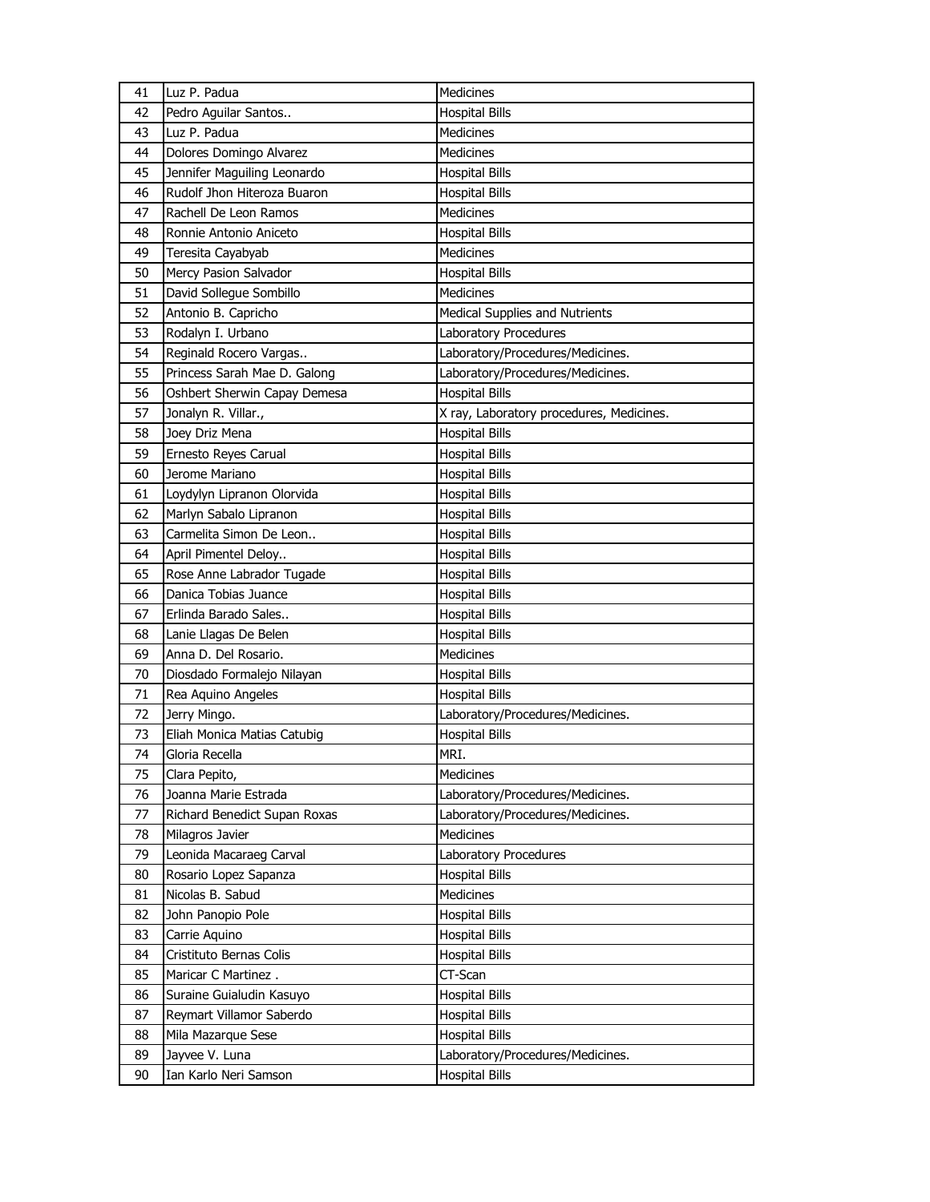| 41 | Luz P. Padua | Medicines |
|---|---|---|
| 42 | Pedro Aguilar Santos.. | Hospital Bills |
| 43 | Luz P. Padua | Medicines |
| 44 | Dolores Domingo Alvarez | Medicines |
| 45 | Jennifer Maguiling Leonardo | Hospital Bills |
| 46 | Rudolf Jhon Hiteroza Buaron | Hospital Bills |
| 47 | Rachell De Leon Ramos | Medicines |
| 48 | Ronnie Antonio Aniceto | Hospital Bills |
| 49 | Teresita Cayabyab | Medicines |
| 50 | Mercy Pasion Salvador | Hospital Bills |
| 51 | David Sollegue Sombillo | Medicines |
| 52 | Antonio B. Capricho | Medical Supplies and Nutrients |
| 53 | Rodalyn I. Urbano | Laboratory Procedures |
| 54 | Reginald Rocero Vargas.. | Laboratory/Procedures/Medicines. |
| 55 | Princess Sarah Mae D. Galong | Laboratory/Procedures/Medicines. |
| 56 | Oshbert Sherwin Capay Demesa | Hospital Bills |
| 57 | Jonalyn R. Villar., | X ray, Laboratory procedures, Medicines. |
| 58 | Joey Driz Mena | Hospital Bills |
| 59 | Ernesto Reyes Carual | Hospital Bills |
| 60 | Jerome Mariano | Hospital Bills |
| 61 | Loydylyn Lipranon Olorvida | Hospital Bills |
| 62 | Marlyn Sabalo Lipranon | Hospital Bills |
| 63 | Carmelita Simon De Leon.. | Hospital Bills |
| 64 | April Pimentel Deloy.. | Hospital Bills |
| 65 | Rose Anne Labrador Tugade | Hospital Bills |
| 66 | Danica Tobias Juance | Hospital Bills |
| 67 | Erlinda Barado Sales.. | Hospital Bills |
| 68 | Lanie Llagas De Belen | Hospital Bills |
| 69 | Anna D. Del Rosario. | Medicines |
| 70 | Diosdado Formalejo Nilayan | Hospital Bills |
| 71 | Rea Aquino Angeles | Hospital Bills |
| 72 | Jerry Mingo. | Laboratory/Procedures/Medicines. |
| 73 | Eliah Monica Matias Catubig | Hospital Bills |
| 74 | Gloria Recella | MRI. |
| 75 | Clara Pepito, | Medicines |
| 76 | Joanna Marie Estrada | Laboratory/Procedures/Medicines. |
| 77 | Richard Benedict Supan Roxas | Laboratory/Procedures/Medicines. |
| 78 | Milagros Javier | Medicines |
| 79 | Leonida Macaraeg Carval | Laboratory Procedures |
| 80 | Rosario Lopez Sapanza | Hospital Bills |
| 81 | Nicolas B. Sabud | Medicines |
| 82 | John Panopio Pole | Hospital Bills |
| 83 | Carrie Aquino | Hospital Bills |
| 84 | Cristituto Bernas Colis | Hospital Bills |
| 85 | Maricar C Martinez . | CT-Scan |
| 86 | Suraine Guialudin Kasuyo | Hospital Bills |
| 87 | Reymart Villamor Saberdo | Hospital Bills |
| 88 | Mila Mazarque Sese | Hospital Bills |
| 89 | Jayvee V. Luna | Laboratory/Procedures/Medicines. |
| 90 | Ian Karlo Neri Samson | Hospital Bills |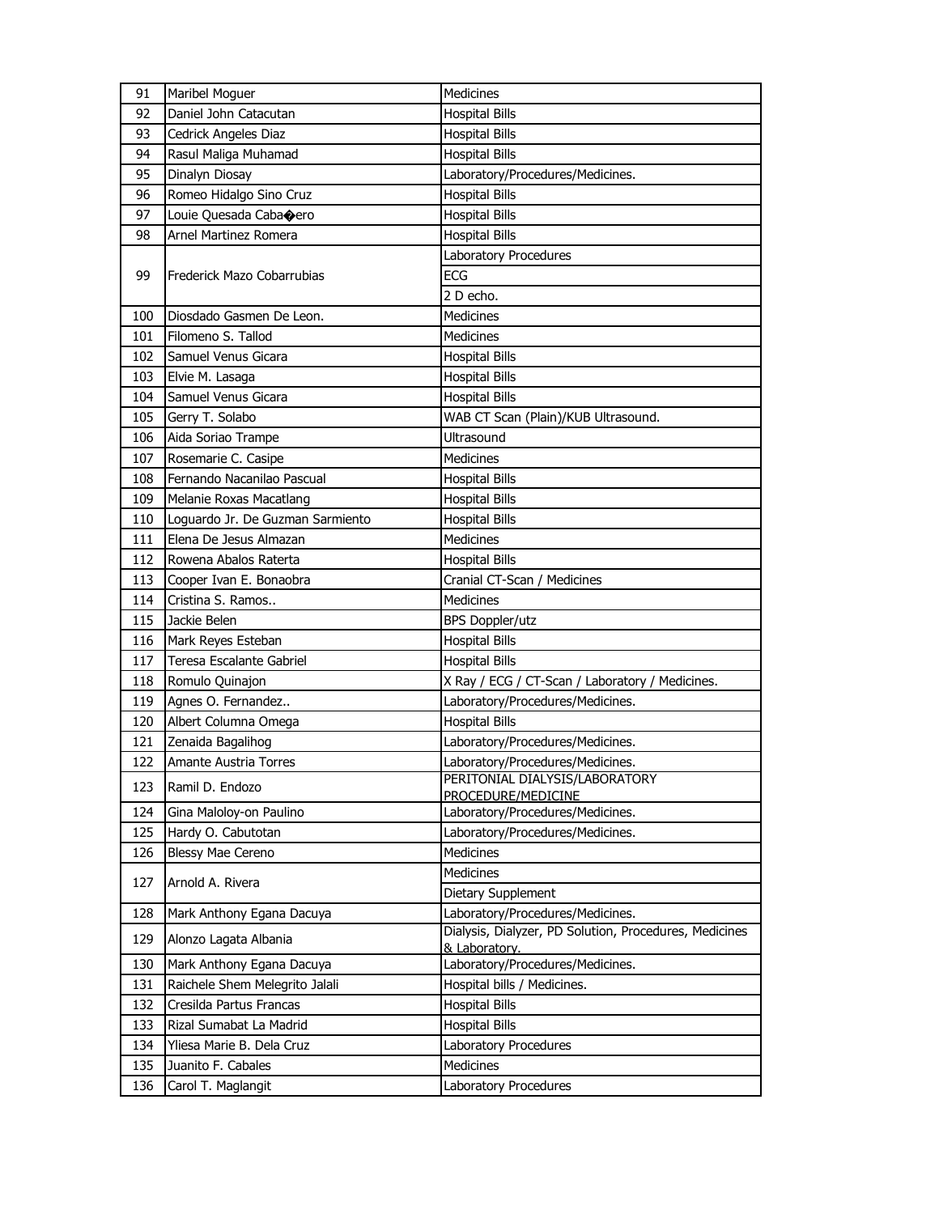| 91 | Maribel Moguer | Medicines |
|---|---|---|
| 92 | Daniel John Catacutan | Hospital Bills |
| 93 | Cedrick Angeles Diaz | Hospital Bills |
| 94 | Rasul Maliga Muhamad | Hospital Bills |
| 95 | Dinalyn Diosay | Laboratory/Procedures/Medicines. |
| 96 | Romeo Hidalgo Sino Cruz | Hospital Bills |
| 97 | Louie Quesada Caba�ero | Hospital Bills |
| 98 | Arnel Martinez Romera | Hospital Bills |
| 99 | Frederick Mazo Cobarrubias | Laboratory Procedures |
| | | ECG |
| | | 2 D echo. |
| 100 | Diosdado Gasmen De Leon. | Medicines |
| 101 | Filomeno S. Tallod | Medicines |
| 102 | Samuel Venus Gicara | Hospital Bills |
| 103 | Elvie M. Lasaga | Hospital Bills |
| 104 | Samuel Venus Gicara | Hospital Bills |
| 105 | Gerry T. Solabo | WAB CT Scan (Plain)/KUB Ultrasound. |
| 106 | Aida Soriao Trampe | Ultrasound |
| 107 | Rosemarie C. Casipe | Medicines |
| 108 | Fernando Nacanilao Pascual | Hospital Bills |
| 109 | Melanie Roxas Macatlang | Hospital Bills |
| 110 | Loguardo Jr. De Guzman Sarmiento | Hospital Bills |
| 111 | Elena De Jesus Almazan | Medicines |
| 112 | Rowena Abalos Raterta | Hospital Bills |
| 113 | Cooper Ivan E. Bonaobra | Cranial CT-Scan / Medicines |
| 114 | Cristina S. Ramos.. | Medicines |
| 115 | Jackie Belen | BPS Doppler/utz |
| 116 | Mark Reyes Esteban | Hospital Bills |
| 117 | Teresa Escalante Gabriel | Hospital Bills |
| 118 | Romulo Quinajon | X Ray / ECG / CT-Scan / Laboratory / Medicines. |
| 119 | Agnes O. Fernandez.. | Laboratory/Procedures/Medicines. |
| 120 | Albert Columna Omega | Hospital Bills |
| 121 | Zenaida Bagalihog | Laboratory/Procedures/Medicines. |
| 122 | Amante Austria Torres | Laboratory/Procedures/Medicines. |
| 123 | Ramil D. Endozo | PERITONIAL DIALYSIS/LABORATORY PROCEDURE/MEDICINE |
| 124 | Gina Maloloy-on Paulino | Laboratory/Procedures/Medicines. |
| 125 | Hardy O. Cabutotan | Laboratory/Procedures/Medicines. |
| 126 | Blessy Mae Cereno | Medicines |
| 127 | Arnold A. Rivera | Medicines |
| | | Dietary Supplement |
| 128 | Mark Anthony Egana Dacuya | Laboratory/Procedures/Medicines. |
| 129 | Alonzo Lagata Albania | Dialysis, Dialyzer, PD Solution, Procedures, Medicines & Laboratory. |
| 130 | Mark Anthony Egana Dacuya | Laboratory/Procedures/Medicines. |
| 131 | Raichele Shem Melegrito Jalali | Hospital bills / Medicines. |
| 132 | Cresilda Partus Francas | Hospital Bills |
| 133 | Rizal Sumabat La Madrid | Hospital Bills |
| 134 | Yliesa Marie B. Dela Cruz | Laboratory Procedures |
| 135 | Juanito F. Cabales | Medicines |
| 136 | Carol T. Maglangit | Laboratory Procedures |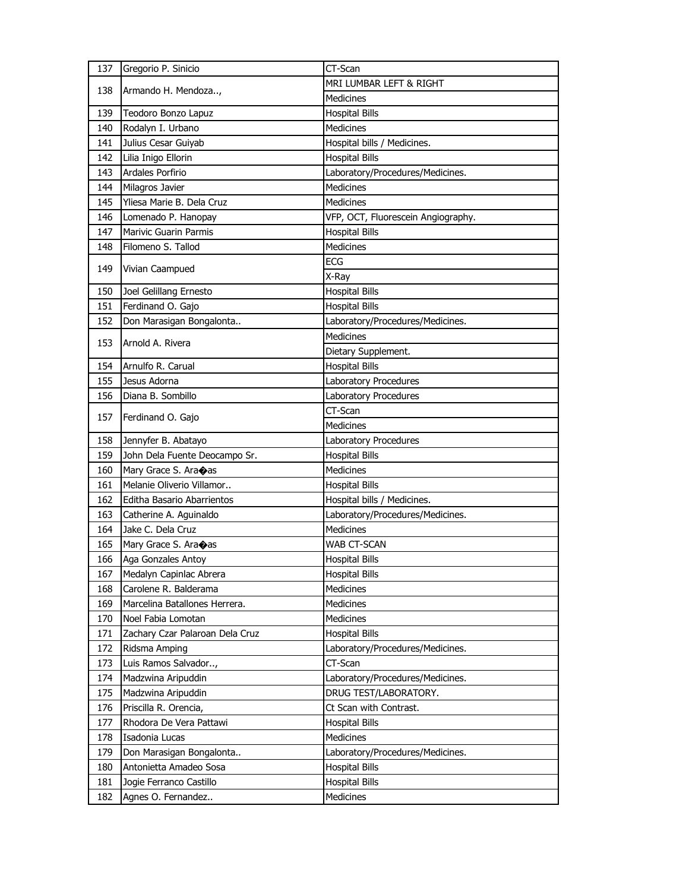| 137 | Gregorio P. Sinicio | CT-Scan |
|---|---|---|
| 138 | Armando H. Mendoza.., | MRI LUMBAR LEFT & RIGHT |
| | | Medicines |
| 139 | Teodoro Bonzo Lapuz | Hospital Bills |
| 140 | Rodalyn I. Urbano | Medicines |
| 141 | Julius Cesar Guiyab | Hospital bills / Medicines. |
| 142 | Lilia Inigo Ellorin | Hospital Bills |
| 143 | Ardales Porfirio | Laboratory/Procedures/Medicines. |
| 144 | Milagros Javier | Medicines |
| 145 | Yliesa Marie B. Dela Cruz | Medicines |
| 146 | Lomenado P. Hanopay | VFP, OCT, Fluorescein Angiography. |
| 147 | Marivic Guarin Parmis | Hospital Bills |
| 148 | Filomeno S. Tallod | Medicines |
| 149 | Vivian Caampued | ECG |
| | | X-Ray |
| 150 | Joel Gelillang Ernesto | Hospital Bills |
| 151 | Ferdinand O. Gajo | Hospital Bills |
| 152 | Don Marasigan Bongalonta.. | Laboratory/Procedures/Medicines. |
| 153 | Arnold A. Rivera | Medicines |
| | | Dietary Supplement. |
| 154 | Arnulfo R. Carual | Hospital Bills |
| 155 | Jesus Adorna | Laboratory Procedures |
| 156 | Diana B. Sombillo | Laboratory Procedures |
| 157 | Ferdinand O. Gajo | CT-Scan |
| | | Medicines |
| 158 | Jennyfer B. Abatayo | Laboratory Procedures |
| 159 | John Dela Fuente Deocampo Sr. | Hospital Bills |
| 160 | Mary Grace S. Ara�as | Medicines |
| 161 | Melanie Oliverio Villamor.. | Hospital Bills |
| 162 | Editha Basario Abarrientos | Hospital bills / Medicines. |
| 163 | Catherine A. Aguinaldo | Laboratory/Procedures/Medicines. |
| 164 | Jake C. Dela Cruz | Medicines |
| 165 | Mary Grace S. Ara�as | WAB CT-SCAN |
| 166 | Aga Gonzales Antoy | Hospital Bills |
| 167 | Medalyn Capinlac Abrera | Hospital Bills |
| 168 | Carolene R. Balderama | Medicines |
| 169 | Marcelina Batallones Herrera. | Medicines |
| 170 | Noel Fabia Lomotan | Medicines |
| 171 | Zachary Czar Palaroan Dela Cruz | Hospital Bills |
| 172 | Ridsma Amping | Laboratory/Procedures/Medicines. |
| 173 | Luis Ramos Salvador.., | CT-Scan |
| 174 | Madzwina Aripuddin | Laboratory/Procedures/Medicines. |
| 175 | Madzwina Aripuddin | DRUG TEST/LABORATORY. |
| 176 | Priscilla R. Orencia, | Ct Scan with Contrast. |
| 177 | Rhodora De Vera Pattawi | Hospital Bills |
| 178 | Isadonia Lucas | Medicines |
| 179 | Don Marasigan Bongalonta.. | Laboratory/Procedures/Medicines. |
| 180 | Antonietta Amadeo Sosa | Hospital Bills |
| 181 | Jogie Ferranco Castillo | Hospital Bills |
| 182 | Agnes O. Fernandez.. | Medicines |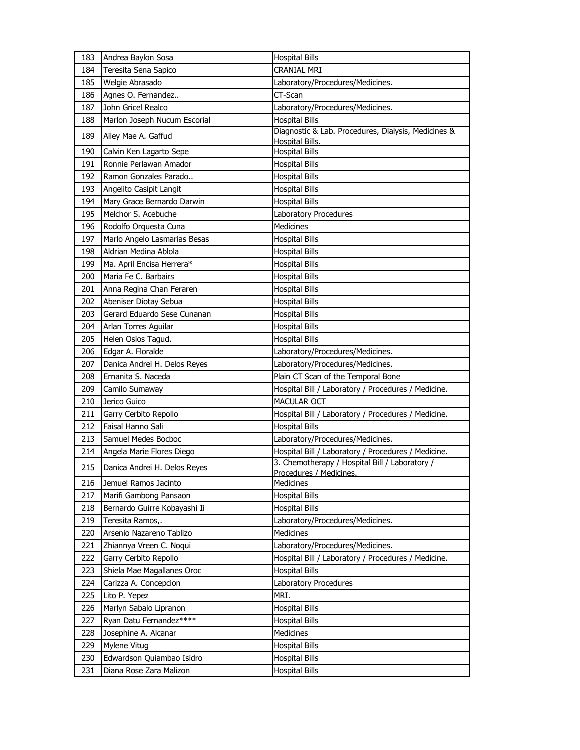| 183 | Andrea Baylon Sosa | Hospital Bills |
|---|---|---|
| 184 | Teresita Sena Sapico | CRANIAL MRI |
| 185 | Welgie Abrasado | Laboratory/Procedures/Medicines. |
| 186 | Agnes O. Fernandez.. | CT-Scan |
| 187 | John Gricel Realco | Laboratory/Procedures/Medicines. |
| 188 | Marlon Joseph Nucum Escorial | Hospital Bills |
| 189 | Ailey Mae A. Gaffud | Diagnostic & Lab. Procedures, Dialysis, Medicines & Hospital Bills. |
| 190 | Calvin Ken Lagarto Sepe | Hospital Bills |
| 191 | Ronnie Perlawan Amador | Hospital Bills |
| 192 | Ramon Gonzales Parado.. | Hospital Bills |
| 193 | Angelito Casipit Langit | Hospital Bills |
| 194 | Mary Grace Bernardo Darwin | Hospital Bills |
| 195 | Melchor S. Acebuche | Laboratory Procedures |
| 196 | Rodolfo Orquesta Cuna | Medicines |
| 197 | Marlo Angelo Lasmarias Besas | Hospital Bills |
| 198 | Aldrian Medina Ablola | Hospital Bills |
| 199 | Ma. April Encisa Herrera* | Hospital Bills |
| 200 | Maria Fe C. Barbairs | Hospital Bills |
| 201 | Anna Regina Chan Feraren | Hospital Bills |
| 202 | Abeniser Diotay Sebua | Hospital Bills |
| 203 | Gerard Eduardo Sese Cunanan | Hospital Bills |
| 204 | Arlan Torres Aguilar | Hospital Bills |
| 205 | Helen Osios Tagud. | Hospital Bills |
| 206 | Edgar A. Floralde | Laboratory/Procedures/Medicines. |
| 207 | Danica Andrei H. Delos Reyes | Laboratory/Procedures/Medicines. |
| 208 | Ernanita S. Naceda | Plain CT Scan of the Temporal Bone |
| 209 | Camilo Sumaway | Hospital Bill / Laboratory / Procedures / Medicine. |
| 210 | Jerico Guico | MACULAR OCT |
| 211 | Garry Cerbito Repollo | Hospital Bill / Laboratory / Procedures / Medicine. |
| 212 | Faisal Hanno Sali | Hospital Bills |
| 213 | Samuel Medes Bocboc | Laboratory/Procedures/Medicines. |
| 214 | Angela Marie Flores Diego | Hospital Bill / Laboratory / Procedures / Medicine. |
| 215 | Danica Andrei H. Delos Reyes | 3. Chemotherapy / Hospital Bill / Laboratory / Procedures / Medicines. |
| 216 | Jemuel Ramos Jacinto | Medicines |
| 217 | Marifi Gambong Pansaon | Hospital Bills |
| 218 | Bernardo Guirre Kobayashi Ii | Hospital Bills |
| 219 | Teresita Ramos,. | Laboratory/Procedures/Medicines. |
| 220 | Arsenio Nazareno Tablizo | Medicines |
| 221 | Zhiannya Vreen C. Noqui | Laboratory/Procedures/Medicines. |
| 222 | Garry Cerbito Repollo | Hospital Bill / Laboratory / Procedures / Medicine. |
| 223 | Shiela Mae Magallanes Oroc | Hospital Bills |
| 224 | Carizza A. Concepcion | Laboratory Procedures |
| 225 | Lito P. Yepez | MRI. |
| 226 | Marlyn Sabalo Lipranon | Hospital Bills |
| 227 | Ryan Datu Fernandez**** | Hospital Bills |
| 228 | Josephine A. Alcanar | Medicines |
| 229 | Mylene Vitug | Hospital Bills |
| 230 | Edwardson Quiambao Isidro | Hospital Bills |
| 231 | Diana Rose Zara Malizon | Hospital Bills |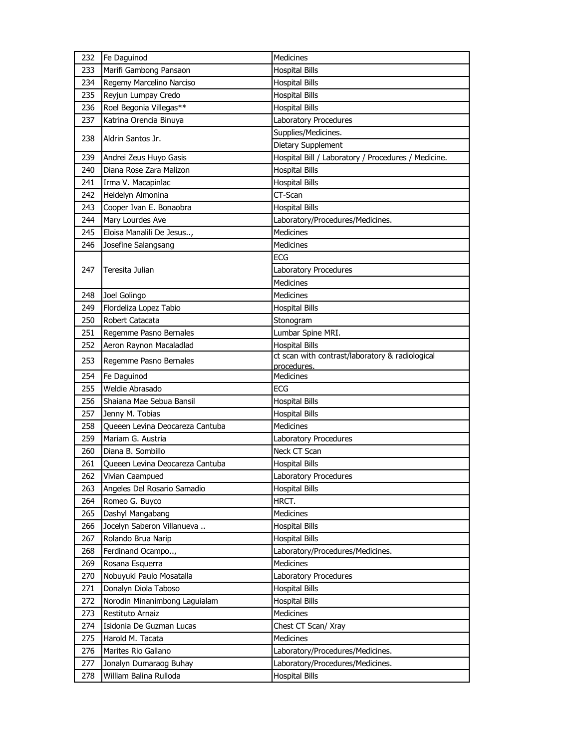| 232 | Fe Daguinod | Medicines |
|---|---|---|
| 233 | Marifi Gambong Pansaon | Hospital Bills |
| 234 | Regemy Marcelino Narciso | Hospital Bills |
| 235 | Reyjun Lumpay Credo | Hospital Bills |
| 236 | Roel Begonia Villegas** | Hospital Bills |
| 237 | Katrina Orencia Binuya | Laboratory Procedures |
| 238 | Aldrin Santos Jr. | Supplies/Medicines. |
| | | Dietary Supplement |
| 239 | Andrei Zeus Huyo Gasis | Hospital Bill / Laboratory / Procedures / Medicine. |
| 240 | Diana Rose Zara Malizon | Hospital Bills |
| 241 | Irma V. Macapinlac | Hospital Bills |
| 242 | Heidelyn Almonina | CT-Scan |
| 243 | Cooper Ivan E. Bonaobra | Hospital Bills |
| 244 | Mary Lourdes Ave | Laboratory/Procedures/Medicines. |
| 245 | Eloisa Manalili De Jesus.., | Medicines |
| 246 | Josefine Salangsang | Medicines |
| 247 | Teresita Julian | ECG |
| | | Laboratory Procedures |
| | | Medicines |
| 248 | Joel Golingo | Medicines |
| 249 | Flordeliza Lopez Tabio | Hospital Bills |
| 250 | Robert Catacata | Stonogram |
| 251 | Regemme Pasno Bernales | Lumbar Spine MRI. |
| 252 | Aeron Raynon Macaladlad | Hospital Bills |
| 253 | Regemme Pasno Bernales | ct scan with contrast/laboratory & radiological procedures. |
| 254 | Fe Daguinod | Medicines |
| 255 | Weldie Abrasado | ECG |
| 256 | Shaiana Mae Sebua Bansil | Hospital Bills |
| 257 | Jenny M. Tobias | Hospital Bills |
| 258 | Queeen Levina Deocareza Cantuba | Medicines |
| 259 | Mariam G. Austria | Laboratory Procedures |
| 260 | Diana B. Sombillo | Neck CT Scan |
| 261 | Queeen Levina Deocareza Cantuba | Hospital Bills |
| 262 | Vivian Caampued | Laboratory Procedures |
| 263 | Angeles Del Rosario Samadio | Hospital Bills |
| 264 | Romeo G. Buyco | HRCT. |
| 265 | Dashyl Mangabang | Medicines |
| 266 | Jocelyn Saberon Villanueva .. | Hospital Bills |
| 267 | Rolando Brua Narip | Hospital Bills |
| 268 | Ferdinand Ocampo.., | Laboratory/Procedures/Medicines. |
| 269 | Rosana Esquerra | Medicines |
| 270 | Nobuyuki Paulo Mosatalla | Laboratory Procedures |
| 271 | Donalyn Diola Taboso | Hospital Bills |
| 272 | Norodin Minanimbong Laguialam | Hospital Bills |
| 273 | Restituto Arnaiz | Medicines |
| 274 | Isidonia De Guzman Lucas | Chest CT Scan/ Xray |
| 275 | Harold M. Tacata | Medicines |
| 276 | Marites Rio Gallano | Laboratory/Procedures/Medicines. |
| 277 | Jonalyn Dumaraog Buhay | Laboratory/Procedures/Medicines. |
| 278 | William Balina Rulloda | Hospital Bills |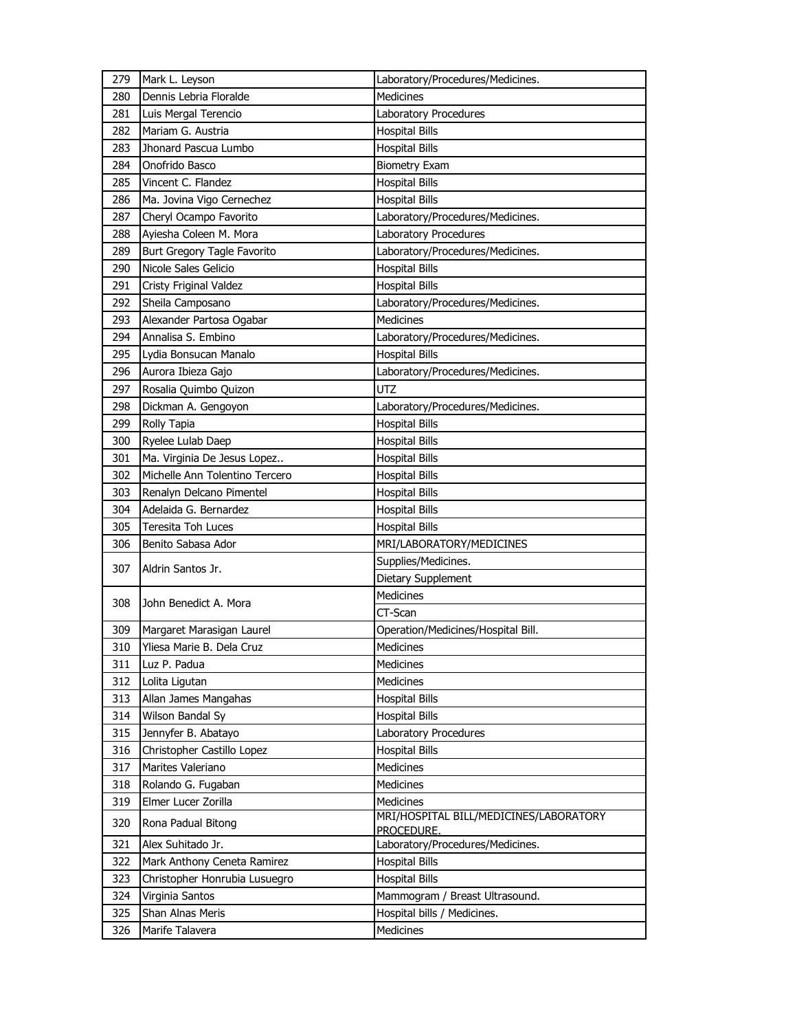| | | |
|---|---|---|
| 279 | Mark L. Leyson | Laboratory/Procedures/Medicines. |
| 280 | Dennis Lebria Floralde | Medicines |
| 281 | Luis Mergal Terencio | Laboratory Procedures |
| 282 | Mariam G. Austria | Hospital Bills |
| 283 | Jhonard Pascua Lumbo | Hospital Bills |
| 284 | Onofrido Basco | Biometry Exam |
| 285 | Vincent C. Flandez | Hospital Bills |
| 286 | Ma. Jovina Vigo Cernechez | Hospital Bills |
| 287 | Cheryl Ocampo Favorito | Laboratory/Procedures/Medicines. |
| 288 | Ayiesha Coleen M. Mora | Laboratory Procedures |
| 289 | Burt Gregory Tagle Favorito | Laboratory/Procedures/Medicines. |
| 290 | Nicole Sales Gelicio | Hospital Bills |
| 291 | Cristy Friginal Valdez | Hospital Bills |
| 292 | Sheila Camposano | Laboratory/Procedures/Medicines. |
| 293 | Alexander Partosa Ogabar | Medicines |
| 294 | Annalisa S. Embino | Laboratory/Procedures/Medicines. |
| 295 | Lydia Bonsucan Manalo | Hospital Bills |
| 296 | Aurora Ibieza Gajo | Laboratory/Procedures/Medicines. |
| 297 | Rosalia Quimbo Quizon | UTZ |
| 298 | Dickman A. Gengoyon | Laboratory/Procedures/Medicines. |
| 299 | Rolly Tapia | Hospital Bills |
| 300 | Ryelee Lulab Daep | Hospital Bills |
| 301 | Ma. Virginia De Jesus Lopez.. | Hospital Bills |
| 302 | Michelle Ann Tolentino Tercero | Hospital Bills |
| 303 | Renalyn Delcano Pimentel | Hospital Bills |
| 304 | Adelaida G. Bernardez | Hospital Bills |
| 305 | Teresita Toh Luces | Hospital Bills |
| 306 | Benito Sabasa Ador | MRI/LABORATORY/MEDICINES |
| 307 | Aldrin Santos Jr. | Supplies/Medicines. |
| | | Dietary Supplement |
| 308 | John Benedict A. Mora | Medicines |
| | | CT-Scan |
| 309 | Margaret Marasigan Laurel | Operation/Medicines/Hospital Bill. |
| 310 | Yliesa Marie B. Dela Cruz | Medicines |
| 311 | Luz P. Padua | Medicines |
| 312 | Lolita Ligutan | Medicines |
| 313 | Allan James Mangahas | Hospital Bills |
| 314 | Wilson Bandal Sy | Hospital Bills |
| 315 | Jennyfer B. Abatayo | Laboratory Procedures |
| 316 | Christopher Castillo Lopez | Hospital Bills |
| 317 | Marites Valeriano | Medicines |
| 318 | Rolando G. Fugaban | Medicines |
| 319 | Elmer Lucer Zorilla | Medicines |
| 320 | Rona Padual Bitong | MRI/HOSPITAL BILL/MEDICINES/LABORATORY PROCEDURE. |
| 321 | Alex Suhitado Jr. | Laboratory/Procedures/Medicines. |
| 322 | Mark Anthony Ceneta Ramirez | Hospital Bills |
| 323 | Christopher Honrubia Lusuegro | Hospital Bills |
| 324 | Virginia Santos | Mammogram / Breast Ultrasound. |
| 325 | Shan Alnas Meris | Hospital bills / Medicines. |
| 326 | Marife Talavera | Medicines |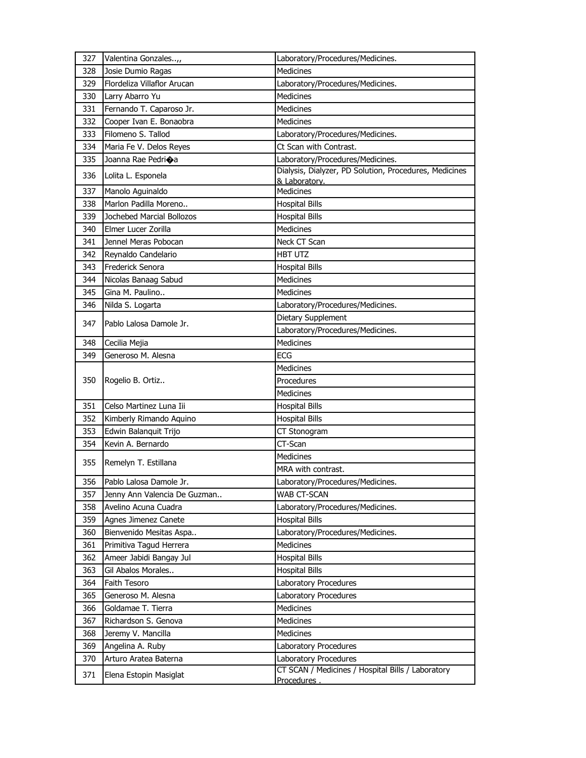| 327 | Valentina Gonzales..,, | Laboratory/Procedures/Medicines. |
|---|---|---|
| 328 | Josie Dumio Ragas | Medicines |
| 329 | Flordeliza Villaflor Arucan | Laboratory/Procedures/Medicines. |
| 330 | Larry Abarro Yu | Medicines |
| 331 | Fernando T. Caparoso Jr. | Medicines |
| 332 | Cooper Ivan E. Bonaobra | Medicines |
| 333 | Filomeno S. Tallod | Laboratory/Procedures/Medicines. |
| 334 | Maria Fe V. Delos Reyes | Ct Scan with Contrast. |
| 335 | Joanna Rae Pedri�a | Laboratory/Procedures/Medicines. |
| 336 | Lolita L. Esponela | Dialysis, Dialyzer, PD Solution, Procedures, Medicines & Laboratory. |
| 337 | Manolo Aguinaldo | Medicines |
| 338 | Marlon Padilla Moreno.. | Hospital Bills |
| 339 | Jochebed Marcial Bollozos | Hospital Bills |
| 340 | Elmer Lucer Zorilla | Medicines |
| 341 | Jennel Meras Pobocan | Neck CT Scan |
| 342 | Reynaldo Candelario | HBT UTZ |
| 343 | Frederick Senora | Hospital Bills |
| 344 | Nicolas Banaag Sabud | Medicines |
| 345 | Gina M. Paulino.. | Medicines |
| 346 | Nilda S. Logarta | Laboratory/Procedures/Medicines. |
| 347 | Pablo Lalosa Damole Jr. | Dietary Supplement |
| | | Laboratory/Procedures/Medicines. |
| 348 | Cecilia Mejia | Medicines |
| 349 | Generoso M. Alesna | ECG |
| 350 | Rogelio B. Ortiz.. | Medicines |
| | | Procedures |
| | | Medicines |
| 351 | Celso Martinez Luna Iii | Hospital Bills |
| 352 | Kimberly Rimando Aquino | Hospital Bills |
| 353 | Edwin Balanquit Trijo | CT Stonogram |
| 354 | Kevin A. Bernardo | CT-Scan |
| 355 | Remelyn T. Estillana | Medicines |
| | | MRA with contrast. |
| 356 | Pablo Lalosa Damole Jr. | Laboratory/Procedures/Medicines. |
| 357 | Jenny Ann Valencia De Guzman.. | WAB CT-SCAN |
| 358 | Avelino Acuna Cuadra | Laboratory/Procedures/Medicines. |
| 359 | Agnes Jimenez Canete | Hospital Bills |
| 360 | Bienvenido Mesitas Aspa.. | Laboratory/Procedures/Medicines. |
| 361 | Primitiva Tagud Herrera | Medicines |
| 362 | Ameer Jabidi Bangay Jul | Hospital Bills |
| 363 | Gil Abalos Morales.. | Hospital Bills |
| 364 | Faith Tesoro | Laboratory Procedures |
| 365 | Generoso M. Alesna | Laboratory Procedures |
| 366 | Goldamae T. Tierra | Medicines |
| 367 | Richardson S. Genova | Medicines |
| 368 | Jeremy V. Mancilla | Medicines |
| 369 | Angelina A. Ruby | Laboratory Procedures |
| 370 | Arturo Aratea Baterna | Laboratory Procedures |
| 371 | Elena Estopin Masiglat | CT SCAN / Medicines / Hospital Bills / Laboratory Procedures . |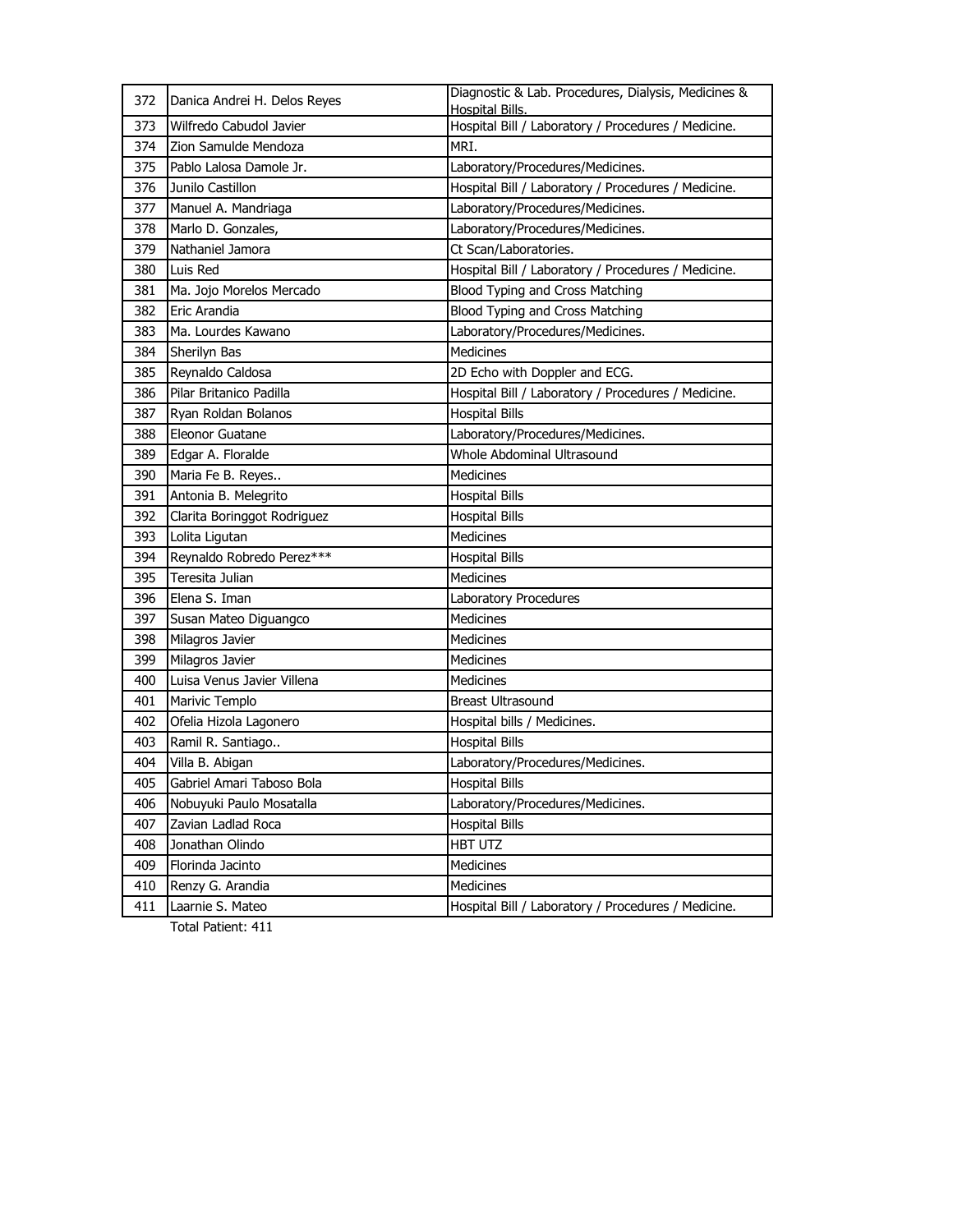| | | |
|---|---|---|
| 372 | Danica Andrei H. Delos Reyes | Diagnostic & Lab. Procedures, Dialysis, Medicines & Hospital Bills. |
| 373 | Wilfredo Cabudol Javier | Hospital Bill / Laboratory / Procedures / Medicine. |
| 374 | Zion Samulde Mendoza | MRI. |
| 375 | Pablo Lalosa Damole Jr. | Laboratory/Procedures/Medicines. |
| 376 | Junilo Castillon | Hospital Bill / Laboratory / Procedures / Medicine. |
| 377 | Manuel A. Mandriaga | Laboratory/Procedures/Medicines. |
| 378 | Marlo D. Gonzales, | Laboratory/Procedures/Medicines. |
| 379 | Nathaniel Jamora | Ct Scan/Laboratories. |
| 380 | Luis Red | Hospital Bill / Laboratory / Procedures / Medicine. |
| 381 | Ma. Jojo Morelos Mercado | Blood Typing and Cross Matching |
| 382 | Eric Arandia | Blood Typing and Cross Matching |
| 383 | Ma. Lourdes Kawano | Laboratory/Procedures/Medicines. |
| 384 | Sherilyn Bas | Medicines |
| 385 | Reynaldo Caldosa | 2D Echo with Doppler and ECG. |
| 386 | Pilar Britanico Padilla | Hospital Bill / Laboratory / Procedures / Medicine. |
| 387 | Ryan Roldan Bolanos | Hospital Bills |
| 388 | Eleonor Guatane | Laboratory/Procedures/Medicines. |
| 389 | Edgar A. Floralde | Whole Abdominal Ultrasound |
| 390 | Maria Fe B. Reyes.. | Medicines |
| 391 | Antonia B. Melegrito | Hospital Bills |
| 392 | Clarita Boringgot Rodriguez | Hospital Bills |
| 393 | Lolita Ligutan | Medicines |
| 394 | Reynaldo Robredo Perez*** | Hospital Bills |
| 395 | Teresita Julian | Medicines |
| 396 | Elena S. Iman | Laboratory Procedures |
| 397 | Susan Mateo Diguangco | Medicines |
| 398 | Milagros Javier | Medicines |
| 399 | Milagros Javier | Medicines |
| 400 | Luisa Venus Javier Villena | Medicines |
| 401 | Marivic Templo | Breast Ultrasound |
| 402 | Ofelia Hizola Lagonero | Hospital bills / Medicines. |
| 403 | Ramil R. Santiago.. | Hospital Bills |
| 404 | Villa B. Abigan | Laboratory/Procedures/Medicines. |
| 405 | Gabriel Amari Taboso Bola | Hospital Bills |
| 406 | Nobuyuki Paulo Mosatalla | Laboratory/Procedures/Medicines. |
| 407 | Zavian Ladlad Roca | Hospital Bills |
| 408 | Jonathan Olindo | HBT UTZ |
| 409 | Florinda Jacinto | Medicines |
| 410 | Renzy G. Arandia | Medicines |
| 411 | Laarnie S. Mateo | Hospital Bill / Laboratory / Procedures / Medicine. |

Total Patient: 411